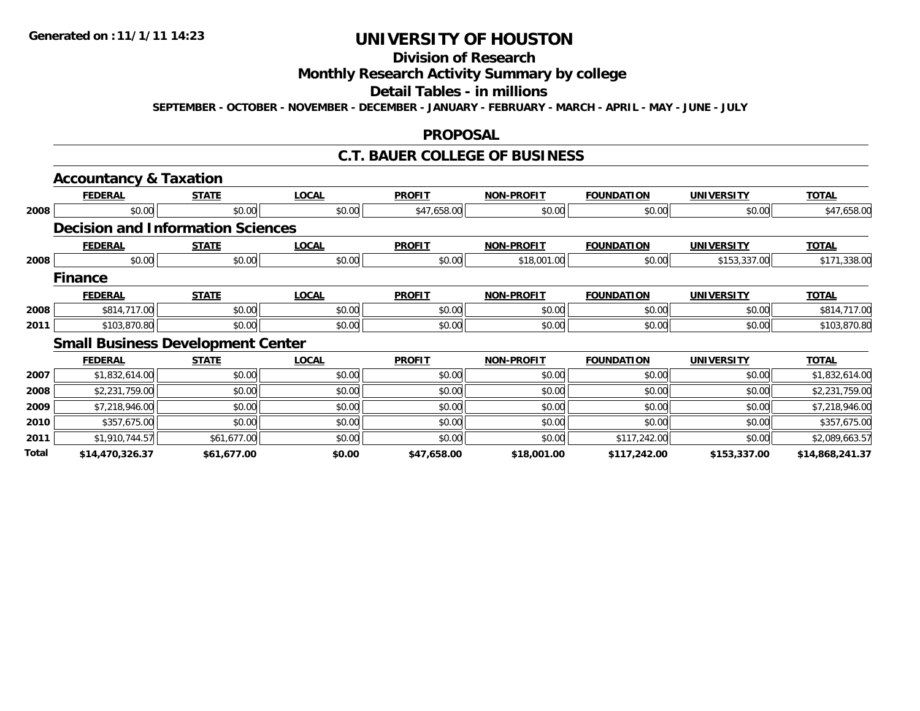Generated on :11/1/11 14:23

# UNIVERSITY OF HOUSTON

## Division of Research

## Monthly Research Activity Summary by college

## Detail Tables - in millions

SEPTEMBER - OCTOBER - NOVEMBER - DECEMBER - JANUARY - FEBRUARY - MARCH - APRIL - MAY - JUNE - JULY

## PROPOSAL

## C.T. BAUER COLLEGE OF BUSINESS

### Accountancy & Taxation

| | FEDERAL | STATE | LOCAL | PROFIT | NON-PROFIT | FOUNDATION | UNIVERSITY | TOTAL |
|---|---|---|---|---|---|---|---|---|
| 2008 | $0.00 | $0.00 | $0.00 | $47,658.00 | $0.00 | $0.00 | $0.00 | $47,658.00 |

### Decision and Information Sciences

| | FEDERAL | STATE | LOCAL | PROFIT | NON-PROFIT | FOUNDATION | UNIVERSITY | TOTAL |
|---|---|---|---|---|---|---|---|---|
| 2008 | $0.00 | $0.00 | $0.00 | $0.00 | $18,001.00 | $0.00 | $153,337.00 | $171,338.00 |

### Finance

| | FEDERAL | STATE | LOCAL | PROFIT | NON-PROFIT | FOUNDATION | UNIVERSITY | TOTAL |
|---|---|---|---|---|---|---|---|---|
| 2008 | $814,717.00 | $0.00 | $0.00 | $0.00 | $0.00 | $0.00 | $0.00 | $814,717.00 |
| 2011 | $103,870.80 | $0.00 | $0.00 | $0.00 | $0.00 | $0.00 | $0.00 | $103,870.80 |

### Small Business Development Center

| | FEDERAL | STATE | LOCAL | PROFIT | NON-PROFIT | FOUNDATION | UNIVERSITY | TOTAL |
|---|---|---|---|---|---|---|---|---|
| 2007 | $1,832,614.00 | $0.00 | $0.00 | $0.00 | $0.00 | $0.00 | $0.00 | $1,832,614.00 |
| 2008 | $2,231,759.00 | $0.00 | $0.00 | $0.00 | $0.00 | $0.00 | $0.00 | $2,231,759.00 |
| 2009 | $7,218,946.00 | $0.00 | $0.00 | $0.00 | $0.00 | $0.00 | $0.00 | $7,218,946.00 |
| 2010 | $357,675.00 | $0.00 | $0.00 | $0.00 | $0.00 | $0.00 | $0.00 | $357,675.00 |
| 2011 | $1,910,744.57 | $61,677.00 | $0.00 | $0.00 | $0.00 | $117,242.00 | $0.00 | $2,089,663.57 |
| **Total** | **$14,470,326.37** | **$61,677.00** | **$0.00** | **$47,658.00** | **$18,001.00** | **$117,242.00** | **$153,337.00** | **$14,868,241.37** |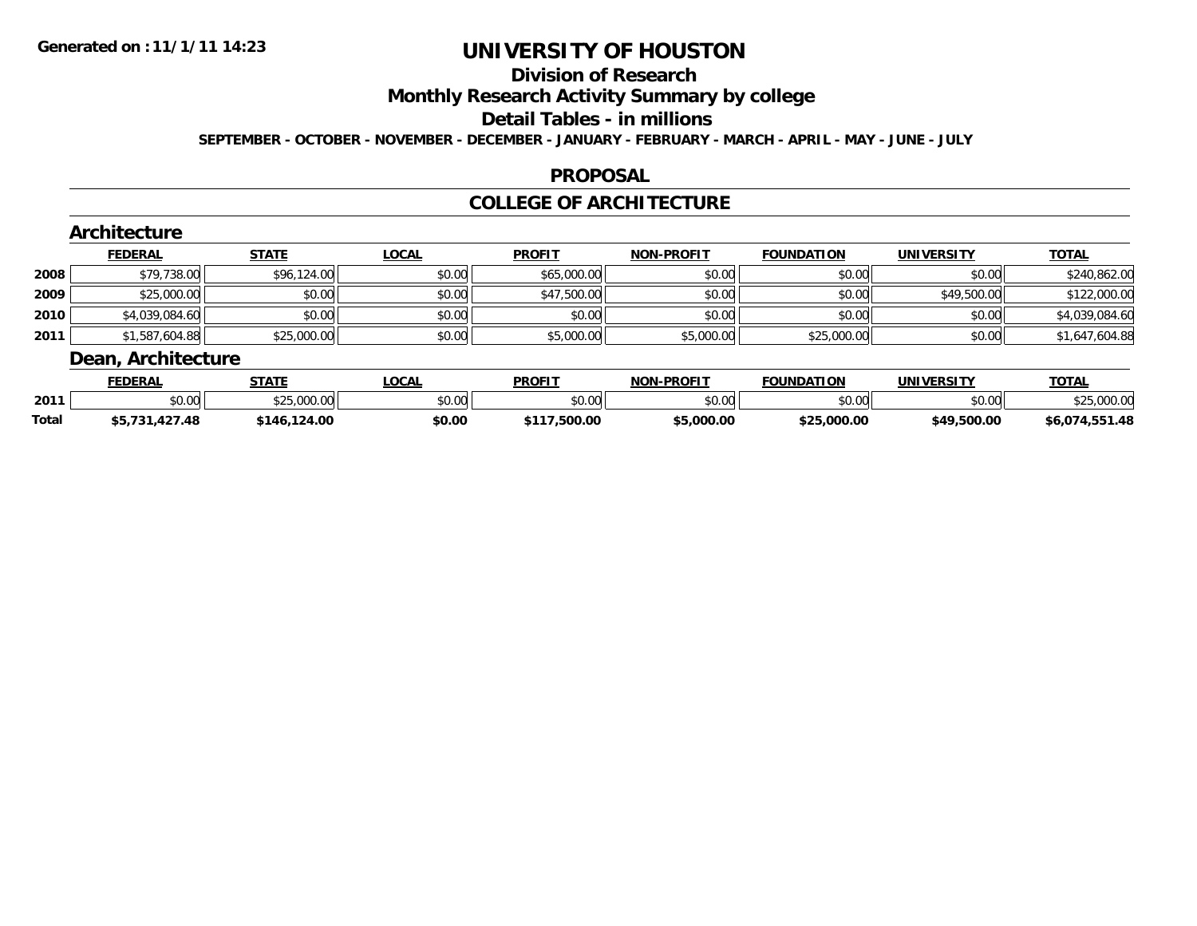Generated on :11/1/11 14:23

# UNIVERSITY OF HOUSTON

## Division of Research

## Monthly Research Activity Summary by college

## Detail Tables - in millions

**SEPTEMBER - OCTOBER - NOVEMBER - DECEMBER - JANUARY - FEBRUARY - MARCH - APRIL - MAY - JUNE - JULY**

## PROPOSAL

## COLLEGE OF ARCHITECTURE

### Architecture

| | FEDERAL | STATE | LOCAL | PROFIT | NON-PROFIT | FOUNDATION | UNIVERSITY | TOTAL |
|---|---|---|---|---|---|---|---|---|
| 2008 | $79,738.00 | $96,124.00 | $0.00 | $65,000.00 | $0.00 | $0.00 | $0.00 | $240,862.00 |
| 2009 | $25,000.00 | $0.00 | $0.00 | $47,500.00 | $0.00 | $0.00 | $49,500.00 | $122,000.00 |
| 2010 | $4,039,084.60 | $0.00 | $0.00 | $0.00 | $0.00 | $0.00 | $0.00 | $4,039,084.60 |
| 2011 | $1,587,604.88 | $25,000.00 | $0.00 | $5,000.00 | $5,000.00 | $25,000.00 | $0.00 | $1,647,604.88 |

### Dean, Architecture

| | FEDERAL | STATE | LOCAL | PROFIT | NON-PROFIT | FOUNDATION | UNIVERSITY | TOTAL |
|---|---|---|---|---|---|---|---|---|
| 2011 | $0.00 | $25,000.00 | $0.00 | $0.00 | $0.00 | $0.00 | $0.00 | $25,000.00 |
| **Total** | **$5,731,427.48** | **$146,124.00** | **$0.00** | **$117,500.00** | **$5,000.00** | **$25,000.00** | **$49,500.00** | **$6,074,551.48** |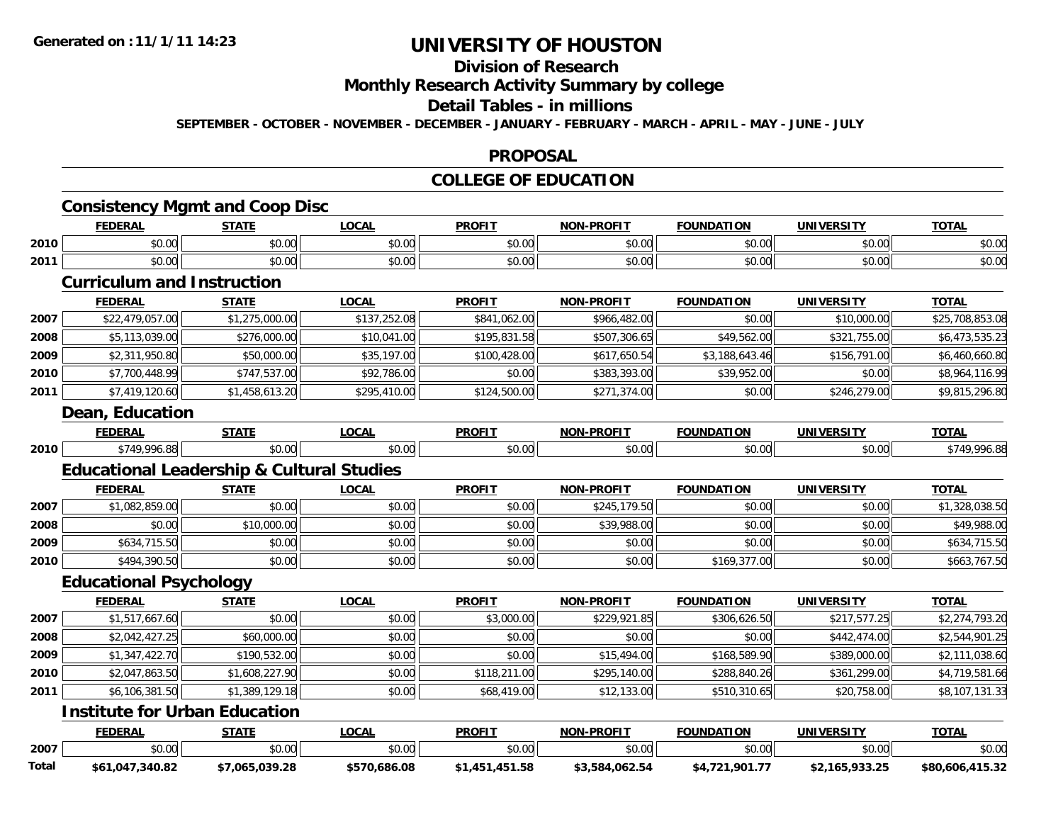**Generated on :11/1/11 14:23**

# UNIVERSITY OF HOUSTON

## Division of Research

## Monthly Research Activity Summary by college

## Detail Tables - in millions

**SEPTEMBER - OCTOBER - NOVEMBER - DECEMBER - JANUARY - FEBRUARY - MARCH - APRIL - MAY - JUNE - JULY**

## PROPOSAL

## COLLEGE OF EDUCATION

### Consistency Mgmt and Coop Disc

| | FEDERAL | STATE | LOCAL | PROFIT | NON-PROFIT | FOUNDATION | UNIVERSITY | TOTAL |
|---|---|---|---|---|---|---|---|---|
| 2010 | $0.00 | $0.00 | $0.00 | $0.00 | $0.00 | $0.00 | $0.00 | $0.00 |
| 2011 | $0.00 | $0.00 | $0.00 | $0.00 | $0.00 | $0.00 | $0.00 | $0.00 |

### Curriculum and Instruction

| | FEDERAL | STATE | LOCAL | PROFIT | NON-PROFIT | FOUNDATION | UNIVERSITY | TOTAL |
|---|---|---|---|---|---|---|---|---|
| 2007 | $22,479,057.00 | $1,275,000.00 | $137,252.08 | $841,062.00 | $966,482.00 | $0.00 | $10,000.00 | $25,708,853.08 |
| 2008 | $5,113,039.00 | $276,000.00 | $10,041.00 | $195,831.58 | $507,306.65 | $49,562.00 | $321,755.00 | $6,473,535.23 |
| 2009 | $2,311,950.80 | $50,000.00 | $35,197.00 | $100,428.00 | $617,650.54 | $3,188,643.46 | $156,791.00 | $6,460,660.80 |
| 2010 | $7,700,448.99 | $747,537.00 | $92,786.00 | $0.00 | $383,393.00 | $39,952.00 | $0.00 | $8,964,116.99 |
| 2011 | $7,419,120.60 | $1,458,613.20 | $295,410.00 | $124,500.00 | $271,374.00 | $0.00 | $246,279.00 | $9,815,296.80 |

### Dean, Education

| | FEDERAL | STATE | LOCAL | PROFIT | NON-PROFIT | FOUNDATION | UNIVERSITY | TOTAL |
|---|---|---|---|---|---|---|---|---|
| 2010 | $749,996.88 | $0.00 | $0.00 | $0.00 | $0.00 | $0.00 | $0.00 | $749,996.88 |

### Educational Leadership & Cultural Studies

| | FEDERAL | STATE | LOCAL | PROFIT | NON-PROFIT | FOUNDATION | UNIVERSITY | TOTAL |
|---|---|---|---|---|---|---|---|---|
| 2007 | $1,082,859.00 | $0.00 | $0.00 | $0.00 | $245,179.50 | $0.00 | $0.00 | $1,328,038.50 |
| 2008 | $0.00 | $10,000.00 | $0.00 | $0.00 | $39,988.00 | $0.00 | $0.00 | $49,988.00 |
| 2009 | $634,715.50 | $0.00 | $0.00 | $0.00 | $0.00 | $0.00 | $0.00 | $634,715.50 |
| 2010 | $494,390.50 | $0.00 | $0.00 | $0.00 | $0.00 | $169,377.00 | $0.00 | $663,767.50 |

### Educational Psychology

| | FEDERAL | STATE | LOCAL | PROFIT | NON-PROFIT | FOUNDATION | UNIVERSITY | TOTAL |
|---|---|---|---|---|---|---|---|---|
| 2007 | $1,517,667.60 | $0.00 | $0.00 | $3,000.00 | $229,921.85 | $306,626.50 | $217,577.25 | $2,274,793.20 |
| 2008 | $2,042,427.25 | $60,000.00 | $0.00 | $0.00 | $0.00 | $0.00 | $442,474.00 | $2,544,901.25 |
| 2009 | $1,347,422.70 | $190,532.00 | $0.00 | $0.00 | $15,494.00 | $168,589.90 | $389,000.00 | $2,111,038.60 |
| 2010 | $2,047,863.50 | $1,608,227.90 | $0.00 | $118,211.00 | $295,140.00 | $288,840.26 | $361,299.00 | $4,719,581.66 |
| 2011 | $6,106,381.50 | $1,389,129.18 | $0.00 | $68,419.00 | $12,133.00 | $510,310.65 | $20,758.00 | $8,107,131.33 |

### Institute for Urban Education

| | FEDERAL | STATE | LOCAL | PROFIT | NON-PROFIT | FOUNDATION | UNIVERSITY | TOTAL |
|---|---|---|---|---|---|---|---|---|
| 2007 | $0.00 | $0.00 | $0.00 | $0.00 | $0.00 | $0.00 | $0.00 | $0.00 |
| **Total** | **$61,047,340.82** | **$7,065,039.28** | **$570,686.08** | **$1,451,451.58** | **$3,584,062.54** | **$4,721,901.77** | **$2,165,933.25** | **$80,606,415.32** |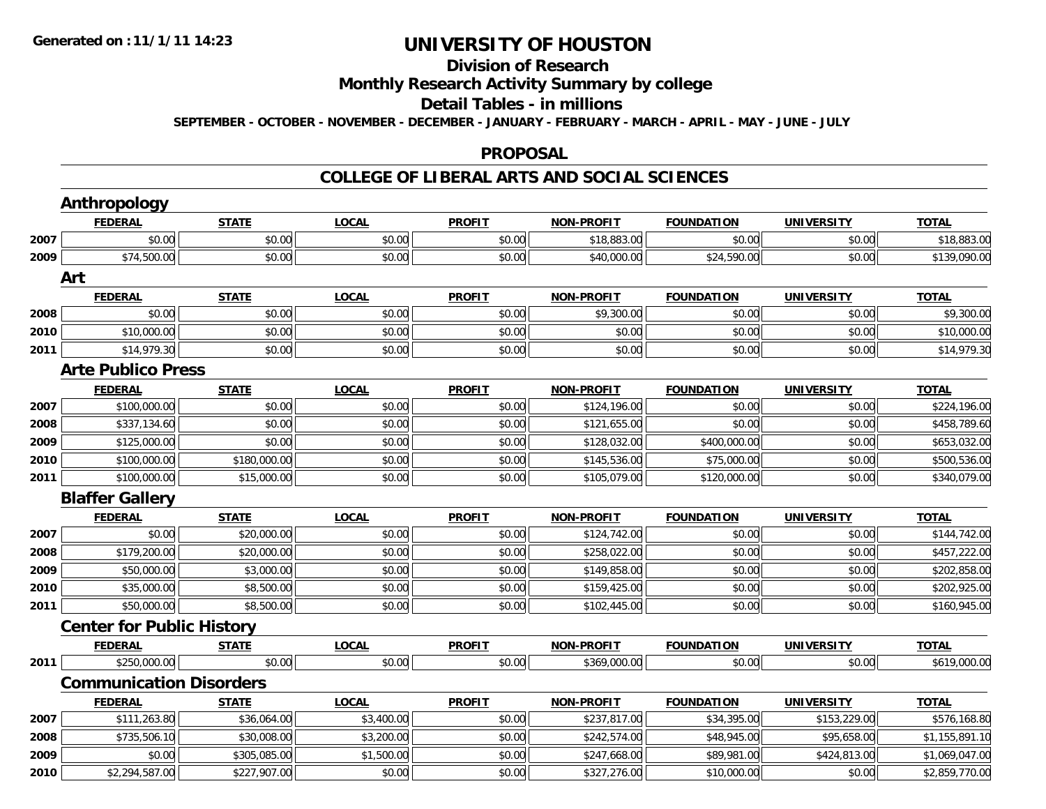**Generated on :11/1/11 14:23**

# UNIVERSITY OF HOUSTON

## Division of Research

## Monthly Research Activity Summary by college

## Detail Tables - in millions

**SEPTEMBER - OCTOBER - NOVEMBER - DECEMBER - JANUARY - FEBRUARY - MARCH - APRIL - MAY - JUNE - JULY**

## PROPOSAL

## COLLEGE OF LIBERAL ARTS AND SOCIAL SCIENCES

### Anthropology

| | FEDERAL | STATE | LOCAL | PROFIT | NON-PROFIT | FOUNDATION | UNIVERSITY | TOTAL |
|---|---|---|---|---|---|---|---|---|
| 2007 | $0.00 | $0.00 | $0.00 | $0.00 | $18,883.00 | $0.00 | $0.00 | $18,883.00 |
| 2009 | $74,500.00 | $0.00 | $0.00 | $0.00 | $40,000.00 | $24,590.00 | $0.00 | $139,090.00 |

### Art

| | FEDERAL | STATE | LOCAL | PROFIT | NON-PROFIT | FOUNDATION | UNIVERSITY | TOTAL |
|---|---|---|---|---|---|---|---|---|
| 2008 | $0.00 | $0.00 | $0.00 | $0.00 | $9,300.00 | $0.00 | $0.00 | $9,300.00 |
| 2010 | $10,000.00 | $0.00 | $0.00 | $0.00 | $0.00 | $0.00 | $0.00 | $10,000.00 |
| 2011 | $14,979.30 | $0.00 | $0.00 | $0.00 | $0.00 | $0.00 | $0.00 | $14,979.30 |

### Arte Publico Press

| | FEDERAL | STATE | LOCAL | PROFIT | NON-PROFIT | FOUNDATION | UNIVERSITY | TOTAL |
|---|---|---|---|---|---|---|---|---|
| 2007 | $100,000.00 | $0.00 | $0.00 | $0.00 | $124,196.00 | $0.00 | $0.00 | $224,196.00 |
| 2008 | $337,134.60 | $0.00 | $0.00 | $0.00 | $121,655.00 | $0.00 | $0.00 | $458,789.60 |
| 2009 | $125,000.00 | $0.00 | $0.00 | $0.00 | $128,032.00 | $400,000.00 | $0.00 | $653,032.00 |
| 2010 | $100,000.00 | $180,000.00 | $0.00 | $0.00 | $145,536.00 | $75,000.00 | $0.00 | $500,536.00 |
| 2011 | $100,000.00 | $15,000.00 | $0.00 | $0.00 | $105,079.00 | $120,000.00 | $0.00 | $340,079.00 |

### Blaffer Gallery

| | FEDERAL | STATE | LOCAL | PROFIT | NON-PROFIT | FOUNDATION | UNIVERSITY | TOTAL |
|---|---|---|---|---|---|---|---|---|
| 2007 | $0.00 | $20,000.00 | $0.00 | $0.00 | $124,742.00 | $0.00 | $0.00 | $144,742.00 |
| 2008 | $179,200.00 | $20,000.00 | $0.00 | $0.00 | $258,022.00 | $0.00 | $0.00 | $457,222.00 |
| 2009 | $50,000.00 | $3,000.00 | $0.00 | $0.00 | $149,858.00 | $0.00 | $0.00 | $202,858.00 |
| 2010 | $35,000.00 | $8,500.00 | $0.00 | $0.00 | $159,425.00 | $0.00 | $0.00 | $202,925.00 |
| 2011 | $50,000.00 | $8,500.00 | $0.00 | $0.00 | $102,445.00 | $0.00 | $0.00 | $160,945.00 |

### Center for Public History

| | FEDERAL | STATE | LOCAL | PROFIT | NON-PROFIT | FOUNDATION | UNIVERSITY | TOTAL |
|---|---|---|---|---|---|---|---|---|
| 2011 | $250,000.00 | $0.00 | $0.00 | $0.00 | $369,000.00 | $0.00 | $0.00 | $619,000.00 |

### Communication Disorders

| | FEDERAL | STATE | LOCAL | PROFIT | NON-PROFIT | FOUNDATION | UNIVERSITY | TOTAL |
|---|---|---|---|---|---|---|---|---|
| 2007 | $111,263.80 | $36,064.00 | $3,400.00 | $0.00 | $237,817.00 | $34,395.00 | $153,229.00 | $576,168.80 |
| 2008 | $735,506.10 | $30,008.00 | $3,200.00 | $0.00 | $242,574.00 | $48,945.00 | $95,658.00 | $1,155,891.10 |
| 2009 | $0.00 | $305,085.00 | $1,500.00 | $0.00 | $247,668.00 | $89,981.00 | $424,813.00 | $1,069,047.00 |
| 2010 | $2,294,587.00 | $227,907.00 | $0.00 | $0.00 | $327,276.00 | $10,000.00 | $0.00 | $2,859,770.00 |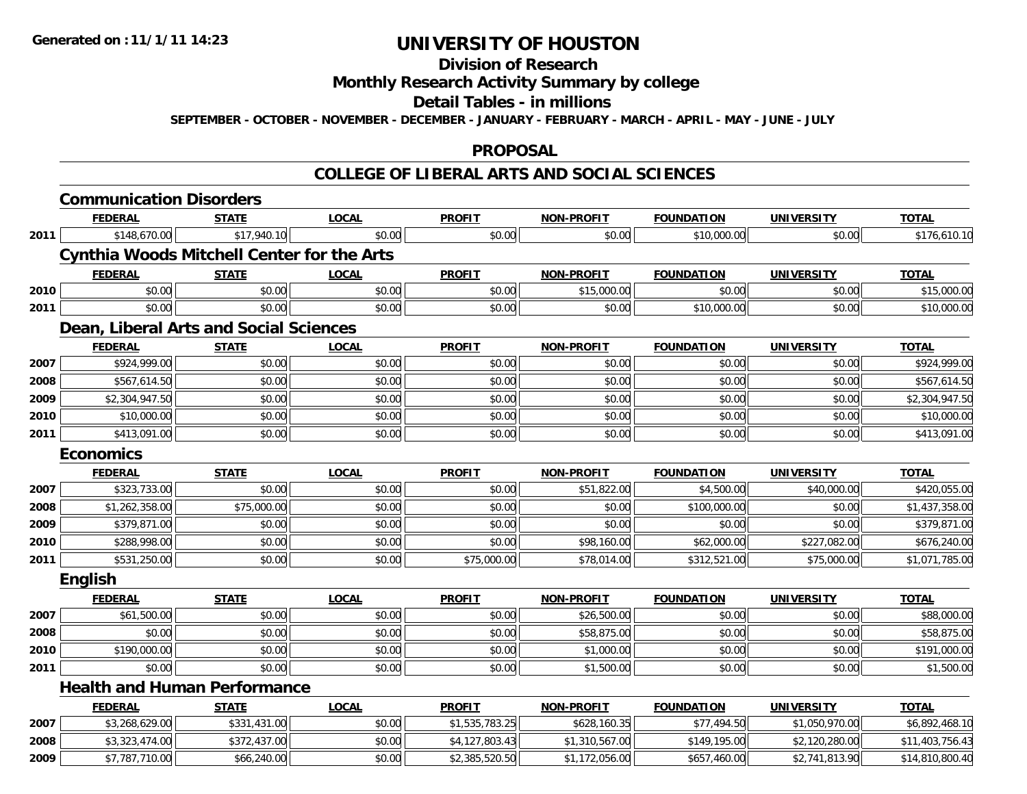# UNIVERSITY OF HOUSTON

## Division of Research

## Monthly Research Activity Summary by college

## Detail Tables - in millions

SEPTEMBER - OCTOBER - NOVEMBER - DECEMBER - JANUARY - FEBRUARY - MARCH - APRIL - MAY - JUNE - JULY

## PROPOSAL

## COLLEGE OF LIBERAL ARTS AND SOCIAL SCIENCES

### Communication Disorders

| | FEDERAL | STATE | LOCAL | PROFIT | NON-PROFIT | FOUNDATION | UNIVERSITY | TOTAL |
|---|---|---|---|---|---|---|---|---|
| 2011 | $148,670.00 | $17,940.10 | $0.00 | $0.00 | $0.00 | $10,000.00 | $0.00 | $176,610.10 |

### Cynthia Woods Mitchell Center for the Arts

| | FEDERAL | STATE | LOCAL | PROFIT | NON-PROFIT | FOUNDATION | UNIVERSITY | TOTAL |
|---|---|---|---|---|---|---|---|---|
| 2010 | $0.00 | $0.00 | $0.00 | $0.00 | $15,000.00 | $0.00 | $0.00 | $15,000.00 |
| 2011 | $0.00 | $0.00 | $0.00 | $0.00 | $0.00 | $10,000.00 | $0.00 | $10,000.00 |

### Dean, Liberal Arts and Social Sciences

| | FEDERAL | STATE | LOCAL | PROFIT | NON-PROFIT | FOUNDATION | UNIVERSITY | TOTAL |
|---|---|---|---|---|---|---|---|---|
| 2007 | $924,999.00 | $0.00 | $0.00 | $0.00 | $0.00 | $0.00 | $0.00 | $924,999.00 |
| 2008 | $567,614.50 | $0.00 | $0.00 | $0.00 | $0.00 | $0.00 | $0.00 | $567,614.50 |
| 2009 | $2,304,947.50 | $0.00 | $0.00 | $0.00 | $0.00 | $0.00 | $0.00 | $2,304,947.50 |
| 2010 | $10,000.00 | $0.00 | $0.00 | $0.00 | $0.00 | $0.00 | $0.00 | $10,000.00 |
| 2011 | $413,091.00 | $0.00 | $0.00 | $0.00 | $0.00 | $0.00 | $0.00 | $413,091.00 |

### Economics

| | FEDERAL | STATE | LOCAL | PROFIT | NON-PROFIT | FOUNDATION | UNIVERSITY | TOTAL |
|---|---|---|---|---|---|---|---|---|
| 2007 | $323,733.00 | $0.00 | $0.00 | $0.00 | $51,822.00 | $4,500.00 | $40,000.00 | $420,055.00 |
| 2008 | $1,262,358.00 | $75,000.00 | $0.00 | $0.00 | $0.00 | $100,000.00 | $0.00 | $1,437,358.00 |
| 2009 | $379,871.00 | $0.00 | $0.00 | $0.00 | $0.00 | $0.00 | $0.00 | $379,871.00 |
| 2010 | $288,998.00 | $0.00 | $0.00 | $0.00 | $98,160.00 | $62,000.00 | $227,082.00 | $676,240.00 |
| 2011 | $531,250.00 | $0.00 | $0.00 | $75,000.00 | $78,014.00 | $312,521.00 | $75,000.00 | $1,071,785.00 |

### English

| | FEDERAL | STATE | LOCAL | PROFIT | NON-PROFIT | FOUNDATION | UNIVERSITY | TOTAL |
|---|---|---|---|---|---|---|---|---|
| 2007 | $61,500.00 | $0.00 | $0.00 | $0.00 | $26,500.00 | $0.00 | $0.00 | $88,000.00 |
| 2008 | $0.00 | $0.00 | $0.00 | $0.00 | $58,875.00 | $0.00 | $0.00 | $58,875.00 |
| 2010 | $190,000.00 | $0.00 | $0.00 | $0.00 | $1,000.00 | $0.00 | $0.00 | $191,000.00 |
| 2011 | $0.00 | $0.00 | $0.00 | $0.00 | $1,500.00 | $0.00 | $0.00 | $1,500.00 |

### Health and Human Performance

| | FEDERAL | STATE | LOCAL | PROFIT | NON-PROFIT | FOUNDATION | UNIVERSITY | TOTAL |
|---|---|---|---|---|---|---|---|---|
| 2007 | $3,268,629.00 | $331,431.00 | $0.00 | $1,535,783.25 | $628,160.35 | $77,494.50 | $1,050,970.00 | $6,892,468.10 |
| 2008 | $3,323,474.00 | $372,437.00 | $0.00 | $4,127,803.43 | $1,310,567.00 | $149,195.00 | $2,120,280.00 | $11,403,756.43 |
| 2009 | $7,787,710.00 | $66,240.00 | $0.00 | $2,385,520.50 | $1,172,056.00 | $657,460.00 | $2,741,813.90 | $14,810,800.40 |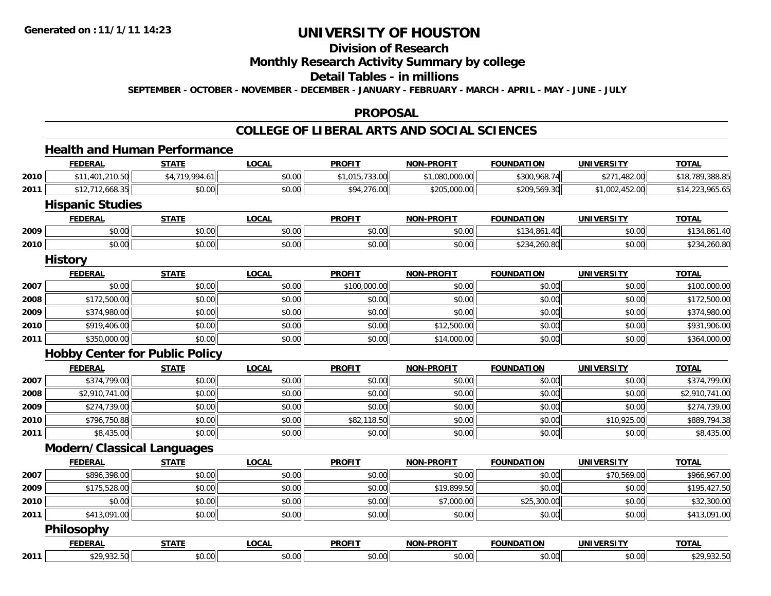# UNIVERSITY OF HOUSTON

## Division of Research

## Monthly Research Activity Summary by college

## Detail Tables - in millions

**SEPTEMBER - OCTOBER - NOVEMBER - DECEMBER - JANUARY - FEBRUARY - MARCH - APRIL - MAY - JUNE - JULY**

## PROPOSAL

## COLLEGE OF LIBERAL ARTS AND SOCIAL SCIENCES

### Health and Human Performance

| | FEDERAL | STATE | LOCAL | PROFIT | NON-PROFIT | FOUNDATION | UNIVERSITY | TOTAL |
|---|---|---|---|---|---|---|---|---|
| 2010 | $11,401,210.50 | $4,719,994.61 | $0.00 | $1,015,733.00 | $1,080,000.00 | $300,968.74 | $271,482.00 | $18,789,388.85 |
| 2011 | $12,712,668.35 | $0.00 | $0.00 | $94,276.00 | $205,000.00 | $209,569.30 | $1,002,452.00 | $14,223,965.65 |

### Hispanic Studies

| | FEDERAL | STATE | LOCAL | PROFIT | NON-PROFIT | FOUNDATION | UNIVERSITY | TOTAL |
|---|---|---|---|---|---|---|---|---|
| 2009 | $0.00 | $0.00 | $0.00 | $0.00 | $0.00 | $134,861.40 | $0.00 | $134,861.40 |
| 2010 | $0.00 | $0.00 | $0.00 | $0.00 | $0.00 | $234,260.80 | $0.00 | $234,260.80 |

### History

| | FEDERAL | STATE | LOCAL | PROFIT | NON-PROFIT | FOUNDATION | UNIVERSITY | TOTAL |
|---|---|---|---|---|---|---|---|---|
| 2007 | $0.00 | $0.00 | $0.00 | $100,000.00 | $0.00 | $0.00 | $0.00 | $100,000.00 |
| 2008 | $172,500.00 | $0.00 | $0.00 | $0.00 | $0.00 | $0.00 | $0.00 | $172,500.00 |
| 2009 | $374,980.00 | $0.00 | $0.00 | $0.00 | $0.00 | $0.00 | $0.00 | $374,980.00 |
| 2010 | $919,406.00 | $0.00 | $0.00 | $0.00 | $12,500.00 | $0.00 | $0.00 | $931,906.00 |
| 2011 | $350,000.00 | $0.00 | $0.00 | $0.00 | $14,000.00 | $0.00 | $0.00 | $364,000.00 |

### Hobby Center for Public Policy

| | FEDERAL | STATE | LOCAL | PROFIT | NON-PROFIT | FOUNDATION | UNIVERSITY | TOTAL |
|---|---|---|---|---|---|---|---|---|
| 2007 | $374,799.00 | $0.00 | $0.00 | $0.00 | $0.00 | $0.00 | $0.00 | $374,799.00 |
| 2008 | $2,910,741.00 | $0.00 | $0.00 | $0.00 | $0.00 | $0.00 | $0.00 | $2,910,741.00 |
| 2009 | $274,739.00 | $0.00 | $0.00 | $0.00 | $0.00 | $0.00 | $0.00 | $274,739.00 |
| 2010 | $796,750.88 | $0.00 | $0.00 | $82,118.50 | $0.00 | $0.00 | $10,925.00 | $889,794.38 |
| 2011 | $8,435.00 | $0.00 | $0.00 | $0.00 | $0.00 | $0.00 | $0.00 | $8,435.00 |

### Modern/Classical Languages

| | FEDERAL | STATE | LOCAL | PROFIT | NON-PROFIT | FOUNDATION | UNIVERSITY | TOTAL |
|---|---|---|---|---|---|---|---|---|
| 2007 | $896,398.00 | $0.00 | $0.00 | $0.00 | $0.00 | $0.00 | $70,569.00 | $966,967.00 |
| 2009 | $175,528.00 | $0.00 | $0.00 | $0.00 | $19,899.50 | $0.00 | $0.00 | $195,427.50 |
| 2010 | $0.00 | $0.00 | $0.00 | $0.00 | $7,000.00 | $25,300.00 | $0.00 | $32,300.00 |
| 2011 | $413,091.00 | $0.00 | $0.00 | $0.00 | $0.00 | $0.00 | $0.00 | $413,091.00 |

### Philosophy

| | FEDERAL | STATE | LOCAL | PROFIT | NON-PROFIT | FOUNDATION | UNIVERSITY | TOTAL |
|---|---|---|---|---|---|---|---|---|
| 2011 | $29,932.50 | $0.00 | $0.00 | $0.00 | $0.00 | $0.00 | $0.00 | $29,932.50 |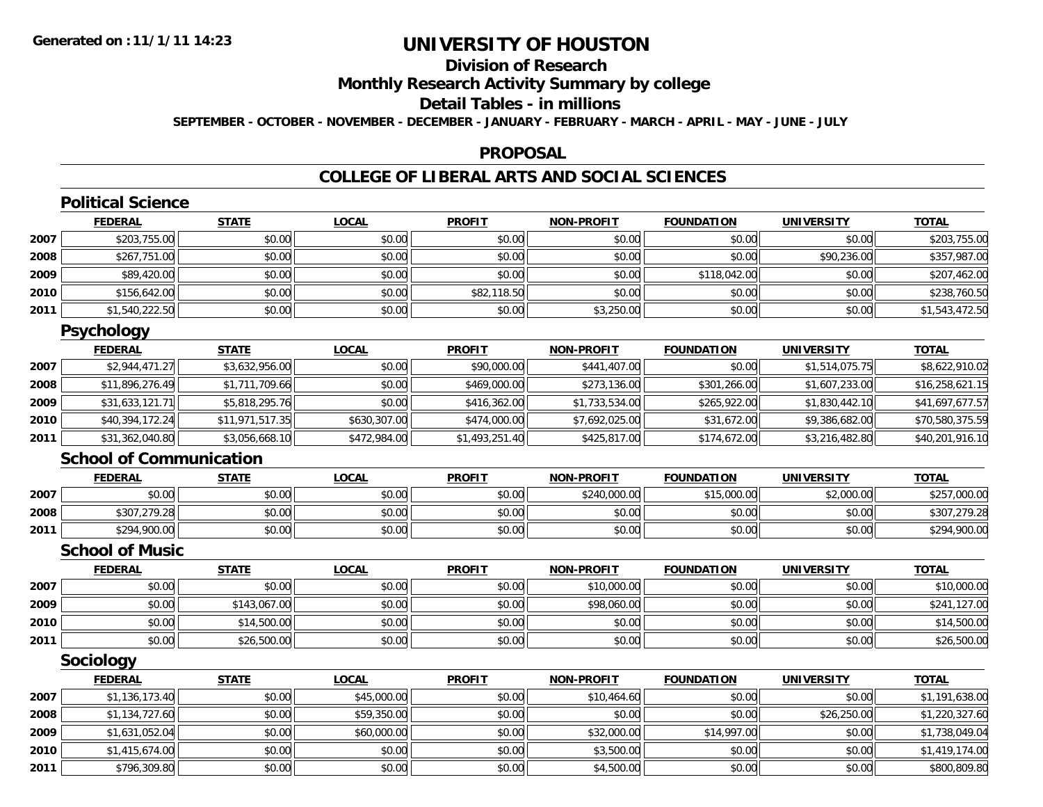# UNIVERSITY OF HOUSTON

## Division of Research

## Monthly Research Activity Summary by college

## Detail Tables - in millions

**SEPTEMBER - OCTOBER - NOVEMBER - DECEMBER - JANUARY - FEBRUARY - MARCH - APRIL - MAY - JUNE - JULY**

## PROPOSAL

## COLLEGE OF LIBERAL ARTS AND SOCIAL SCIENCES

### Political Science

| | FEDERAL | STATE | LOCAL | PROFIT | NON-PROFIT | FOUNDATION | UNIVERSITY | TOTAL |
|---|---|---|---|---|---|---|---|---|
| 2007 | $203,755.00 | $0.00 | $0.00 | $0.00 | $0.00 | $0.00 | $0.00 | $203,755.00 |
| 2008 | $267,751.00 | $0.00 | $0.00 | $0.00 | $0.00 | $0.00 | $90,236.00 | $357,987.00 |
| 2009 | $89,420.00 | $0.00 | $0.00 | $0.00 | $0.00 | $118,042.00 | $0.00 | $207,462.00 |
| 2010 | $156,642.00 | $0.00 | $0.00 | $82,118.50 | $0.00 | $0.00 | $0.00 | $238,760.50 |
| 2011 | $1,540,222.50 | $0.00 | $0.00 | $0.00 | $3,250.00 | $0.00 | $0.00 | $1,543,472.50 |

### Psychology

| | FEDERAL | STATE | LOCAL | PROFIT | NON-PROFIT | FOUNDATION | UNIVERSITY | TOTAL |
|---|---|---|---|---|---|---|---|---|
| 2007 | $2,944,471.27 | $3,632,956.00 | $0.00 | $90,000.00 | $441,407.00 | $0.00 | $1,514,075.75 | $8,622,910.02 |
| 2008 | $11,896,276.49 | $1,711,709.66 | $0.00 | $469,000.00 | $273,136.00 | $301,266.00 | $1,607,233.00 | $16,258,621.15 |
| 2009 | $31,633,121.71 | $5,818,295.76 | $0.00 | $416,362.00 | $1,733,534.00 | $265,922.00 | $1,830,442.10 | $41,697,677.57 |
| 2010 | $40,394,172.24 | $11,971,517.35 | $630,307.00 | $474,000.00 | $7,692,025.00 | $31,672.00 | $9,386,682.00 | $70,580,375.59 |
| 2011 | $31,362,040.80 | $3,056,668.10 | $472,984.00 | $1,493,251.40 | $425,817.00 | $174,672.00 | $3,216,482.80 | $40,201,916.10 |

### School of Communication

| | FEDERAL | STATE | LOCAL | PROFIT | NON-PROFIT | FOUNDATION | UNIVERSITY | TOTAL |
|---|---|---|---|---|---|---|---|---|
| 2007 | $0.00 | $0.00 | $0.00 | $0.00 | $240,000.00 | $15,000.00 | $2,000.00 | $257,000.00 |
| 2008 | $307,279.28 | $0.00 | $0.00 | $0.00 | $0.00 | $0.00 | $0.00 | $307,279.28 |
| 2011 | $294,900.00 | $0.00 | $0.00 | $0.00 | $0.00 | $0.00 | $0.00 | $294,900.00 |

### School of Music

| | FEDERAL | STATE | LOCAL | PROFIT | NON-PROFIT | FOUNDATION | UNIVERSITY | TOTAL |
|---|---|---|---|---|---|---|---|---|
| 2007 | $0.00 | $0.00 | $0.00 | $0.00 | $10,000.00 | $0.00 | $0.00 | $10,000.00 |
| 2009 | $0.00 | $143,067.00 | $0.00 | $0.00 | $98,060.00 | $0.00 | $0.00 | $241,127.00 |
| 2010 | $0.00 | $14,500.00 | $0.00 | $0.00 | $0.00 | $0.00 | $0.00 | $14,500.00 |
| 2011 | $0.00 | $26,500.00 | $0.00 | $0.00 | $0.00 | $0.00 | $0.00 | $26,500.00 |

### Sociology

| | FEDERAL | STATE | LOCAL | PROFIT | NON-PROFIT | FOUNDATION | UNIVERSITY | TOTAL |
|---|---|---|---|---|---|---|---|---|
| 2007 | $1,136,173.40 | $0.00 | $45,000.00 | $0.00 | $10,464.60 | $0.00 | $0.00 | $1,191,638.00 |
| 2008 | $1,134,727.60 | $0.00 | $59,350.00 | $0.00 | $0.00 | $0.00 | $26,250.00 | $1,220,327.60 |
| 2009 | $1,631,052.04 | $0.00 | $60,000.00 | $0.00 | $32,000.00 | $14,997.00 | $0.00 | $1,738,049.04 |
| 2010 | $1,415,674.00 | $0.00 | $0.00 | $0.00 | $3,500.00 | $0.00 | $0.00 | $1,419,174.00 |
| 2011 | $796,309.80 | $0.00 | $0.00 | $0.00 | $4,500.00 | $0.00 | $0.00 | $800,809.80 |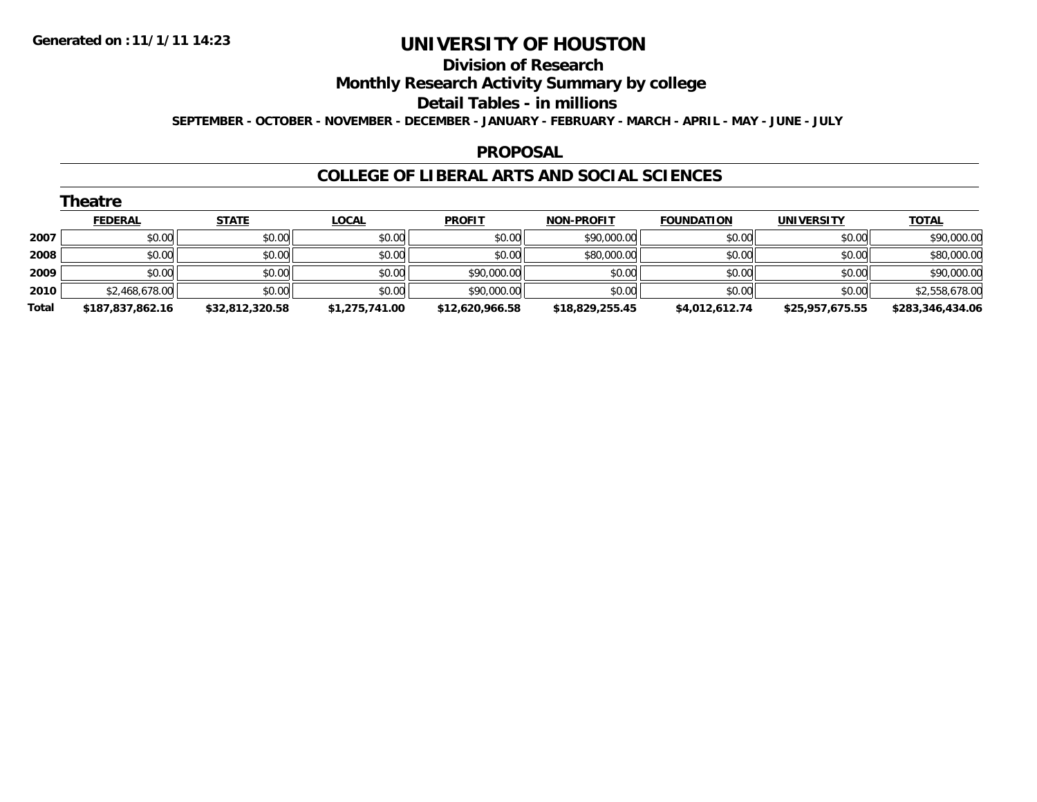Generated on :11/1/11 14:23

# UNIVERSITY OF HOUSTON

## Division of Research

## Monthly Research Activity Summary by college

## Detail Tables - in millions

**SEPTEMBER - OCTOBER - NOVEMBER - DECEMBER - JANUARY - FEBRUARY - MARCH - APRIL - MAY - JUNE - JULY**

## PROPOSAL

## COLLEGE OF LIBERAL ARTS AND SOCIAL SCIENCES

### Theatre

| | FEDERAL | STATE | LOCAL | PROFIT | NON-PROFIT | FOUNDATION | UNIVERSITY | TOTAL |
|---|---|---|---|---|---|---|---|---|
| 2007 | $0.00 | $0.00 | $0.00 | $0.00 | $90,000.00 | $0.00 | $0.00 | $90,000.00 |
| 2008 | $0.00 | $0.00 | $0.00 | $0.00 | $80,000.00 | $0.00 | $0.00 | $80,000.00 |
| 2009 | $0.00 | $0.00 | $0.00 | $90,000.00 | $0.00 | $0.00 | $0.00 | $90,000.00 |
| 2010 | $2,468,678.00 | $0.00 | $0.00 | $90,000.00 | $0.00 | $0.00 | $0.00 | $2,558,678.00 |
| **Total** | **$187,837,862.16** | **$32,812,320.58** | **$1,275,741.00** | **$12,620,966.58** | **$18,829,255.45** | **$4,012,612.74** | **$25,957,675.55** | **$283,346,434.06** |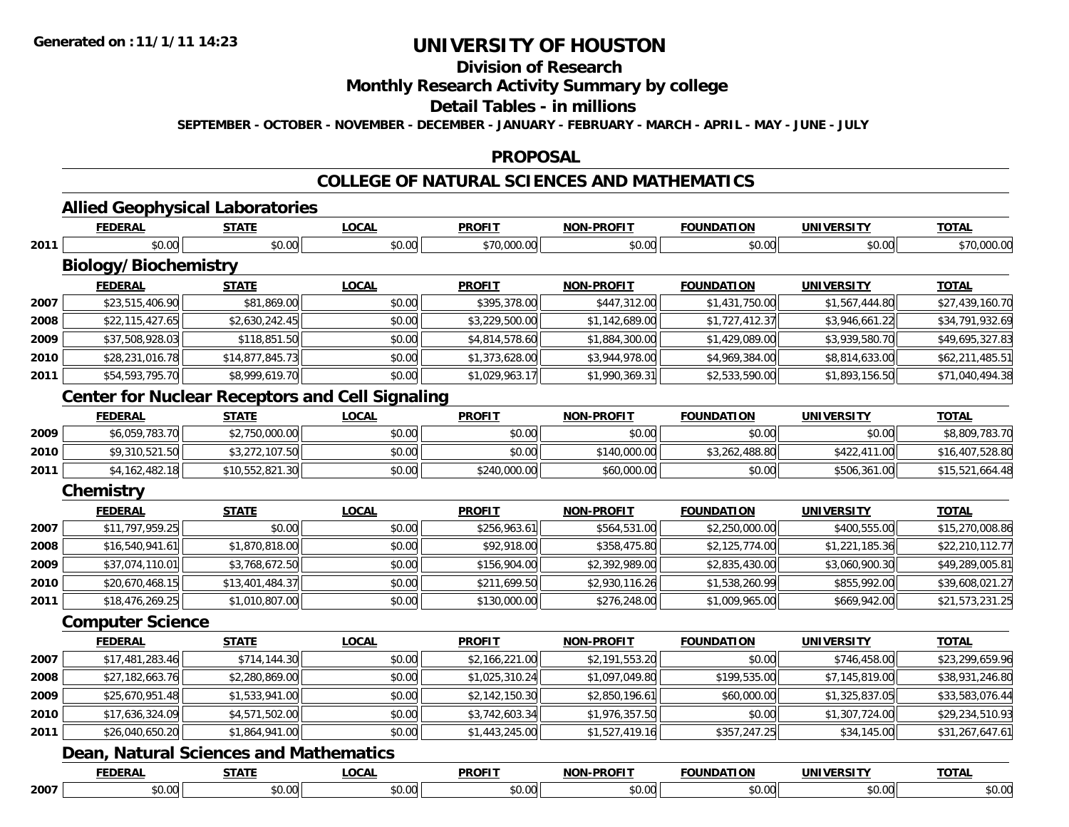**Generated on :11/1/11 14:23**

# UNIVERSITY OF HOUSTON

## Division of Research

## Monthly Research Activity Summary by college

## Detail Tables - in millions

**SEPTEMBER - OCTOBER - NOVEMBER - DECEMBER - JANUARY - FEBRUARY - MARCH - APRIL - MAY - JUNE - JULY**

## PROPOSAL

## COLLEGE OF NATURAL SCIENCES AND MATHEMATICS

### Allied Geophysical Laboratories

| | FEDERAL | STATE | LOCAL | PROFIT | NON-PROFIT | FOUNDATION | UNIVERSITY | TOTAL |
|---|---|---|---|---|---|---|---|---|
| 2011 | $0.00 | $0.00 | $0.00 | $70,000.00 | $0.00 | $0.00 | $0.00 | $70,000.00 |

### Biology/Biochemistry

| | FEDERAL | STATE | LOCAL | PROFIT | NON-PROFIT | FOUNDATION | UNIVERSITY | TOTAL |
|---|---|---|---|---|---|---|---|---|
| 2007 | $23,515,406.90 | $81,869.00 | $0.00 | $395,378.00 | $447,312.00 | $1,431,750.00 | $1,567,444.80 | $27,439,160.70 |
| 2008 | $22,115,427.65 | $2,630,242.45 | $0.00 | $3,229,500.00 | $1,142,689.00 | $1,727,412.37 | $3,946,661.22 | $34,791,932.69 |
| 2009 | $37,508,928.03 | $118,851.50 | $0.00 | $4,814,578.60 | $1,884,300.00 | $1,429,089.00 | $3,939,580.70 | $49,695,327.83 |
| 2010 | $28,231,016.78 | $14,877,845.73 | $0.00 | $1,373,628.00 | $3,944,978.00 | $4,969,384.00 | $8,814,633.00 | $62,211,485.51 |
| 2011 | $54,593,795.70 | $8,999,619.70 | $0.00 | $1,029,963.17 | $1,990,369.31 | $2,533,590.00 | $1,893,156.50 | $71,040,494.38 |

### Center for Nuclear Receptors and Cell Signaling

| | FEDERAL | STATE | LOCAL | PROFIT | NON-PROFIT | FOUNDATION | UNIVERSITY | TOTAL |
|---|---|---|---|---|---|---|---|---|
| 2009 | $6,059,783.70 | $2,750,000.00 | $0.00 | $0.00 | $0.00 | $0.00 | $0.00 | $8,809,783.70 |
| 2010 | $9,310,521.50 | $3,272,107.50 | $0.00 | $0.00 | $140,000.00 | $3,262,488.80 | $422,411.00 | $16,407,528.80 |
| 2011 | $4,162,482.18 | $10,552,821.30 | $0.00 | $240,000.00 | $60,000.00 | $0.00 | $506,361.00 | $15,521,664.48 |

### Chemistry

| | FEDERAL | STATE | LOCAL | PROFIT | NON-PROFIT | FOUNDATION | UNIVERSITY | TOTAL |
|---|---|---|---|---|---|---|---|---|
| 2007 | $11,797,959.25 | $0.00 | $0.00 | $256,963.61 | $564,531.00 | $2,250,000.00 | $400,555.00 | $15,270,008.86 |
| 2008 | $16,540,941.61 | $1,870,818.00 | $0.00 | $92,918.00 | $358,475.80 | $2,125,774.00 | $1,221,185.36 | $22,210,112.77 |
| 2009 | $37,074,110.01 | $3,768,672.50 | $0.00 | $156,904.00 | $2,392,989.00 | $2,835,430.00 | $3,060,900.30 | $49,289,005.81 |
| 2010 | $20,670,468.15 | $13,401,484.37 | $0.00 | $211,699.50 | $2,930,116.26 | $1,538,260.99 | $855,992.00 | $39,608,021.27 |
| 2011 | $18,476,269.25 | $1,010,807.00 | $0.00 | $130,000.00 | $276,248.00 | $1,009,965.00 | $669,942.00 | $21,573,231.25 |

### Computer Science

| | FEDERAL | STATE | LOCAL | PROFIT | NON-PROFIT | FOUNDATION | UNIVERSITY | TOTAL |
|---|---|---|---|---|---|---|---|---|
| 2007 | $17,481,283.46 | $714,144.30 | $0.00 | $2,166,221.00 | $2,191,553.20 | $0.00 | $746,458.00 | $23,299,659.96 |
| 2008 | $27,182,663.76 | $2,280,869.00 | $0.00 | $1,025,310.24 | $1,097,049.80 | $199,535.00 | $7,145,819.00 | $38,931,246.80 |
| 2009 | $25,670,951.48 | $1,533,941.00 | $0.00 | $2,142,150.30 | $2,850,196.61 | $60,000.00 | $1,325,837.05 | $33,583,076.44 |
| 2010 | $17,636,324.09 | $4,571,502.00 | $0.00 | $3,742,603.34 | $1,976,357.50 | $0.00 | $1,307,724.00 | $29,234,510.93 |
| 2011 | $26,040,650.20 | $1,864,941.00 | $0.00 | $1,443,245.00 | $1,527,419.16 | $357,247.25 | $34,145.00 | $31,267,647.61 |

### Dean, Natural Sciences and Mathematics

| | FEDERAL | STATE | LOCAL | PROFIT | NON-PROFIT | FOUNDATION | UNIVERSITY | TOTAL |
|---|---|---|---|---|---|---|---|---|
| 2007 | $0.00 | $0.00 | $0.00 | $0.00 | $0.00 | $0.00 | $0.00 | $0.00 |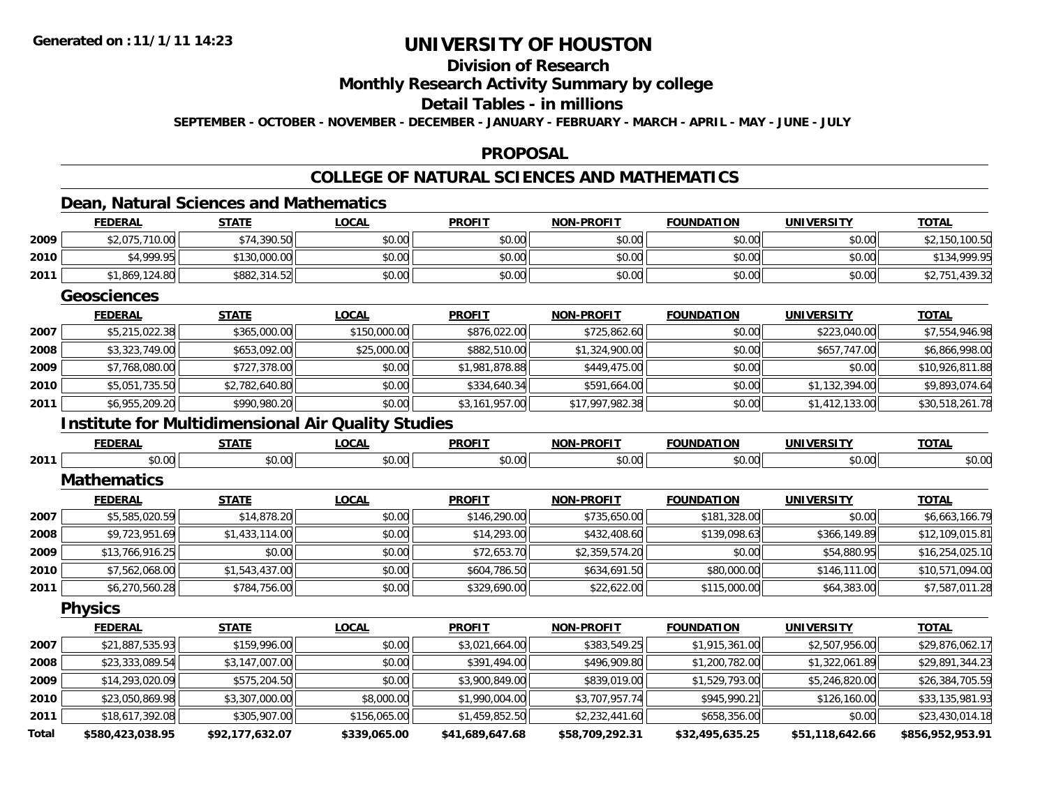# UNIVERSITY OF HOUSTON

## Division of Research

## Monthly Research Activity Summary by college

## Detail Tables - in millions

**SEPTEMBER - OCTOBER - NOVEMBER - DECEMBER - JANUARY - FEBRUARY - MARCH - APRIL - MAY - JUNE - JULY**

## PROPOSAL

## COLLEGE OF NATURAL SCIENCES AND MATHEMATICS

### Dean, Natural Sciences and Mathematics

| | FEDERAL | STATE | LOCAL | PROFIT | NON-PROFIT | FOUNDATION | UNIVERSITY | TOTAL |
|---|---|---|---|---|---|---|---|---|
| 2009 | $2,075,710.00 | $74,390.50 | $0.00 | $0.00 | $0.00 | $0.00 | $0.00 | $2,150,100.50 |
| 2010 | $4,999.95 | $130,000.00 | $0.00 | $0.00 | $0.00 | $0.00 | $0.00 | $134,999.95 |
| 2011 | $1,869,124.80 | $882,314.52 | $0.00 | $0.00 | $0.00 | $0.00 | $0.00 | $2,751,439.32 |

### Geosciences

| | FEDERAL | STATE | LOCAL | PROFIT | NON-PROFIT | FOUNDATION | UNIVERSITY | TOTAL |
|---|---|---|---|---|---|---|---|---|
| 2007 | $5,215,022.38 | $365,000.00 | $150,000.00 | $876,022.00 | $725,862.60 | $0.00 | $223,040.00 | $7,554,946.98 |
| 2008 | $3,323,749.00 | $653,092.00 | $25,000.00 | $882,510.00 | $1,324,900.00 | $0.00 | $657,747.00 | $6,866,998.00 |
| 2009 | $7,768,080.00 | $727,378.00 | $0.00 | $1,981,878.88 | $449,475.00 | $0.00 | $0.00 | $10,926,811.88 |
| 2010 | $5,051,735.50 | $2,782,640.80 | $0.00 | $334,640.34 | $591,664.00 | $0.00 | $1,132,394.00 | $9,893,074.64 |
| 2011 | $6,955,209.20 | $990,980.20 | $0.00 | $3,161,957.00 | $17,997,982.38 | $0.00 | $1,412,133.00 | $30,518,261.78 |

### Institute for Multidimensional Air Quality Studies

| | FEDERAL | STATE | LOCAL | PROFIT | NON-PROFIT | FOUNDATION | UNIVERSITY | TOTAL |
|---|---|---|---|---|---|---|---|---|
| 2011 | $0.00 | $0.00 | $0.00 | $0.00 | $0.00 | $0.00 | $0.00 | $0.00 |

### Mathematics

| | FEDERAL | STATE | LOCAL | PROFIT | NON-PROFIT | FOUNDATION | UNIVERSITY | TOTAL |
|---|---|---|---|---|---|---|---|---|
| 2007 | $5,585,020.59 | $14,878.20 | $0.00 | $146,290.00 | $735,650.00 | $181,328.00 | $0.00 | $6,663,166.79 |
| 2008 | $9,723,951.69 | $1,433,114.00 | $0.00 | $14,293.00 | $432,408.60 | $139,098.63 | $366,149.89 | $12,109,015.81 |
| 2009 | $13,766,916.25 | $0.00 | $0.00 | $72,653.70 | $2,359,574.20 | $0.00 | $54,880.95 | $16,254,025.10 |
| 2010 | $7,562,068.00 | $1,543,437.00 | $0.00 | $604,786.50 | $634,691.50 | $80,000.00 | $146,111.00 | $10,571,094.00 |
| 2011 | $6,270,560.28 | $784,756.00 | $0.00 | $329,690.00 | $22,622.00 | $115,000.00 | $64,383.00 | $7,587,011.28 |

### Physics

| | FEDERAL | STATE | LOCAL | PROFIT | NON-PROFIT | FOUNDATION | UNIVERSITY | TOTAL |
|---|---|---|---|---|---|---|---|---|
| 2007 | $21,887,535.93 | $159,996.00 | $0.00 | $3,021,664.00 | $383,549.25 | $1,915,361.00 | $2,507,956.00 | $29,876,062.17 |
| 2008 | $23,333,089.54 | $3,147,007.00 | $0.00 | $391,494.00 | $496,909.80 | $1,200,782.00 | $1,322,061.89 | $29,891,344.23 |
| 2009 | $14,293,020.09 | $575,204.50 | $0.00 | $3,900,849.00 | $839,019.00 | $1,529,793.00 | $5,246,820.00 | $26,384,705.59 |
| 2010 | $23,050,869.98 | $3,307,000.00 | $8,000.00 | $1,990,004.00 | $3,707,957.74 | $945,990.21 | $126,160.00 | $33,135,981.93 |
| 2011 | $18,617,392.08 | $305,907.00 | $156,065.00 | $1,459,852.50 | $2,232,441.60 | $658,356.00 | $0.00 | $23,430,014.18 |
| **Total** | **$580,423,038.95** | **$92,177,632.07** | **$339,065.00** | **$41,689,647.68** | **$58,709,292.31** | **$32,495,635.25** | **$51,118,642.66** | **$856,952,953.91** |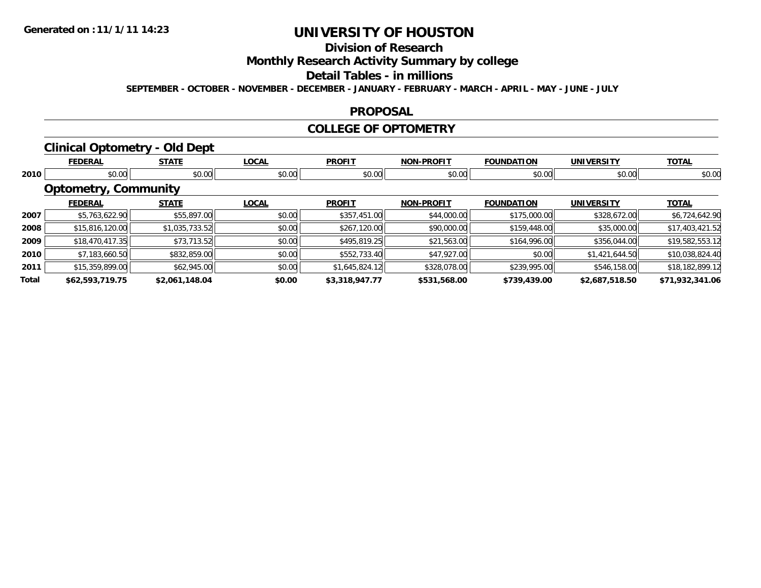# UNIVERSITY OF HOUSTON

## Division of Research

## Monthly Research Activity Summary by college

## Detail Tables - in millions

**SEPTEMBER - OCTOBER - NOVEMBER - DECEMBER - JANUARY - FEBRUARY - MARCH - APRIL - MAY - JUNE - JULY**

### PROPOSAL

### COLLEGE OF OPTOMETRY

#### Clinical Optometry - Old Dept

| | FEDERAL | STATE | LOCAL | PROFIT | NON-PROFIT | FOUNDATION | UNIVERSITY | TOTAL |
|---|---|---|---|---|---|---|---|---|
| 2010 | $0.00 | $0.00 | $0.00 | $0.00 | $0.00 | $0.00 | $0.00 | $0.00 |

#### Optometry, Community

| | FEDERAL | STATE | LOCAL | PROFIT | NON-PROFIT | FOUNDATION | UNIVERSITY | TOTAL |
|---|---|---|---|---|---|---|---|---|
| 2007 | $5,763,622.90 | $55,897.00 | $0.00 | $357,451.00 | $44,000.00 | $175,000.00 | $328,672.00 | $6,724,642.90 |
| 2008 | $15,816,120.00 | $1,035,733.52 | $0.00 | $267,120.00 | $90,000.00 | $159,448.00 | $35,000.00 | $17,403,421.52 |
| 2009 | $18,470,417.35 | $73,713.52 | $0.00 | $495,819.25 | $21,563.00 | $164,996.00 | $356,044.00 | $19,582,553.12 |
| 2010 | $7,183,660.50 | $832,859.00 | $0.00 | $552,733.40 | $47,927.00 | $0.00 | $1,421,644.50 | $10,038,824.40 |
| 2011 | $15,359,899.00 | $62,945.00 | $0.00 | $1,645,824.12 | $328,078.00 | $239,995.00 | $546,158.00 | $18,182,899.12 |
| **Total** | **$62,593,719.75** | **$2,061,148.04** | **$0.00** | **$3,318,947.77** | **$531,568.00** | **$739,439.00** | **$2,687,518.50** | **$71,932,341.06** |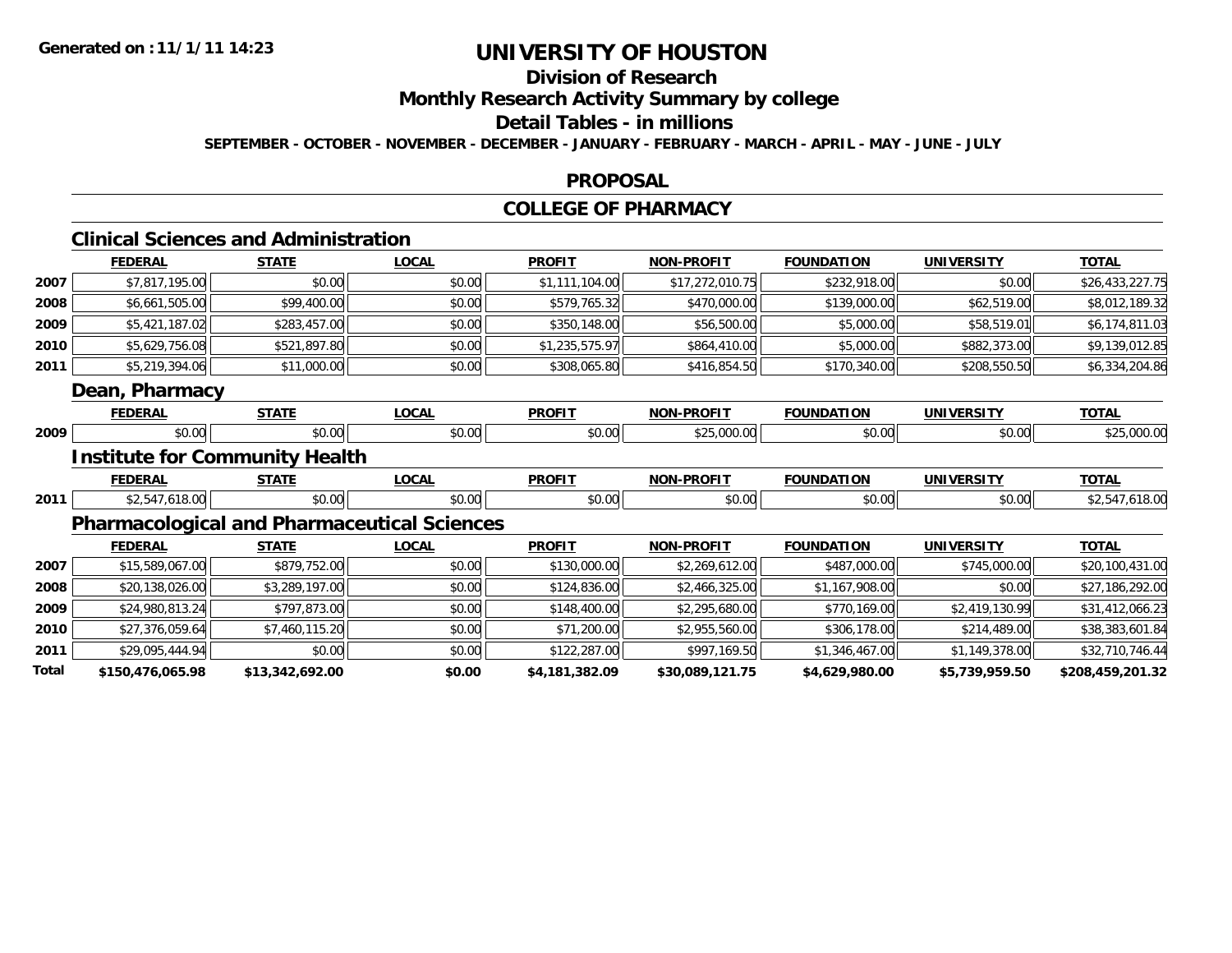# UNIVERSITY OF HOUSTON

## Division of Research

## Monthly Research Activity Summary by college

## Detail Tables - in millions

**SEPTEMBER - OCTOBER - NOVEMBER - DECEMBER - JANUARY - FEBRUARY - MARCH - APRIL - MAY - JUNE - JULY**

## PROPOSAL

## COLLEGE OF PHARMACY

### Clinical Sciences and Administration

| | FEDERAL | STATE | LOCAL | PROFIT | NON-PROFIT | FOUNDATION | UNIVERSITY | TOTAL |
|---|---|---|---|---|---|---|---|---|
| 2007 | $7,817,195.00 | $0.00 | $0.00 | $1,111,104.00 | $17,272,010.75 | $232,918.00 | $0.00 | $26,433,227.75 |
| 2008 | $6,661,505.00 | $99,400.00 | $0.00 | $579,765.32 | $470,000.00 | $139,000.00 | $62,519.00 | $8,012,189.32 |
| 2009 | $5,421,187.02 | $283,457.00 | $0.00 | $350,148.00 | $56,500.00 | $5,000.00 | $58,519.01 | $6,174,811.03 |
| 2010 | $5,629,756.08 | $521,897.80 | $0.00 | $1,235,575.97 | $864,410.00 | $5,000.00 | $882,373.00 | $9,139,012.85 |
| 2011 | $5,219,394.06 | $11,000.00 | $0.00 | $308,065.80 | $416,854.50 | $170,340.00 | $208,550.50 | $6,334,204.86 |

### Dean, Pharmacy

| | FEDERAL | STATE | LOCAL | PROFIT | NON-PROFIT | FOUNDATION | UNIVERSITY | TOTAL |
|---|---|---|---|---|---|---|---|---|
| 2009 | $0.00 | $0.00 | $0.00 | $0.00 | $25,000.00 | $0.00 | $0.00 | $25,000.00 |

### Institute for Community Health

| | FEDERAL | STATE | LOCAL | PROFIT | NON-PROFIT | FOUNDATION | UNIVERSITY | TOTAL |
|---|---|---|---|---|---|---|---|---|
| 2011 | $2,547,618.00 | $0.00 | $0.00 | $0.00 | $0.00 | $0.00 | $0.00 | $2,547,618.00 |

### Pharmacological and Pharmaceutical Sciences

| | FEDERAL | STATE | LOCAL | PROFIT | NON-PROFIT | FOUNDATION | UNIVERSITY | TOTAL |
|---|---|---|---|---|---|---|---|---|
| 2007 | $15,589,067.00 | $879,752.00 | $0.00 | $130,000.00 | $2,269,612.00 | $487,000.00 | $745,000.00 | $20,100,431.00 |
| 2008 | $20,138,026.00 | $3,289,197.00 | $0.00 | $124,836.00 | $2,466,325.00 | $1,167,908.00 | $0.00 | $27,186,292.00 |
| 2009 | $24,980,813.24 | $797,873.00 | $0.00 | $148,400.00 | $2,295,680.00 | $770,169.00 | $2,419,130.99 | $31,412,066.23 |
| 2010 | $27,376,059.64 | $7,460,115.20 | $0.00 | $71,200.00 | $2,955,560.00 | $306,178.00 | $214,489.00 | $38,383,601.84 |
| 2011 | $29,095,444.94 | $0.00 | $0.00 | $122,287.00 | $997,169.50 | $1,346,467.00 | $1,149,378.00 | $32,710,746.44 |
| **Total** | **$150,476,065.98** | **$13,342,692.00** | **$0.00** | **$4,181,382.09** | **$30,089,121.75** | **$4,629,980.00** | **$5,739,959.50** | **$208,459,201.32** |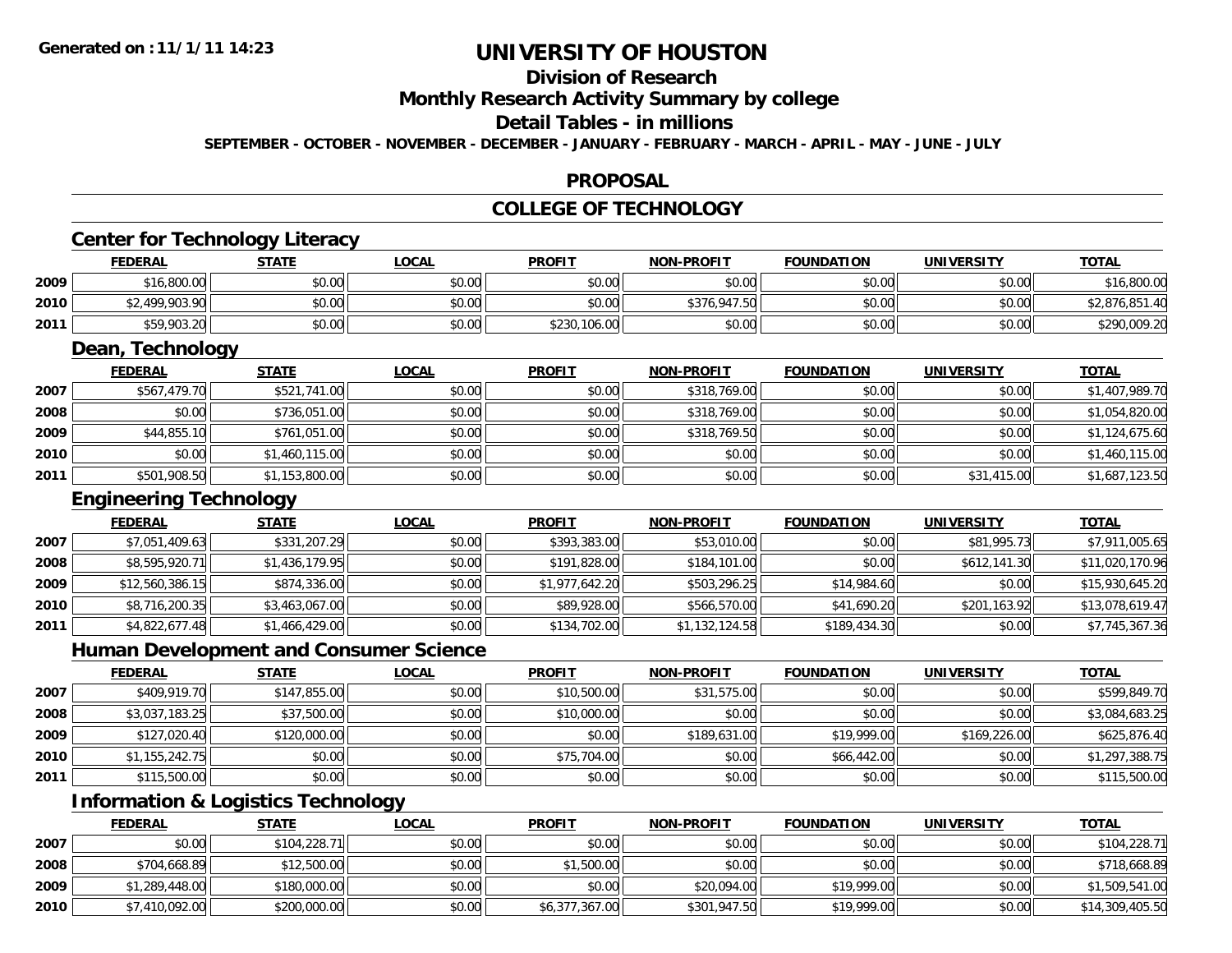**Generated on :11/1/11 14:23**

# UNIVERSITY OF HOUSTON

## Division of Research

## Monthly Research Activity Summary by college

## Detail Tables - in millions

**SEPTEMBER - OCTOBER - NOVEMBER - DECEMBER - JANUARY - FEBRUARY - MARCH - APRIL - MAY - JUNE - JULY**

## PROPOSAL

## COLLEGE OF TECHNOLOGY

### Center for Technology Literacy

| | FEDERAL | STATE | LOCAL | PROFIT | NON-PROFIT | FOUNDATION | UNIVERSITY | TOTAL |
|---|---|---|---|---|---|---|---|---|
| 2009 | $16,800.00 | $0.00 | $0.00 | $0.00 | $0.00 | $0.00 | $0.00 | $16,800.00 |
| 2010 | $2,499,903.90 | $0.00 | $0.00 | $0.00 | $376,947.50 | $0.00 | $0.00 | $2,876,851.40 |
| 2011 | $59,903.20 | $0.00 | $0.00 | $230,106.00 | $0.00 | $0.00 | $0.00 | $290,009.20 |

### Dean, Technology

| | FEDERAL | STATE | LOCAL | PROFIT | NON-PROFIT | FOUNDATION | UNIVERSITY | TOTAL |
|---|---|---|---|---|---|---|---|---|
| 2007 | $567,479.70 | $521,741.00 | $0.00 | $0.00 | $318,769.00 | $0.00 | $0.00 | $1,407,989.70 |
| 2008 | $0.00 | $736,051.00 | $0.00 | $0.00 | $318,769.00 | $0.00 | $0.00 | $1,054,820.00 |
| 2009 | $44,855.10 | $761,051.00 | $0.00 | $0.00 | $318,769.50 | $0.00 | $0.00 | $1,124,675.60 |
| 2010 | $0.00 | $1,460,115.00 | $0.00 | $0.00 | $0.00 | $0.00 | $0.00 | $1,460,115.00 |
| 2011 | $501,908.50 | $1,153,800.00 | $0.00 | $0.00 | $0.00 | $0.00 | $31,415.00 | $1,687,123.50 |

### Engineering Technology

| | FEDERAL | STATE | LOCAL | PROFIT | NON-PROFIT | FOUNDATION | UNIVERSITY | TOTAL |
|---|---|---|---|---|---|---|---|---|
| 2007 | $7,051,409.63 | $331,207.29 | $0.00 | $393,383.00 | $53,010.00 | $0.00 | $81,995.73 | $7,911,005.65 |
| 2008 | $8,595,920.71 | $1,436,179.95 | $0.00 | $191,828.00 | $184,101.00 | $0.00 | $612,141.30 | $11,020,170.96 |
| 2009 | $12,560,386.15 | $874,336.00 | $0.00 | $1,977,642.20 | $503,296.25 | $14,984.60 | $0.00 | $15,930,645.20 |
| 2010 | $8,716,200.35 | $3,463,067.00 | $0.00 | $89,928.00 | $566,570.00 | $41,690.20 | $201,163.92 | $13,078,619.47 |
| 2011 | $4,822,677.48 | $1,466,429.00 | $0.00 | $134,702.00 | $1,132,124.58 | $189,434.30 | $0.00 | $7,745,367.36 |

### Human Development and Consumer Science

| | FEDERAL | STATE | LOCAL | PROFIT | NON-PROFIT | FOUNDATION | UNIVERSITY | TOTAL |
|---|---|---|---|---|---|---|---|---|
| 2007 | $409,919.70 | $147,855.00 | $0.00 | $10,500.00 | $31,575.00 | $0.00 | $0.00 | $599,849.70 |
| 2008 | $3,037,183.25 | $37,500.00 | $0.00 | $10,000.00 | $0.00 | $0.00 | $0.00 | $3,084,683.25 |
| 2009 | $127,020.40 | $120,000.00 | $0.00 | $0.00 | $189,631.00 | $19,999.00 | $169,226.00 | $625,876.40 |
| 2010 | $1,155,242.75 | $0.00 | $0.00 | $75,704.00 | $0.00 | $66,442.00 | $0.00 | $1,297,388.75 |
| 2011 | $115,500.00 | $0.00 | $0.00 | $0.00 | $0.00 | $0.00 | $0.00 | $115,500.00 |

### Information & Logistics Technology

| | FEDERAL | STATE | LOCAL | PROFIT | NON-PROFIT | FOUNDATION | UNIVERSITY | TOTAL |
|---|---|---|---|---|---|---|---|---|
| 2007 | $0.00 | $104,228.71 | $0.00 | $0.00 | $0.00 | $0.00 | $0.00 | $104,228.71 |
| 2008 | $704,668.89 | $12,500.00 | $0.00 | $1,500.00 | $0.00 | $0.00 | $0.00 | $718,668.89 |
| 2009 | $1,289,448.00 | $180,000.00 | $0.00 | $0.00 | $20,094.00 | $19,999.00 | $0.00 | $1,509,541.00 |
| 2010 | $7,410,092.00 | $200,000.00 | $0.00 | $6,377,367.00 | $301,947.50 | $19,999.00 | $0.00 | $14,309,405.50 |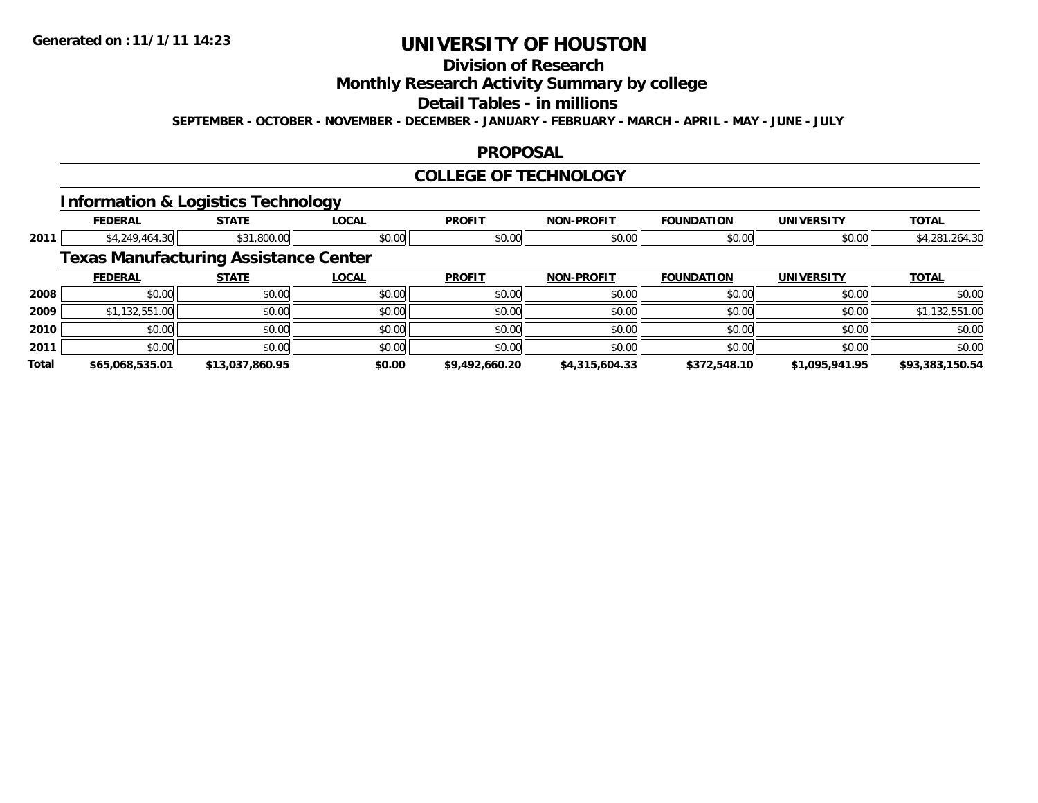# UNIVERSITY OF HOUSTON

## Division of Research

## Monthly Research Activity Summary by college

## Detail Tables - in millions

**SEPTEMBER - OCTOBER - NOVEMBER - DECEMBER - JANUARY - FEBRUARY - MARCH - APRIL - MAY - JUNE - JULY**

## PROPOSAL

## COLLEGE OF TECHNOLOGY

### Information & Logistics Technology

| | FEDERAL | STATE | LOCAL | PROFIT | NON-PROFIT | FOUNDATION | UNIVERSITY | TOTAL |
|---|---|---|---|---|---|---|---|---|
| 2011 | $4,249,464.30 | $31,800.00 | $0.00 | $0.00 | $0.00 | $0.00 | $0.00 | $4,281,264.30 |

### Texas Manufacturing Assistance Center

| | FEDERAL | STATE | LOCAL | PROFIT | NON-PROFIT | FOUNDATION | UNIVERSITY | TOTAL |
|---|---|---|---|---|---|---|---|---|
| 2008 | $0.00 | $0.00 | $0.00 | $0.00 | $0.00 | $0.00 | $0.00 | $0.00 |
| 2009 | $1,132,551.00 | $0.00 | $0.00 | $0.00 | $0.00 | $0.00 | $0.00 | $1,132,551.00 |
| 2010 | $0.00 | $0.00 | $0.00 | $0.00 | $0.00 | $0.00 | $0.00 | $0.00 |
| 2011 | $0.00 | $0.00 | $0.00 | $0.00 | $0.00 | $0.00 | $0.00 | $0.00 |
| **Total** | **$65,068,535.01** | **$13,037,860.95** | **$0.00** | **$9,492,660.20** | **$4,315,604.33** | **$372,548.10** | **$1,095,941.95** | **$93,383,150.54** |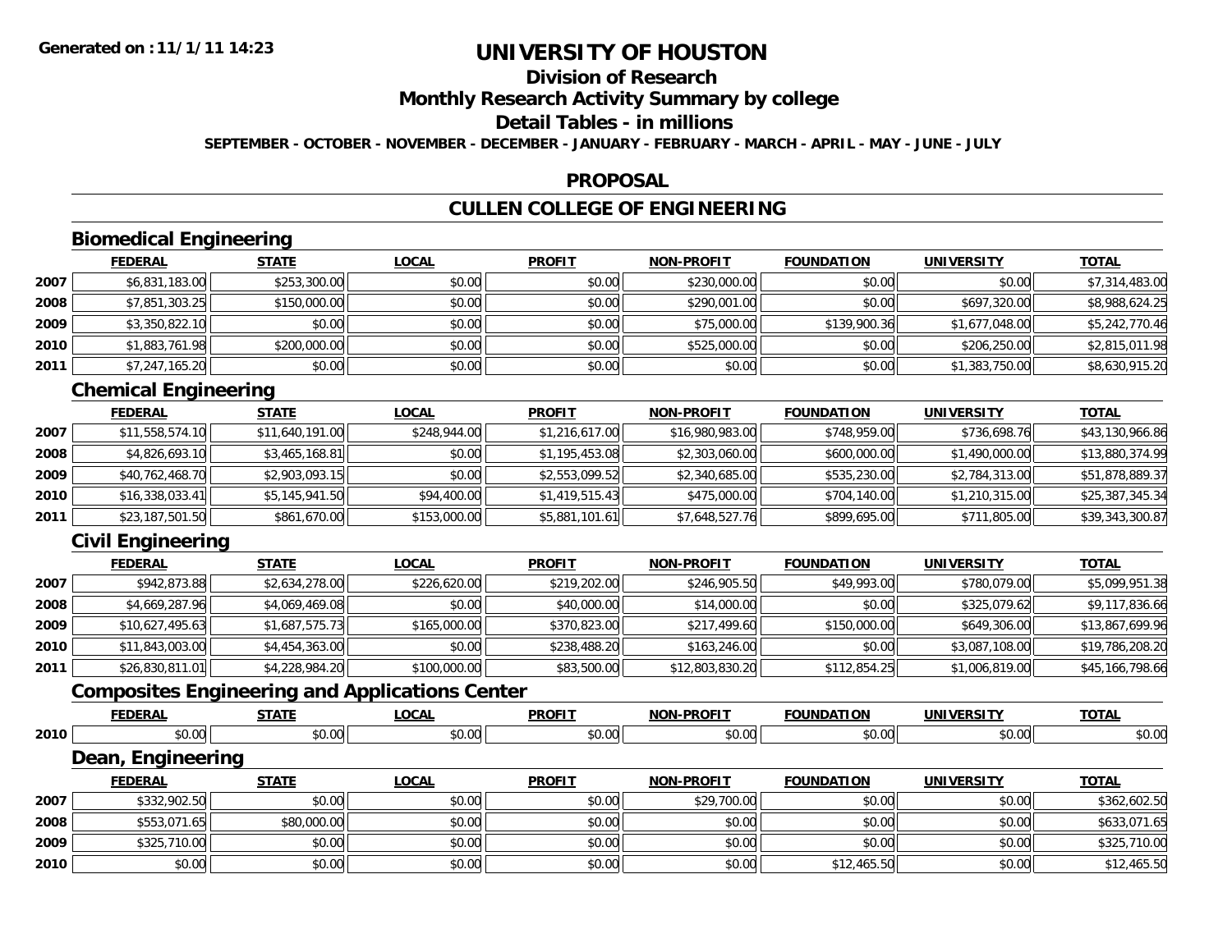Generated on :11/1/11 14:23

# UNIVERSITY OF HOUSTON

## Division of Research

## Monthly Research Activity Summary by college

## Detail Tables - in millions

**SEPTEMBER - OCTOBER - NOVEMBER - DECEMBER - JANUARY - FEBRUARY - MARCH - APRIL - MAY - JUNE - JULY**

## PROPOSAL

## CULLEN COLLEGE OF ENGINEERING

### Biomedical Engineering

| | FEDERAL | STATE | LOCAL | PROFIT | NON-PROFIT | FOUNDATION | UNIVERSITY | TOTAL |
|---|---|---|---|---|---|---|---|---|
| 2007 | $6,831,183.00 | $253,300.00 | $0.00 | $0.00 | $230,000.00 | $0.00 | $0.00 | $7,314,483.00 |
| 2008 | $7,851,303.25 | $150,000.00 | $0.00 | $0.00 | $290,001.00 | $0.00 | $697,320.00 | $8,988,624.25 |
| 2009 | $3,350,822.10 | $0.00 | $0.00 | $0.00 | $75,000.00 | $139,900.36 | $1,677,048.00 | $5,242,770.46 |
| 2010 | $1,883,761.98 | $200,000.00 | $0.00 | $0.00 | $525,000.00 | $0.00 | $206,250.00 | $2,815,011.98 |
| 2011 | $7,247,165.20 | $0.00 | $0.00 | $0.00 | $0.00 | $0.00 | $1,383,750.00 | $8,630,915.20 |

### Chemical Engineering

| | FEDERAL | STATE | LOCAL | PROFIT | NON-PROFIT | FOUNDATION | UNIVERSITY | TOTAL |
|---|---|---|---|---|---|---|---|---|
| 2007 | $11,558,574.10 | $11,640,191.00 | $248,944.00 | $1,216,617.00 | $16,980,983.00 | $748,959.00 | $736,698.76 | $43,130,966.86 |
| 2008 | $4,826,693.10 | $3,465,168.81 | $0.00 | $1,195,453.08 | $2,303,060.00 | $600,000.00 | $1,490,000.00 | $13,880,374.99 |
| 2009 | $40,762,468.70 | $2,903,093.15 | $0.00 | $2,553,099.52 | $2,340,685.00 | $535,230.00 | $2,784,313.00 | $51,878,889.37 |
| 2010 | $16,338,033.41 | $5,145,941.50 | $94,400.00 | $1,419,515.43 | $475,000.00 | $704,140.00 | $1,210,315.00 | $25,387,345.34 |
| 2011 | $23,187,501.50 | $861,670.00 | $153,000.00 | $5,881,101.61 | $7,648,527.76 | $899,695.00 | $711,805.00 | $39,343,300.87 |

### Civil Engineering

| | FEDERAL | STATE | LOCAL | PROFIT | NON-PROFIT | FOUNDATION | UNIVERSITY | TOTAL |
|---|---|---|---|---|---|---|---|---|
| 2007 | $942,873.88 | $2,634,278.00 | $226,620.00 | $219,202.00 | $246,905.50 | $49,993.00 | $780,079.00 | $5,099,951.38 |
| 2008 | $4,669,287.96 | $4,069,469.08 | $0.00 | $40,000.00 | $14,000.00 | $0.00 | $325,079.62 | $9,117,836.66 |
| 2009 | $10,627,495.63 | $1,687,575.73 | $165,000.00 | $370,823.00 | $217,499.60 | $150,000.00 | $649,306.00 | $13,867,699.96 |
| 2010 | $11,843,003.00 | $4,454,363.00 | $0.00 | $238,488.20 | $163,246.00 | $0.00 | $3,087,108.00 | $19,786,208.20 |
| 2011 | $26,830,811.01 | $4,228,984.20 | $100,000.00 | $83,500.00 | $12,803,830.20 | $112,854.25 | $1,006,819.00 | $45,166,798.66 |

### Composites Engineering and Applications Center

| | FEDERAL | STATE | LOCAL | PROFIT | NON-PROFIT | FOUNDATION | UNIVERSITY | TOTAL |
|---|---|---|---|---|---|---|---|---|
| 2010 | $0.00 | $0.00 | $0.00 | $0.00 | $0.00 | $0.00 | $0.00 | $0.00 |

### Dean, Engineering

| | FEDERAL | STATE | LOCAL | PROFIT | NON-PROFIT | FOUNDATION | UNIVERSITY | TOTAL |
|---|---|---|---|---|---|---|---|---|
| 2007 | $332,902.50 | $0.00 | $0.00 | $0.00 | $29,700.00 | $0.00 | $0.00 | $362,602.50 |
| 2008 | $553,071.65 | $80,000.00 | $0.00 | $0.00 | $0.00 | $0.00 | $0.00 | $633,071.65 |
| 2009 | $325,710.00 | $0.00 | $0.00 | $0.00 | $0.00 | $0.00 | $0.00 | $325,710.00 |
| 2010 | $0.00 | $0.00 | $0.00 | $0.00 | $0.00 | $12,465.50 | $0.00 | $12,465.50 |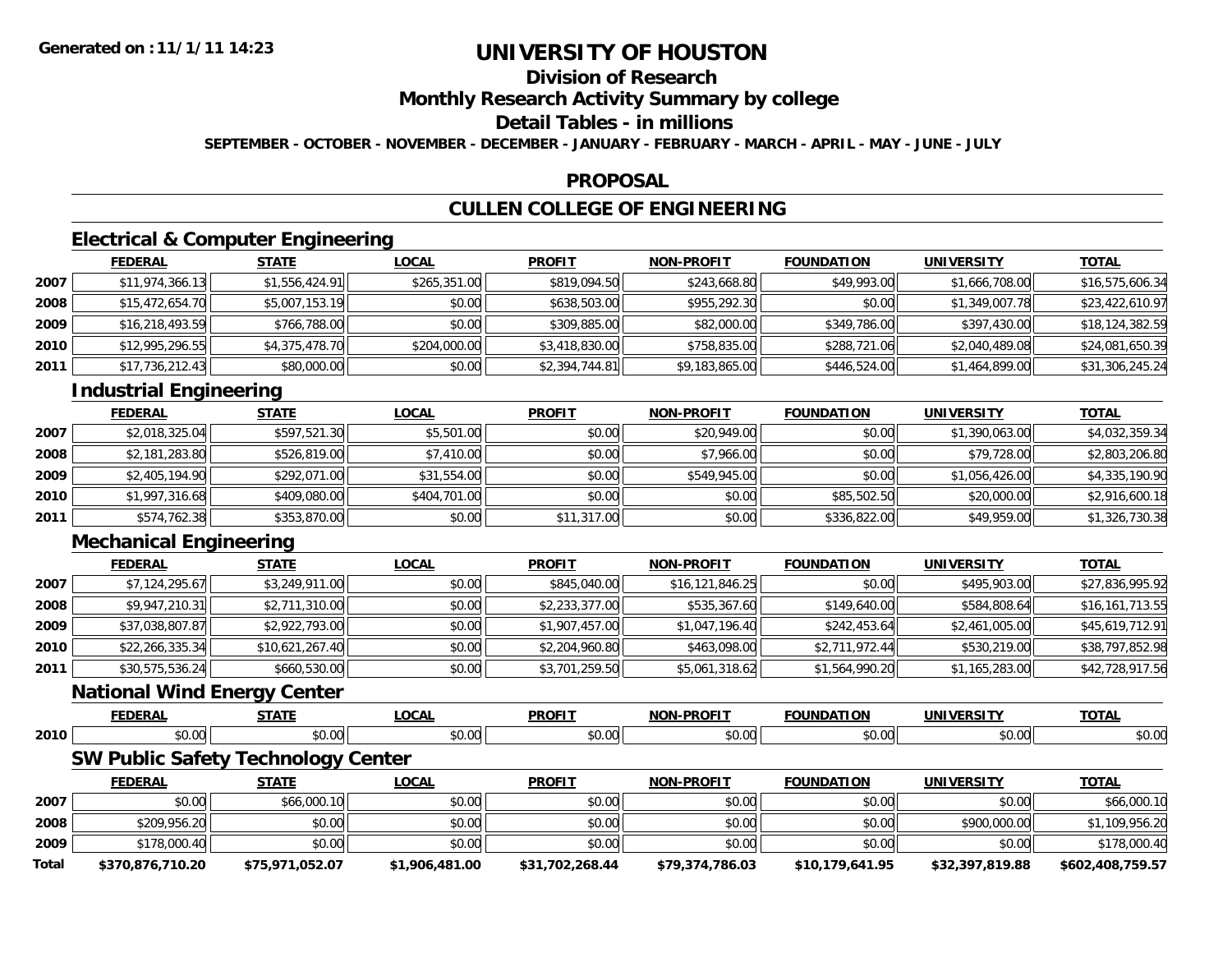**Generated on :11/1/11 14:23**

# UNIVERSITY OF HOUSTON

## Division of Research

## Monthly Research Activity Summary by college

## Detail Tables - in millions

**SEPTEMBER - OCTOBER - NOVEMBER - DECEMBER - JANUARY - FEBRUARY - MARCH - APRIL - MAY - JUNE - JULY**

## PROPOSAL

## CULLEN COLLEGE OF ENGINEERING

### Electrical & Computer Engineering

| | FEDERAL | STATE | LOCAL | PROFIT | NON-PROFIT | FOUNDATION | UNIVERSITY | TOTAL |
|---|---|---|---|---|---|---|---|---|
| 2007 | $11,974,366.13 | $1,556,424.91 | $265,351.00 | $819,094.50 | $243,668.80 | $49,993.00 | $1,666,708.00 | $16,575,606.34 |
| 2008 | $15,472,654.70 | $5,007,153.19 | $0.00 | $638,503.00 | $955,292.30 | $0.00 | $1,349,007.78 | $23,422,610.97 |
| 2009 | $16,218,493.59 | $766,788.00 | $0.00 | $309,885.00 | $82,000.00 | $349,786.00 | $397,430.00 | $18,124,382.59 |
| 2010 | $12,995,296.55 | $4,375,478.70 | $204,000.00 | $3,418,830.00 | $758,835.00 | $288,721.06 | $2,040,489.08 | $24,081,650.39 |
| 2011 | $17,736,212.43 | $80,000.00 | $0.00 | $2,394,744.81 | $9,183,865.00 | $446,524.00 | $1,464,899.00 | $31,306,245.24 |

### Industrial Engineering

| | FEDERAL | STATE | LOCAL | PROFIT | NON-PROFIT | FOUNDATION | UNIVERSITY | TOTAL |
|---|---|---|---|---|---|---|---|---|
| 2007 | $2,018,325.04 | $597,521.30 | $5,501.00 | $0.00 | $20,949.00 | $0.00 | $1,390,063.00 | $4,032,359.34 |
| 2008 | $2,181,283.80 | $526,819.00 | $7,410.00 | $0.00 | $7,966.00 | $0.00 | $79,728.00 | $2,803,206.80 |
| 2009 | $2,405,194.90 | $292,071.00 | $31,554.00 | $0.00 | $549,945.00 | $0.00 | $1,056,426.00 | $4,335,190.90 |
| 2010 | $1,997,316.68 | $409,080.00 | $404,701.00 | $0.00 | $0.00 | $85,502.50 | $20,000.00 | $2,916,600.18 |
| 2011 | $574,762.38 | $353,870.00 | $0.00 | $11,317.00 | $0.00 | $336,822.00 | $49,959.00 | $1,326,730.38 |

### Mechanical Engineering

| | FEDERAL | STATE | LOCAL | PROFIT | NON-PROFIT | FOUNDATION | UNIVERSITY | TOTAL |
|---|---|---|---|---|---|---|---|---|
| 2007 | $7,124,295.67 | $3,249,911.00 | $0.00 | $845,040.00 | $16,121,846.25 | $0.00 | $495,903.00 | $27,836,995.92 |
| 2008 | $9,947,210.31 | $2,711,310.00 | $0.00 | $2,233,377.00 | $535,367.60 | $149,640.00 | $584,808.64 | $16,161,713.55 |
| 2009 | $37,038,807.87 | $2,922,793.00 | $0.00 | $1,907,457.00 | $1,047,196.40 | $242,453.64 | $2,461,005.00 | $45,619,712.91 |
| 2010 | $22,266,335.34 | $10,621,267.40 | $0.00 | $2,204,960.80 | $463,098.00 | $2,711,972.44 | $530,219.00 | $38,797,852.98 |
| 2011 | $30,575,536.24 | $660,530.00 | $0.00 | $3,701,259.50 | $5,061,318.62 | $1,564,990.20 | $1,165,283.00 | $42,728,917.56 |

### National Wind Energy Center

| | FEDERAL | STATE | LOCAL | PROFIT | NON-PROFIT | FOUNDATION | UNIVERSITY | TOTAL |
|---|---|---|---|---|---|---|---|---|
| 2010 | $0.00 | $0.00 | $0.00 | $0.00 | $0.00 | $0.00 | $0.00 | $0.00 |

### SW Public Safety Technology Center

| | FEDERAL | STATE | LOCAL | PROFIT | NON-PROFIT | FOUNDATION | UNIVERSITY | TOTAL |
|---|---|---|---|---|---|---|---|---|
| 2007 | $0.00 | $66,000.10 | $0.00 | $0.00 | $0.00 | $0.00 | $0.00 | $66,000.10 |
| 2008 | $209,956.20 | $0.00 | $0.00 | $0.00 | $0.00 | $0.00 | $900,000.00 | $1,109,956.20 |
| 2009 | $178,000.40 | $0.00 | $0.00 | $0.00 | $0.00 | $0.00 | $0.00 | $178,000.40 |
| **Total** | **$370,876,710.20** | **$75,971,052.07** | **$1,906,481.00** | **$31,702,268.44** | **$79,374,786.03** | **$10,179,641.95** | **$32,397,819.88** | **$602,408,759.57** |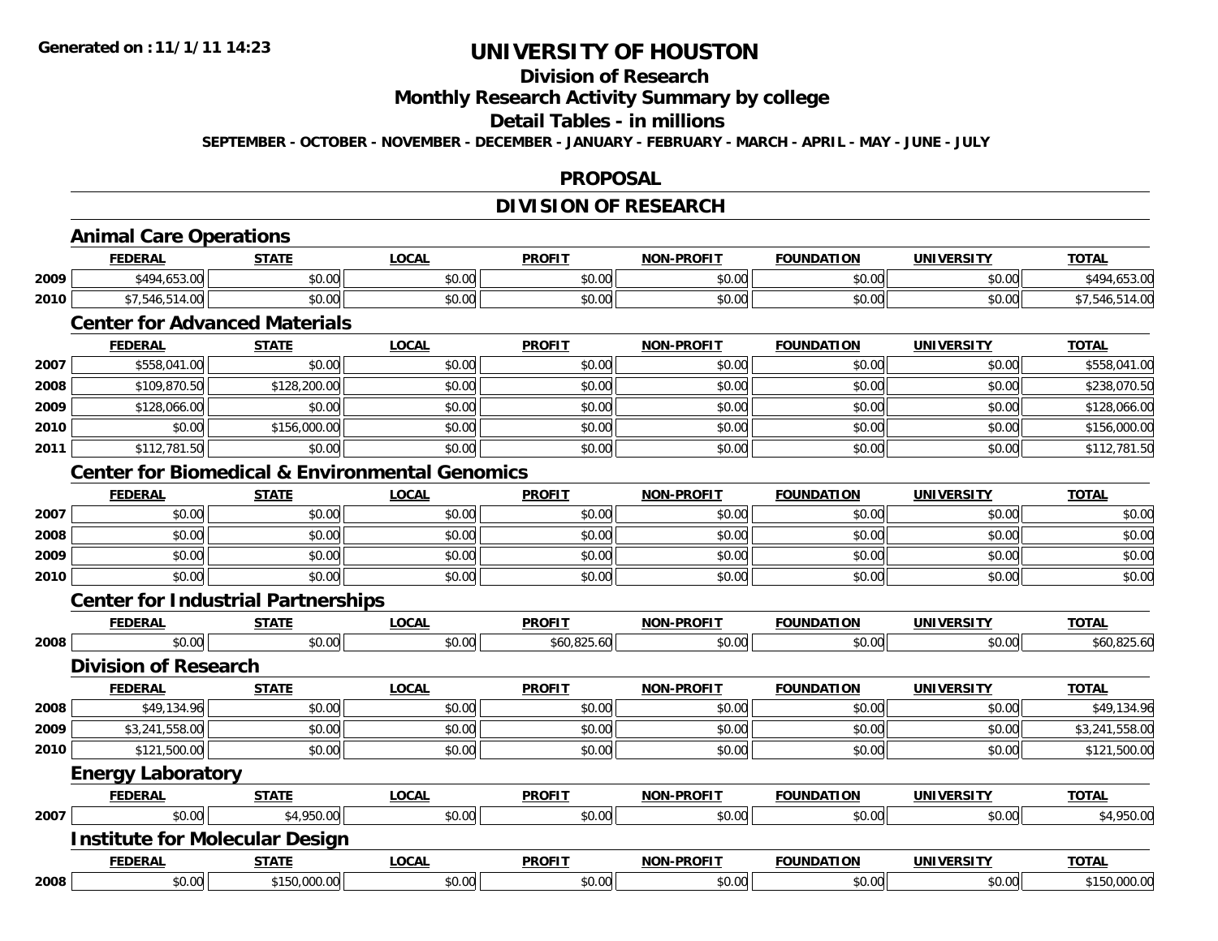# UNIVERSITY OF HOUSTON

## Division of Research

## Monthly Research Activity Summary by college

## Detail Tables - in millions

**SEPTEMBER - OCTOBER - NOVEMBER - DECEMBER - JANUARY - FEBRUARY - MARCH - APRIL - MAY - JUNE - JULY**

## PROPOSAL

## DIVISION OF RESEARCH

### Animal Care Operations

| | FEDERAL | STATE | LOCAL | PROFIT | NON-PROFIT | FOUNDATION | UNIVERSITY | TOTAL |
|---|---|---|---|---|---|---|---|---|
| 2009 | $494,653.00 | $0.00 | $0.00 | $0.00 | $0.00 | $0.00 | $0.00 | $494,653.00 |
| 2010 | $7,546,514.00 | $0.00 | $0.00 | $0.00 | $0.00 | $0.00 | $0.00 | $7,546,514.00 |

### Center for Advanced Materials

| | FEDERAL | STATE | LOCAL | PROFIT | NON-PROFIT | FOUNDATION | UNIVERSITY | TOTAL |
|---|---|---|---|---|---|---|---|---|
| 2007 | $558,041.00 | $0.00 | $0.00 | $0.00 | $0.00 | $0.00 | $0.00 | $558,041.00 |
| 2008 | $109,870.50 | $128,200.00 | $0.00 | $0.00 | $0.00 | $0.00 | $0.00 | $238,070.50 |
| 2009 | $128,066.00 | $0.00 | $0.00 | $0.00 | $0.00 | $0.00 | $0.00 | $128,066.00 |
| 2010 | $0.00 | $156,000.00 | $0.00 | $0.00 | $0.00 | $0.00 | $0.00 | $156,000.00 |
| 2011 | $112,781.50 | $0.00 | $0.00 | $0.00 | $0.00 | $0.00 | $0.00 | $112,781.50 |

### Center for Biomedical & Environmental Genomics

| | FEDERAL | STATE | LOCAL | PROFIT | NON-PROFIT | FOUNDATION | UNIVERSITY | TOTAL |
|---|---|---|---|---|---|---|---|---|
| 2007 | $0.00 | $0.00 | $0.00 | $0.00 | $0.00 | $0.00 | $0.00 | $0.00 |
| 2008 | $0.00 | $0.00 | $0.00 | $0.00 | $0.00 | $0.00 | $0.00 | $0.00 |
| 2009 | $0.00 | $0.00 | $0.00 | $0.00 | $0.00 | $0.00 | $0.00 | $0.00 |
| 2010 | $0.00 | $0.00 | $0.00 | $0.00 | $0.00 | $0.00 | $0.00 | $0.00 |

### Center for Industrial Partnerships

| | FEDERAL | STATE | LOCAL | PROFIT | NON-PROFIT | FOUNDATION | UNIVERSITY | TOTAL |
|---|---|---|---|---|---|---|---|---|
| 2008 | $0.00 | $0.00 | $0.00 | $60,825.60 | $0.00 | $0.00 | $0.00 | $60,825.60 |

### Division of Research

| | FEDERAL | STATE | LOCAL | PROFIT | NON-PROFIT | FOUNDATION | UNIVERSITY | TOTAL |
|---|---|---|---|---|---|---|---|---|
| 2008 | $49,134.96 | $0.00 | $0.00 | $0.00 | $0.00 | $0.00 | $0.00 | $49,134.96 |
| 2009 | $3,241,558.00 | $0.00 | $0.00 | $0.00 | $0.00 | $0.00 | $0.00 | $3,241,558.00 |
| 2010 | $121,500.00 | $0.00 | $0.00 | $0.00 | $0.00 | $0.00 | $0.00 | $121,500.00 |

### Energy Laboratory

| | FEDERAL | STATE | LOCAL | PROFIT | NON-PROFIT | FOUNDATION | UNIVERSITY | TOTAL |
|---|---|---|---|---|---|---|---|---|
| 2007 | $0.00 | $4,950.00 | $0.00 | $0.00 | $0.00 | $0.00 | $0.00 | $4,950.00 |

### Institute for Molecular Design

| | FEDERAL | STATE | LOCAL | PROFIT | NON-PROFIT | FOUNDATION | UNIVERSITY | TOTAL |
|---|---|---|---|---|---|---|---|---|
| 2008 | $0.00 | $150,000.00 | $0.00 | $0.00 | $0.00 | $0.00 | $0.00 | $150,000.00 |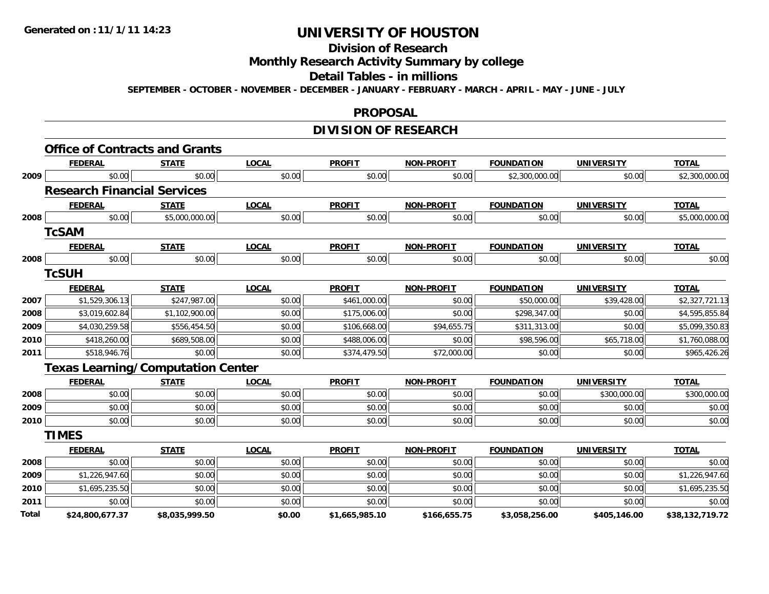# UNIVERSITY OF HOUSTON

## Division of Research

## Monthly Research Activity Summary by college

## Detail Tables - in millions

**SEPTEMBER - OCTOBER - NOVEMBER - DECEMBER - JANUARY - FEBRUARY - MARCH - APRIL - MAY - JUNE - JULY**

## PROPOSAL

## DIVISION OF RESEARCH

### Office of Contracts and Grants

| | FEDERAL | STATE | LOCAL | PROFIT | NON-PROFIT | FOUNDATION | UNIVERSITY | TOTAL |
|---|---|---|---|---|---|---|---|---|
| 2009 | $0.00 | $0.00 | $0.00 | $0.00 | $0.00 | $2,300,000.00 | $0.00 | $2,300,000.00 |

### Research Financial Services

| | FEDERAL | STATE | LOCAL | PROFIT | NON-PROFIT | FOUNDATION | UNIVERSITY | TOTAL |
|---|---|---|---|---|---|---|---|---|
| 2008 | $0.00 | $5,000,000.00 | $0.00 | $0.00 | $0.00 | $0.00 | $0.00 | $5,000,000.00 |

### TcSAM

| | FEDERAL | STATE | LOCAL | PROFIT | NON-PROFIT | FOUNDATION | UNIVERSITY | TOTAL |
|---|---|---|---|---|---|---|---|---|
| 2008 | $0.00 | $0.00 | $0.00 | $0.00 | $0.00 | $0.00 | $0.00 | $0.00 |

### TcSUH

| | FEDERAL | STATE | LOCAL | PROFIT | NON-PROFIT | FOUNDATION | UNIVERSITY | TOTAL |
|---|---|---|---|---|---|---|---|---|
| 2007 | $1,529,306.13 | $247,987.00 | $0.00 | $461,000.00 | $0.00 | $50,000.00 | $39,428.00 | $2,327,721.13 |
| 2008 | $3,019,602.84 | $1,102,900.00 | $0.00 | $175,006.00 | $0.00 | $298,347.00 | $0.00 | $4,595,855.84 |
| 2009 | $4,030,259.58 | $556,454.50 | $0.00 | $106,668.00 | $94,655.75 | $311,313.00 | $0.00 | $5,099,350.83 |
| 2010 | $418,260.00 | $689,508.00 | $0.00 | $488,006.00 | $0.00 | $98,596.00 | $65,718.00 | $1,760,088.00 |
| 2011 | $518,946.76 | $0.00 | $0.00 | $374,479.50 | $72,000.00 | $0.00 | $0.00 | $965,426.26 |

### Texas Learning/Computation Center

| | FEDERAL | STATE | LOCAL | PROFIT | NON-PROFIT | FOUNDATION | UNIVERSITY | TOTAL |
|---|---|---|---|---|---|---|---|---|
| 2008 | $0.00 | $0.00 | $0.00 | $0.00 | $0.00 | $0.00 | $300,000.00 | $300,000.00 |
| 2009 | $0.00 | $0.00 | $0.00 | $0.00 | $0.00 | $0.00 | $0.00 | $0.00 |
| 2010 | $0.00 | $0.00 | $0.00 | $0.00 | $0.00 | $0.00 | $0.00 | $0.00 |

### TIMES

| | FEDERAL | STATE | LOCAL | PROFIT | NON-PROFIT | FOUNDATION | UNIVERSITY | TOTAL |
|---|---|---|---|---|---|---|---|---|
| 2008 | $0.00 | $0.00 | $0.00 | $0.00 | $0.00 | $0.00 | $0.00 | $0.00 |
| 2009 | $1,226,947.60 | $0.00 | $0.00 | $0.00 | $0.00 | $0.00 | $0.00 | $1,226,947.60 |
| 2010 | $1,695,235.50 | $0.00 | $0.00 | $0.00 | $0.00 | $0.00 | $0.00 | $1,695,235.50 |
| 2011 | $0.00 | $0.00 | $0.00 | $0.00 | $0.00 | $0.00 | $0.00 | $0.00 |
| **Total** | **$24,800,677.37** | **$8,035,999.50** | **$0.00** | **$1,665,985.10** | **$166,655.75** | **$3,058,256.00** | **$405,146.00** | **$38,132,719.72** |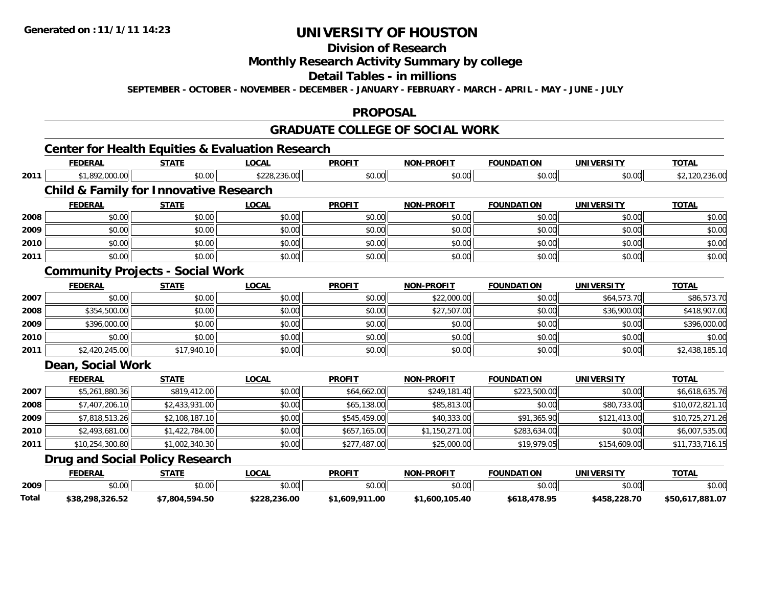Generated on :11/1/11 14:23

# UNIVERSITY OF HOUSTON

## Division of Research

## Monthly Research Activity Summary by college

## Detail Tables - in millions

**SEPTEMBER - OCTOBER - NOVEMBER - DECEMBER - JANUARY - FEBRUARY - MARCH - APRIL - MAY - JUNE - JULY**

## PROPOSAL

## GRADUATE COLLEGE OF SOCIAL WORK

### Center for Health Equities & Evaluation Research

| | FEDERAL | STATE | LOCAL | PROFIT | NON-PROFIT | FOUNDATION | UNIVERSITY | TOTAL |
|---|---|---|---|---|---|---|---|---|
| 2011 | $1,892,000.00 | $0.00 | $228,236.00 | $0.00 | $0.00 | $0.00 | $0.00 | $2,120,236.00 |

### Child & Family for Innovative Research

| | FEDERAL | STATE | LOCAL | PROFIT | NON-PROFIT | FOUNDATION | UNIVERSITY | TOTAL |
|---|---|---|---|---|---|---|---|---|
| 2008 | $0.00 | $0.00 | $0.00 | $0.00 | $0.00 | $0.00 | $0.00 | $0.00 |
| 2009 | $0.00 | $0.00 | $0.00 | $0.00 | $0.00 | $0.00 | $0.00 | $0.00 |
| 2010 | $0.00 | $0.00 | $0.00 | $0.00 | $0.00 | $0.00 | $0.00 | $0.00 |
| 2011 | $0.00 | $0.00 | $0.00 | $0.00 | $0.00 | $0.00 | $0.00 | $0.00 |

### Community Projects - Social Work

| | FEDERAL | STATE | LOCAL | PROFIT | NON-PROFIT | FOUNDATION | UNIVERSITY | TOTAL |
|---|---|---|---|---|---|---|---|---|
| 2007 | $0.00 | $0.00 | $0.00 | $0.00 | $22,000.00 | $0.00 | $64,573.70 | $86,573.70 |
| 2008 | $354,500.00 | $0.00 | $0.00 | $0.00 | $27,507.00 | $0.00 | $36,900.00 | $418,907.00 |
| 2009 | $396,000.00 | $0.00 | $0.00 | $0.00 | $0.00 | $0.00 | $0.00 | $396,000.00 |
| 2010 | $0.00 | $0.00 | $0.00 | $0.00 | $0.00 | $0.00 | $0.00 | $0.00 |
| 2011 | $2,420,245.00 | $17,940.10 | $0.00 | $0.00 | $0.00 | $0.00 | $0.00 | $2,438,185.10 |

### Dean, Social Work

| | FEDERAL | STATE | LOCAL | PROFIT | NON-PROFIT | FOUNDATION | UNIVERSITY | TOTAL |
|---|---|---|---|---|---|---|---|---|
| 2007 | $5,261,880.36 | $819,412.00 | $0.00 | $64,662.00 | $249,181.40 | $223,500.00 | $0.00 | $6,618,635.76 |
| 2008 | $7,407,206.10 | $2,433,931.00 | $0.00 | $65,138.00 | $85,813.00 | $0.00 | $80,733.00 | $10,072,821.10 |
| 2009 | $7,818,513.26 | $2,108,187.10 | $0.00 | $545,459.00 | $40,333.00 | $91,365.90 | $121,413.00 | $10,725,271.26 |
| 2010 | $2,493,681.00 | $1,422,784.00 | $0.00 | $657,165.00 | $1,150,271.00 | $283,634.00 | $0.00 | $6,007,535.00 |
| 2011 | $10,254,300.80 | $1,002,340.30 | $0.00 | $277,487.00 | $25,000.00 | $19,979.05 | $154,609.00 | $11,733,716.15 |

### Drug and Social Policy Research

| | FEDERAL | STATE | LOCAL | PROFIT | NON-PROFIT | FOUNDATION | UNIVERSITY | TOTAL |
|---|---|---|---|---|---|---|---|---|
| 2009 | $0.00 | $0.00 | $0.00 | $0.00 | $0.00 | $0.00 | $0.00 | $0.00 |
| **Total** | **$38,298,326.52** | **$7,804,594.50** | **$228,236.00** | **$1,609,911.00** | **$1,600,105.40** | **$618,478.95** | **$458,228.70** | **$50,617,881.07** |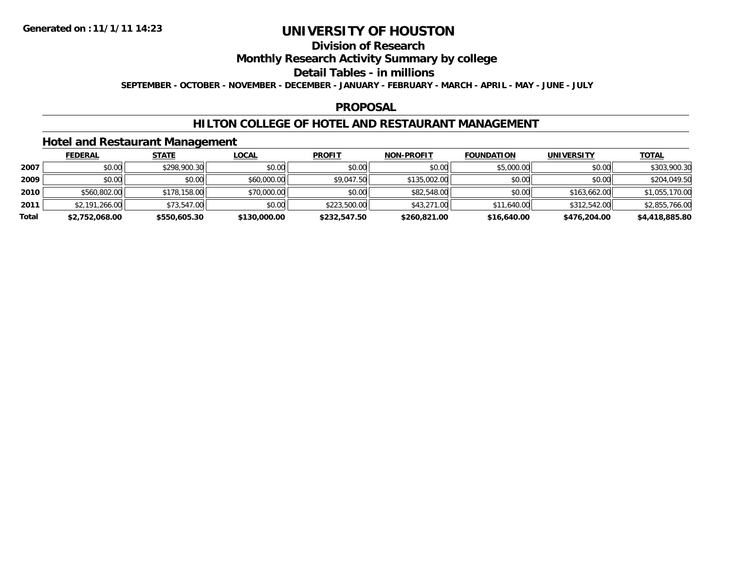Generated on :11/1/11 14:23

# UNIVERSITY OF HOUSTON

## Division of Research

## Monthly Research Activity Summary by college

## Detail Tables - in millions

**SEPTEMBER - OCTOBER - NOVEMBER - DECEMBER - JANUARY - FEBRUARY - MARCH - APRIL - MAY - JUNE - JULY**

## PROPOSAL

## HILTON COLLEGE OF HOTEL AND RESTAURANT MANAGEMENT

### Hotel and Restaurant Management

| | FEDERAL | STATE | LOCAL | PROFIT | NON-PROFIT | FOUNDATION | UNIVERSITY | TOTAL |
|---|---|---|---|---|---|---|---|---|
| **2007** | $0.00 | $298,900.30 | $0.00 | $0.00 | $0.00 | $5,000.00 | $0.00 | $303,900.30 |
| **2009** | $0.00 | $0.00 | $60,000.00 | $9,047.50 | $135,002.00 | $0.00 | $0.00 | $204,049.50 |
| **2010** | $560,802.00 | $178,158.00 | $70,000.00 | $0.00 | $82,548.00 | $0.00 | $163,662.00 | $1,055,170.00 |
| **2011** | $2,191,266.00 | $73,547.00 | $0.00 | $223,500.00 | $43,271.00 | $11,640.00 | $312,542.00 | $2,855,766.00 |
| **Total** | **$2,752,068.00** | **$550,605.30** | **$130,000.00** | **$232,547.50** | **$260,821.00** | **$16,640.00** | **$476,204.00** | **$4,418,885.80** |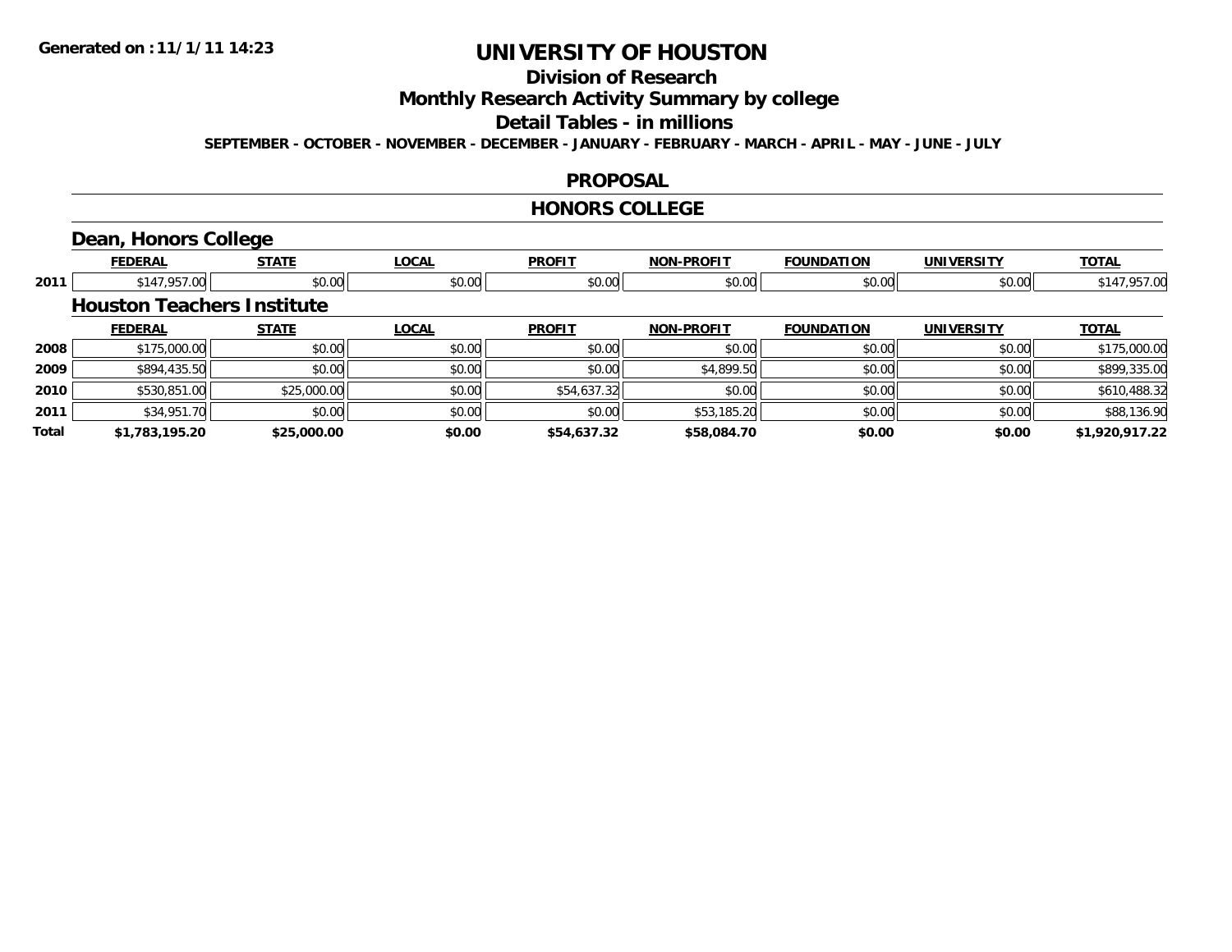**Generated on :11/1/11 14:23**

# UNIVERSITY OF HOUSTON

## Division of Research

## Monthly Research Activity Summary by college

## Detail Tables - in millions

**SEPTEMBER - OCTOBER - NOVEMBER - DECEMBER - JANUARY - FEBRUARY - MARCH - APRIL - MAY - JUNE - JULY**

## PROPOSAL

## HONORS COLLEGE

### Dean, Honors College

| | FEDERAL | STATE | LOCAL | PROFIT | NON-PROFIT | FOUNDATION | UNIVERSITY | TOTAL |
|---|---|---|---|---|---|---|---|---|
| 2011 | $147,957.00 | $0.00 | $0.00 | $0.00 | $0.00 | $0.00 | $0.00 | $147,957.00 |

### Houston Teachers Institute

| | FEDERAL | STATE | LOCAL | PROFIT | NON-PROFIT | FOUNDATION | UNIVERSITY | TOTAL |
|---|---|---|---|---|---|---|---|---|
| 2008 | $175,000.00 | $0.00 | $0.00 | $0.00 | $0.00 | $0.00 | $0.00 | $175,000.00 |
| 2009 | $894,435.50 | $0.00 | $0.00 | $0.00 | $4,899.50 | $0.00 | $0.00 | $899,335.00 |
| 2010 | $530,851.00 | $25,000.00 | $0.00 | $54,637.32 | $0.00 | $0.00 | $0.00 | $610,488.32 |
| 2011 | $34,951.70 | $0.00 | $0.00 | $0.00 | $53,185.20 | $0.00 | $0.00 | $88,136.90 |
| **Total** | **$1,783,195.20** | **$25,000.00** | **$0.00** | **$54,637.32** | **$58,084.70** | **$0.00** | **$0.00** | **$1,920,917.22** |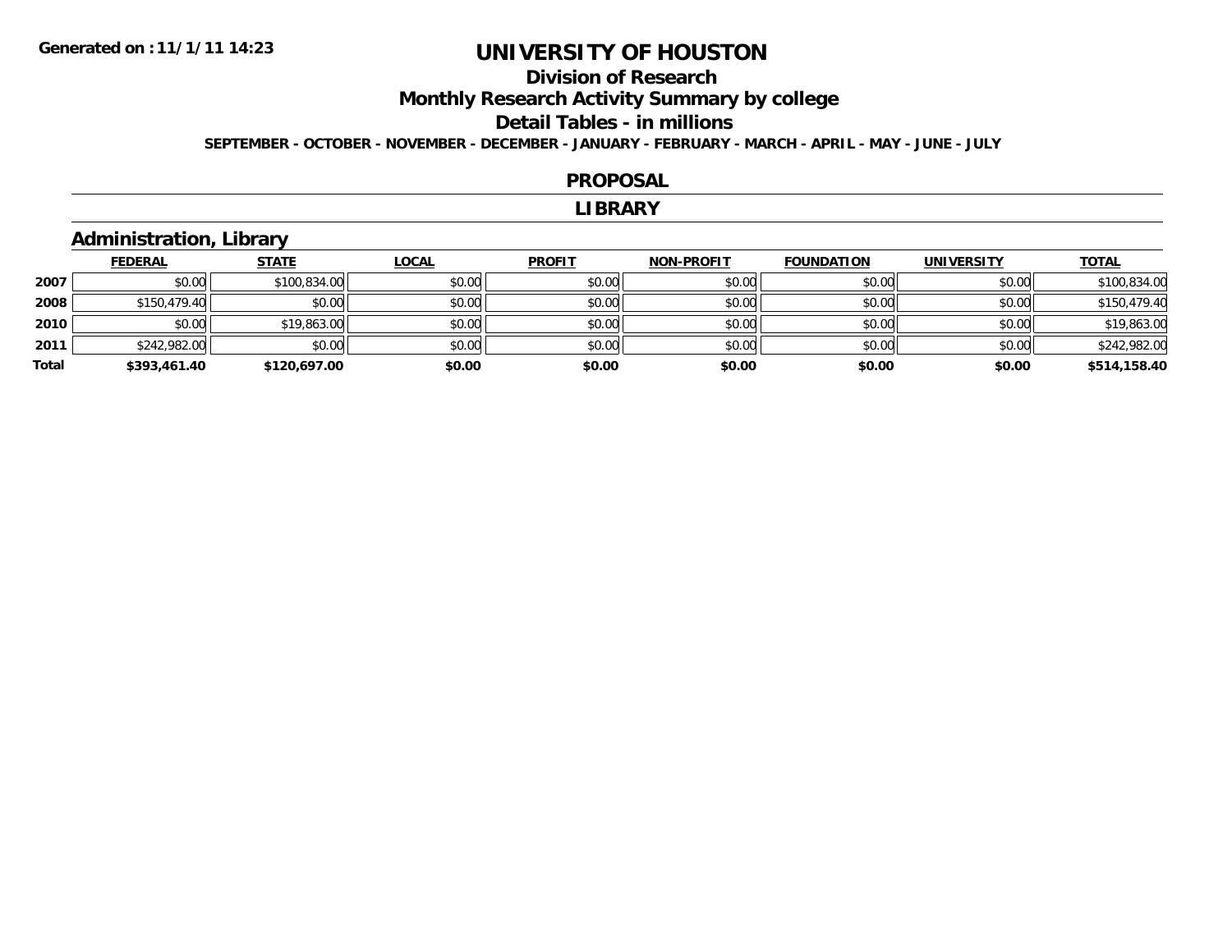Generated on :11/1/11 14:23

# UNIVERSITY OF HOUSTON

## Division of Research

## Monthly Research Activity Summary by college

## Detail Tables - in millions

**SEPTEMBER - OCTOBER - NOVEMBER - DECEMBER - JANUARY - FEBRUARY - MARCH - APRIL - MAY - JUNE - JULY**

## PROPOSAL

## LIBRARY

### Administration, Library

| | FEDERAL | STATE | LOCAL | PROFIT | NON-PROFIT | FOUNDATION | UNIVERSITY | TOTAL |
|---|---|---|---|---|---|---|---|---|
| **2007** | $0.00 | $100,834.00 | $0.00 | $0.00 | $0.00 | $0.00 | $0.00 | $100,834.00 |
| **2008** | $150,479.40 | $0.00 | $0.00 | $0.00 | $0.00 | $0.00 | $0.00 | $150,479.40 |
| **2010** | $0.00 | $19,863.00 | $0.00 | $0.00 | $0.00 | $0.00 | $0.00 | $19,863.00 |
| **2011** | $242,982.00 | $0.00 | $0.00 | $0.00 | $0.00 | $0.00 | $0.00 | $242,982.00 |
| **Total** | **$393,461.40** | **$120,697.00** | **$0.00** | **$0.00** | **$0.00** | **$0.00** | **$0.00** | **$514,158.40** |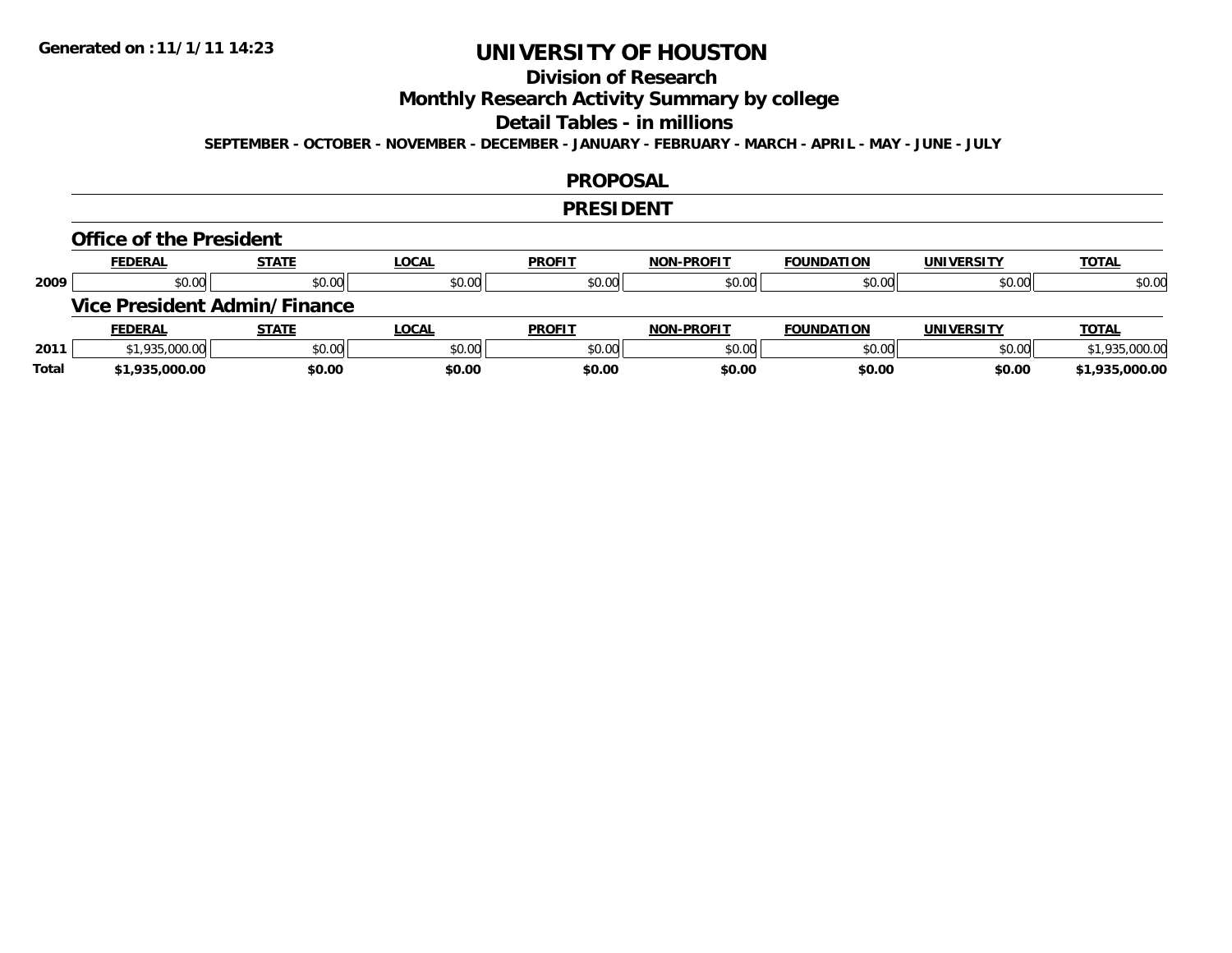**Generated on :11/1/11 14:23**

# UNIVERSITY OF HOUSTON

## Division of Research

## Monthly Research Activity Summary by college

## Detail Tables - in millions

**SEPTEMBER - OCTOBER - NOVEMBER - DECEMBER - JANUARY - FEBRUARY - MARCH - APRIL - MAY - JUNE - JULY**

## PROPOSAL

## PRESIDENT

### Office of the President

| | FEDERAL | STATE | LOCAL | PROFIT | NON-PROFIT | FOUNDATION | UNIVERSITY | TOTAL |
|---|---|---|---|---|---|---|---|---|
| 2009 | $0.00 | $0.00 | $0.00 | $0.00 | $0.00 | $0.00 | $0.00 | $0.00 |

### Vice President Admin/Finance

| | FEDERAL | STATE | LOCAL | PROFIT | NON-PROFIT | FOUNDATION | UNIVERSITY | TOTAL |
|---|---|---|---|---|---|---|---|---|
| 2011 | $1,935,000.00 | $0.00 | $0.00 | $0.00 | $0.00 | $0.00 | $0.00 | $1,935,000.00 |
| **Total** | **$1,935,000.00** | **$0.00** | **$0.00** | **$0.00** | **$0.00** | **$0.00** | **$0.00** | **$1,935,000.00** |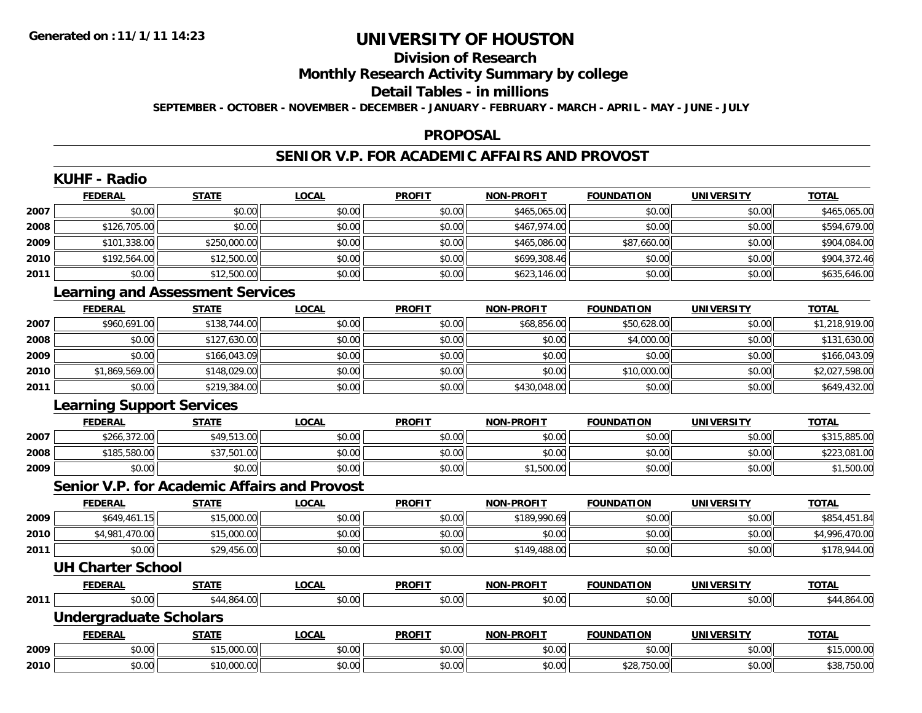# UNIVERSITY OF HOUSTON

## Division of Research

## Monthly Research Activity Summary by college

## Detail Tables - in millions

**SEPTEMBER - OCTOBER - NOVEMBER - DECEMBER - JANUARY - FEBRUARY - MARCH - APRIL - MAY - JUNE - JULY**

**Generated on : 11/1/11 14:23**

## PROPOSAL

## SENIOR V.P. FOR ACADEMIC AFFAIRS AND PROVOST

### KUHF - Radio

| | FEDERAL | STATE | LOCAL | PROFIT | NON-PROFIT | FOUNDATION | UNIVERSITY | TOTAL |
|---|---|---|---|---|---|---|---|---|
| 2007 | $0.00 | $0.00 | $0.00 | $0.00 | $465,065.00 | $0.00 | $0.00 | $465,065.00 |
| 2008 | $126,705.00 | $0.00 | $0.00 | $0.00 | $467,974.00 | $0.00 | $0.00 | $594,679.00 |
| 2009 | $101,338.00 | $250,000.00 | $0.00 | $0.00 | $465,086.00 | $87,660.00 | $0.00 | $904,084.00 |
| 2010 | $192,564.00 | $12,500.00 | $0.00 | $0.00 | $699,308.46 | $0.00 | $0.00 | $904,372.46 |
| 2011 | $0.00 | $12,500.00 | $0.00 | $0.00 | $623,146.00 | $0.00 | $0.00 | $635,646.00 |

### Learning and Assessment Services

| | FEDERAL | STATE | LOCAL | PROFIT | NON-PROFIT | FOUNDATION | UNIVERSITY | TOTAL |
|---|---|---|---|---|---|---|---|---|
| 2007 | $960,691.00 | $138,744.00 | $0.00 | $0.00 | $68,856.00 | $50,628.00 | $0.00 | $1,218,919.00 |
| 2008 | $0.00 | $127,630.00 | $0.00 | $0.00 | $0.00 | $4,000.00 | $0.00 | $131,630.00 |
| 2009 | $0.00 | $166,043.09 | $0.00 | $0.00 | $0.00 | $0.00 | $0.00 | $166,043.09 |
| 2010 | $1,869,569.00 | $148,029.00 | $0.00 | $0.00 | $0.00 | $10,000.00 | $0.00 | $2,027,598.00 |
| 2011 | $0.00 | $219,384.00 | $0.00 | $0.00 | $430,048.00 | $0.00 | $0.00 | $649,432.00 |

### Learning Support Services

| | FEDERAL | STATE | LOCAL | PROFIT | NON-PROFIT | FOUNDATION | UNIVERSITY | TOTAL |
|---|---|---|---|---|---|---|---|---|
| 2007 | $266,372.00 | $49,513.00 | $0.00 | $0.00 | $0.00 | $0.00 | $0.00 | $315,885.00 |
| 2008 | $185,580.00 | $37,501.00 | $0.00 | $0.00 | $0.00 | $0.00 | $0.00 | $223,081.00 |
| 2009 | $0.00 | $0.00 | $0.00 | $0.00 | $1,500.00 | $0.00 | $0.00 | $1,500.00 |

### Senior V.P. for Academic Affairs and Provost

| | FEDERAL | STATE | LOCAL | PROFIT | NON-PROFIT | FOUNDATION | UNIVERSITY | TOTAL |
|---|---|---|---|---|---|---|---|---|
| 2009 | $649,461.15 | $15,000.00 | $0.00 | $0.00 | $189,990.69 | $0.00 | $0.00 | $854,451.84 |
| 2010 | $4,981,470.00 | $15,000.00 | $0.00 | $0.00 | $0.00 | $0.00 | $0.00 | $4,996,470.00 |
| 2011 | $0.00 | $29,456.00 | $0.00 | $0.00 | $149,488.00 | $0.00 | $0.00 | $178,944.00 |

### UH Charter School

| | FEDERAL | STATE | LOCAL | PROFIT | NON-PROFIT | FOUNDATION | UNIVERSITY | TOTAL |
|---|---|---|---|---|---|---|---|---|
| 2011 | $0.00 | $44,864.00 | $0.00 | $0.00 | $0.00 | $0.00 | $0.00 | $44,864.00 |

### Undergraduate Scholars

| | FEDERAL | STATE | LOCAL | PROFIT | NON-PROFIT | FOUNDATION | UNIVERSITY | TOTAL |
|---|---|---|---|---|---|---|---|---|
| 2009 | $0.00 | $15,000.00 | $0.00 | $0.00 | $0.00 | $0.00 | $0.00 | $15,000.00 |
| 2010 | $0.00 | $10,000.00 | $0.00 | $0.00 | $0.00 | $28,750.00 | $0.00 | $38,750.00 |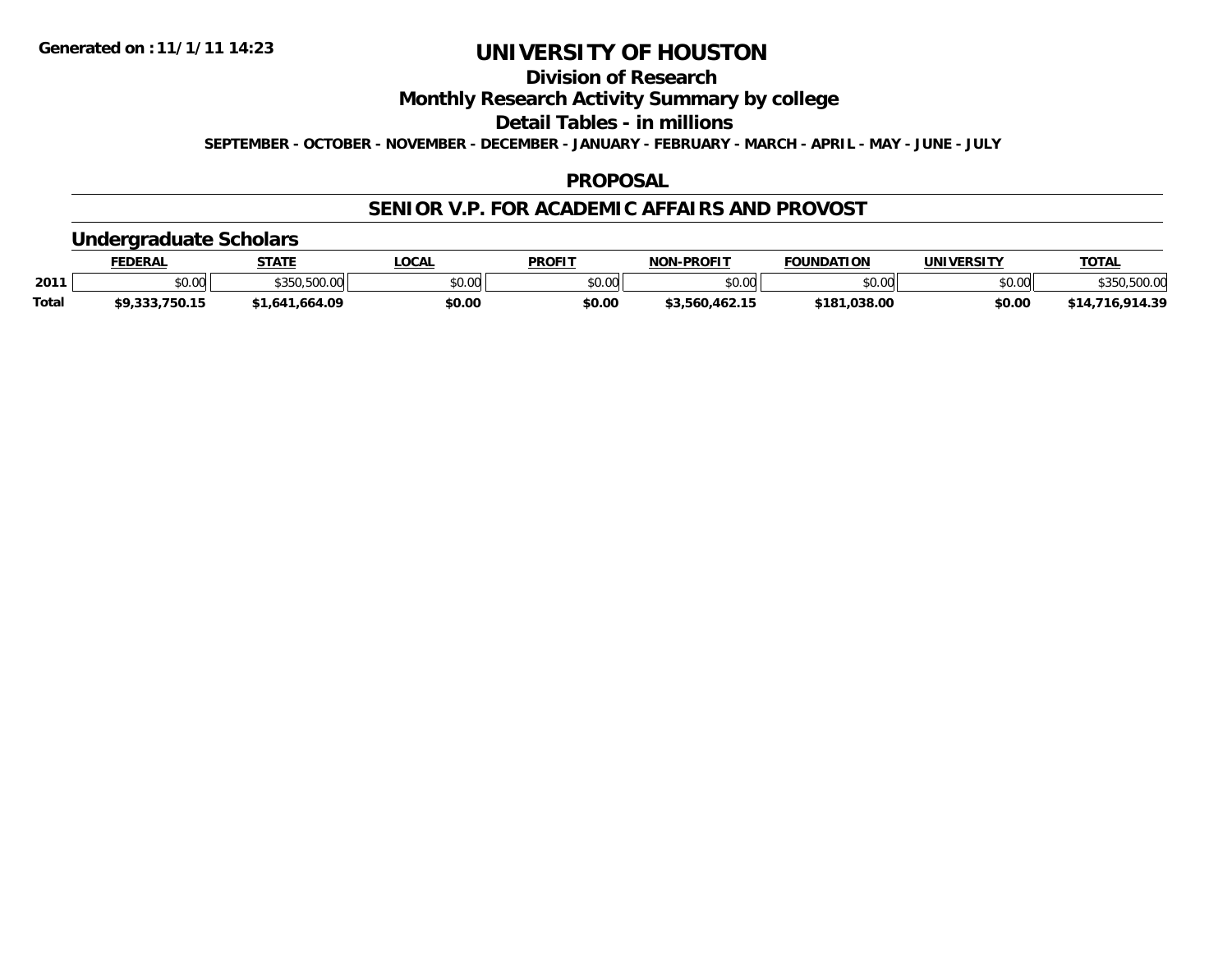Generated on :11/1/11 14:23

# UNIVERSITY OF HOUSTON

## Division of Research

## Monthly Research Activity Summary by college

## Detail Tables - in millions

**SEPTEMBER - OCTOBER - NOVEMBER - DECEMBER - JANUARY - FEBRUARY - MARCH - APRIL - MAY - JUNE - JULY**

### PROPOSAL

### SENIOR V.P. FOR ACADEMIC AFFAIRS AND PROVOST

### Undergraduate Scholars

| | FEDERAL | STATE | LOCAL | PROFIT | NON-PROFIT | FOUNDATION | UNIVERSITY | TOTAL |
|---|---|---|---|---|---|---|---|---|
| 2011 | $0.00 | $350,500.00 | $0.00 | $0.00 | $0.00 | $0.00 | $0.00 | $350,500.00 |
| **Total** | **$9,333,750.15** | **$1,641,664.09** | **$0.00** | **$0.00** | **$3,560,462.15** | **$181,038.00** | **$0.00** | **$14,716,914.39** |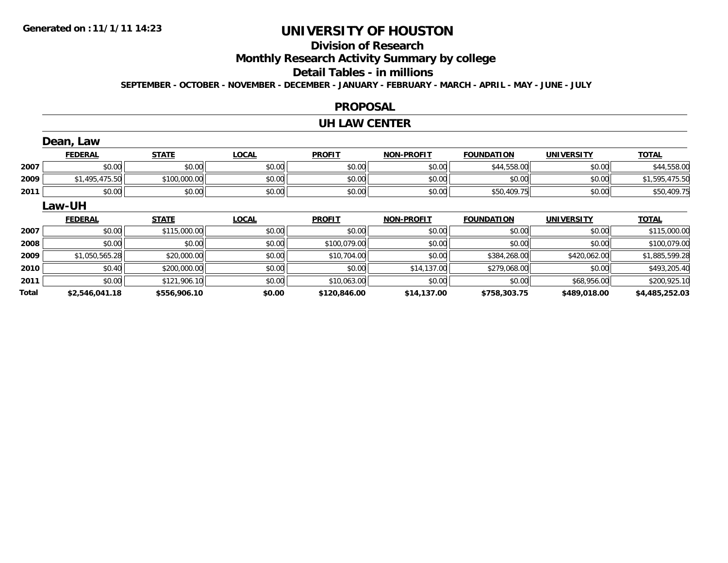Generated on :11/1/11 14:23

# UNIVERSITY OF HOUSTON

## Division of Research

## Monthly Research Activity Summary by college

## Detail Tables - in millions

**SEPTEMBER - OCTOBER - NOVEMBER - DECEMBER - JANUARY - FEBRUARY - MARCH - APRIL - MAY - JUNE - JULY**

## PROPOSAL

## UH LAW CENTER

### Dean, Law

| | FEDERAL | STATE | LOCAL | PROFIT | NON-PROFIT | FOUNDATION | UNIVERSITY | TOTAL |
|---|---|---|---|---|---|---|---|---|
| 2007 | $0.00 | $0.00 | $0.00 | $0.00 | $0.00 | $44,558.00 | $0.00 | $44,558.00 |
| 2009 | $1,495,475.50 | $100,000.00 | $0.00 | $0.00 | $0.00 | $0.00 | $0.00 | $1,595,475.50 |
| 2011 | $0.00 | $0.00 | $0.00 | $0.00 | $0.00 | $50,409.75 | $0.00 | $50,409.75 |

### Law-UH

| | FEDERAL | STATE | LOCAL | PROFIT | NON-PROFIT | FOUNDATION | UNIVERSITY | TOTAL |
|---|---|---|---|---|---|---|---|---|
| 2007 | $0.00 | $115,000.00 | $0.00 | $0.00 | $0.00 | $0.00 | $0.00 | $115,000.00 |
| 2008 | $0.00 | $0.00 | $0.00 | $100,079.00 | $0.00 | $0.00 | $0.00 | $100,079.00 |
| 2009 | $1,050,565.28 | $20,000.00 | $0.00 | $10,704.00 | $0.00 | $384,268.00 | $420,062.00 | $1,885,599.28 |
| 2010 | $0.40 | $200,000.00 | $0.00 | $0.00 | $14,137.00 | $279,068.00 | $0.00 | $493,205.40 |
| 2011 | $0.00 | $121,906.10 | $0.00 | $10,063.00 | $0.00 | $0.00 | $68,956.00 | $200,925.10 |
| **Total** | **$2,546,041.18** | **$556,906.10** | **$0.00** | **$120,846.00** | **$14,137.00** | **$758,303.75** | **$489,018.00** | **$4,485,252.03** |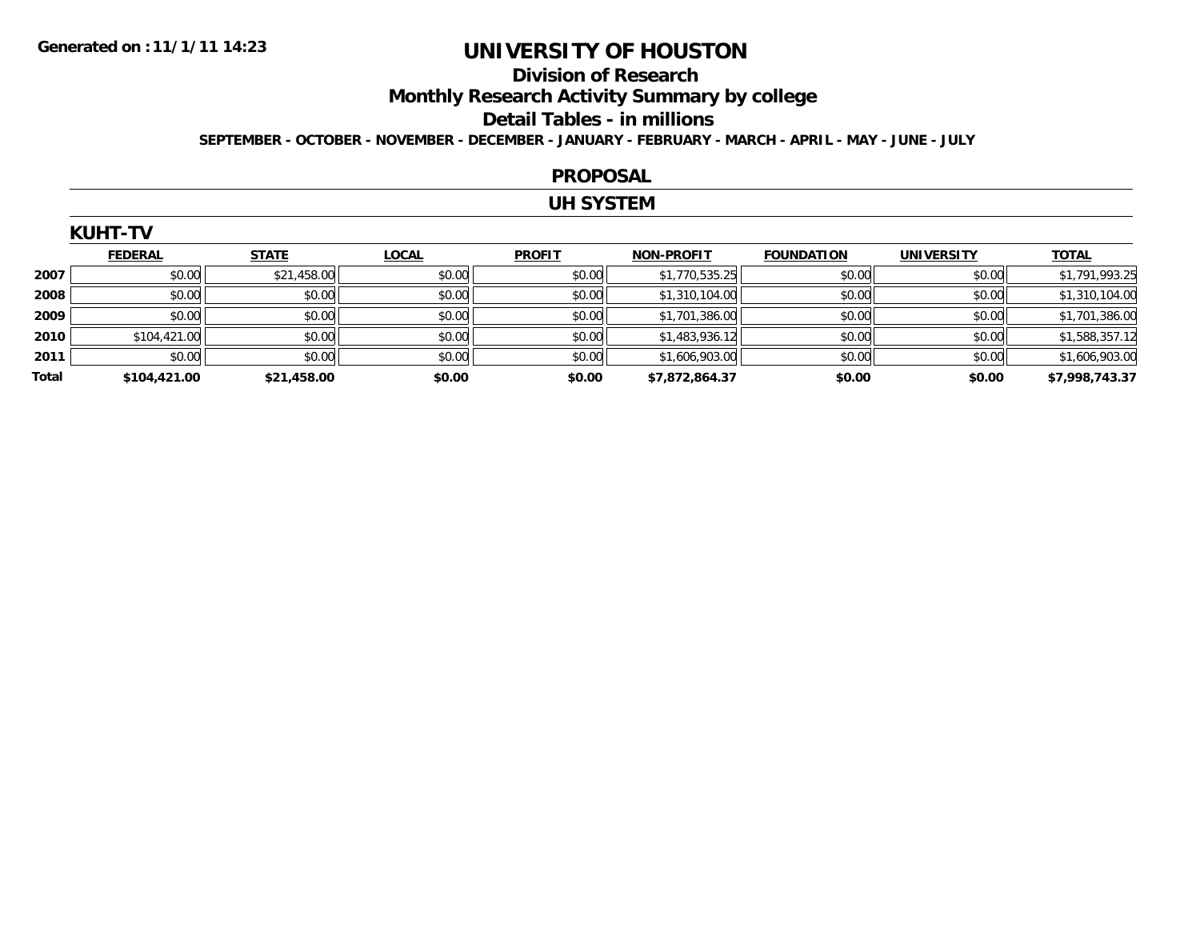Generated on :11/1/11 14:23

# UNIVERSITY OF HOUSTON

## Division of Research

## Monthly Research Activity Summary by college

## Detail Tables - in millions

**SEPTEMBER - OCTOBER - NOVEMBER - DECEMBER - JANUARY - FEBRUARY - MARCH - APRIL - MAY - JUNE - JULY**

## PROPOSAL

## UH SYSTEM

### KUHT-TV

| | FEDERAL | STATE | LOCAL | PROFIT | NON-PROFIT | FOUNDATION | UNIVERSITY | TOTAL |
|---|---|---|---|---|---|---|---|---|
| 2007 | $0.00 | $21,458.00 | $0.00 | $0.00 | $1,770,535.25 | $0.00 | $0.00 | $1,791,993.25 |
| 2008 | $0.00 | $0.00 | $0.00 | $0.00 | $1,310,104.00 | $0.00 | $0.00 | $1,310,104.00 |
| 2009 | $0.00 | $0.00 | $0.00 | $0.00 | $1,701,386.00 | $0.00 | $0.00 | $1,701,386.00 |
| 2010 | $104,421.00 | $0.00 | $0.00 | $0.00 | $1,483,936.12 | $0.00 | $0.00 | $1,588,357.12 |
| 2011 | $0.00 | $0.00 | $0.00 | $0.00 | $1,606,903.00 | $0.00 | $0.00 | $1,606,903.00 |
| **Total** | **$104,421.00** | **$21,458.00** | **$0.00** | **$0.00** | **$7,872,864.37** | **$0.00** | **$0.00** | **$7,998,743.37** |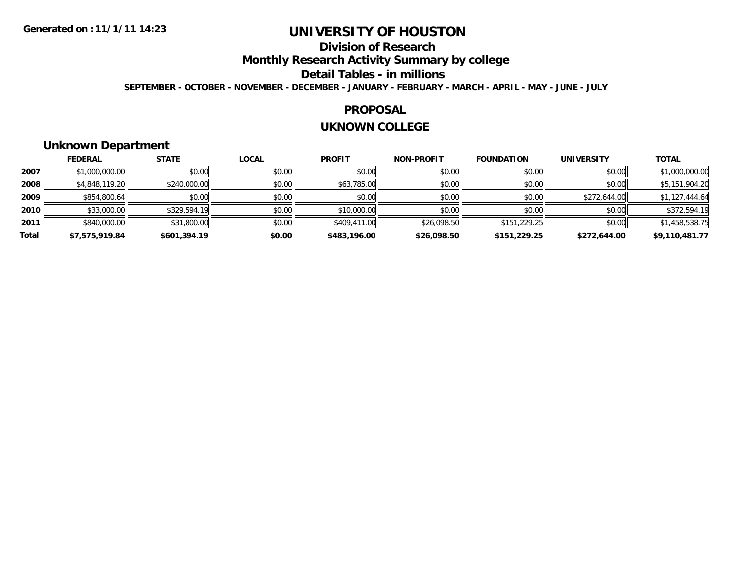# UNIVERSITY OF HOUSTON

## Division of Research

## Monthly Research Activity Summary by college

## Detail Tables - in millions

**SEPTEMBER - OCTOBER - NOVEMBER - DECEMBER - JANUARY - FEBRUARY - MARCH - APRIL - MAY - JUNE - JULY**

### PROPOSAL

### UKNOWN COLLEGE

### Unknown Department

| | FEDERAL | STATE | LOCAL | PROFIT | NON-PROFIT | FOUNDATION | UNIVERSITY | TOTAL |
|---|---|---|---|---|---|---|---|---|
| 2007 | $1,000,000.00 | $0.00 | $0.00 | $0.00 | $0.00 | $0.00 | $0.00 | $1,000,000.00 |
| 2008 | $4,848,119.20 | $240,000.00 | $0.00 | $63,785.00 | $0.00 | $0.00 | $0.00 | $5,151,904.20 |
| 2009 | $854,800.64 | $0.00 | $0.00 | $0.00 | $0.00 | $0.00 | $272,644.00 | $1,127,444.64 |
| 2010 | $33,000.00 | $329,594.19 | $0.00 | $10,000.00 | $0.00 | $0.00 | $0.00 | $372,594.19 |
| 2011 | $840,000.00 | $31,800.00 | $0.00 | $409,411.00 | $26,098.50 | $151,229.25 | $0.00 | $1,458,538.75 |
| **Total** | **$7,575,919.84** | **$601,394.19** | **$0.00** | **$483,196.00** | **$26,098.50** | **$151,229.25** | **$272,644.00** | **$9,110,481.77** |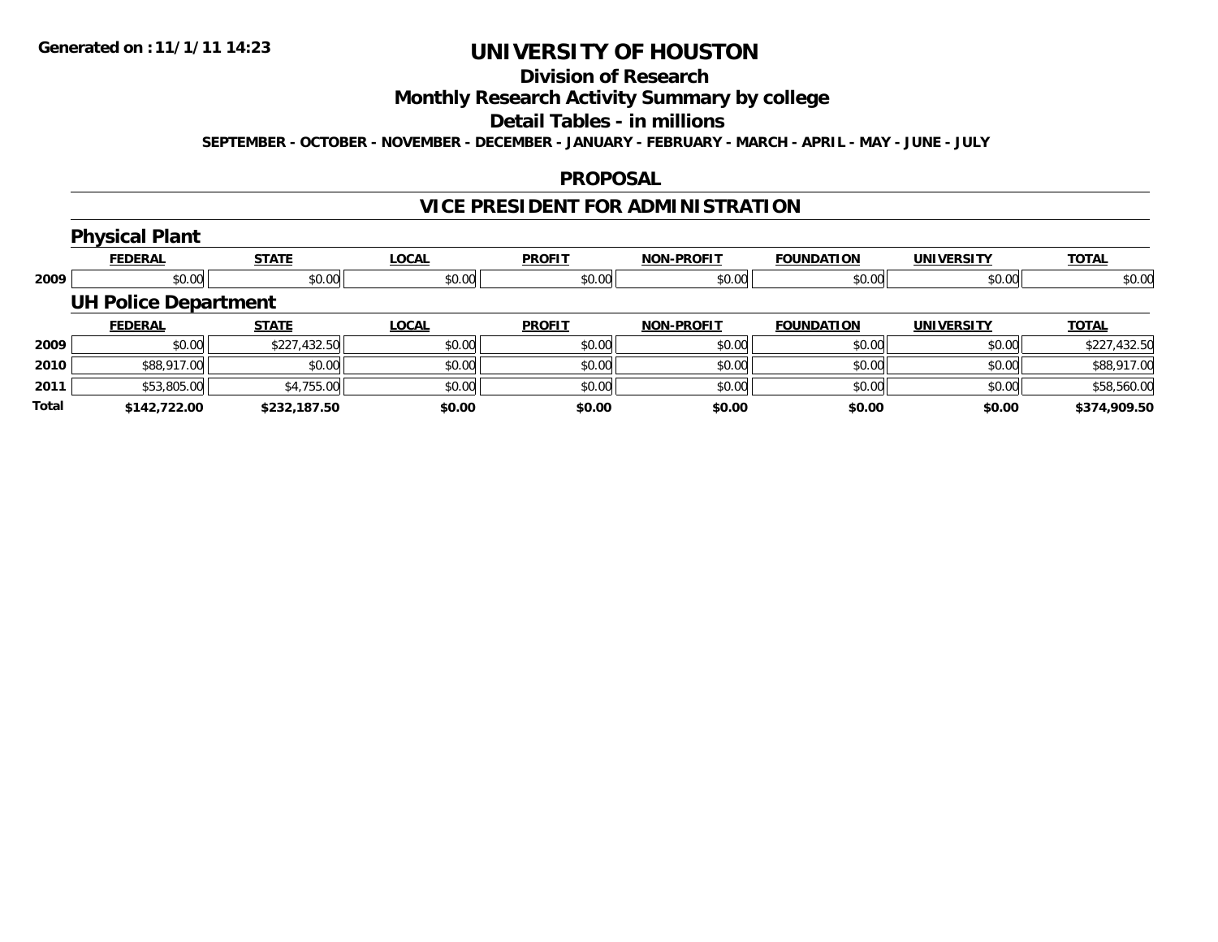**Generated on :11/1/11 14:23**

# UNIVERSITY OF HOUSTON

## Division of Research

## Monthly Research Activity Summary by college

## Detail Tables - in millions

**SEPTEMBER - OCTOBER - NOVEMBER - DECEMBER - JANUARY - FEBRUARY - MARCH - APRIL - MAY - JUNE - JULY**

## PROPOSAL

## VICE PRESIDENT FOR ADMINISTRATION

### Physical Plant

| | FEDERAL | STATE | LOCAL | PROFIT | NON-PROFIT | FOUNDATION | UNIVERSITY | TOTAL |
|---|---|---|---|---|---|---|---|---|
| 2009 | $0.00 | $0.00 | $0.00 | $0.00 | $0.00 | $0.00 | $0.00 | $0.00 |

### UH Police Department

| | FEDERAL | STATE | LOCAL | PROFIT | NON-PROFIT | FOUNDATION | UNIVERSITY | TOTAL |
|---|---|---|---|---|---|---|---|---|
| 2009 | $0.00 | $227,432.50 | $0.00 | $0.00 | $0.00 | $0.00 | $0.00 | $227,432.50 |
| 2010 | $88,917.00 | $0.00 | $0.00 | $0.00 | $0.00 | $0.00 | $0.00 | $88,917.00 |
| 2011 | $53,805.00 | $4,755.00 | $0.00 | $0.00 | $0.00 | $0.00 | $0.00 | $58,560.00 |
| **Total** | **$142,722.00** | **$232,187.50** | **$0.00** | **$0.00** | **$0.00** | **$0.00** | **$0.00** | **$374,909.50** |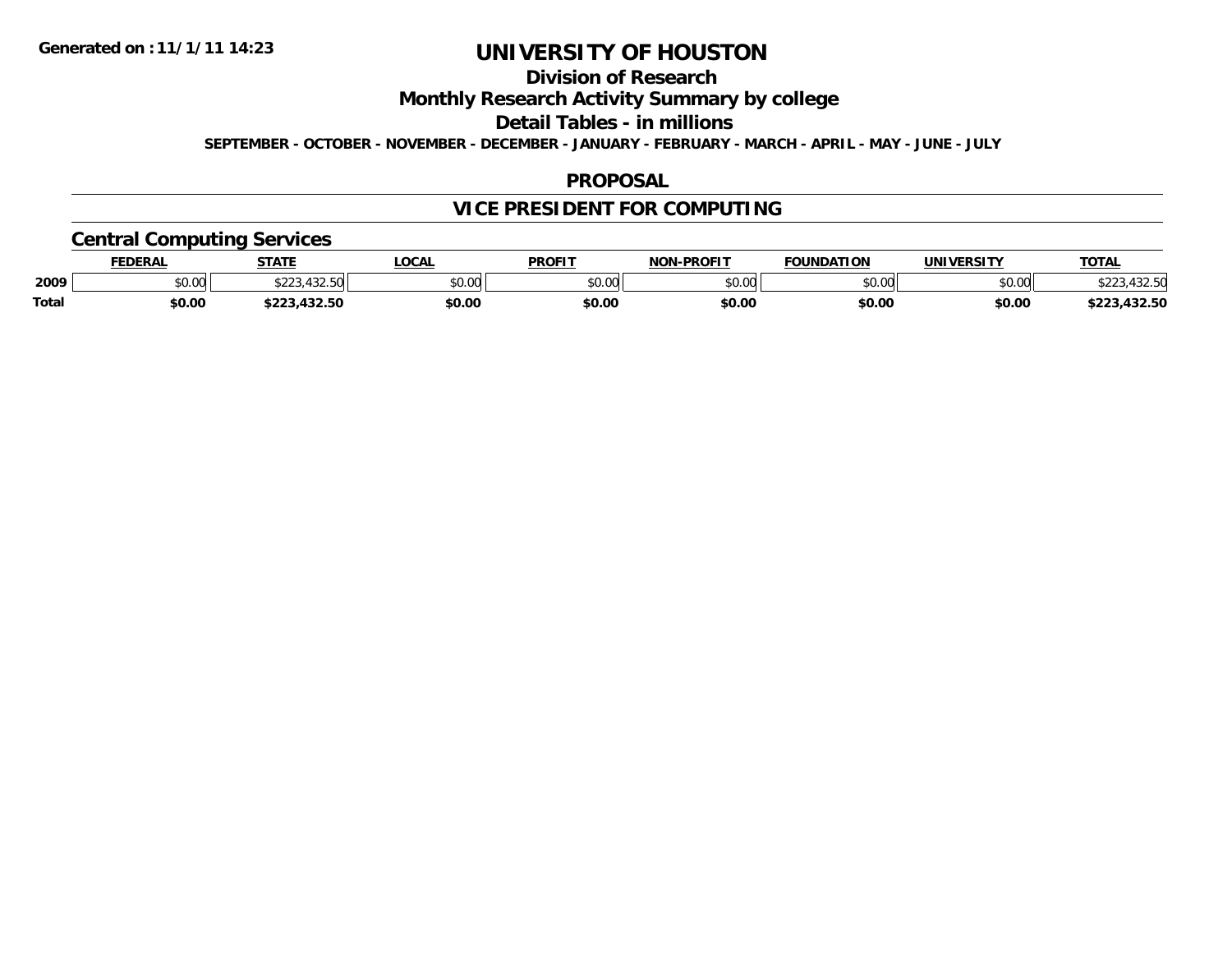Generated on :11/1/11 14:23

# UNIVERSITY OF HOUSTON

## Division of Research

## Monthly Research Activity Summary by college

## Detail Tables - in millions

**SEPTEMBER - OCTOBER - NOVEMBER - DECEMBER - JANUARY - FEBRUARY - MARCH - APRIL - MAY - JUNE - JULY**

## PROPOSAL

## VICE PRESIDENT FOR COMPUTING

### Central Computing Services

| | FEDERAL | STATE | LOCAL | PROFIT | NON-PROFIT | FOUNDATION | UNIVERSITY | TOTAL |
|---|---|---|---|---|---|---|---|---|
| 2009 | $0.00 | $223,432.50 | $0.00 | $0.00 | $0.00 | $0.00 | $0.00 | $223,432.50 |
| **Total** | **$0.00** | **$223,432.50** | **$0.00** | **$0.00** | **$0.00** | **$0.00** | **$0.00** | **$223,432.50** |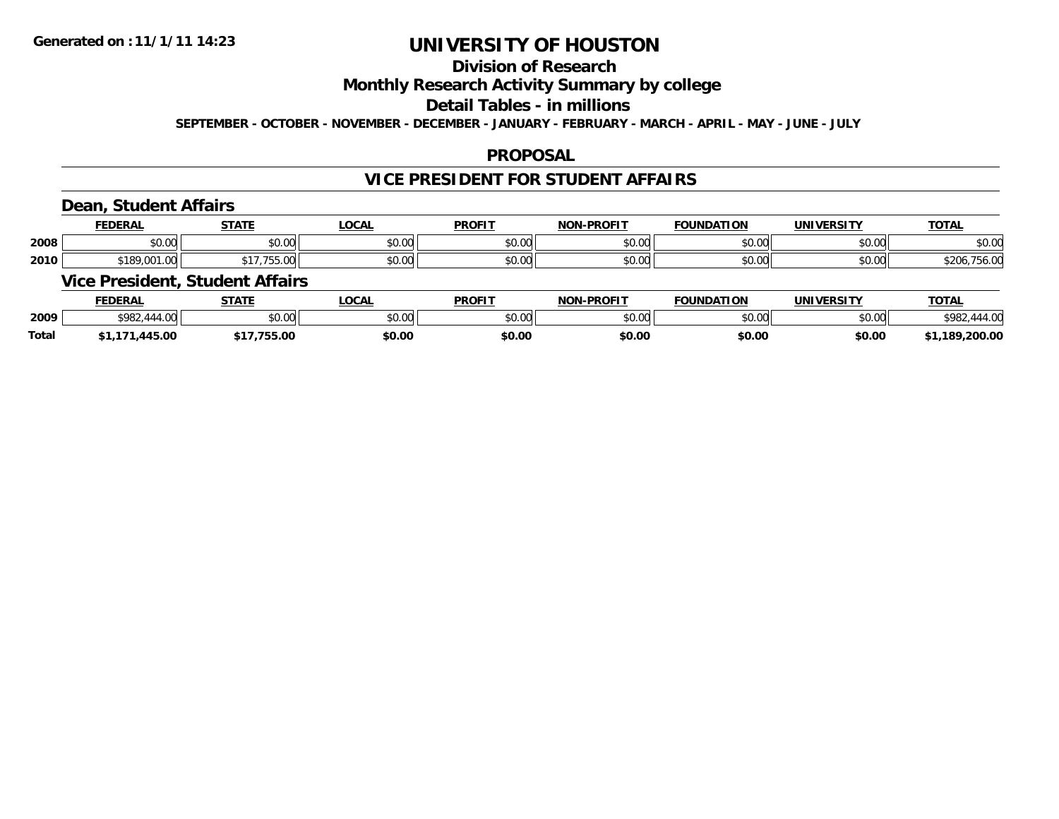**Generated on :11/1/11 14:23**

# UNIVERSITY OF HOUSTON

## Division of Research

## Monthly Research Activity Summary by college

## Detail Tables - in millions

**SEPTEMBER - OCTOBER - NOVEMBER - DECEMBER - JANUARY - FEBRUARY - MARCH - APRIL - MAY - JUNE - JULY**

### PROPOSAL

### VICE PRESIDENT FOR STUDENT AFFAIRS

#### Dean, Student Affairs

| | FEDERAL | STATE | LOCAL | PROFIT | NON-PROFIT | FOUNDATION | UNIVERSITY | TOTAL |
|---|---|---|---|---|---|---|---|---|
| 2008 | $0.00 | $0.00 | $0.00 | $0.00 | $0.00 | $0.00 | $0.00 | $0.00 |
| 2010 | $189,001.00 | $17,755.00 | $0.00 | $0.00 | $0.00 | $0.00 | $0.00 | $206,756.00 |

#### Vice President, Student Affairs

| | FEDERAL | STATE | LOCAL | PROFIT | NON-PROFIT | FOUNDATION | UNIVERSITY | TOTAL |
|---|---|---|---|---|---|---|---|---|
| 2009 | $982,444.00 | $0.00 | $0.00 | $0.00 | $0.00 | $0.00 | $0.00 | $982,444.00 |
| **Total** | **$1,171,445.00** | **$17,755.00** | **$0.00** | **$0.00** | **$0.00** | **$0.00** | **$0.00** | **$1,189,200.00** |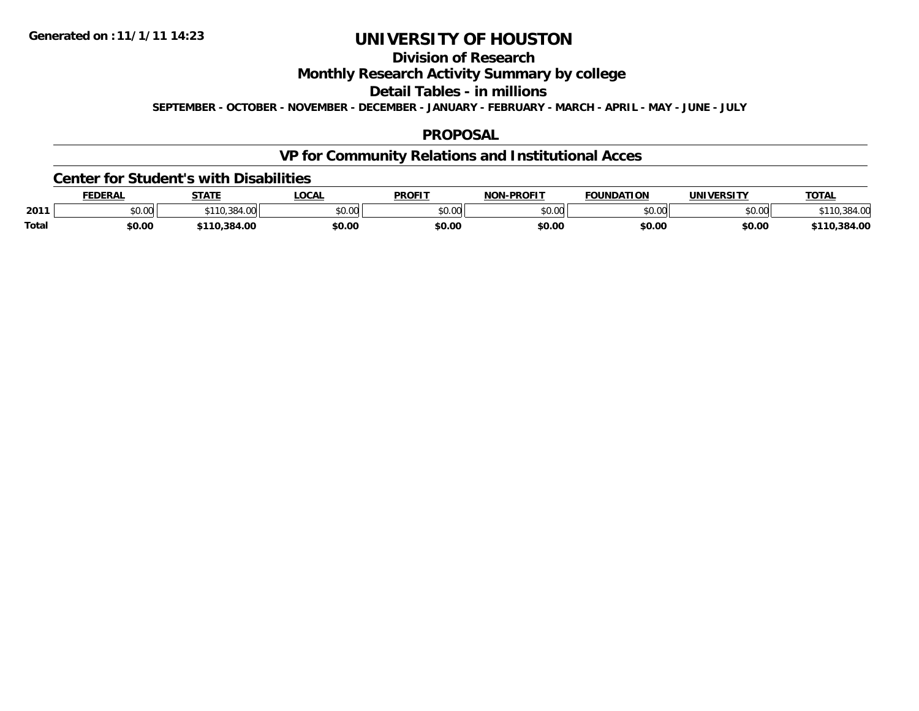Generated on :11/1/11 14:23

# UNIVERSITY OF HOUSTON

## Division of Research

## Monthly Research Activity Summary by college

## Detail Tables - in millions

**SEPTEMBER - OCTOBER - NOVEMBER - DECEMBER - JANUARY - FEBRUARY - MARCH - APRIL - MAY - JUNE - JULY**

## PROPOSAL

## VP for Community Relations and Institutional Acces

### Center for Student's with Disabilities

| | FEDERAL | STATE | LOCAL | PROFIT | NON-PROFIT | FOUNDATION | UNIVERSITY | TOTAL |
|---|---|---|---|---|---|---|---|---|
| 2011 | $0.00 | $110,384.00 | $0.00 | $0.00 | $0.00 | $0.00 | $0.00 | $110,384.00 |
| **Total** | **$0.00** | **$110,384.00** | **$0.00** | **$0.00** | **$0.00** | **$0.00** | **$0.00** | **$110,384.00** |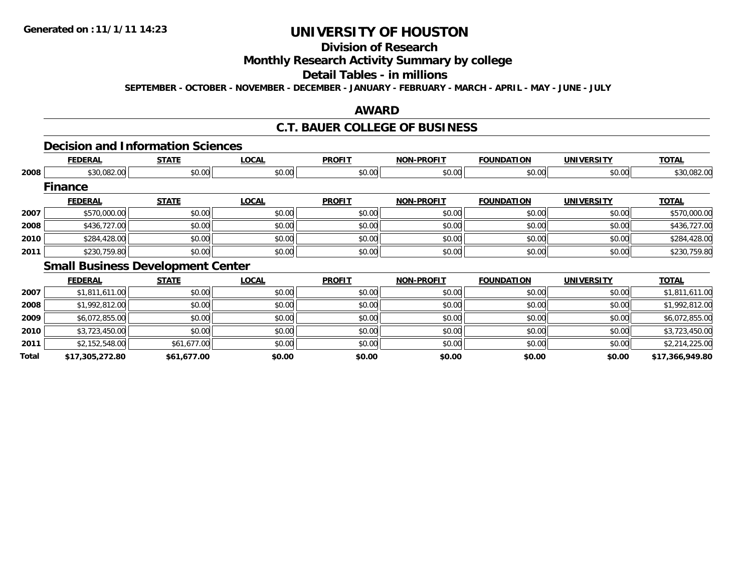# UNIVERSITY OF HOUSTON

## Division of Research

## Monthly Research Activity Summary by college

## Detail Tables - in millions

**SEPTEMBER - OCTOBER - NOVEMBER - DECEMBER - JANUARY - FEBRUARY - MARCH - APRIL - MAY - JUNE - JULY**

## AWARD

## C.T. BAUER COLLEGE OF BUSINESS

### Decision and Information Sciences

| | FEDERAL | STATE | LOCAL | PROFIT | NON-PROFIT | FOUNDATION | UNIVERSITY | TOTAL |
|---|---|---|---|---|---|---|---|---|
| 2008 | $30,082.00 | $0.00 | $0.00 | $0.00 | $0.00 | $0.00 | $0.00 | $30,082.00 |

### Finance

| | FEDERAL | STATE | LOCAL | PROFIT | NON-PROFIT | FOUNDATION | UNIVERSITY | TOTAL |
|---|---|---|---|---|---|---|---|---|
| 2007 | $570,000.00 | $0.00 | $0.00 | $0.00 | $0.00 | $0.00 | $0.00 | $570,000.00 |
| 2008 | $436,727.00 | $0.00 | $0.00 | $0.00 | $0.00 | $0.00 | $0.00 | $436,727.00 |
| 2010 | $284,428.00 | $0.00 | $0.00 | $0.00 | $0.00 | $0.00 | $0.00 | $284,428.00 |
| 2011 | $230,759.80 | $0.00 | $0.00 | $0.00 | $0.00 | $0.00 | $0.00 | $230,759.80 |

### Small Business Development Center

| | FEDERAL | STATE | LOCAL | PROFIT | NON-PROFIT | FOUNDATION | UNIVERSITY | TOTAL |
|---|---|---|---|---|---|---|---|---|
| 2007 | $1,811,611.00 | $0.00 | $0.00 | $0.00 | $0.00 | $0.00 | $0.00 | $1,811,611.00 |
| 2008 | $1,992,812.00 | $0.00 | $0.00 | $0.00 | $0.00 | $0.00 | $0.00 | $1,992,812.00 |
| 2009 | $6,072,855.00 | $0.00 | $0.00 | $0.00 | $0.00 | $0.00 | $0.00 | $6,072,855.00 |
| 2010 | $3,723,450.00 | $0.00 | $0.00 | $0.00 | $0.00 | $0.00 | $0.00 | $3,723,450.00 |
| 2011 | $2,152,548.00 | $61,677.00 | $0.00 | $0.00 | $0.00 | $0.00 | $0.00 | $2,214,225.00 |
| **Total** | **$17,305,272.80** | **$61,677.00** | **$0.00** | **$0.00** | **$0.00** | **$0.00** | **$0.00** | **$17,366,949.80** |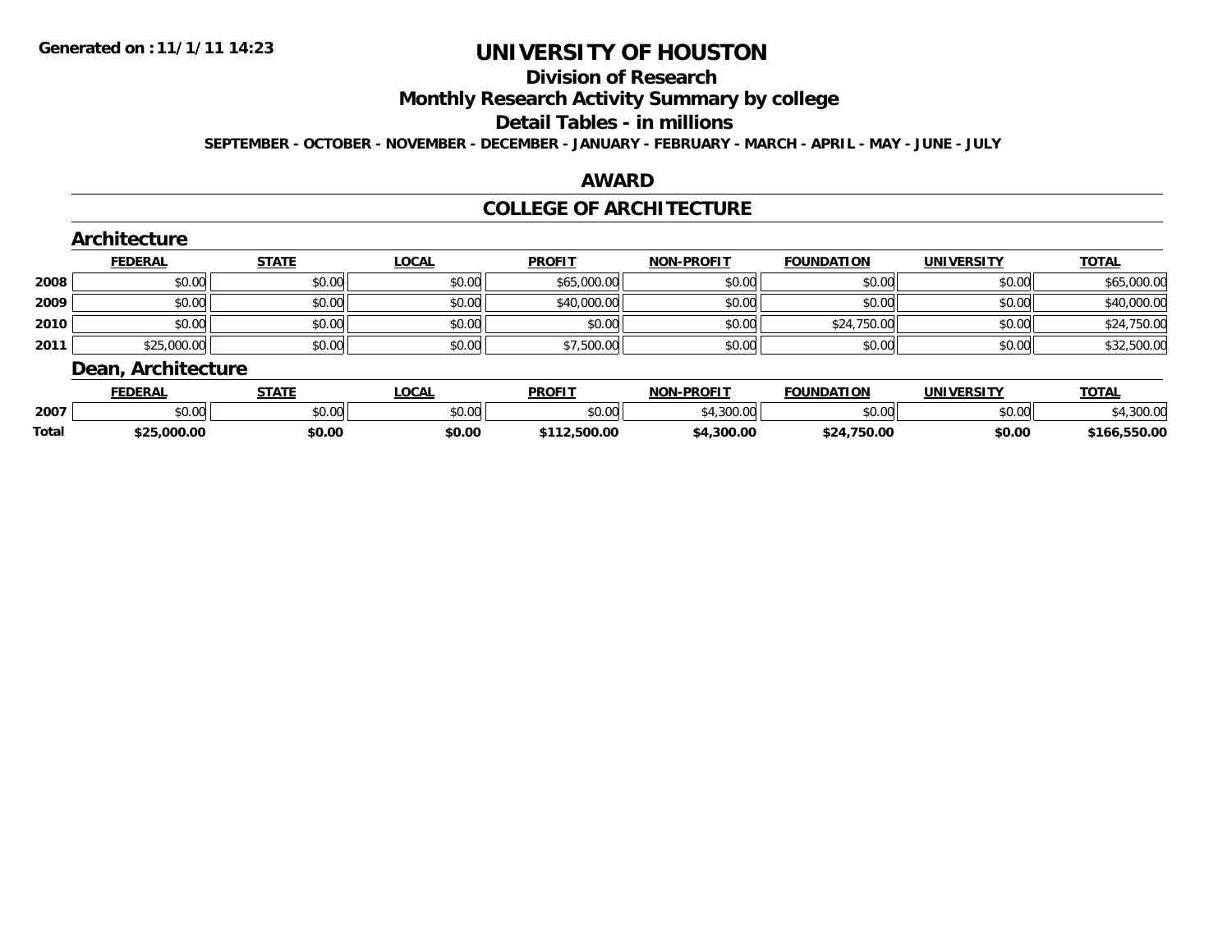# UNIVERSITY OF HOUSTON

## Division of Research

## Monthly Research Activity Summary by college

## Detail Tables - in millions

**SEPTEMBER - OCTOBER - NOVEMBER - DECEMBER - JANUARY - FEBRUARY - MARCH - APRIL - MAY - JUNE - JULY**

## AWARD

## COLLEGE OF ARCHITECTURE

### Architecture

| | FEDERAL | STATE | LOCAL | PROFIT | NON-PROFIT | FOUNDATION | UNIVERSITY | TOTAL |
|---|---|---|---|---|---|---|---|---|
| 2008 | $0.00 | $0.00 | $0.00 | $65,000.00 | $0.00 | $0.00 | $0.00 | $65,000.00 |
| 2009 | $0.00 | $0.00 | $0.00 | $40,000.00 | $0.00 | $0.00 | $0.00 | $40,000.00 |
| 2010 | $0.00 | $0.00 | $0.00 | $0.00 | $0.00 | $24,750.00 | $0.00 | $24,750.00 |
| 2011 | $25,000.00 | $0.00 | $0.00 | $7,500.00 | $0.00 | $0.00 | $0.00 | $32,500.00 |

### Dean, Architecture

| | FEDERAL | STATE | LOCAL | PROFIT | NON-PROFIT | FOUNDATION | UNIVERSITY | TOTAL |
|---|---|---|---|---|---|---|---|---|
| 2007 | $0.00 | $0.00 | $0.00 | $0.00 | $4,300.00 | $0.00 | $0.00 | $4,300.00 |
| **Total** | **$25,000.00** | **$0.00** | **$0.00** | **$112,500.00** | **$4,300.00** | **$24,750.00** | **$0.00** | **$166,550.00** |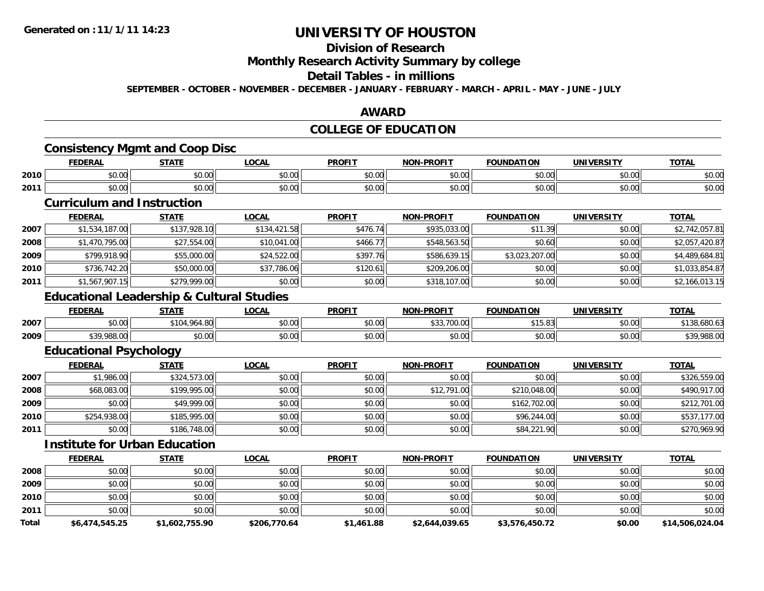Generated on :11/1/11 14:23

# UNIVERSITY OF HOUSTON

## Division of Research

## Monthly Research Activity Summary by college

## Detail Tables - in millions

SEPTEMBER - OCTOBER - NOVEMBER - DECEMBER - JANUARY - FEBRUARY - MARCH - APRIL - MAY - JUNE - JULY

## AWARD

## COLLEGE OF EDUCATION

### Consistency Mgmt and Coop Disc

| | FEDERAL | STATE | LOCAL | PROFIT | NON-PROFIT | FOUNDATION | UNIVERSITY | TOTAL |
|---|---|---|---|---|---|---|---|---|
| 2010 | $0.00 | $0.00 | $0.00 | $0.00 | $0.00 | $0.00 | $0.00 | $0.00 |
| 2011 | $0.00 | $0.00 | $0.00 | $0.00 | $0.00 | $0.00 | $0.00 | $0.00 |

### Curriculum and Instruction

| | FEDERAL | STATE | LOCAL | PROFIT | NON-PROFIT | FOUNDATION | UNIVERSITY | TOTAL |
|---|---|---|---|---|---|---|---|---|
| 2007 | $1,534,187.00 | $137,928.10 | $134,421.58 | $476.74 | $935,033.00 | $11.39 | $0.00 | $2,742,057.81 |
| 2008 | $1,470,795.00 | $27,554.00 | $10,041.00 | $466.77 | $548,563.50 | $0.60 | $0.00 | $2,057,420.87 |
| 2009 | $799,918.90 | $55,000.00 | $24,522.00 | $397.76 | $586,639.15 | $3,023,207.00 | $0.00 | $4,489,684.81 |
| 2010 | $736,742.20 | $50,000.00 | $37,786.06 | $120.61 | $209,206.00 | $0.00 | $0.00 | $1,033,854.87 |
| 2011 | $1,567,907.15 | $279,999.00 | $0.00 | $0.00 | $318,107.00 | $0.00 | $0.00 | $2,166,013.15 |

### Educational Leadership & Cultural Studies

| | FEDERAL | STATE | LOCAL | PROFIT | NON-PROFIT | FOUNDATION | UNIVERSITY | TOTAL |
|---|---|---|---|---|---|---|---|---|
| 2007 | $0.00 | $104,964.80 | $0.00 | $0.00 | $33,700.00 | $15.83 | $0.00 | $138,680.63 |
| 2009 | $39,988.00 | $0.00 | $0.00 | $0.00 | $0.00 | $0.00 | $0.00 | $39,988.00 |

### Educational Psychology

| | FEDERAL | STATE | LOCAL | PROFIT | NON-PROFIT | FOUNDATION | UNIVERSITY | TOTAL |
|---|---|---|---|---|---|---|---|---|
| 2007 | $1,986.00 | $324,573.00 | $0.00 | $0.00 | $0.00 | $0.00 | $0.00 | $326,559.00 |
| 2008 | $68,083.00 | $199,995.00 | $0.00 | $0.00 | $12,791.00 | $210,048.00 | $0.00 | $490,917.00 |
| 2009 | $0.00 | $49,999.00 | $0.00 | $0.00 | $0.00 | $162,702.00 | $0.00 | $212,701.00 |
| 2010 | $254,938.00 | $185,995.00 | $0.00 | $0.00 | $0.00 | $96,244.00 | $0.00 | $537,177.00 |
| 2011 | $0.00 | $186,748.00 | $0.00 | $0.00 | $0.00 | $84,221.90 | $0.00 | $270,969.90 |

### Institute for Urban Education

| | FEDERAL | STATE | LOCAL | PROFIT | NON-PROFIT | FOUNDATION | UNIVERSITY | TOTAL |
|---|---|---|---|---|---|---|---|---|
| 2008 | $0.00 | $0.00 | $0.00 | $0.00 | $0.00 | $0.00 | $0.00 | $0.00 |
| 2009 | $0.00 | $0.00 | $0.00 | $0.00 | $0.00 | $0.00 | $0.00 | $0.00 |
| 2010 | $0.00 | $0.00 | $0.00 | $0.00 | $0.00 | $0.00 | $0.00 | $0.00 |
| 2011 | $0.00 | $0.00 | $0.00 | $0.00 | $0.00 | $0.00 | $0.00 | $0.00 |
| **Total** | **$6,474,545.25** | **$1,602,755.90** | **$206,770.64** | **$1,461.88** | **$2,644,039.65** | **$3,576,450.72** | **$0.00** | **$14,506,024.04** |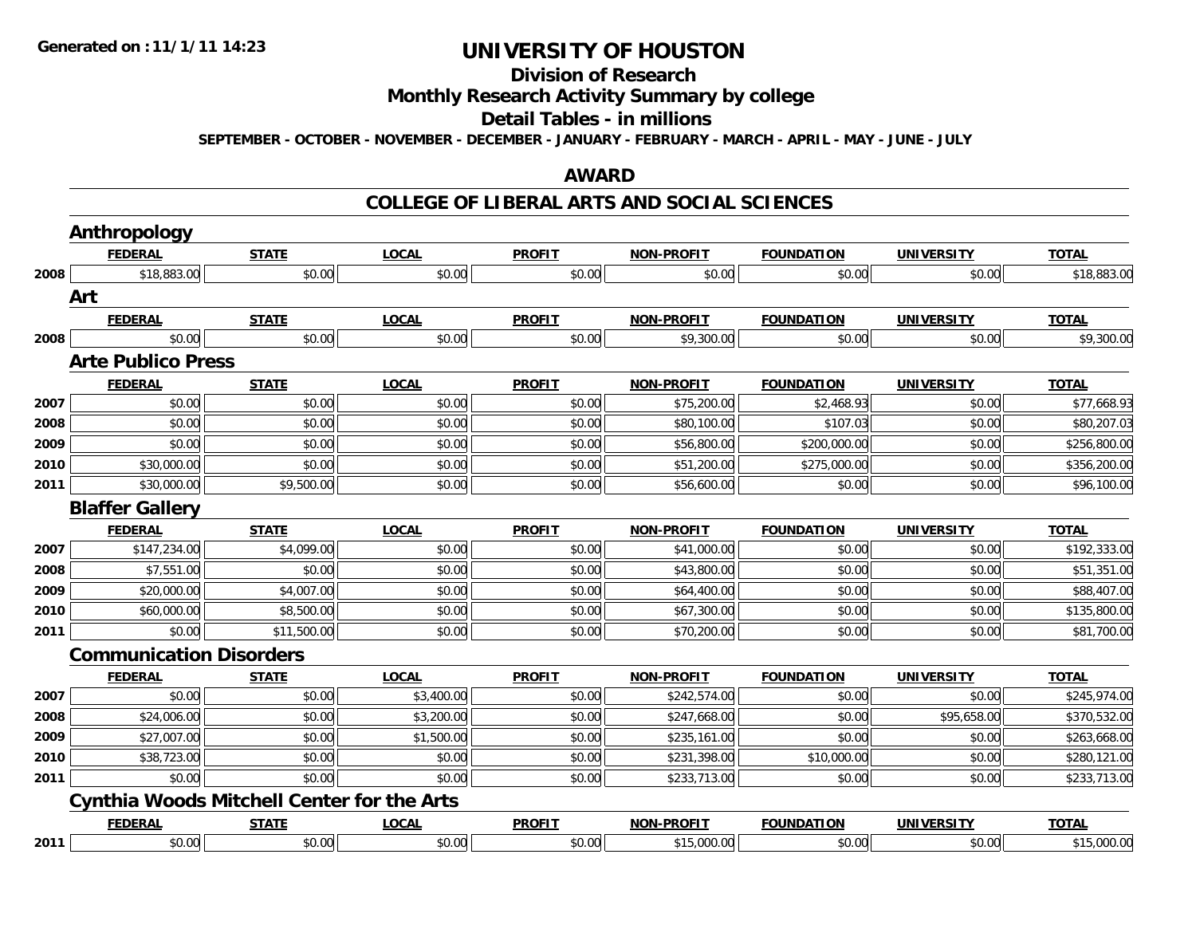**Generated on :11/1/11 14:23**

# UNIVERSITY OF HOUSTON

## Division of Research

## Monthly Research Activity Summary by college

## Detail Tables - in millions

**SEPTEMBER - OCTOBER - NOVEMBER - DECEMBER - JANUARY - FEBRUARY - MARCH - APRIL - MAY - JUNE - JULY**

## AWARD

## COLLEGE OF LIBERAL ARTS AND SOCIAL SCIENCES

### Anthropology

| | FEDERAL | STATE | LOCAL | PROFIT | NON-PROFIT | FOUNDATION | UNIVERSITY | TOTAL |
|---|---|---|---|---|---|---|---|---|
| 2008 | $18,883.00 | $0.00 | $0.00 | $0.00 | $0.00 | $0.00 | $0.00 | $18,883.00 |

### Art

| | FEDERAL | STATE | LOCAL | PROFIT | NON-PROFIT | FOUNDATION | UNIVERSITY | TOTAL |
|---|---|---|---|---|---|---|---|---|
| 2008 | $0.00 | $0.00 | $0.00 | $0.00 | $9,300.00 | $0.00 | $0.00 | $9,300.00 |

### Arte Publico Press

| | FEDERAL | STATE | LOCAL | PROFIT | NON-PROFIT | FOUNDATION | UNIVERSITY | TOTAL |
|---|---|---|---|---|---|---|---|---|
| 2007 | $0.00 | $0.00 | $0.00 | $0.00 | $75,200.00 | $2,468.93 | $0.00 | $77,668.93 |
| 2008 | $0.00 | $0.00 | $0.00 | $0.00 | $80,100.00 | $107.03 | $0.00 | $80,207.03 |
| 2009 | $0.00 | $0.00 | $0.00 | $0.00 | $56,800.00 | $200,000.00 | $0.00 | $256,800.00 |
| 2010 | $30,000.00 | $0.00 | $0.00 | $0.00 | $51,200.00 | $275,000.00 | $0.00 | $356,200.00 |
| 2011 | $30,000.00 | $9,500.00 | $0.00 | $0.00 | $56,600.00 | $0.00 | $0.00 | $96,100.00 |

### Blaffer Gallery

| | FEDERAL | STATE | LOCAL | PROFIT | NON-PROFIT | FOUNDATION | UNIVERSITY | TOTAL |
|---|---|---|---|---|---|---|---|---|
| 2007 | $147,234.00 | $4,099.00 | $0.00 | $0.00 | $41,000.00 | $0.00 | $0.00 | $192,333.00 |
| 2008 | $7,551.00 | $0.00 | $0.00 | $0.00 | $43,800.00 | $0.00 | $0.00 | $51,351.00 |
| 2009 | $20,000.00 | $4,007.00 | $0.00 | $0.00 | $64,400.00 | $0.00 | $0.00 | $88,407.00 |
| 2010 | $60,000.00 | $8,500.00 | $0.00 | $0.00 | $67,300.00 | $0.00 | $0.00 | $135,800.00 |
| 2011 | $0.00 | $11,500.00 | $0.00 | $0.00 | $70,200.00 | $0.00 | $0.00 | $81,700.00 |

### Communication Disorders

| | FEDERAL | STATE | LOCAL | PROFIT | NON-PROFIT | FOUNDATION | UNIVERSITY | TOTAL |
|---|---|---|---|---|---|---|---|---|
| 2007 | $0.00 | $0.00 | $3,400.00 | $0.00 | $242,574.00 | $0.00 | $0.00 | $245,974.00 |
| 2008 | $24,006.00 | $0.00 | $3,200.00 | $0.00 | $247,668.00 | $0.00 | $95,658.00 | $370,532.00 |
| 2009 | $27,007.00 | $0.00 | $1,500.00 | $0.00 | $235,161.00 | $0.00 | $0.00 | $263,668.00 |
| 2010 | $38,723.00 | $0.00 | $0.00 | $0.00 | $231,398.00 | $10,000.00 | $0.00 | $280,121.00 |
| 2011 | $0.00 | $0.00 | $0.00 | $0.00 | $233,713.00 | $0.00 | $0.00 | $233,713.00 |

### Cynthia Woods Mitchell Center for the Arts

| | FEDERAL | STATE | LOCAL | PROFIT | NON-PROFIT | FOUNDATION | UNIVERSITY | TOTAL |
|---|---|---|---|---|---|---|---|---|
| 2011 | $0.00 | $0.00 | $0.00 | $0.00 | $15,000.00 | $0.00 | $0.00 | $15,000.00 |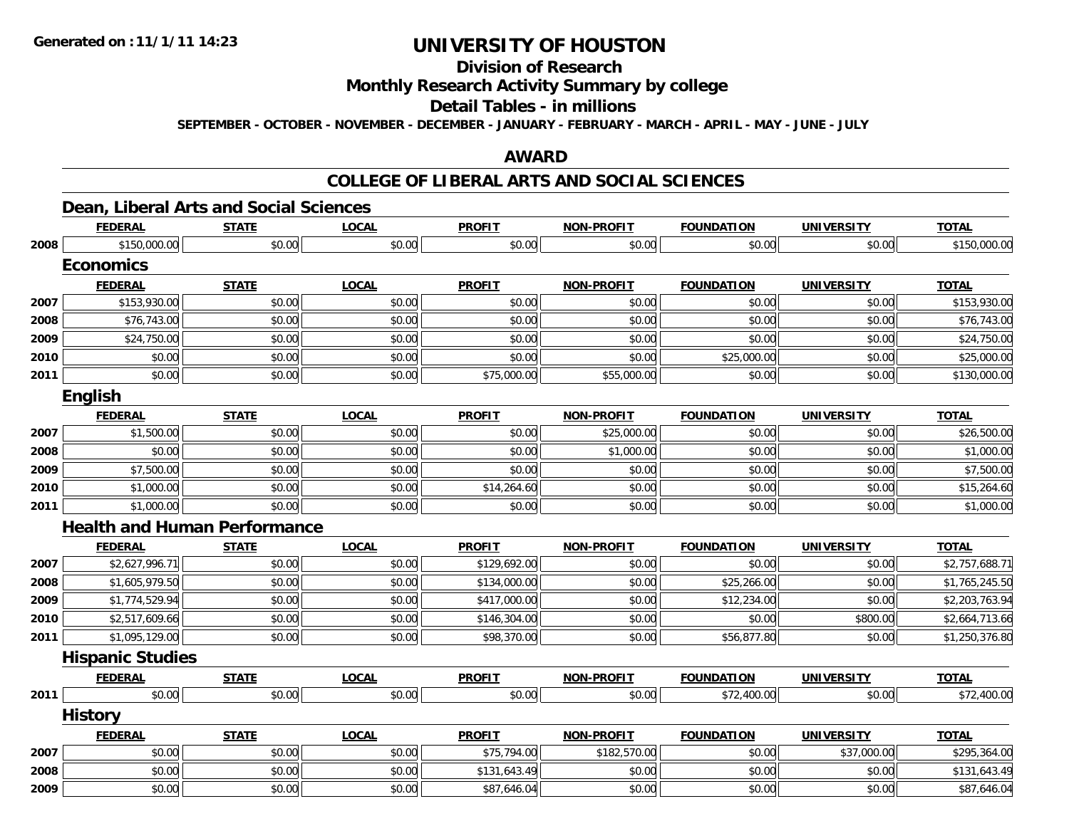# UNIVERSITY OF HOUSTON

## Division of Research

## Monthly Research Activity Summary by college

## Detail Tables - in millions

SEPTEMBER - OCTOBER - NOVEMBER - DECEMBER - JANUARY - FEBRUARY - MARCH - APRIL - MAY - JUNE - JULY

### AWARD

### COLLEGE OF LIBERAL ARTS AND SOCIAL SCIENCES

#### Dean, Liberal Arts and Social Sciences

| | FEDERAL | STATE | LOCAL | PROFIT | NON-PROFIT | FOUNDATION | UNIVERSITY | TOTAL |
|---|---|---|---|---|---|---|---|---|
| 2008 | $150,000.00 | $0.00 | $0.00 | $0.00 | $0.00 | $0.00 | $0.00 | $150,000.00 |

#### Economics

| | FEDERAL | STATE | LOCAL | PROFIT | NON-PROFIT | FOUNDATION | UNIVERSITY | TOTAL |
|---|---|---|---|---|---|---|---|---|
| 2007 | $153,930.00 | $0.00 | $0.00 | $0.00 | $0.00 | $0.00 | $0.00 | $153,930.00 |
| 2008 | $76,743.00 | $0.00 | $0.00 | $0.00 | $0.00 | $0.00 | $0.00 | $76,743.00 |
| 2009 | $24,750.00 | $0.00 | $0.00 | $0.00 | $0.00 | $0.00 | $0.00 | $24,750.00 |
| 2010 | $0.00 | $0.00 | $0.00 | $0.00 | $0.00 | $25,000.00 | $0.00 | $25,000.00 |
| 2011 | $0.00 | $0.00 | $0.00 | $75,000.00 | $55,000.00 | $0.00 | $0.00 | $130,000.00 |

#### English

| | FEDERAL | STATE | LOCAL | PROFIT | NON-PROFIT | FOUNDATION | UNIVERSITY | TOTAL |
|---|---|---|---|---|---|---|---|---|
| 2007 | $1,500.00 | $0.00 | $0.00 | $0.00 | $25,000.00 | $0.00 | $0.00 | $26,500.00 |
| 2008 | $0.00 | $0.00 | $0.00 | $0.00 | $1,000.00 | $0.00 | $0.00 | $1,000.00 |
| 2009 | $7,500.00 | $0.00 | $0.00 | $0.00 | $0.00 | $0.00 | $0.00 | $7,500.00 |
| 2010 | $1,000.00 | $0.00 | $0.00 | $14,264.60 | $0.00 | $0.00 | $0.00 | $15,264.60 |
| 2011 | $1,000.00 | $0.00 | $0.00 | $0.00 | $0.00 | $0.00 | $0.00 | $1,000.00 |

#### Health and Human Performance

| | FEDERAL | STATE | LOCAL | PROFIT | NON-PROFIT | FOUNDATION | UNIVERSITY | TOTAL |
|---|---|---|---|---|---|---|---|---|
| 2007 | $2,627,996.71 | $0.00 | $0.00 | $129,692.00 | $0.00 | $0.00 | $0.00 | $2,757,688.71 |
| 2008 | $1,605,979.50 | $0.00 | $0.00 | $134,000.00 | $0.00 | $25,266.00 | $0.00 | $1,765,245.50 |
| 2009 | $1,774,529.94 | $0.00 | $0.00 | $417,000.00 | $0.00 | $12,234.00 | $0.00 | $2,203,763.94 |
| 2010 | $2,517,609.66 | $0.00 | $0.00 | $146,304.00 | $0.00 | $0.00 | $800.00 | $2,664,713.66 |
| 2011 | $1,095,129.00 | $0.00 | $0.00 | $98,370.00 | $0.00 | $56,877.80 | $0.00 | $1,250,376.80 |

#### Hispanic Studies

| | FEDERAL | STATE | LOCAL | PROFIT | NON-PROFIT | FOUNDATION | UNIVERSITY | TOTAL |
|---|---|---|---|---|---|---|---|---|
| 2011 | $0.00 | $0.00 | $0.00 | $0.00 | $0.00 | $72,400.00 | $0.00 | $72,400.00 |

#### History

| | FEDERAL | STATE | LOCAL | PROFIT | NON-PROFIT | FOUNDATION | UNIVERSITY | TOTAL |
|---|---|---|---|---|---|---|---|---|
| 2007 | $0.00 | $0.00 | $0.00 | $75,794.00 | $182,570.00 | $0.00 | $37,000.00 | $295,364.00 |
| 2008 | $0.00 | $0.00 | $0.00 | $131,643.49 | $0.00 | $0.00 | $0.00 | $131,643.49 |
| 2009 | $0.00 | $0.00 | $0.00 | $87,646.04 | $0.00 | $0.00 | $0.00 | $87,646.04 |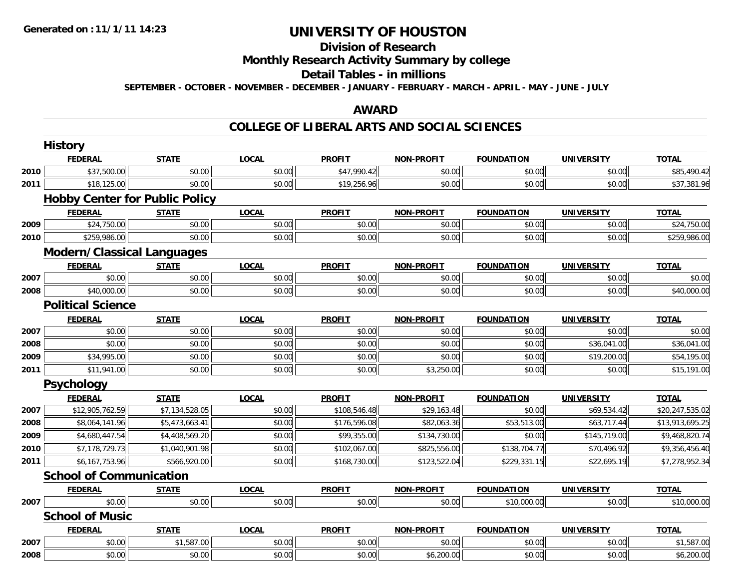# UNIVERSITY OF HOUSTON

## Division of Research

## Monthly Research Activity Summary by college

## Detail Tables - in millions

**SEPTEMBER - OCTOBER - NOVEMBER - DECEMBER - JANUARY - FEBRUARY - MARCH - APRIL - MAY - JUNE - JULY**

**Generated on : 11/1/11 14:23**

## AWARD

## COLLEGE OF LIBERAL ARTS AND SOCIAL SCIENCES

### History

| | FEDERAL | STATE | LOCAL | PROFIT | NON-PROFIT | FOUNDATION | UNIVERSITY | TOTAL |
|---|---|---|---|---|---|---|---|---|
| 2010 | $37,500.00 | $0.00 | $0.00 | $47,990.42 | $0.00 | $0.00 | $0.00 | $85,490.42 |
| 2011 | $18,125.00 | $0.00 | $0.00 | $19,256.96 | $0.00 | $0.00 | $0.00 | $37,381.96 |

### Hobby Center for Public Policy

| | FEDERAL | STATE | LOCAL | PROFIT | NON-PROFIT | FOUNDATION | UNIVERSITY | TOTAL |
|---|---|---|---|---|---|---|---|---|
| 2009 | $24,750.00 | $0.00 | $0.00 | $0.00 | $0.00 | $0.00 | $0.00 | $24,750.00 |
| 2010 | $259,986.00 | $0.00 | $0.00 | $0.00 | $0.00 | $0.00 | $0.00 | $259,986.00 |

### Modern/Classical Languages

| | FEDERAL | STATE | LOCAL | PROFIT | NON-PROFIT | FOUNDATION | UNIVERSITY | TOTAL |
|---|---|---|---|---|---|---|---|---|
| 2007 | $0.00 | $0.00 | $0.00 | $0.00 | $0.00 | $0.00 | $0.00 | $0.00 |
| 2008 | $40,000.00 | $0.00 | $0.00 | $0.00 | $0.00 | $0.00 | $0.00 | $40,000.00 |

### Political Science

| | FEDERAL | STATE | LOCAL | PROFIT | NON-PROFIT | FOUNDATION | UNIVERSITY | TOTAL |
|---|---|---|---|---|---|---|---|---|
| 2007 | $0.00 | $0.00 | $0.00 | $0.00 | $0.00 | $0.00 | $0.00 | $0.00 |
| 2008 | $0.00 | $0.00 | $0.00 | $0.00 | $0.00 | $0.00 | $36,041.00 | $36,041.00 |
| 2009 | $34,995.00 | $0.00 | $0.00 | $0.00 | $0.00 | $0.00 | $19,200.00 | $54,195.00 |
| 2011 | $11,941.00 | $0.00 | $0.00 | $0.00 | $3,250.00 | $0.00 | $0.00 | $15,191.00 |

### Psychology

| | FEDERAL | STATE | LOCAL | PROFIT | NON-PROFIT | FOUNDATION | UNIVERSITY | TOTAL |
|---|---|---|---|---|---|---|---|---|
| 2007 | $12,905,762.59 | $7,134,528.05 | $0.00 | $108,546.48 | $29,163.48 | $0.00 | $69,534.42 | $20,247,535.02 |
| 2008 | $8,064,141.96 | $5,473,663.41 | $0.00 | $176,596.08 | $82,063.36 | $53,513.00 | $63,717.44 | $13,913,695.25 |
| 2009 | $4,680,447.54 | $4,408,569.20 | $0.00 | $99,355.00 | $134,730.00 | $0.00 | $145,719.00 | $9,468,820.74 |
| 2010 | $7,178,729.73 | $1,040,901.98 | $0.00 | $102,067.00 | $825,556.00 | $138,704.77 | $70,496.92 | $9,356,456.40 |
| 2011 | $6,167,753.96 | $566,920.00 | $0.00 | $168,730.00 | $123,522.04 | $229,331.15 | $22,695.19 | $7,278,952.34 |

### School of Communication

| | FEDERAL | STATE | LOCAL | PROFIT | NON-PROFIT | FOUNDATION | UNIVERSITY | TOTAL |
|---|---|---|---|---|---|---|---|---|
| 2007 | $0.00 | $0.00 | $0.00 | $0.00 | $0.00 | $10,000.00 | $0.00 | $10,000.00 |

### School of Music

| | FEDERAL | STATE | LOCAL | PROFIT | NON-PROFIT | FOUNDATION | UNIVERSITY | TOTAL |
|---|---|---|---|---|---|---|---|---|
| 2007 | $0.00 | $1,587.00 | $0.00 | $0.00 | $0.00 | $0.00 | $0.00 | $1,587.00 |
| 2008 | $0.00 | $0.00 | $0.00 | $0.00 | $6,200.00 | $0.00 | $0.00 | $6,200.00 |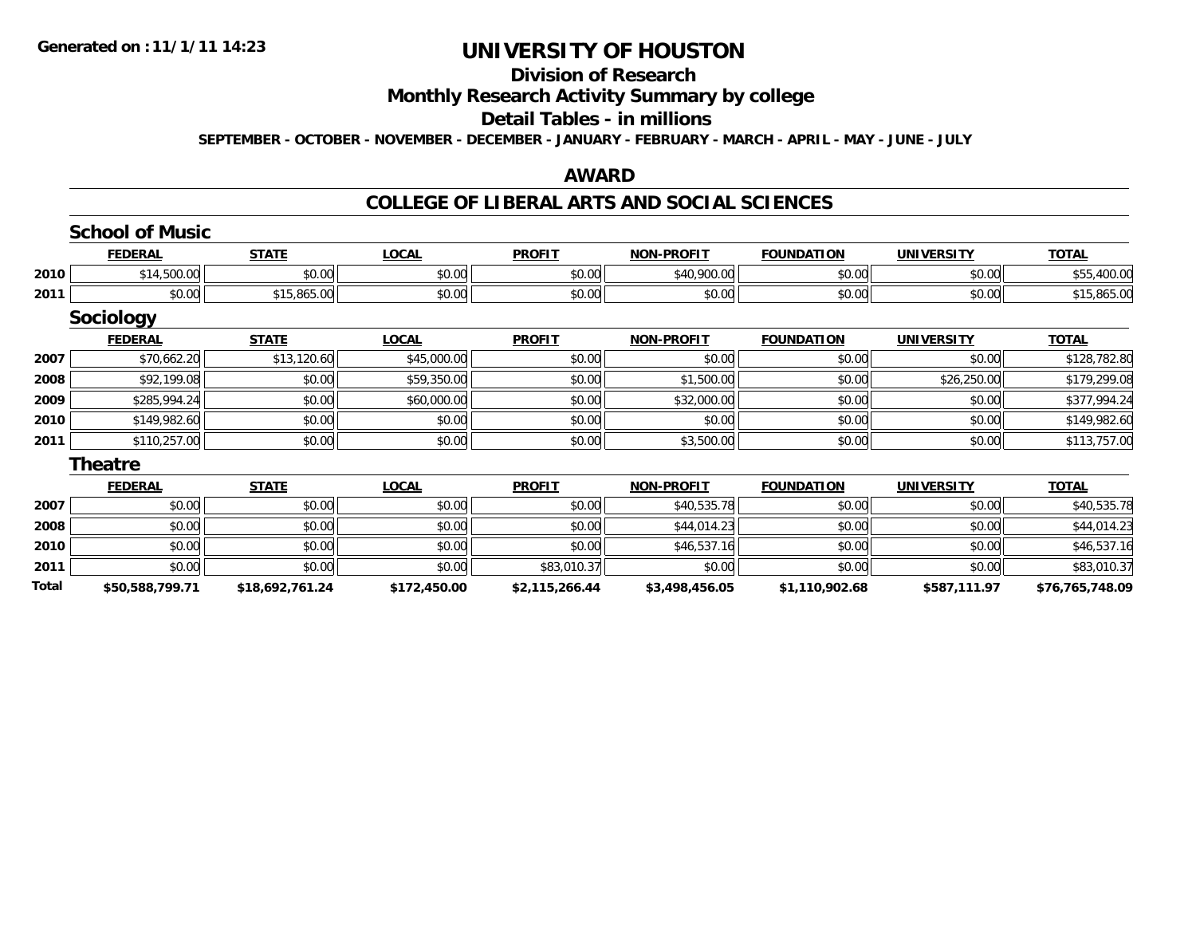# UNIVERSITY OF HOUSTON

## Division of Research

## Monthly Research Activity Summary by college

## Detail Tables - in millions

**SEPTEMBER - OCTOBER - NOVEMBER - DECEMBER - JANUARY - FEBRUARY - MARCH - APRIL - MAY - JUNE - JULY**

## AWARD

## COLLEGE OF LIBERAL ARTS AND SOCIAL SCIENCES

### School of Music

| | FEDERAL | STATE | LOCAL | PROFIT | NON-PROFIT | FOUNDATION | UNIVERSITY | TOTAL |
|---|---|---|---|---|---|---|---|---|
| 2010 | $14,500.00 | $0.00 | $0.00 | $0.00 | $40,900.00 | $0.00 | $0.00 | $55,400.00 |
| 2011 | $0.00 | $15,865.00 | $0.00 | $0.00 | $0.00 | $0.00 | $0.00 | $15,865.00 |

### Sociology

| | FEDERAL | STATE | LOCAL | PROFIT | NON-PROFIT | FOUNDATION | UNIVERSITY | TOTAL |
|---|---|---|---|---|---|---|---|---|
| 2007 | $70,662.20 | $13,120.60 | $45,000.00 | $0.00 | $0.00 | $0.00 | $0.00 | $128,782.80 |
| 2008 | $92,199.08 | $0.00 | $59,350.00 | $0.00 | $1,500.00 | $0.00 | $26,250.00 | $179,299.08 |
| 2009 | $285,994.24 | $0.00 | $60,000.00 | $0.00 | $32,000.00 | $0.00 | $0.00 | $377,994.24 |
| 2010 | $149,982.60 | $0.00 | $0.00 | $0.00 | $0.00 | $0.00 | $0.00 | $149,982.60 |
| 2011 | $110,257.00 | $0.00 | $0.00 | $0.00 | $3,500.00 | $0.00 | $0.00 | $113,757.00 |

### Theatre

| | FEDERAL | STATE | LOCAL | PROFIT | NON-PROFIT | FOUNDATION | UNIVERSITY | TOTAL |
|---|---|---|---|---|---|---|---|---|
| 2007 | $0.00 | $0.00 | $0.00 | $0.00 | $40,535.78 | $0.00 | $0.00 | $40,535.78 |
| 2008 | $0.00 | $0.00 | $0.00 | $0.00 | $44,014.23 | $0.00 | $0.00 | $44,014.23 |
| 2010 | $0.00 | $0.00 | $0.00 | $0.00 | $46,537.16 | $0.00 | $0.00 | $46,537.16 |
| 2011 | $0.00 | $0.00 | $0.00 | $83,010.37 | $0.00 | $0.00 | $0.00 | $83,010.37 |
| **Total** | **$50,588,799.71** | **$18,692,761.24** | **$172,450.00** | **$2,115,266.44** | **$3,498,456.05** | **$1,110,902.68** | **$587,111.97** | **$76,765,748.09** |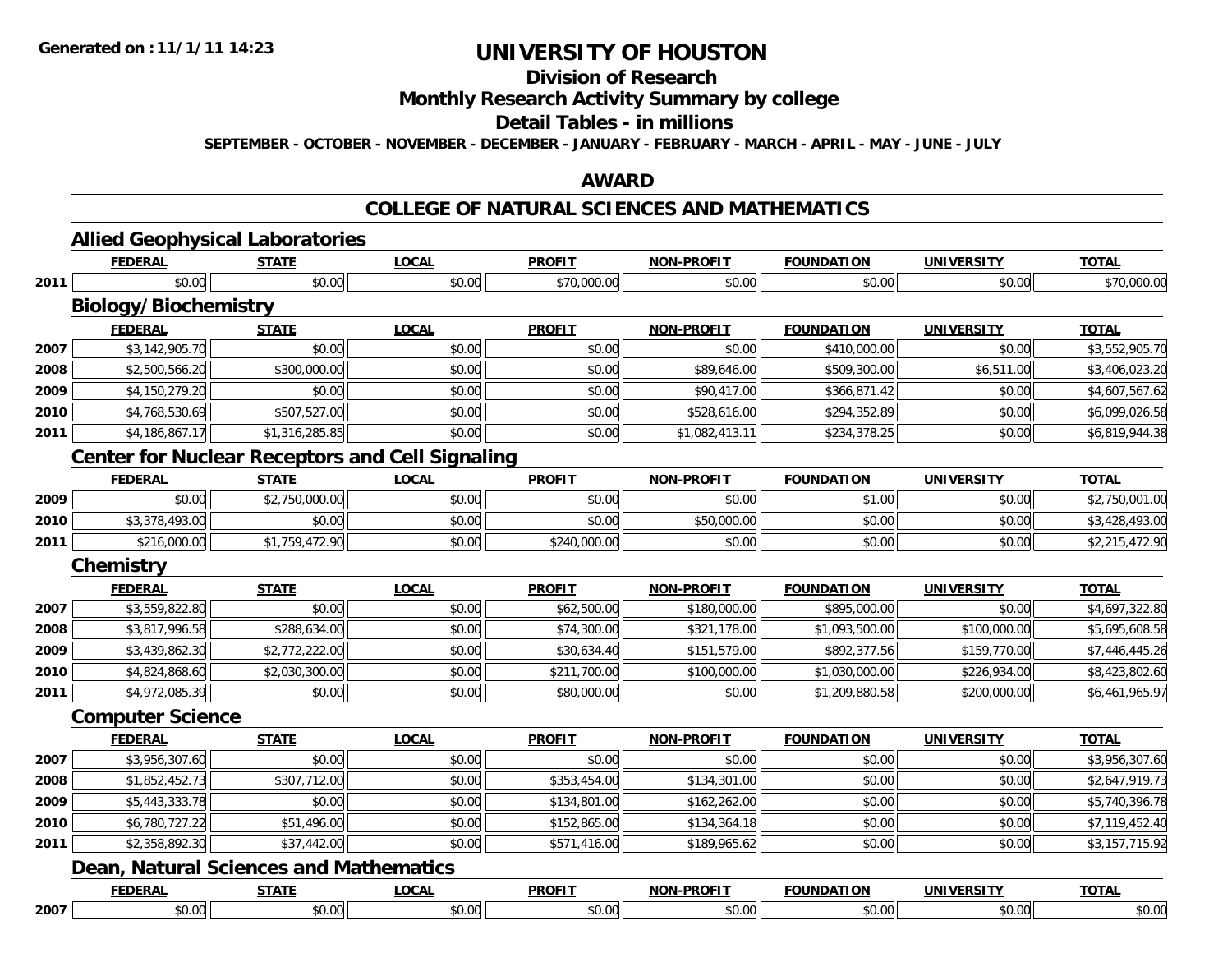**Generated on :11/1/11 14:23**

# UNIVERSITY OF HOUSTON

## Division of Research

## Monthly Research Activity Summary by college

## Detail Tables - in millions

**SEPTEMBER - OCTOBER - NOVEMBER - DECEMBER - JANUARY - FEBRUARY - MARCH - APRIL - MAY - JUNE - JULY**

## AWARD

## COLLEGE OF NATURAL SCIENCES AND MATHEMATICS

### Allied Geophysical Laboratories

| | FEDERAL | STATE | LOCAL | PROFIT | NON-PROFIT | FOUNDATION | UNIVERSITY | TOTAL |
|---|---|---|---|---|---|---|---|---|
| 2011 | $0.00 | $0.00 | $0.00 | $70,000.00 | $0.00 | $0.00 | $0.00 | $70,000.00 |

### Biology/Biochemistry

| | FEDERAL | STATE | LOCAL | PROFIT | NON-PROFIT | FOUNDATION | UNIVERSITY | TOTAL |
|---|---|---|---|---|---|---|---|---|
| 2007 | $3,142,905.70 | $0.00 | $0.00 | $0.00 | $0.00 | $410,000.00 | $0.00 | $3,552,905.70 |
| 2008 | $2,500,566.20 | $300,000.00 | $0.00 | $0.00 | $89,646.00 | $509,300.00 | $6,511.00 | $3,406,023.20 |
| 2009 | $4,150,279.20 | $0.00 | $0.00 | $0.00 | $90,417.00 | $366,871.42 | $0.00 | $4,607,567.62 |
| 2010 | $4,768,530.69 | $507,527.00 | $0.00 | $0.00 | $528,616.00 | $294,352.89 | $0.00 | $6,099,026.58 |
| 2011 | $4,186,867.17 | $1,316,285.85 | $0.00 | $0.00 | $1,082,413.11 | $234,378.25 | $0.00 | $6,819,944.38 |

### Center for Nuclear Receptors and Cell Signaling

| | FEDERAL | STATE | LOCAL | PROFIT | NON-PROFIT | FOUNDATION | UNIVERSITY | TOTAL |
|---|---|---|---|---|---|---|---|---|
| 2009 | $0.00 | $2,750,000.00 | $0.00 | $0.00 | $0.00 | $1.00 | $0.00 | $2,750,001.00 |
| 2010 | $3,378,493.00 | $0.00 | $0.00 | $0.00 | $50,000.00 | $0.00 | $0.00 | $3,428,493.00 |
| 2011 | $216,000.00 | $1,759,472.90 | $0.00 | $240,000.00 | $0.00 | $0.00 | $0.00 | $2,215,472.90 |

### Chemistry

| | FEDERAL | STATE | LOCAL | PROFIT | NON-PROFIT | FOUNDATION | UNIVERSITY | TOTAL |
|---|---|---|---|---|---|---|---|---|
| 2007 | $3,559,822.80 | $0.00 | $0.00 | $62,500.00 | $180,000.00 | $895,000.00 | $0.00 | $4,697,322.80 |
| 2008 | $3,817,996.58 | $288,634.00 | $0.00 | $74,300.00 | $321,178.00 | $1,093,500.00 | $100,000.00 | $5,695,608.58 |
| 2009 | $3,439,862.30 | $2,772,222.00 | $0.00 | $30,634.40 | $151,579.00 | $892,377.56 | $159,770.00 | $7,446,445.26 |
| 2010 | $4,824,868.60 | $2,030,300.00 | $0.00 | $211,700.00 | $100,000.00 | $1,030,000.00 | $226,934.00 | $8,423,802.60 |
| 2011 | $4,972,085.39 | $0.00 | $0.00 | $80,000.00 | $0.00 | $1,209,880.58 | $200,000.00 | $6,461,965.97 |

### Computer Science

| | FEDERAL | STATE | LOCAL | PROFIT | NON-PROFIT | FOUNDATION | UNIVERSITY | TOTAL |
|---|---|---|---|---|---|---|---|---|
| 2007 | $3,956,307.60 | $0.00 | $0.00 | $0.00 | $0.00 | $0.00 | $0.00 | $3,956,307.60 |
| 2008 | $1,852,452.73 | $307,712.00 | $0.00 | $353,454.00 | $134,301.00 | $0.00 | $0.00 | $2,647,919.73 |
| 2009 | $5,443,333.78 | $0.00 | $0.00 | $134,801.00 | $162,262.00 | $0.00 | $0.00 | $5,740,396.78 |
| 2010 | $6,780,727.22 | $51,496.00 | $0.00 | $152,865.00 | $134,364.18 | $0.00 | $0.00 | $7,119,452.40 |
| 2011 | $2,358,892.30 | $37,442.00 | $0.00 | $571,416.00 | $189,965.62 | $0.00 | $0.00 | $3,157,715.92 |

### Dean, Natural Sciences and Mathematics

| | FEDERAL | STATE | LOCAL | PROFIT | NON-PROFIT | FOUNDATION | UNIVERSITY | TOTAL |
|---|---|---|---|---|---|---|---|---|
| 2007 | $0.00 | $0.00 | $0.00 | $0.00 | $0.00 | $0.00 | $0.00 | $0.00 |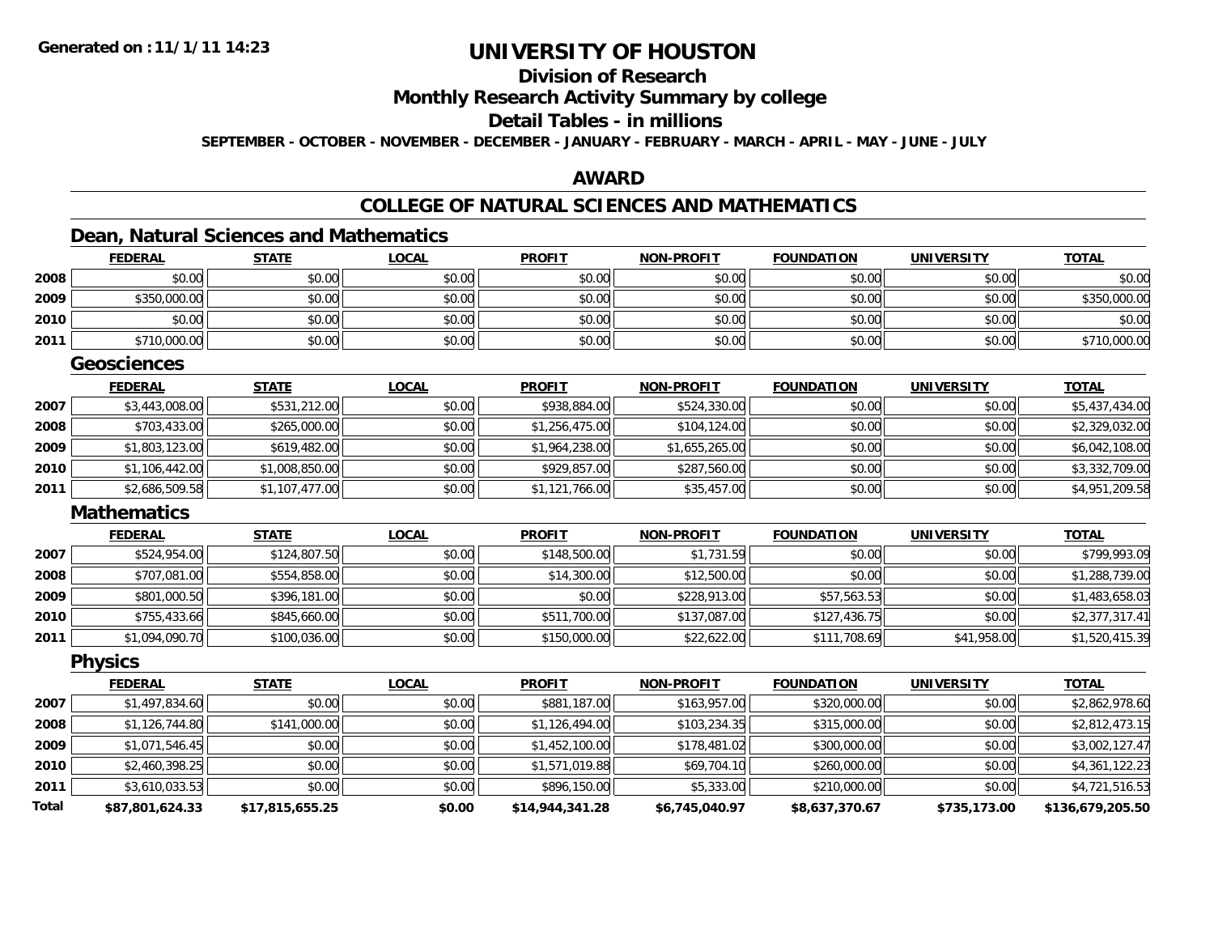**Generated on :11/1/11 14:23**

# UNIVERSITY OF HOUSTON

## Division of Research

## Monthly Research Activity Summary by college

## Detail Tables - in millions

**SEPTEMBER - OCTOBER - NOVEMBER - DECEMBER - JANUARY - FEBRUARY - MARCH - APRIL - MAY - JUNE - JULY**

## AWARD

## COLLEGE OF NATURAL SCIENCES AND MATHEMATICS

### Dean, Natural Sciences and Mathematics

| | FEDERAL | STATE | LOCAL | PROFIT | NON-PROFIT | FOUNDATION | UNIVERSITY | TOTAL |
|---|---|---|---|---|---|---|---|---|
| 2008 | $0.00 | $0.00 | $0.00 | $0.00 | $0.00 | $0.00 | $0.00 | $0.00 |
| 2009 | $350,000.00 | $0.00 | $0.00 | $0.00 | $0.00 | $0.00 | $0.00 | $350,000.00 |
| 2010 | $0.00 | $0.00 | $0.00 | $0.00 | $0.00 | $0.00 | $0.00 | $0.00 |
| 2011 | $710,000.00 | $0.00 | $0.00 | $0.00 | $0.00 | $0.00 | $0.00 | $710,000.00 |

### Geosciences

| | FEDERAL | STATE | LOCAL | PROFIT | NON-PROFIT | FOUNDATION | UNIVERSITY | TOTAL |
|---|---|---|---|---|---|---|---|---|
| 2007 | $3,443,008.00 | $531,212.00 | $0.00 | $938,884.00 | $524,330.00 | $0.00 | $0.00 | $5,437,434.00 |
| 2008 | $703,433.00 | $265,000.00 | $0.00 | $1,256,475.00 | $104,124.00 | $0.00 | $0.00 | $2,329,032.00 |
| 2009 | $1,803,123.00 | $619,482.00 | $0.00 | $1,964,238.00 | $1,655,265.00 | $0.00 | $0.00 | $6,042,108.00 |
| 2010 | $1,106,442.00 | $1,008,850.00 | $0.00 | $929,857.00 | $287,560.00 | $0.00 | $0.00 | $3,332,709.00 |
| 2011 | $2,686,509.58 | $1,107,477.00 | $0.00 | $1,121,766.00 | $35,457.00 | $0.00 | $0.00 | $4,951,209.58 |

### Mathematics

| | FEDERAL | STATE | LOCAL | PROFIT | NON-PROFIT | FOUNDATION | UNIVERSITY | TOTAL |
|---|---|---|---|---|---|---|---|---|
| 2007 | $524,954.00 | $124,807.50 | $0.00 | $148,500.00 | $1,731.59 | $0.00 | $0.00 | $799,993.09 |
| 2008 | $707,081.00 | $554,858.00 | $0.00 | $14,300.00 | $12,500.00 | $0.00 | $0.00 | $1,288,739.00 |
| 2009 | $801,000.50 | $396,181.00 | $0.00 | $0.00 | $228,913.00 | $57,563.53 | $0.00 | $1,483,658.03 |
| 2010 | $755,433.66 | $845,660.00 | $0.00 | $511,700.00 | $137,087.00 | $127,436.75 | $0.00 | $2,377,317.41 |
| 2011 | $1,094,090.70 | $100,036.00 | $0.00 | $150,000.00 | $22,622.00 | $111,708.69 | $41,958.00 | $1,520,415.39 |

### Physics

| | FEDERAL | STATE | LOCAL | PROFIT | NON-PROFIT | FOUNDATION | UNIVERSITY | TOTAL |
|---|---|---|---|---|---|---|---|---|
| 2007 | $1,497,834.60 | $0.00 | $0.00 | $881,187.00 | $163,957.00 | $320,000.00 | $0.00 | $2,862,978.60 |
| 2008 | $1,126,744.80 | $141,000.00 | $0.00 | $1,126,494.00 | $103,234.35 | $315,000.00 | $0.00 | $2,812,473.15 |
| 2009 | $1,071,546.45 | $0.00 | $0.00 | $1,452,100.00 | $178,481.02 | $300,000.00 | $0.00 | $3,002,127.47 |
| 2010 | $2,460,398.25 | $0.00 | $0.00 | $1,571,019.88 | $69,704.10 | $260,000.00 | $0.00 | $4,361,122.23 |
| 2011 | $3,610,033.53 | $0.00 | $0.00 | $896,150.00 | $5,333.00 | $210,000.00 | $0.00 | $4,721,516.53 |
| **Total** | **$87,801,624.33** | **$17,815,655.25** | **$0.00** | **$14,944,341.28** | **$6,745,040.97** | **$8,637,370.67** | **$735,173.00** | **$136,679,205.50** |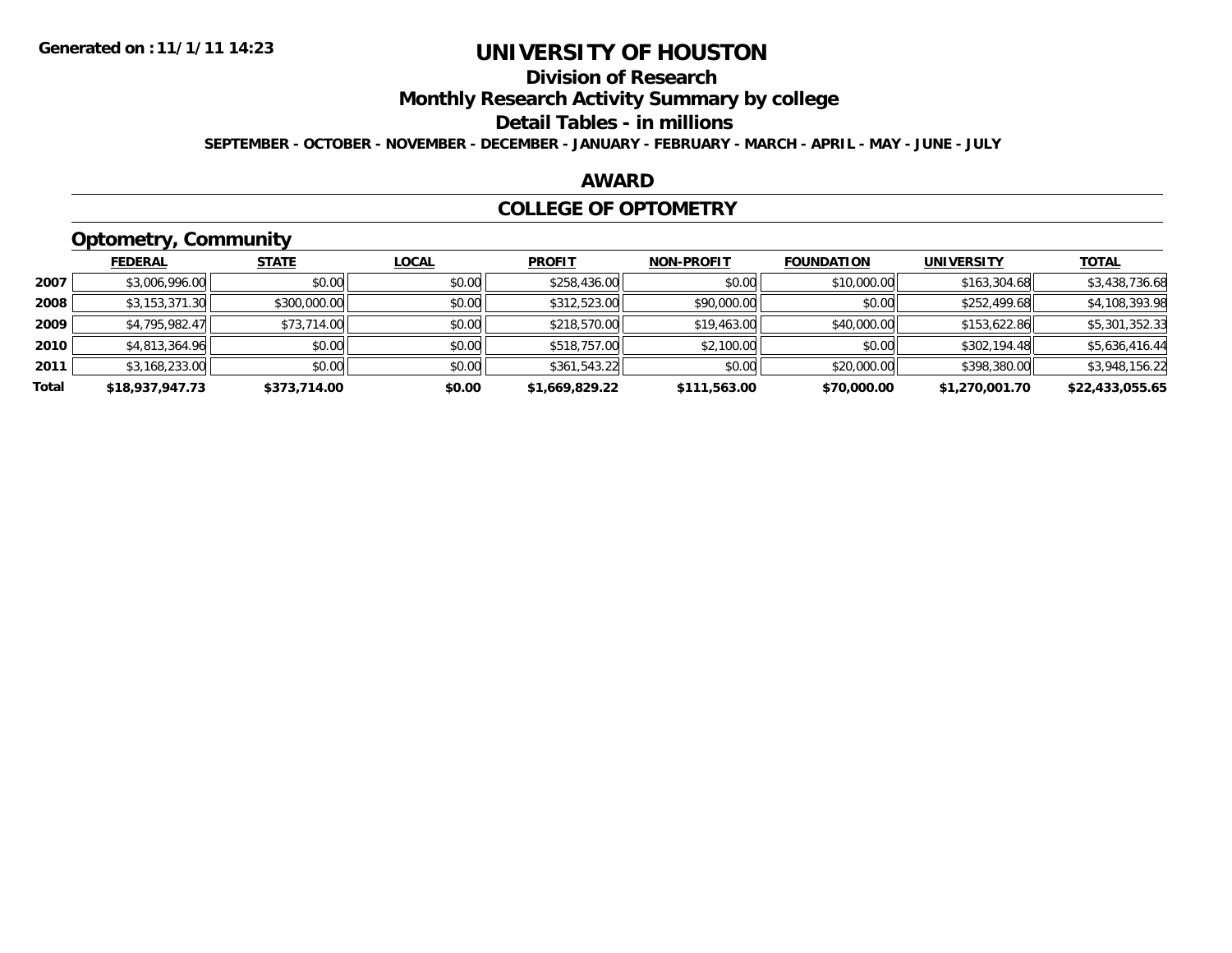Generated on :11/1/11 14:23

# UNIVERSITY OF HOUSTON

## Division of Research

## Monthly Research Activity Summary by college

## Detail Tables - in millions

SEPTEMBER - OCTOBER - NOVEMBER - DECEMBER - JANUARY - FEBRUARY - MARCH - APRIL - MAY - JUNE - JULY

## AWARD

## COLLEGE OF OPTOMETRY

### Optometry, Community

| | FEDERAL | STATE | LOCAL | PROFIT | NON-PROFIT | FOUNDATION | UNIVERSITY | TOTAL |
|---|---|---|---|---|---|---|---|---|
| 2007 | $3,006,996.00 | $0.00 | $0.00 | $258,436.00 | $0.00 | $10,000.00 | $163,304.68 | $3,438,736.68 |
| 2008 | $3,153,371.30 | $300,000.00 | $0.00 | $312,523.00 | $90,000.00 | $0.00 | $252,499.68 | $4,108,393.98 |
| 2009 | $4,795,982.47 | $73,714.00 | $0.00 | $218,570.00 | $19,463.00 | $40,000.00 | $153,622.86 | $5,301,352.33 |
| 2010 | $4,813,364.96 | $0.00 | $0.00 | $518,757.00 | $2,100.00 | $0.00 | $302,194.48 | $5,636,416.44 |
| 2011 | $3,168,233.00 | $0.00 | $0.00 | $361,543.22 | $0.00 | $20,000.00 | $398,380.00 | $3,948,156.22 |
| **Total** | **$18,937,947.73** | **$373,714.00** | **$0.00** | **$1,669,829.22** | **$111,563.00** | **$70,000.00** | **$1,270,001.70** | **$22,433,055.65** |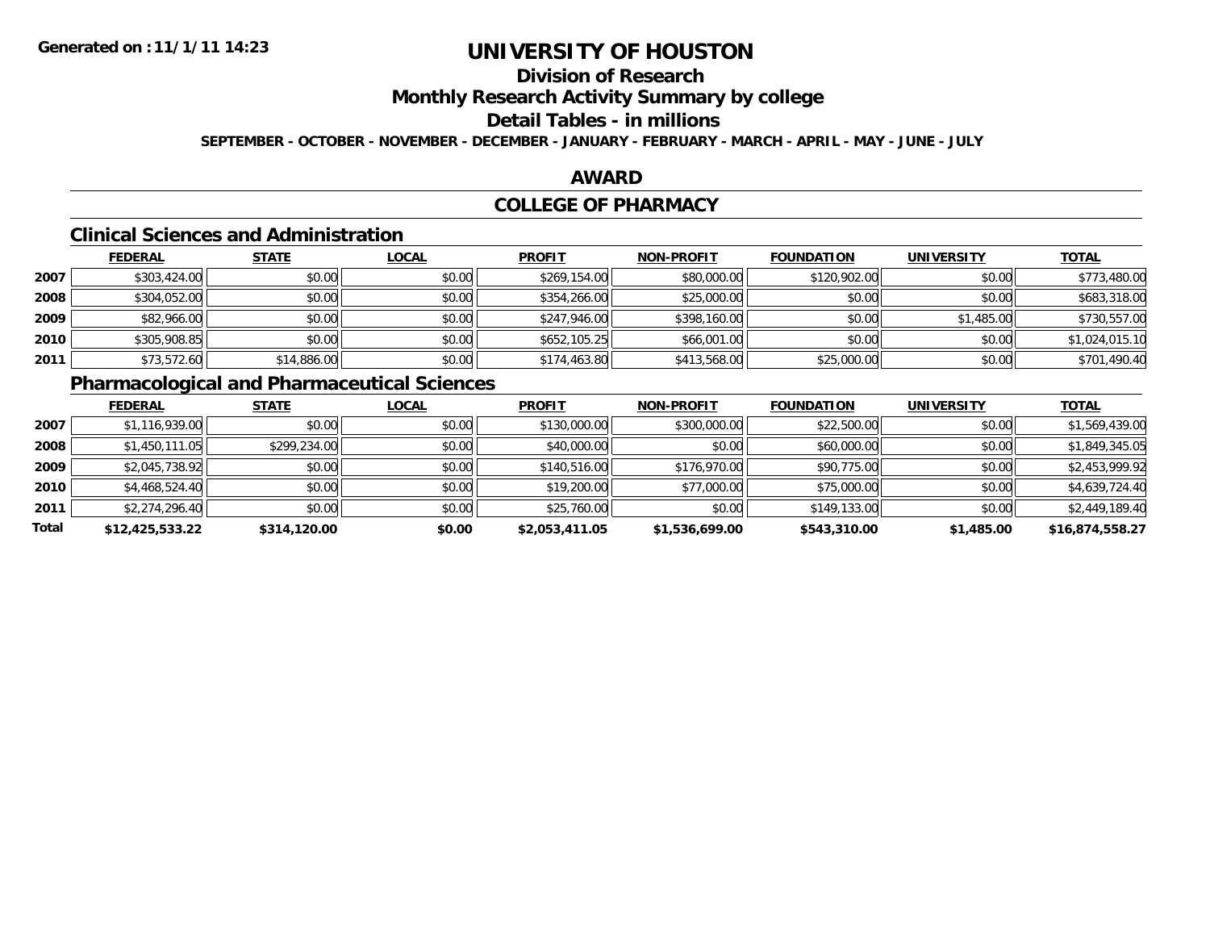# UNIVERSITY OF HOUSTON

## Division of Research

## Monthly Research Activity Summary by college

## Detail Tables - in millions

**SEPTEMBER - OCTOBER - NOVEMBER - DECEMBER - JANUARY - FEBRUARY - MARCH - APRIL - MAY - JUNE - JULY**

## AWARD

## COLLEGE OF PHARMACY

### Clinical Sciences and Administration

| | FEDERAL | STATE | LOCAL | PROFIT | NON-PROFIT | FOUNDATION | UNIVERSITY | TOTAL |
|---|---|---|---|---|---|---|---|---|
| 2007 | $303,424.00 | $0.00 | $0.00 | $269,154.00 | $80,000.00 | $120,902.00 | $0.00 | $773,480.00 |
| 2008 | $304,052.00 | $0.00 | $0.00 | $354,266.00 | $25,000.00 | $0.00 | $0.00 | $683,318.00 |
| 2009 | $82,966.00 | $0.00 | $0.00 | $247,946.00 | $398,160.00 | $0.00 | $1,485.00 | $730,557.00 |
| 2010 | $305,908.85 | $0.00 | $0.00 | $652,105.25 | $66,001.00 | $0.00 | $0.00 | $1,024,015.10 |
| 2011 | $73,572.60 | $14,886.00 | $0.00 | $174,463.80 | $413,568.00 | $25,000.00 | $0.00 | $701,490.40 |

### Pharmacological and Pharmaceutical Sciences

| | FEDERAL | STATE | LOCAL | PROFIT | NON-PROFIT | FOUNDATION | UNIVERSITY | TOTAL |
|---|---|---|---|---|---|---|---|---|
| 2007 | $1,116,939.00 | $0.00 | $0.00 | $130,000.00 | $300,000.00 | $22,500.00 | $0.00 | $1,569,439.00 |
| 2008 | $1,450,111.05 | $299,234.00 | $0.00 | $40,000.00 | $0.00 | $60,000.00 | $0.00 | $1,849,345.05 |
| 2009 | $2,045,738.92 | $0.00 | $0.00 | $140,516.00 | $176,970.00 | $90,775.00 | $0.00 | $2,453,999.92 |
| 2010 | $4,468,524.40 | $0.00 | $0.00 | $19,200.00 | $77,000.00 | $75,000.00 | $0.00 | $4,639,724.40 |
| 2011 | $2,274,296.40 | $0.00 | $0.00 | $25,760.00 | $0.00 | $149,133.00 | $0.00 | $2,449,189.40 |
| **Total** | **$12,425,533.22** | **$314,120.00** | **$0.00** | **$2,053,411.05** | **$1,536,699.00** | **$543,310.00** | **$1,485.00** | **$16,874,558.27** |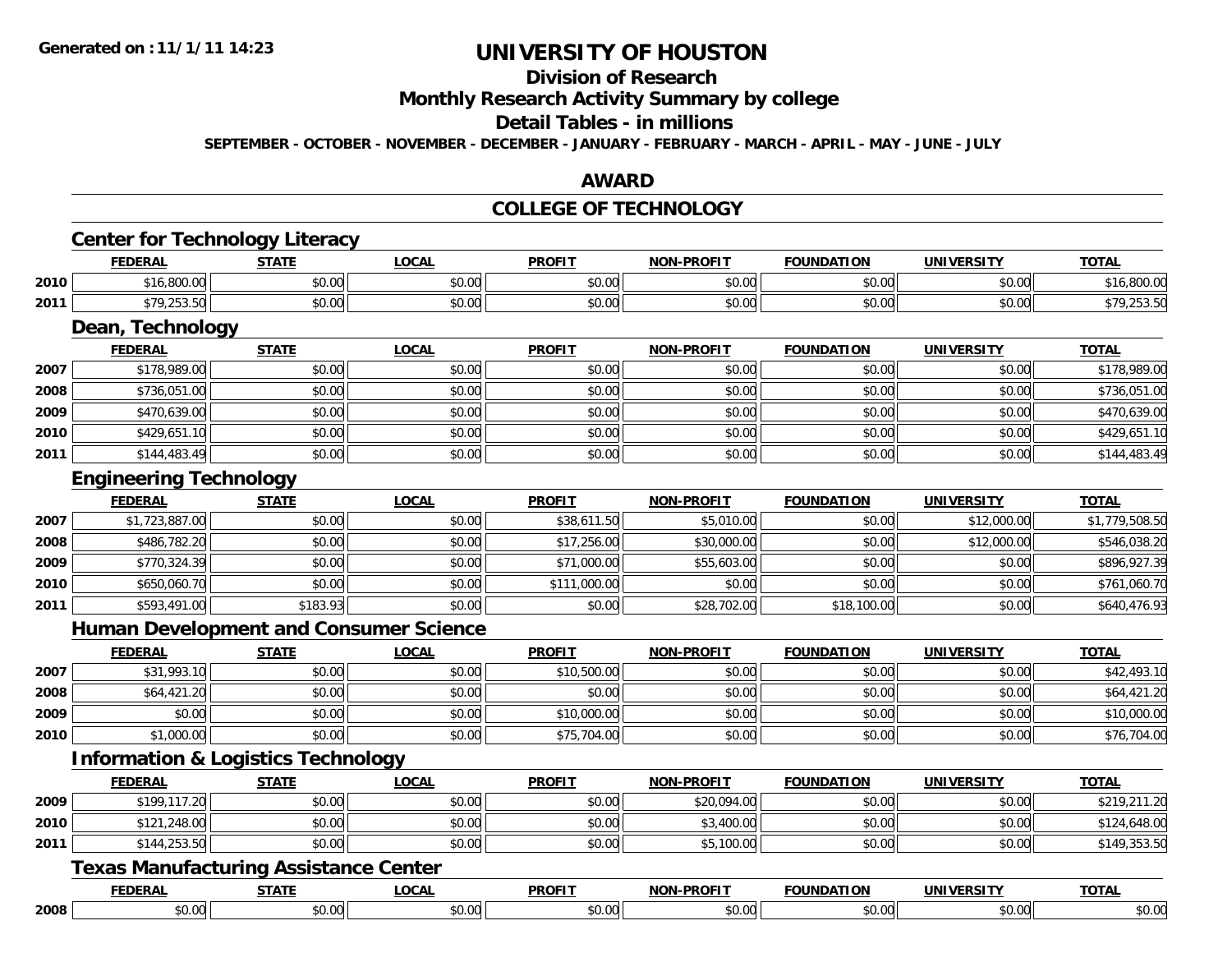Generated on :11/1/11 14:23

# UNIVERSITY OF HOUSTON

## Division of Research

## Monthly Research Activity Summary by college

## Detail Tables - in millions

**SEPTEMBER - OCTOBER - NOVEMBER - DECEMBER - JANUARY - FEBRUARY - MARCH - APRIL - MAY - JUNE - JULY**

## AWARD

## COLLEGE OF TECHNOLOGY

### Center for Technology Literacy

| | FEDERAL | STATE | LOCAL | PROFIT | NON-PROFIT | FOUNDATION | UNIVERSITY | TOTAL |
|---|---|---|---|---|---|---|---|---|
| 2010 | $16,800.00 | $0.00 | $0.00 | $0.00 | $0.00 | $0.00 | $0.00 | $16,800.00 |
| 2011 | $79,253.50 | $0.00 | $0.00 | $0.00 | $0.00 | $0.00 | $0.00 | $79,253.50 |

### Dean, Technology

| | FEDERAL | STATE | LOCAL | PROFIT | NON-PROFIT | FOUNDATION | UNIVERSITY | TOTAL |
|---|---|---|---|---|---|---|---|---|
| 2007 | $178,989.00 | $0.00 | $0.00 | $0.00 | $0.00 | $0.00 | $0.00 | $178,989.00 |
| 2008 | $736,051.00 | $0.00 | $0.00 | $0.00 | $0.00 | $0.00 | $0.00 | $736,051.00 |
| 2009 | $470,639.00 | $0.00 | $0.00 | $0.00 | $0.00 | $0.00 | $0.00 | $470,639.00 |
| 2010 | $429,651.10 | $0.00 | $0.00 | $0.00 | $0.00 | $0.00 | $0.00 | $429,651.10 |
| 2011 | $144,483.49 | $0.00 | $0.00 | $0.00 | $0.00 | $0.00 | $0.00 | $144,483.49 |

### Engineering Technology

| | FEDERAL | STATE | LOCAL | PROFIT | NON-PROFIT | FOUNDATION | UNIVERSITY | TOTAL |
|---|---|---|---|---|---|---|---|---|
| 2007 | $1,723,887.00 | $0.00 | $0.00 | $38,611.50 | $5,010.00 | $0.00 | $12,000.00 | $1,779,508.50 |
| 2008 | $486,782.20 | $0.00 | $0.00 | $17,256.00 | $30,000.00 | $0.00 | $12,000.00 | $546,038.20 |
| 2009 | $770,324.39 | $0.00 | $0.00 | $71,000.00 | $55,603.00 | $0.00 | $0.00 | $896,927.39 |
| 2010 | $650,060.70 | $0.00 | $0.00 | $111,000.00 | $0.00 | $0.00 | $0.00 | $761,060.70 |
| 2011 | $593,491.00 | $183.93 | $0.00 | $0.00 | $28,702.00 | $18,100.00 | $0.00 | $640,476.93 |

### Human Development and Consumer Science

| | FEDERAL | STATE | LOCAL | PROFIT | NON-PROFIT | FOUNDATION | UNIVERSITY | TOTAL |
|---|---|---|---|---|---|---|---|---|
| 2007 | $31,993.10 | $0.00 | $0.00 | $10,500.00 | $0.00 | $0.00 | $0.00 | $42,493.10 |
| 2008 | $64,421.20 | $0.00 | $0.00 | $0.00 | $0.00 | $0.00 | $0.00 | $64,421.20 |
| 2009 | $0.00 | $0.00 | $0.00 | $10,000.00 | $0.00 | $0.00 | $0.00 | $10,000.00 |
| 2010 | $1,000.00 | $0.00 | $0.00 | $75,704.00 | $0.00 | $0.00 | $0.00 | $76,704.00 |

### Information & Logistics Technology

| | FEDERAL | STATE | LOCAL | PROFIT | NON-PROFIT | FOUNDATION | UNIVERSITY | TOTAL |
|---|---|---|---|---|---|---|---|---|
| 2009 | $199,117.20 | $0.00 | $0.00 | $0.00 | $20,094.00 | $0.00 | $0.00 | $219,211.20 |
| 2010 | $121,248.00 | $0.00 | $0.00 | $0.00 | $3,400.00 | $0.00 | $0.00 | $124,648.00 |
| 2011 | $144,253.50 | $0.00 | $0.00 | $0.00 | $5,100.00 | $0.00 | $0.00 | $149,353.50 |

### Texas Manufacturing Assistance Center

| | FEDERAL | STATE | LOCAL | PROFIT | NON-PROFIT | FOUNDATION | UNIVERSITY | TOTAL |
|---|---|---|---|---|---|---|---|---|
| 2008 | $0.00 | $0.00 | $0.00 | $0.00 | $0.00 | $0.00 | $0.00 | $0.00 |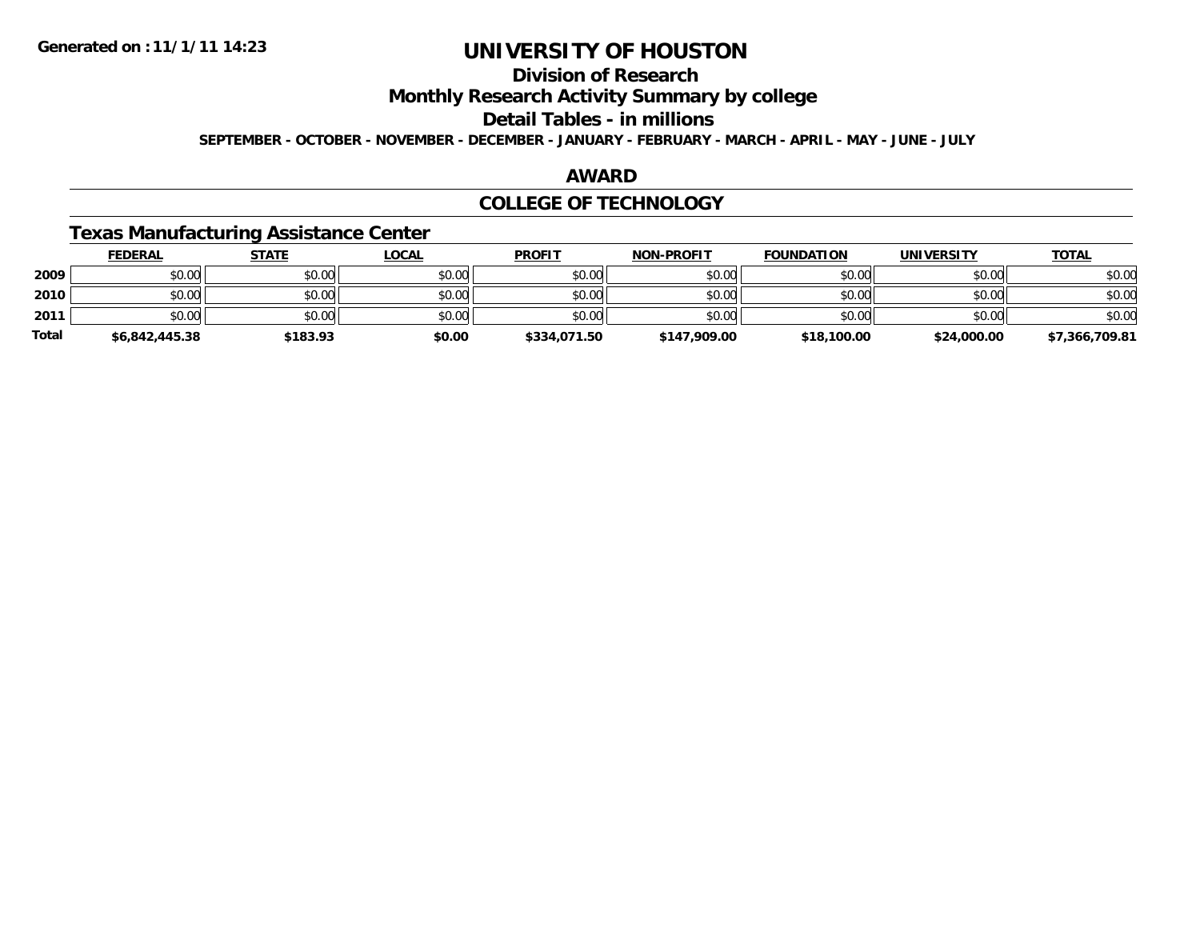**Generated on :11/1/11 14:23**

# UNIVERSITY OF HOUSTON

## Division of Research

## Monthly Research Activity Summary by college

## Detail Tables - in millions

**SEPTEMBER - OCTOBER - NOVEMBER - DECEMBER - JANUARY - FEBRUARY - MARCH - APRIL - MAY - JUNE - JULY**

## AWARD

## COLLEGE OF TECHNOLOGY

### Texas Manufacturing Assistance Center

| | FEDERAL | STATE | LOCAL | PROFIT | NON-PROFIT | FOUNDATION | UNIVERSITY | TOTAL |
|---|---|---|---|---|---|---|---|---|
| 2009 | $0.00 | $0.00 | $0.00 | $0.00 | $0.00 | $0.00 | $0.00 | $0.00 |
| 2010 | $0.00 | $0.00 | $0.00 | $0.00 | $0.00 | $0.00 | $0.00 | $0.00 |
| 2011 | $0.00 | $0.00 | $0.00 | $0.00 | $0.00 | $0.00 | $0.00 | $0.00 |
| **Total** | **$6,842,445.38** | **$183.93** | **$0.00** | **$334,071.50** | **$147,909.00** | **$18,100.00** | **$24,000.00** | **$7,366,709.81** |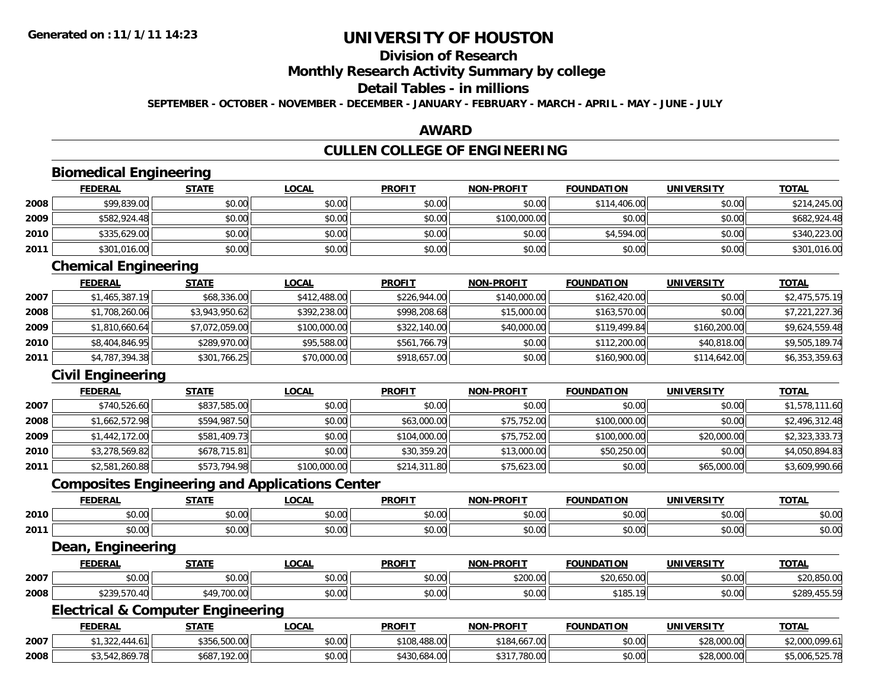# UNIVERSITY OF HOUSTON

## Division of Research

## Monthly Research Activity Summary by college

## Detail Tables - in millions

**SEPTEMBER - OCTOBER - NOVEMBER - DECEMBER - JANUARY - FEBRUARY - MARCH - APRIL - MAY - JUNE - JULY**

## AWARD

## CULLEN COLLEGE OF ENGINEERING

### Biomedical Engineering

| | FEDERAL | STATE | LOCAL | PROFIT | NON-PROFIT | FOUNDATION | UNIVERSITY | TOTAL |
|---|---|---|---|---|---|---|---|---|
| 2008 | $99,839.00 | $0.00 | $0.00 | $0.00 | $0.00 | $114,406.00 | $0.00 | $214,245.00 |
| 2009 | $582,924.48 | $0.00 | $0.00 | $0.00 | $100,000.00 | $0.00 | $0.00 | $682,924.48 |
| 2010 | $335,629.00 | $0.00 | $0.00 | $0.00 | $0.00 | $4,594.00 | $0.00 | $340,223.00 |
| 2011 | $301,016.00 | $0.00 | $0.00 | $0.00 | $0.00 | $0.00 | $0.00 | $301,016.00 |

### Chemical Engineering

| | FEDERAL | STATE | LOCAL | PROFIT | NON-PROFIT | FOUNDATION | UNIVERSITY | TOTAL |
|---|---|---|---|---|---|---|---|---|
| 2007 | $1,465,387.19 | $68,336.00 | $412,488.00 | $226,944.00 | $140,000.00 | $162,420.00 | $0.00 | $2,475,575.19 |
| 2008 | $1,708,260.06 | $3,943,950.62 | $392,238.00 | $998,208.68 | $15,000.00 | $163,570.00 | $0.00 | $7,221,227.36 |
| 2009 | $1,810,660.64 | $7,072,059.00 | $100,000.00 | $322,140.00 | $40,000.00 | $119,499.84 | $160,200.00 | $9,624,559.48 |
| 2010 | $8,404,846.95 | $289,970.00 | $95,588.00 | $561,766.79 | $0.00 | $112,200.00 | $40,818.00 | $9,505,189.74 |
| 2011 | $4,787,394.38 | $301,766.25 | $70,000.00 | $918,657.00 | $0.00 | $160,900.00 | $114,642.00 | $6,353,359.63 |

### Civil Engineering

| | FEDERAL | STATE | LOCAL | PROFIT | NON-PROFIT | FOUNDATION | UNIVERSITY | TOTAL |
|---|---|---|---|---|---|---|---|---|
| 2007 | $740,526.60 | $837,585.00 | $0.00 | $0.00 | $0.00 | $0.00 | $0.00 | $1,578,111.60 |
| 2008 | $1,662,572.98 | $594,987.50 | $0.00 | $63,000.00 | $75,752.00 | $100,000.00 | $0.00 | $2,496,312.48 |
| 2009 | $1,442,172.00 | $581,409.73 | $0.00 | $104,000.00 | $75,752.00 | $100,000.00 | $20,000.00 | $2,323,333.73 |
| 2010 | $3,278,569.82 | $678,715.81 | $0.00 | $30,359.20 | $13,000.00 | $50,250.00 | $0.00 | $4,050,894.83 |
| 2011 | $2,581,260.88 | $573,794.98 | $100,000.00 | $214,311.80 | $75,623.00 | $0.00 | $65,000.00 | $3,609,990.66 |

### Composites Engineering and Applications Center

| | FEDERAL | STATE | LOCAL | PROFIT | NON-PROFIT | FOUNDATION | UNIVERSITY | TOTAL |
|---|---|---|---|---|---|---|---|---|
| 2010 | $0.00 | $0.00 | $0.00 | $0.00 | $0.00 | $0.00 | $0.00 | $0.00 |
| 2011 | $0.00 | $0.00 | $0.00 | $0.00 | $0.00 | $0.00 | $0.00 | $0.00 |

### Dean, Engineering

| | FEDERAL | STATE | LOCAL | PROFIT | NON-PROFIT | FOUNDATION | UNIVERSITY | TOTAL |
|---|---|---|---|---|---|---|---|---|
| 2007 | $0.00 | $0.00 | $0.00 | $0.00 | $200.00 | $20,650.00 | $0.00 | $20,850.00 |
| 2008 | $239,570.40 | $49,700.00 | $0.00 | $0.00 | $0.00 | $185.19 | $0.00 | $289,455.59 |

### Electrical & Computer Engineering

| | FEDERAL | STATE | LOCAL | PROFIT | NON-PROFIT | FOUNDATION | UNIVERSITY | TOTAL |
|---|---|---|---|---|---|---|---|---|
| 2007 | $1,322,444.61 | $356,500.00 | $0.00 | $108,488.00 | $184,667.00 | $0.00 | $28,000.00 | $2,000,099.61 |
| 2008 | $3,542,869.78 | $687,192.00 | $0.00 | $430,684.00 | $317,780.00 | $0.00 | $28,000.00 | $5,006,525.78 |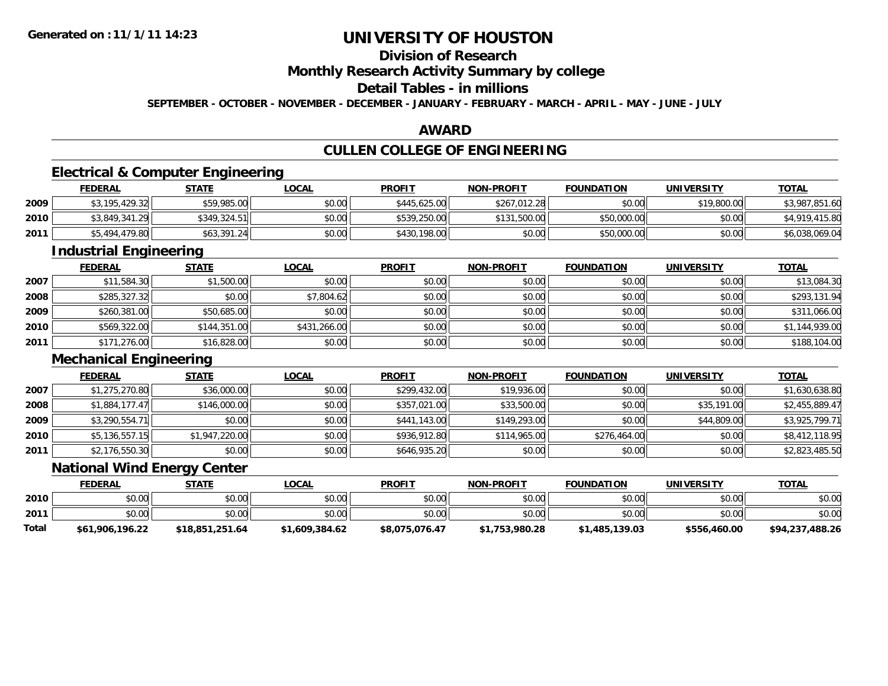**Generated on :11/1/11 14:23**

# UNIVERSITY OF HOUSTON

## Division of Research

## Monthly Research Activity Summary by college

## Detail Tables - in millions

**SEPTEMBER - OCTOBER - NOVEMBER - DECEMBER - JANUARY - FEBRUARY - MARCH - APRIL - MAY - JUNE - JULY**

## AWARD

## CULLEN COLLEGE OF ENGINEERING

### Electrical & Computer Engineering

| | FEDERAL | STATE | LOCAL | PROFIT | NON-PROFIT | FOUNDATION | UNIVERSITY | TOTAL |
|---|---|---|---|---|---|---|---|---|
| 2009 | $3,195,429.32 | $59,985.00 | $0.00 | $445,625.00 | $267,012.28 | $0.00 | $19,800.00 | $3,987,851.60 |
| 2010 | $3,849,341.29 | $349,324.51 | $0.00 | $539,250.00 | $131,500.00 | $50,000.00 | $0.00 | $4,919,415.80 |
| 2011 | $5,494,479.80 | $63,391.24 | $0.00 | $430,198.00 | $0.00 | $50,000.00 | $0.00 | $6,038,069.04 |

### Industrial Engineering

| | FEDERAL | STATE | LOCAL | PROFIT | NON-PROFIT | FOUNDATION | UNIVERSITY | TOTAL |
|---|---|---|---|---|---|---|---|---|
| 2007 | $11,584.30 | $1,500.00 | $0.00 | $0.00 | $0.00 | $0.00 | $0.00 | $13,084.30 |
| 2008 | $285,327.32 | $0.00 | $7,804.62 | $0.00 | $0.00 | $0.00 | $0.00 | $293,131.94 |
| 2009 | $260,381.00 | $50,685.00 | $0.00 | $0.00 | $0.00 | $0.00 | $0.00 | $311,066.00 |
| 2010 | $569,322.00 | $144,351.00 | $431,266.00 | $0.00 | $0.00 | $0.00 | $0.00 | $1,144,939.00 |
| 2011 | $171,276.00 | $16,828.00 | $0.00 | $0.00 | $0.00 | $0.00 | $0.00 | $188,104.00 |

### Mechanical Engineering

| | FEDERAL | STATE | LOCAL | PROFIT | NON-PROFIT | FOUNDATION | UNIVERSITY | TOTAL |
|---|---|---|---|---|---|---|---|---|
| 2007 | $1,275,270.80 | $36,000.00 | $0.00 | $299,432.00 | $19,936.00 | $0.00 | $0.00 | $1,630,638.80 |
| 2008 | $1,884,177.47 | $146,000.00 | $0.00 | $357,021.00 | $33,500.00 | $0.00 | $35,191.00 | $2,455,889.47 |
| 2009 | $3,290,554.71 | $0.00 | $0.00 | $441,143.00 | $149,293.00 | $0.00 | $44,809.00 | $3,925,799.71 |
| 2010 | $5,136,557.15 | $1,947,220.00 | $0.00 | $936,912.80 | $114,965.00 | $276,464.00 | $0.00 | $8,412,118.95 |
| 2011 | $2,176,550.30 | $0.00 | $0.00 | $646,935.20 | $0.00 | $0.00 | $0.00 | $2,823,485.50 |

### National Wind Energy Center

| | FEDERAL | STATE | LOCAL | PROFIT | NON-PROFIT | FOUNDATION | UNIVERSITY | TOTAL |
|---|---|---|---|---|---|---|---|---|
| 2010 | $0.00 | $0.00 | $0.00 | $0.00 | $0.00 | $0.00 | $0.00 | $0.00 |
| 2011 | $0.00 | $0.00 | $0.00 | $0.00 | $0.00 | $0.00 | $0.00 | $0.00 |
| **Total** | **$61,906,196.22** | **$18,851,251.64** | **$1,609,384.62** | **$8,075,076.47** | **$1,753,980.28** | **$1,485,139.03** | **$556,460.00** | **$94,237,488.26** |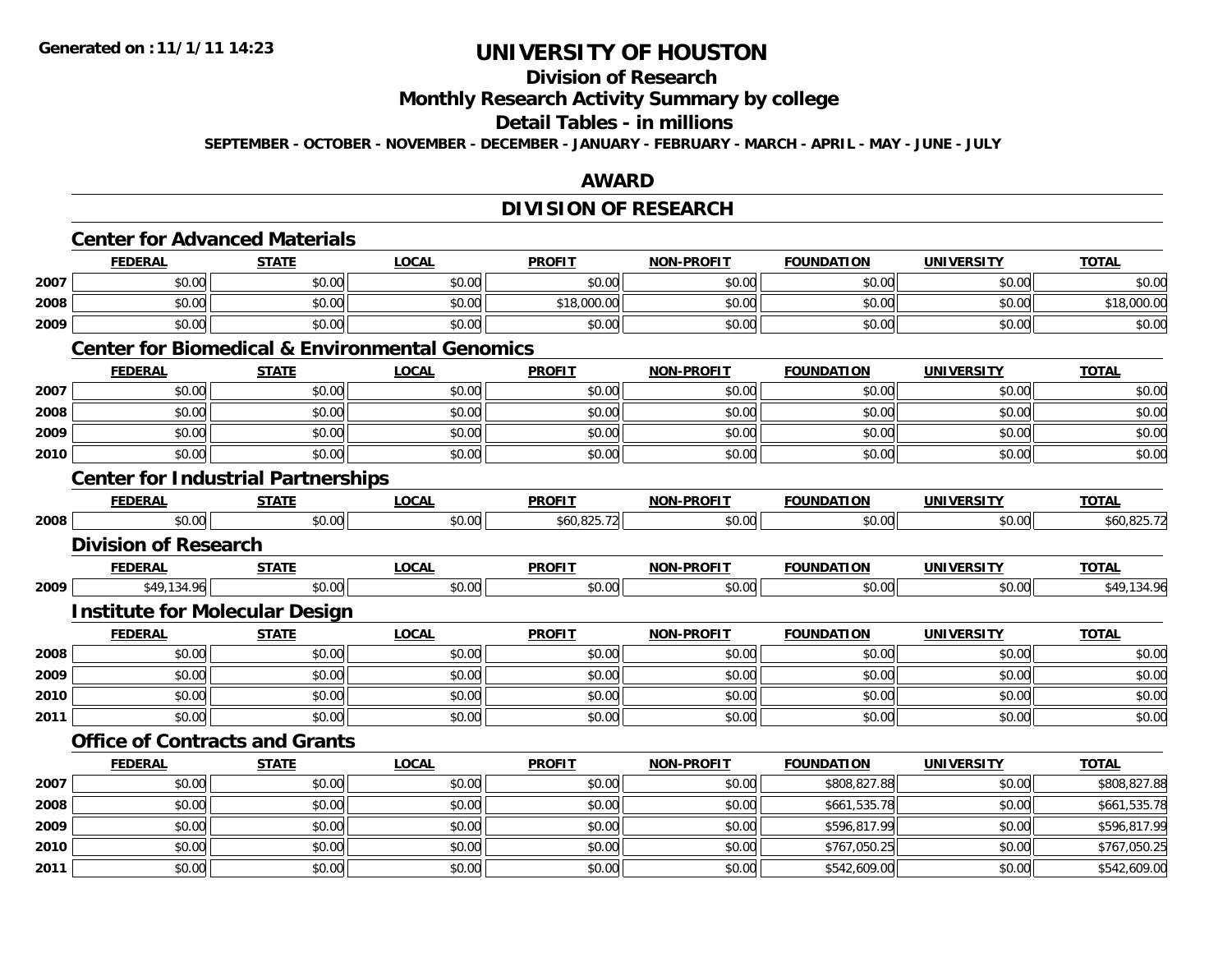# UNIVERSITY OF HOUSTON

## Division of Research

## Monthly Research Activity Summary by college

## Detail Tables - in millions

**SEPTEMBER - OCTOBER - NOVEMBER - DECEMBER - JANUARY - FEBRUARY - MARCH - APRIL - MAY - JUNE - JULY**

## AWARD

## DIVISION OF RESEARCH

### Center for Advanced Materials

| | FEDERAL | STATE | LOCAL | PROFIT | NON-PROFIT | FOUNDATION | UNIVERSITY | TOTAL |
|---|---|---|---|---|---|---|---|---|
| 2007 | $0.00 | $0.00 | $0.00 | $0.00 | $0.00 | $0.00 | $0.00 | $0.00 |
| 2008 | $0.00 | $0.00 | $0.00 | $18,000.00 | $0.00 | $0.00 | $0.00 | $18,000.00 |
| 2009 | $0.00 | $0.00 | $0.00 | $0.00 | $0.00 | $0.00 | $0.00 | $0.00 |

### Center for Biomedical & Environmental Genomics

| | FEDERAL | STATE | LOCAL | PROFIT | NON-PROFIT | FOUNDATION | UNIVERSITY | TOTAL |
|---|---|---|---|---|---|---|---|---|
| 2007 | $0.00 | $0.00 | $0.00 | $0.00 | $0.00 | $0.00 | $0.00 | $0.00 |
| 2008 | $0.00 | $0.00 | $0.00 | $0.00 | $0.00 | $0.00 | $0.00 | $0.00 |
| 2009 | $0.00 | $0.00 | $0.00 | $0.00 | $0.00 | $0.00 | $0.00 | $0.00 |
| 2010 | $0.00 | $0.00 | $0.00 | $0.00 | $0.00 | $0.00 | $0.00 | $0.00 |

### Center for Industrial Partnerships

| | FEDERAL | STATE | LOCAL | PROFIT | NON-PROFIT | FOUNDATION | UNIVERSITY | TOTAL |
|---|---|---|---|---|---|---|---|---|
| 2008 | $0.00 | $0.00 | $0.00 | $60,825.72 | $0.00 | $0.00 | $0.00 | $60,825.72 |

### Division of Research

| | FEDERAL | STATE | LOCAL | PROFIT | NON-PROFIT | FOUNDATION | UNIVERSITY | TOTAL |
|---|---|---|---|---|---|---|---|---|
| 2009 | $49,134.96 | $0.00 | $0.00 | $0.00 | $0.00 | $0.00 | $0.00 | $49,134.96 |

### Institute for Molecular Design

| | FEDERAL | STATE | LOCAL | PROFIT | NON-PROFIT | FOUNDATION | UNIVERSITY | TOTAL |
|---|---|---|---|---|---|---|---|---|
| 2008 | $0.00 | $0.00 | $0.00 | $0.00 | $0.00 | $0.00 | $0.00 | $0.00 |
| 2009 | $0.00 | $0.00 | $0.00 | $0.00 | $0.00 | $0.00 | $0.00 | $0.00 |
| 2010 | $0.00 | $0.00 | $0.00 | $0.00 | $0.00 | $0.00 | $0.00 | $0.00 |
| 2011 | $0.00 | $0.00 | $0.00 | $0.00 | $0.00 | $0.00 | $0.00 | $0.00 |

### Office of Contracts and Grants

| | FEDERAL | STATE | LOCAL | PROFIT | NON-PROFIT | FOUNDATION | UNIVERSITY | TOTAL |
|---|---|---|---|---|---|---|---|---|
| 2007 | $0.00 | $0.00 | $0.00 | $0.00 | $0.00 | $808,827.88 | $0.00 | $808,827.88 |
| 2008 | $0.00 | $0.00 | $0.00 | $0.00 | $0.00 | $661,535.78 | $0.00 | $661,535.78 |
| 2009 | $0.00 | $0.00 | $0.00 | $0.00 | $0.00 | $596,817.99 | $0.00 | $596,817.99 |
| 2010 | $0.00 | $0.00 | $0.00 | $0.00 | $0.00 | $767,050.25 | $0.00 | $767,050.25 |
| 2011 | $0.00 | $0.00 | $0.00 | $0.00 | $0.00 | $542,609.00 | $0.00 | $542,609.00 |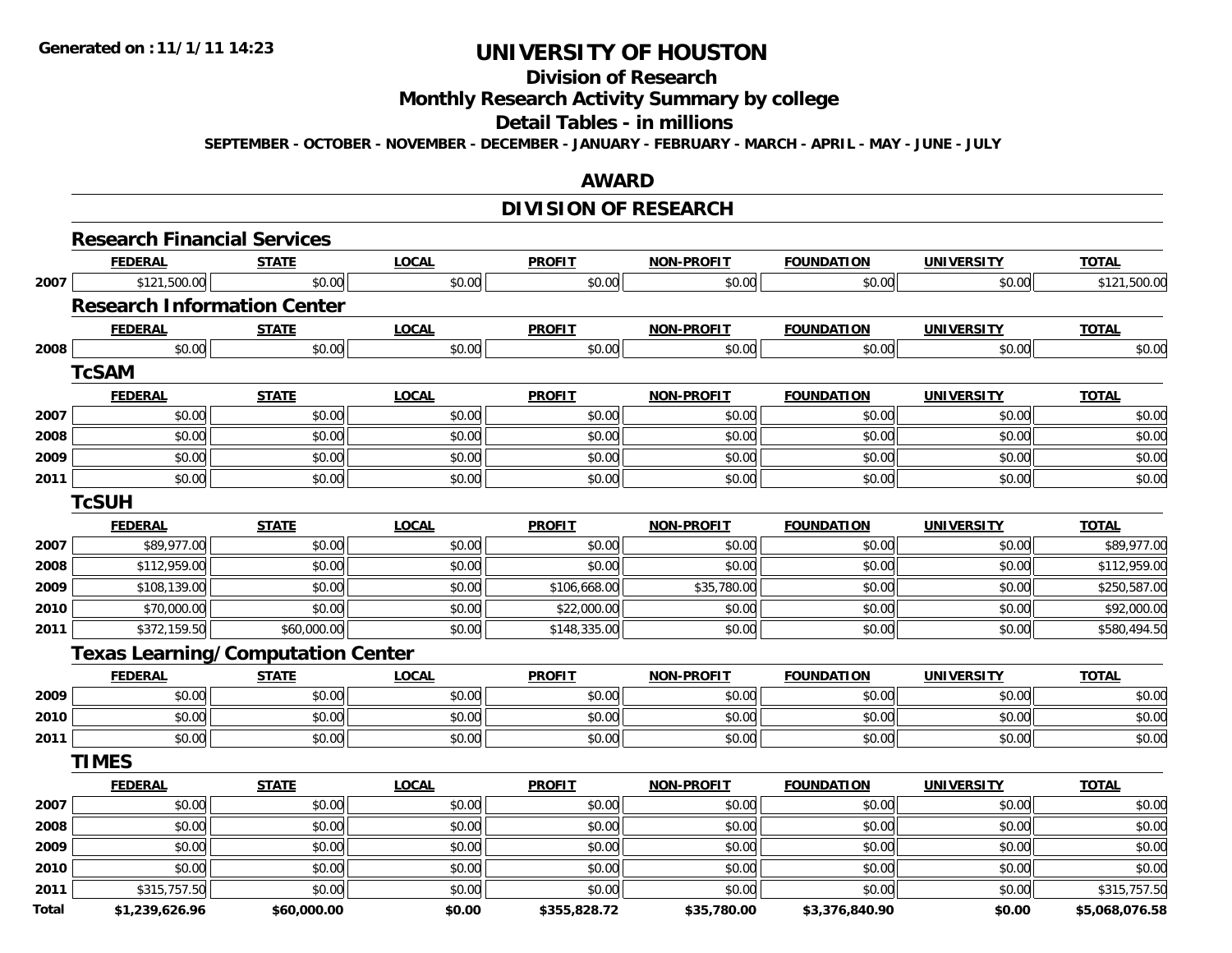**Generated on :11/1/11 14:23**

# UNIVERSITY OF HOUSTON

## Division of Research

## Monthly Research Activity Summary by college

## Detail Tables - in millions

**SEPTEMBER - OCTOBER - NOVEMBER - DECEMBER - JANUARY - FEBRUARY - MARCH - APRIL - MAY - JUNE - JULY**

## AWARD

## DIVISION OF RESEARCH

### Research Financial Services

| | FEDERAL | STATE | LOCAL | PROFIT | NON-PROFIT | FOUNDATION | UNIVERSITY | TOTAL |
|---|---|---|---|---|---|---|---|---|
| 2007 | $121,500.00 | $0.00 | $0.00 | $0.00 | $0.00 | $0.00 | $0.00 | $121,500.00 |

### Research Information Center

| | FEDERAL | STATE | LOCAL | PROFIT | NON-PROFIT | FOUNDATION | UNIVERSITY | TOTAL |
|---|---|---|---|---|---|---|---|---|
| 2008 | $0.00 | $0.00 | $0.00 | $0.00 | $0.00 | $0.00 | $0.00 | $0.00 |

### TcSAM

| | FEDERAL | STATE | LOCAL | PROFIT | NON-PROFIT | FOUNDATION | UNIVERSITY | TOTAL |
|---|---|---|---|---|---|---|---|---|
| 2007 | $0.00 | $0.00 | $0.00 | $0.00 | $0.00 | $0.00 | $0.00 | $0.00 |
| 2008 | $0.00 | $0.00 | $0.00 | $0.00 | $0.00 | $0.00 | $0.00 | $0.00 |
| 2009 | $0.00 | $0.00 | $0.00 | $0.00 | $0.00 | $0.00 | $0.00 | $0.00 |
| 2011 | $0.00 | $0.00 | $0.00 | $0.00 | $0.00 | $0.00 | $0.00 | $0.00 |

### TcSUH

| | FEDERAL | STATE | LOCAL | PROFIT | NON-PROFIT | FOUNDATION | UNIVERSITY | TOTAL |
|---|---|---|---|---|---|---|---|---|
| 2007 | $89,977.00 | $0.00 | $0.00 | $0.00 | $0.00 | $0.00 | $0.00 | $89,977.00 |
| 2008 | $112,959.00 | $0.00 | $0.00 | $0.00 | $0.00 | $0.00 | $0.00 | $112,959.00 |
| 2009 | $108,139.00 | $0.00 | $0.00 | $106,668.00 | $35,780.00 | $0.00 | $0.00 | $250,587.00 |
| 2010 | $70,000.00 | $0.00 | $0.00 | $22,000.00 | $0.00 | $0.00 | $0.00 | $92,000.00 |
| 2011 | $372,159.50 | $60,000.00 | $0.00 | $148,335.00 | $0.00 | $0.00 | $0.00 | $580,494.50 |

### Texas Learning/Computation Center

| | FEDERAL | STATE | LOCAL | PROFIT | NON-PROFIT | FOUNDATION | UNIVERSITY | TOTAL |
|---|---|---|---|---|---|---|---|---|
| 2009 | $0.00 | $0.00 | $0.00 | $0.00 | $0.00 | $0.00 | $0.00 | $0.00 |
| 2010 | $0.00 | $0.00 | $0.00 | $0.00 | $0.00 | $0.00 | $0.00 | $0.00 |
| 2011 | $0.00 | $0.00 | $0.00 | $0.00 | $0.00 | $0.00 | $0.00 | $0.00 |

### TIMES

| | FEDERAL | STATE | LOCAL | PROFIT | NON-PROFIT | FOUNDATION | UNIVERSITY | TOTAL |
|---|---|---|---|---|---|---|---|---|
| 2007 | $0.00 | $0.00 | $0.00 | $0.00 | $0.00 | $0.00 | $0.00 | $0.00 |
| 2008 | $0.00 | $0.00 | $0.00 | $0.00 | $0.00 | $0.00 | $0.00 | $0.00 |
| 2009 | $0.00 | $0.00 | $0.00 | $0.00 | $0.00 | $0.00 | $0.00 | $0.00 |
| 2010 | $0.00 | $0.00 | $0.00 | $0.00 | $0.00 | $0.00 | $0.00 | $0.00 |
| 2011 | $315,757.50 | $0.00 | $0.00 | $0.00 | $0.00 | $0.00 | $0.00 | $315,757.50 |
| **Total** | **$1,239,626.96** | **$60,000.00** | **$0.00** | **$355,828.72** | **$35,780.00** | **$3,376,840.90** | **$0.00** | **$5,068,076.58** |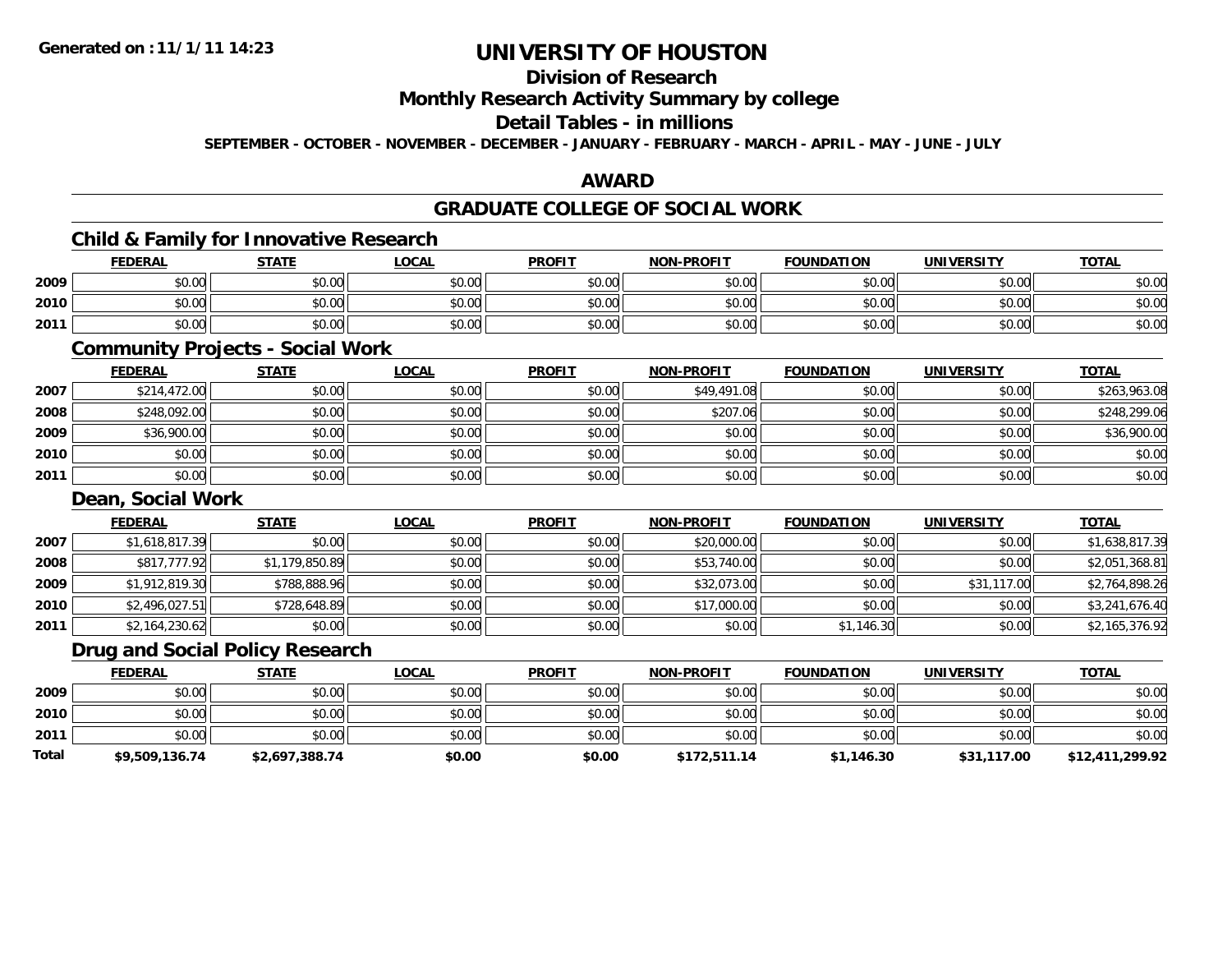Generated on :11/1/11 14:23

# UNIVERSITY OF HOUSTON

## Division of Research

## Monthly Research Activity Summary by college

## Detail Tables - in millions

SEPTEMBER - OCTOBER - NOVEMBER - DECEMBER - JANUARY - FEBRUARY - MARCH - APRIL - MAY - JUNE - JULY

## AWARD

## GRADUATE COLLEGE OF SOCIAL WORK

### Child & Family for Innovative Research

| | FEDERAL | STATE | LOCAL | PROFIT | NON-PROFIT | FOUNDATION | UNIVERSITY | TOTAL |
|---|---|---|---|---|---|---|---|---|
| 2009 | $0.00 | $0.00 | $0.00 | $0.00 | $0.00 | $0.00 | $0.00 | $0.00 |
| 2010 | $0.00 | $0.00 | $0.00 | $0.00 | $0.00 | $0.00 | $0.00 | $0.00 |
| 2011 | $0.00 | $0.00 | $0.00 | $0.00 | $0.00 | $0.00 | $0.00 | $0.00 |

### Community Projects - Social Work

| | FEDERAL | STATE | LOCAL | PROFIT | NON-PROFIT | FOUNDATION | UNIVERSITY | TOTAL |
|---|---|---|---|---|---|---|---|---|
| 2007 | $214,472.00 | $0.00 | $0.00 | $0.00 | $49,491.08 | $0.00 | $0.00 | $263,963.08 |
| 2008 | $248,092.00 | $0.00 | $0.00 | $0.00 | $207.06 | $0.00 | $0.00 | $248,299.06 |
| 2009 | $36,900.00 | $0.00 | $0.00 | $0.00 | $0.00 | $0.00 | $0.00 | $36,900.00 |
| 2010 | $0.00 | $0.00 | $0.00 | $0.00 | $0.00 | $0.00 | $0.00 | $0.00 |
| 2011 | $0.00 | $0.00 | $0.00 | $0.00 | $0.00 | $0.00 | $0.00 | $0.00 |

### Dean, Social Work

| | FEDERAL | STATE | LOCAL | PROFIT | NON-PROFIT | FOUNDATION | UNIVERSITY | TOTAL |
|---|---|---|---|---|---|---|---|---|
| 2007 | $1,618,817.39 | $0.00 | $0.00 | $0.00 | $20,000.00 | $0.00 | $0.00 | $1,638,817.39 |
| 2008 | $817,777.92 | $1,179,850.89 | $0.00 | $0.00 | $53,740.00 | $0.00 | $0.00 | $2,051,368.81 |
| 2009 | $1,912,819.30 | $788,888.96 | $0.00 | $0.00 | $32,073.00 | $0.00 | $31,117.00 | $2,764,898.26 |
| 2010 | $2,496,027.51 | $728,648.89 | $0.00 | $0.00 | $17,000.00 | $0.00 | $0.00 | $3,241,676.40 |
| 2011 | $2,164,230.62 | $0.00 | $0.00 | $0.00 | $0.00 | $1,146.30 | $0.00 | $2,165,376.92 |

### Drug and Social Policy Research

| | FEDERAL | STATE | LOCAL | PROFIT | NON-PROFIT | FOUNDATION | UNIVERSITY | TOTAL |
|---|---|---|---|---|---|---|---|---|
| 2009 | $0.00 | $0.00 | $0.00 | $0.00 | $0.00 | $0.00 | $0.00 | $0.00 |
| 2010 | $0.00 | $0.00 | $0.00 | $0.00 | $0.00 | $0.00 | $0.00 | $0.00 |
| 2011 | $0.00 | $0.00 | $0.00 | $0.00 | $0.00 | $0.00 | $0.00 | $0.00 |
| **Total** | **$9,509,136.74** | **$2,697,388.74** | **$0.00** | **$0.00** | **$172,511.14** | **$1,146.30** | **$31,117.00** | **$12,411,299.92** |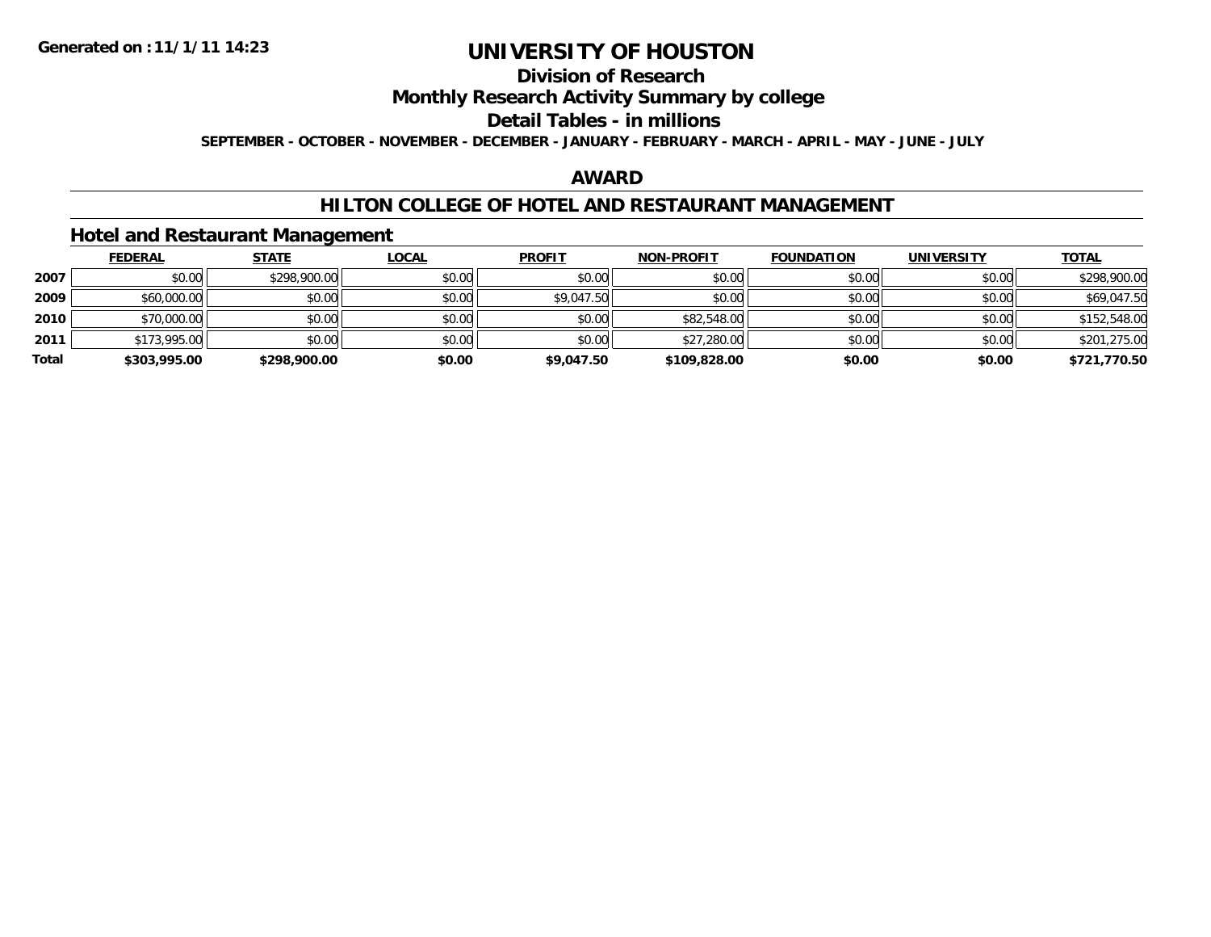Generated on :11/1/11 14:23

# UNIVERSITY OF HOUSTON

## Division of Research

## Monthly Research Activity Summary by college

## Detail Tables - in millions

**SEPTEMBER - OCTOBER - NOVEMBER - DECEMBER - JANUARY - FEBRUARY - MARCH - APRIL - MAY - JUNE - JULY**

## AWARD

## HILTON COLLEGE OF HOTEL AND RESTAURANT MANAGEMENT

### Hotel and Restaurant Management

| | FEDERAL | STATE | LOCAL | PROFIT | NON-PROFIT | FOUNDATION | UNIVERSITY | TOTAL |
|---|---|---|---|---|---|---|---|---|
| 2007 | $0.00 | $298,900.00 | $0.00 | $0.00 | $0.00 | $0.00 | $0.00 | $298,900.00 |
| 2009 | $60,000.00 | $0.00 | $0.00 | $9,047.50 | $0.00 | $0.00 | $0.00 | $69,047.50 |
| 2010 | $70,000.00 | $0.00 | $0.00 | $0.00 | $82,548.00 | $0.00 | $0.00 | $152,548.00 |
| 2011 | $173,995.00 | $0.00 | $0.00 | $0.00 | $27,280.00 | $0.00 | $0.00 | $201,275.00 |
| **Total** | **$303,995.00** | **$298,900.00** | **$0.00** | **$9,047.50** | **$109,828.00** | **$0.00** | **$0.00** | **$721,770.50** |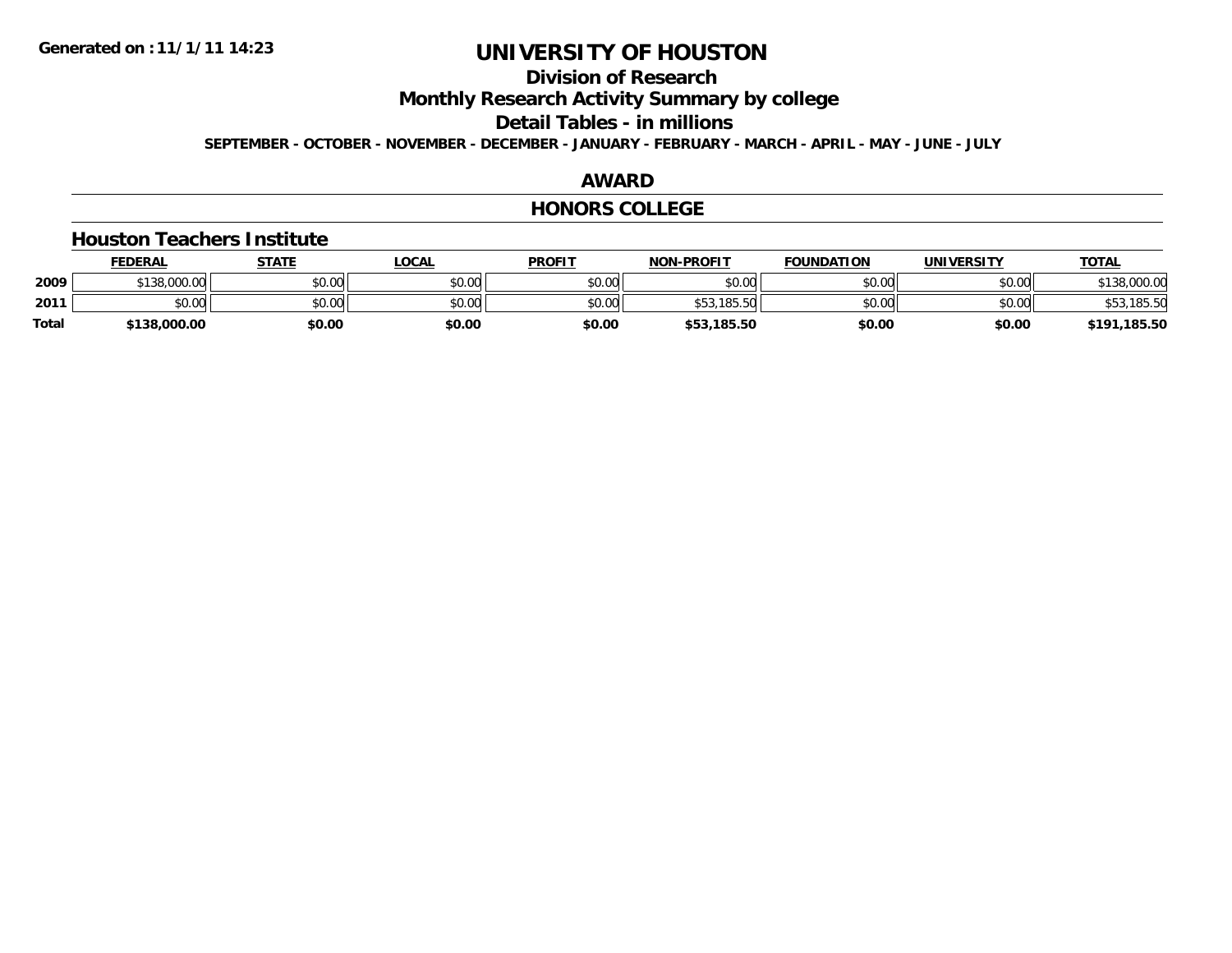**Generated on :11/1/11 14:23**

# UNIVERSITY OF HOUSTON

## Division of Research

## Monthly Research Activity Summary by college

## Detail Tables - in millions

**SEPTEMBER - OCTOBER - NOVEMBER - DECEMBER - JANUARY - FEBRUARY - MARCH - APRIL - MAY - JUNE - JULY**

## AWARD

## HONORS COLLEGE

### Houston Teachers Institute

| | FEDERAL | STATE | LOCAL | PROFIT | NON-PROFIT | FOUNDATION | UNIVERSITY | TOTAL |
|---|---|---|---|---|---|---|---|---|
| **2009** | $138,000.00 | $0.00 | $0.00 | $0.00 | $0.00 | $0.00 | $0.00 | $138,000.00 |
| **2011** | $0.00 | $0.00 | $0.00 | $0.00 | $53,185.50 | $0.00 | $0.00 | $53,185.50 |
| **Total** | **$138,000.00** | **$0.00** | **$0.00** | **$0.00** | **$53,185.50** | **$0.00** | **$0.00** | **$191,185.50** |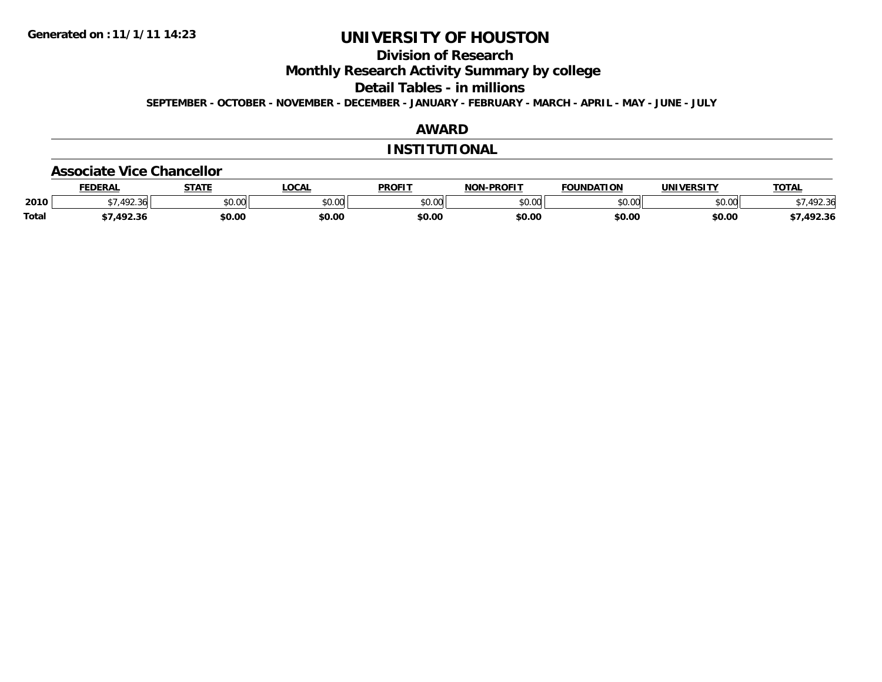Generated on :11/1/11 14:23

# UNIVERSITY OF HOUSTON

## Division of Research

## Monthly Research Activity Summary by college

## Detail Tables - in millions

SEPTEMBER - OCTOBER - NOVEMBER - DECEMBER - JANUARY - FEBRUARY - MARCH - APRIL - MAY - JUNE - JULY

## AWARD

## INSTITUTIONAL

### Associate Vice Chancellor

| | FEDERAL | STATE | LOCAL | PROFIT | NON-PROFIT | FOUNDATION | UNIVERSITY | TOTAL |
|---|---|---|---|---|---|---|---|---|
| 2010 | $7,492.36 | $0.00 | $0.00 | $0.00 | $0.00 | $0.00 | $0.00 | $7,492.36 |
| Total | $7,492.36 | $0.00 | $0.00 | $0.00 | $0.00 | $0.00 | $0.00 | $7,492.36 |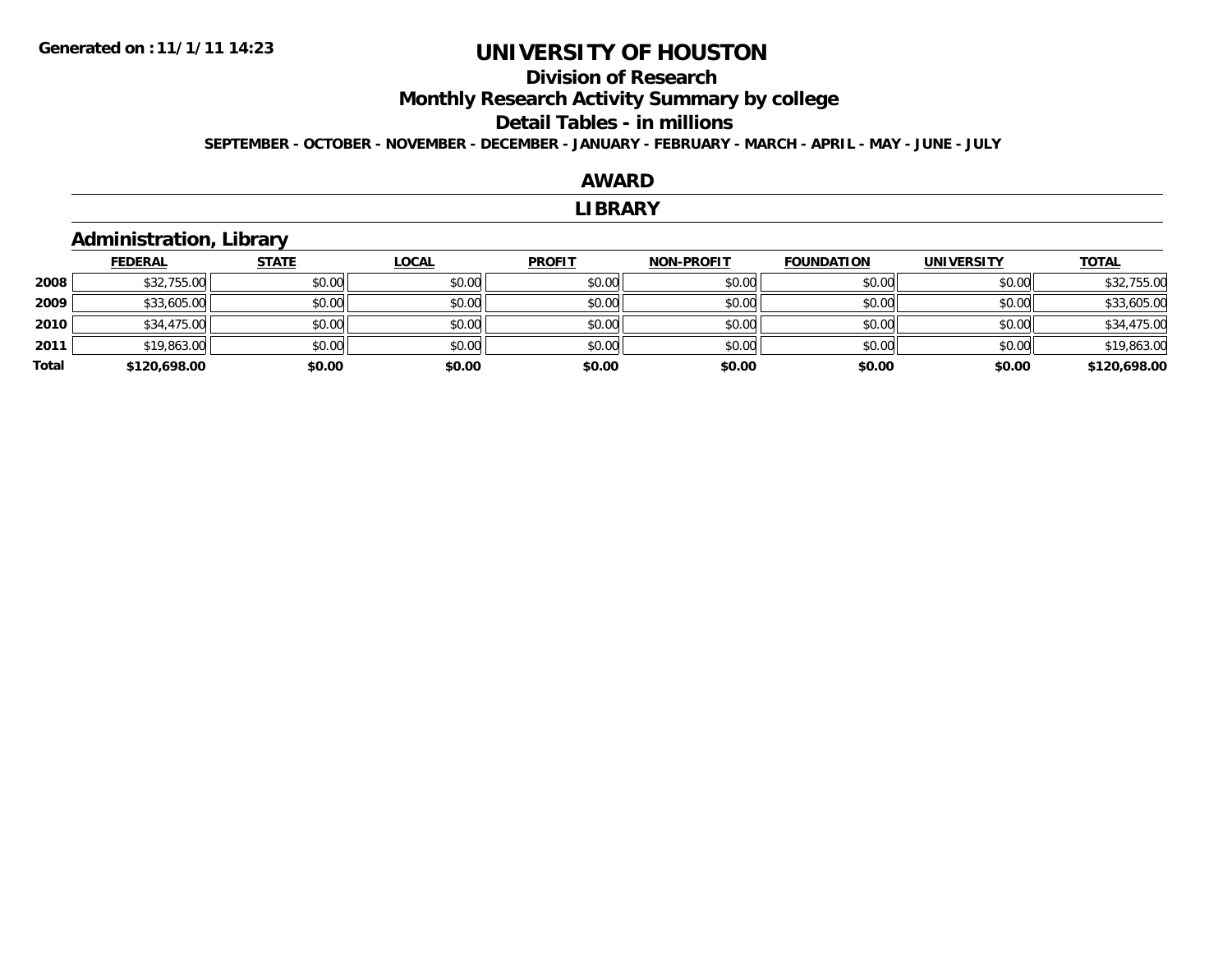Generated on :11/1/11 14:23

# UNIVERSITY OF HOUSTON

## Division of Research

## Monthly Research Activity Summary by college

## Detail Tables - in millions

SEPTEMBER - OCTOBER - NOVEMBER - DECEMBER - JANUARY - FEBRUARY - MARCH - APRIL - MAY - JUNE - JULY

## AWARD

## LIBRARY

### Administration, Library

| | FEDERAL | STATE | LOCAL | PROFIT | NON-PROFIT | FOUNDATION | UNIVERSITY | TOTAL |
|---|---|---|---|---|---|---|---|---|
| 2008 | $32,755.00 | $0.00 | $0.00 | $0.00 | $0.00 | $0.00 | $0.00 | $32,755.00 |
| 2009 | $33,605.00 | $0.00 | $0.00 | $0.00 | $0.00 | $0.00 | $0.00 | $33,605.00 |
| 2010 | $34,475.00 | $0.00 | $0.00 | $0.00 | $0.00 | $0.00 | $0.00 | $34,475.00 |
| 2011 | $19,863.00 | $0.00 | $0.00 | $0.00 | $0.00 | $0.00 | $0.00 | $19,863.00 |
| **Total** | **$120,698.00** | **$0.00** | **$0.00** | **$0.00** | **$0.00** | **$0.00** | **$0.00** | **$120,698.00** |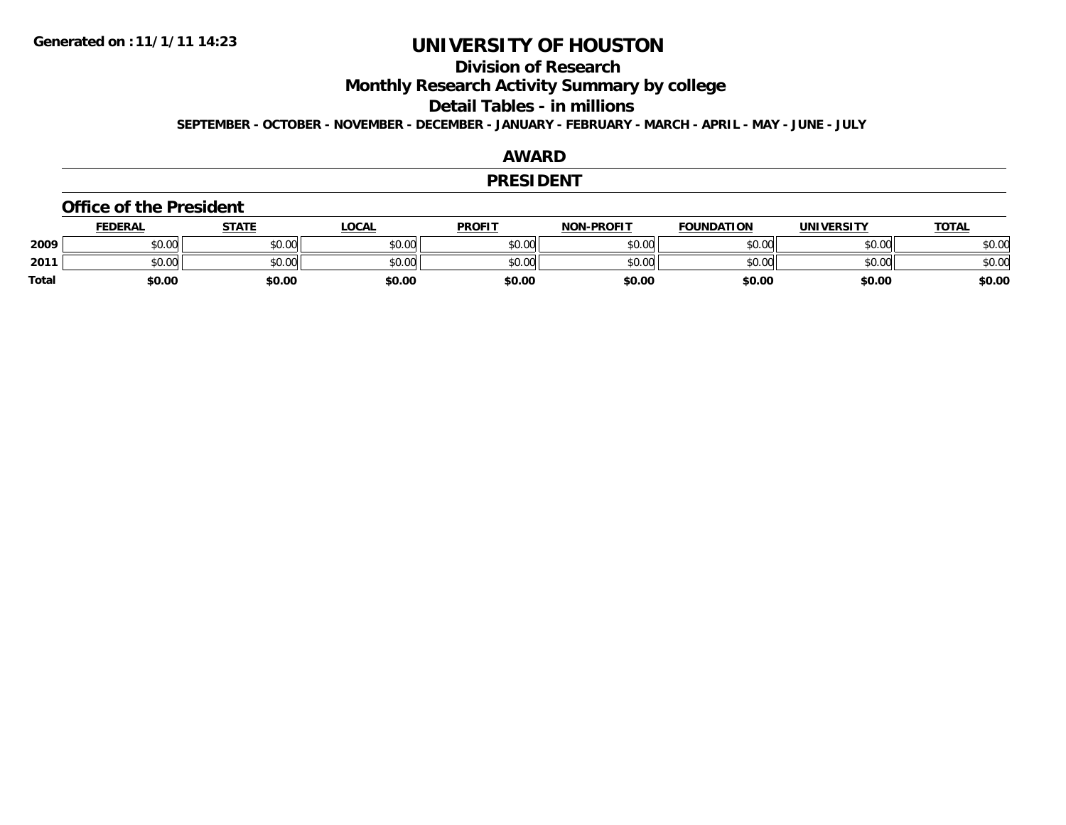**Generated on :11/1/11 14:23**

# UNIVERSITY OF HOUSTON

## Division of Research

## Monthly Research Activity Summary by college

## Detail Tables - in millions

**SEPTEMBER - OCTOBER - NOVEMBER - DECEMBER - JANUARY - FEBRUARY - MARCH - APRIL - MAY - JUNE - JULY**

## AWARD

## PRESIDENT

### Office of the President

| | FEDERAL | STATE | LOCAL | PROFIT | NON-PROFIT | FOUNDATION | UNIVERSITY | TOTAL |
|---|---|---|---|---|---|---|---|---|
| 2009 | $0.00 | $0.00 | $0.00 | $0.00 | $0.00 | $0.00 | $0.00 | $0.00 |
| 2011 | $0.00 | $0.00 | $0.00 | $0.00 | $0.00 | $0.00 | $0.00 | $0.00 |
| Total | $0.00 | $0.00 | $0.00 | $0.00 | $0.00 | $0.00 | $0.00 | $0.00 |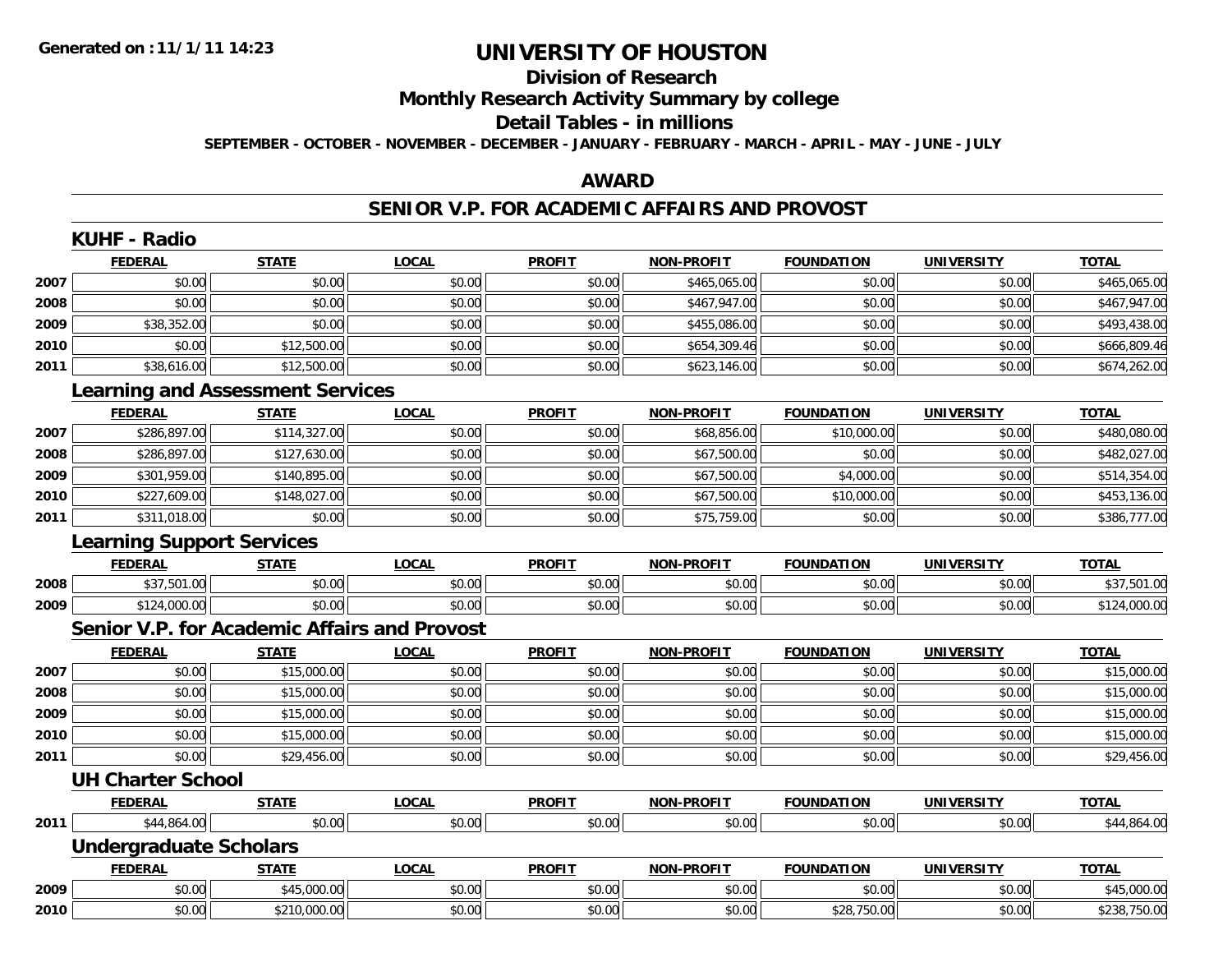**Generated on :11/1/11 14:23**

# UNIVERSITY OF HOUSTON

## Division of Research

## Monthly Research Activity Summary by college

## Detail Tables - in millions

**SEPTEMBER - OCTOBER - NOVEMBER - DECEMBER - JANUARY - FEBRUARY - MARCH - APRIL - MAY - JUNE - JULY**

## AWARD

## SENIOR V.P. FOR ACADEMIC AFFAIRS AND PROVOST

### KUHF - Radio

| | FEDERAL | STATE | LOCAL | PROFIT | NON-PROFIT | FOUNDATION | UNIVERSITY | TOTAL |
|---|---|---|---|---|---|---|---|---|
| 2007 | $0.00 | $0.00 | $0.00 | $0.00 | $465,065.00 | $0.00 | $0.00 | $465,065.00 |
| 2008 | $0.00 | $0.00 | $0.00 | $0.00 | $467,947.00 | $0.00 | $0.00 | $467,947.00 |
| 2009 | $38,352.00 | $0.00 | $0.00 | $0.00 | $455,086.00 | $0.00 | $0.00 | $493,438.00 |
| 2010 | $0.00 | $12,500.00 | $0.00 | $0.00 | $654,309.46 | $0.00 | $0.00 | $666,809.46 |
| 2011 | $38,616.00 | $12,500.00 | $0.00 | $0.00 | $623,146.00 | $0.00 | $0.00 | $674,262.00 |

### Learning and Assessment Services

| | FEDERAL | STATE | LOCAL | PROFIT | NON-PROFIT | FOUNDATION | UNIVERSITY | TOTAL |
|---|---|---|---|---|---|---|---|---|
| 2007 | $286,897.00 | $114,327.00 | $0.00 | $0.00 | $68,856.00 | $10,000.00 | $0.00 | $480,080.00 |
| 2008 | $286,897.00 | $127,630.00 | $0.00 | $0.00 | $67,500.00 | $0.00 | $0.00 | $482,027.00 |
| 2009 | $301,959.00 | $140,895.00 | $0.00 | $0.00 | $67,500.00 | $4,000.00 | $0.00 | $514,354.00 |
| 2010 | $227,609.00 | $148,027.00 | $0.00 | $0.00 | $67,500.00 | $10,000.00 | $0.00 | $453,136.00 |
| 2011 | $311,018.00 | $0.00 | $0.00 | $0.00 | $75,759.00 | $0.00 | $0.00 | $386,777.00 |

### Learning Support Services

| | FEDERAL | STATE | LOCAL | PROFIT | NON-PROFIT | FOUNDATION | UNIVERSITY | TOTAL |
|---|---|---|---|---|---|---|---|---|
| 2008 | $37,501.00 | $0.00 | $0.00 | $0.00 | $0.00 | $0.00 | $0.00 | $37,501.00 |
| 2009 | $124,000.00 | $0.00 | $0.00 | $0.00 | $0.00 | $0.00 | $0.00 | $124,000.00 |

### Senior V.P. for Academic Affairs and Provost

| | FEDERAL | STATE | LOCAL | PROFIT | NON-PROFIT | FOUNDATION | UNIVERSITY | TOTAL |
|---|---|---|---|---|---|---|---|---|
| 2007 | $0.00 | $15,000.00 | $0.00 | $0.00 | $0.00 | $0.00 | $0.00 | $15,000.00 |
| 2008 | $0.00 | $15,000.00 | $0.00 | $0.00 | $0.00 | $0.00 | $0.00 | $15,000.00 |
| 2009 | $0.00 | $15,000.00 | $0.00 | $0.00 | $0.00 | $0.00 | $0.00 | $15,000.00 |
| 2010 | $0.00 | $15,000.00 | $0.00 | $0.00 | $0.00 | $0.00 | $0.00 | $15,000.00 |
| 2011 | $0.00 | $29,456.00 | $0.00 | $0.00 | $0.00 | $0.00 | $0.00 | $29,456.00 |

### UH Charter School

| | FEDERAL | STATE | LOCAL | PROFIT | NON-PROFIT | FOUNDATION | UNIVERSITY | TOTAL |
|---|---|---|---|---|---|---|---|---|
| 2011 | $44,864.00 | $0.00 | $0.00 | $0.00 | $0.00 | $0.00 | $0.00 | $44,864.00 |

### Undergraduate Scholars

| | FEDERAL | STATE | LOCAL | PROFIT | NON-PROFIT | FOUNDATION | UNIVERSITY | TOTAL |
|---|---|---|---|---|---|---|---|---|
| 2009 | $0.00 | $45,000.00 | $0.00 | $0.00 | $0.00 | $0.00 | $0.00 | $45,000.00 |
| 2010 | $0.00 | $210,000.00 | $0.00 | $0.00 | $0.00 | $28,750.00 | $0.00 | $238,750.00 |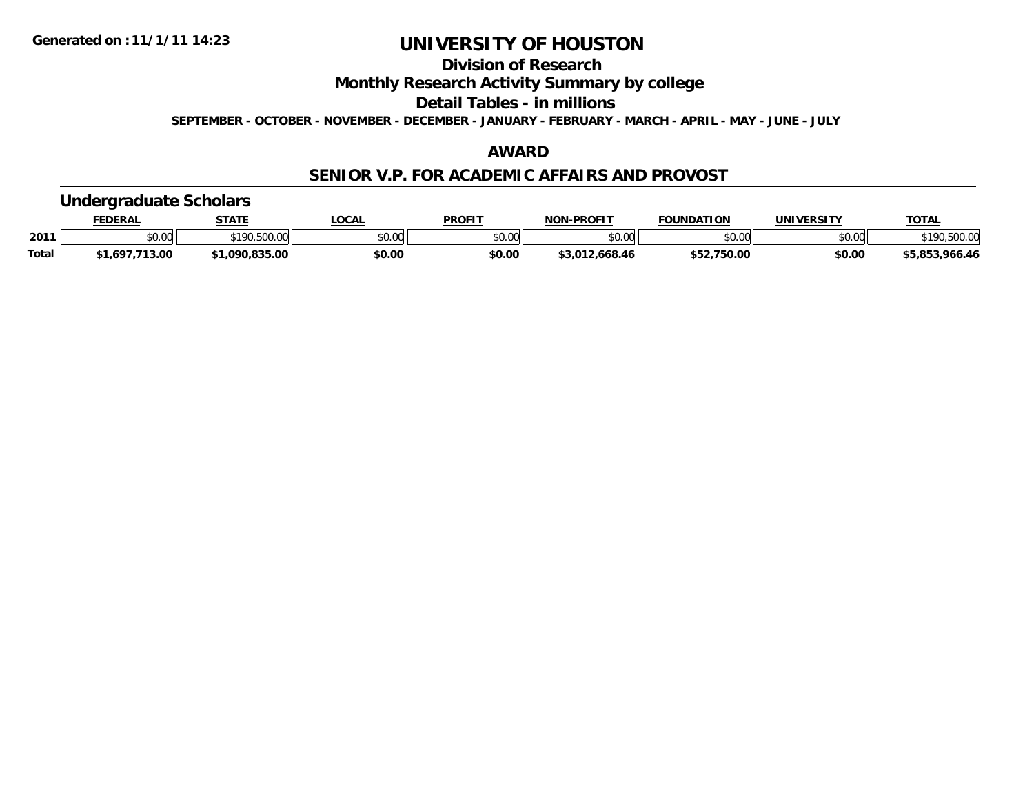Generated on :11/1/11 14:23

# UNIVERSITY OF HOUSTON

## Division of Research

## Monthly Research Activity Summary by college

## Detail Tables - in millions

**SEPTEMBER - OCTOBER - NOVEMBER - DECEMBER - JANUARY - FEBRUARY - MARCH - APRIL - MAY - JUNE - JULY**

## AWARD

## SENIOR V.P. FOR ACADEMIC AFFAIRS AND PROVOST

### Undergraduate Scholars

| | FEDERAL | STATE | LOCAL | PROFIT | NON-PROFIT | FOUNDATION | UNIVERSITY | TOTAL |
|---|---|---|---|---|---|---|---|---|
| 2011 | $0.00 | $190,500.00 | $0.00 | $0.00 | $0.00 | $0.00 | $0.00 | $190,500.00 |
| Total | $1,697,713.00 | $1,090,835.00 | $0.00 | $0.00 | $3,012,668.46 | $52,750.00 | $0.00 | $5,853,966.46 |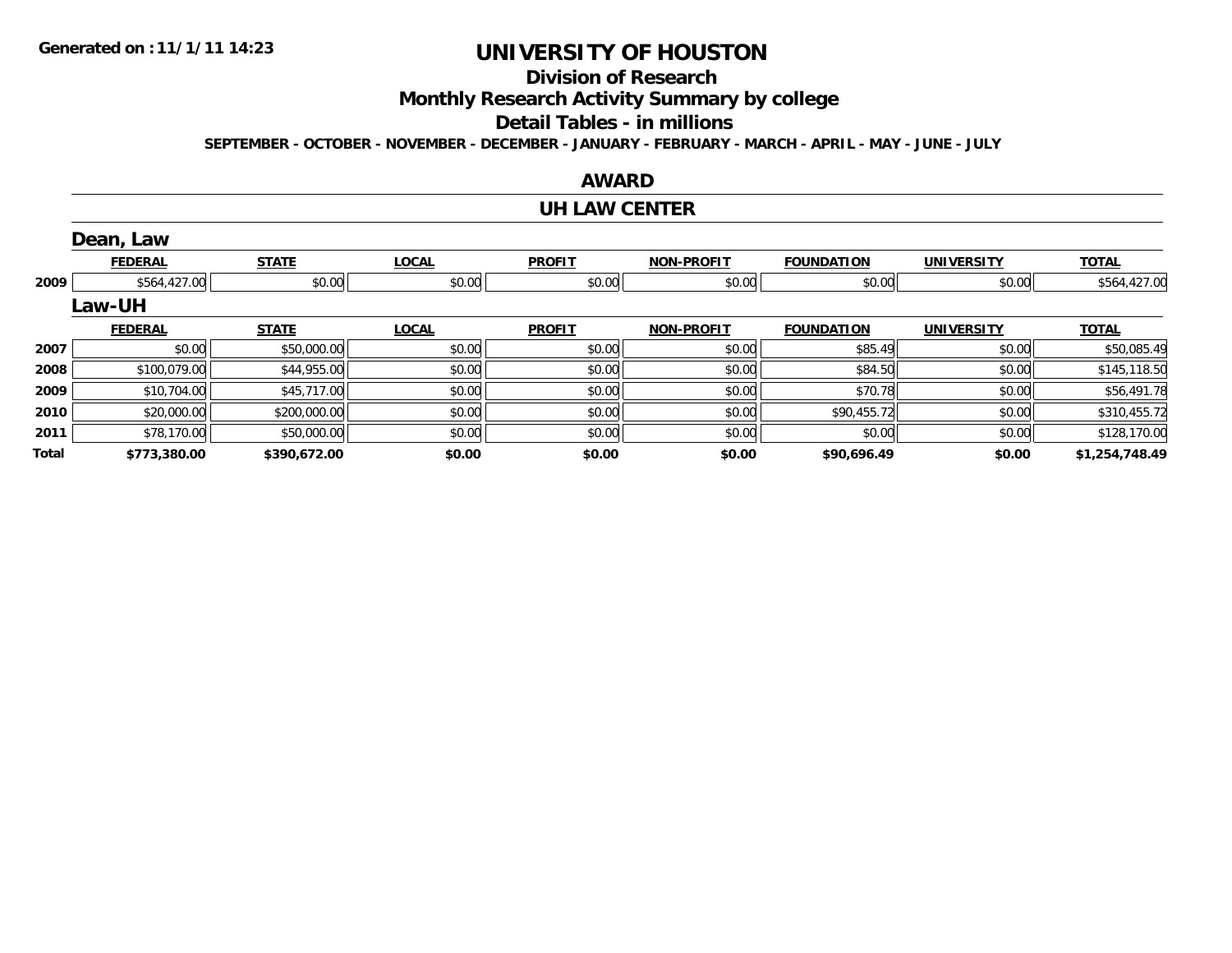Generated on :11/1/11 14:23

# UNIVERSITY OF HOUSTON

## Division of Research

## Monthly Research Activity Summary by college

## Detail Tables - in millions

SEPTEMBER - OCTOBER - NOVEMBER - DECEMBER - JANUARY - FEBRUARY - MARCH - APRIL - MAY - JUNE - JULY

## AWARD

## UH LAW CENTER

### Dean, Law

| | FEDERAL | STATE | LOCAL | PROFIT | NON-PROFIT | FOUNDATION | UNIVERSITY | TOTAL |
|---|---|---|---|---|---|---|---|---|
| 2009 | $564,427.00 | $0.00 | $0.00 | $0.00 | $0.00 | $0.00 | $0.00 | $564,427.00 |

### Law-UH

| | FEDERAL | STATE | LOCAL | PROFIT | NON-PROFIT | FOUNDATION | UNIVERSITY | TOTAL |
|---|---|---|---|---|---|---|---|---|
| 2007 | $0.00 | $50,000.00 | $0.00 | $0.00 | $0.00 | $85.49 | $0.00 | $50,085.49 |
| 2008 | $100,079.00 | $44,955.00 | $0.00 | $0.00 | $0.00 | $84.50 | $0.00 | $145,118.50 |
| 2009 | $10,704.00 | $45,717.00 | $0.00 | $0.00 | $0.00 | $70.78 | $0.00 | $56,491.78 |
| 2010 | $20,000.00 | $200,000.00 | $0.00 | $0.00 | $0.00 | $90,455.72 | $0.00 | $310,455.72 |
| 2011 | $78,170.00 | $50,000.00 | $0.00 | $0.00 | $0.00 | $0.00 | $0.00 | $128,170.00 |
| **Total** | **$773,380.00** | **$390,672.00** | **$0.00** | **$0.00** | **$0.00** | **$90,696.49** | **$0.00** | **$1,254,748.49** |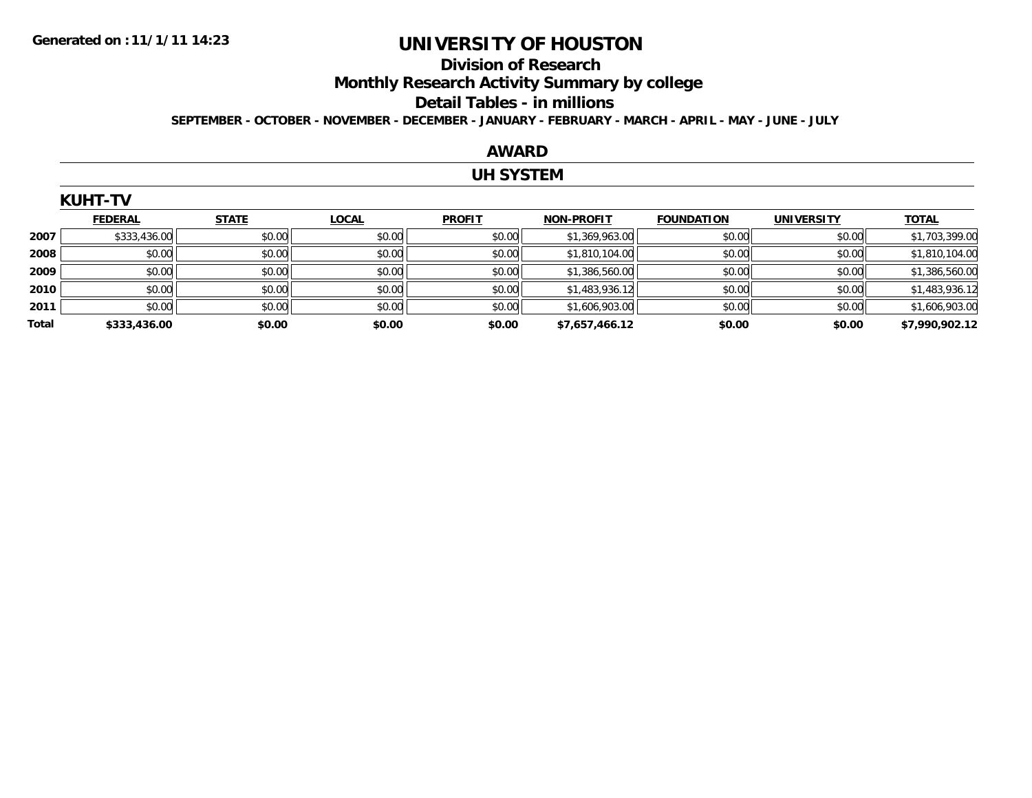**Generated on :11/1/11 14:23**

# UNIVERSITY OF HOUSTON

## Division of Research

## Monthly Research Activity Summary by college

## Detail Tables - in millions

**SEPTEMBER - OCTOBER - NOVEMBER - DECEMBER - JANUARY - FEBRUARY - MARCH - APRIL - MAY - JUNE - JULY**

## AWARD

## UH SYSTEM

### KUHT-TV

| | FEDERAL | STATE | LOCAL | PROFIT | NON-PROFIT | FOUNDATION | UNIVERSITY | TOTAL |
|---|---|---|---|---|---|---|---|---|
| 2007 | $333,436.00 | $0.00 | $0.00 | $0.00 | $1,369,963.00 | $0.00 | $0.00 | $1,703,399.00 |
| 2008 | $0.00 | $0.00 | $0.00 | $0.00 | $1,810,104.00 | $0.00 | $0.00 | $1,810,104.00 |
| 2009 | $0.00 | $0.00 | $0.00 | $0.00 | $1,386,560.00 | $0.00 | $0.00 | $1,386,560.00 |
| 2010 | $0.00 | $0.00 | $0.00 | $0.00 | $1,483,936.12 | $0.00 | $0.00 | $1,483,936.12 |
| 2011 | $0.00 | $0.00 | $0.00 | $0.00 | $1,606,903.00 | $0.00 | $0.00 | $1,606,903.00 |
| **Total** | **$333,436.00** | **$0.00** | **$0.00** | **$0.00** | **$7,657,466.12** | **$0.00** | **$0.00** | **$7,990,902.12** |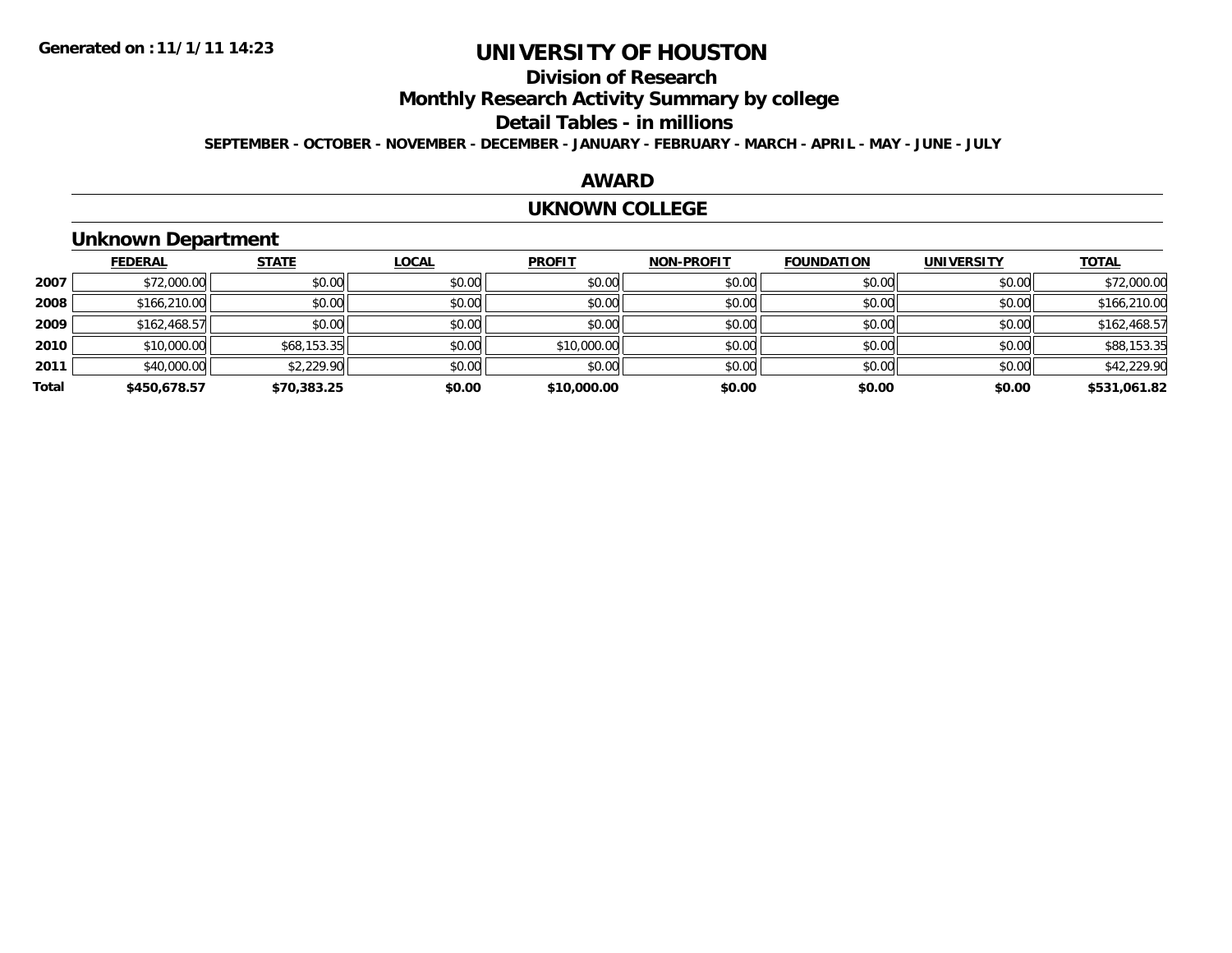**Generated on :11/1/11 14:23**

# UNIVERSITY OF HOUSTON

## Division of Research

## Monthly Research Activity Summary by college

## Detail Tables - in millions

**SEPTEMBER - OCTOBER - NOVEMBER - DECEMBER - JANUARY - FEBRUARY - MARCH - APRIL - MAY - JUNE - JULY**

### AWARD

### UKNOWN COLLEGE

### Unknown Department

| | FEDERAL | STATE | LOCAL | PROFIT | NON-PROFIT | FOUNDATION | UNIVERSITY | TOTAL |
|---|---|---|---|---|---|---|---|---|
| 2007 | $72,000.00 | $0.00 | $0.00 | $0.00 | $0.00 | $0.00 | $0.00 | $72,000.00 |
| 2008 | $166,210.00 | $0.00 | $0.00 | $0.00 | $0.00 | $0.00 | $0.00 | $166,210.00 |
| 2009 | $162,468.57 | $0.00 | $0.00 | $0.00 | $0.00 | $0.00 | $0.00 | $162,468.57 |
| 2010 | $10,000.00 | $68,153.35 | $0.00 | $10,000.00 | $0.00 | $0.00 | $0.00 | $88,153.35 |
| 2011 | $40,000.00 | $2,229.90 | $0.00 | $0.00 | $0.00 | $0.00 | $0.00 | $42,229.90 |
| **Total** | **$450,678.57** | **$70,383.25** | **$0.00** | **$10,000.00** | **$0.00** | **$0.00** | **$0.00** | **$531,061.82** |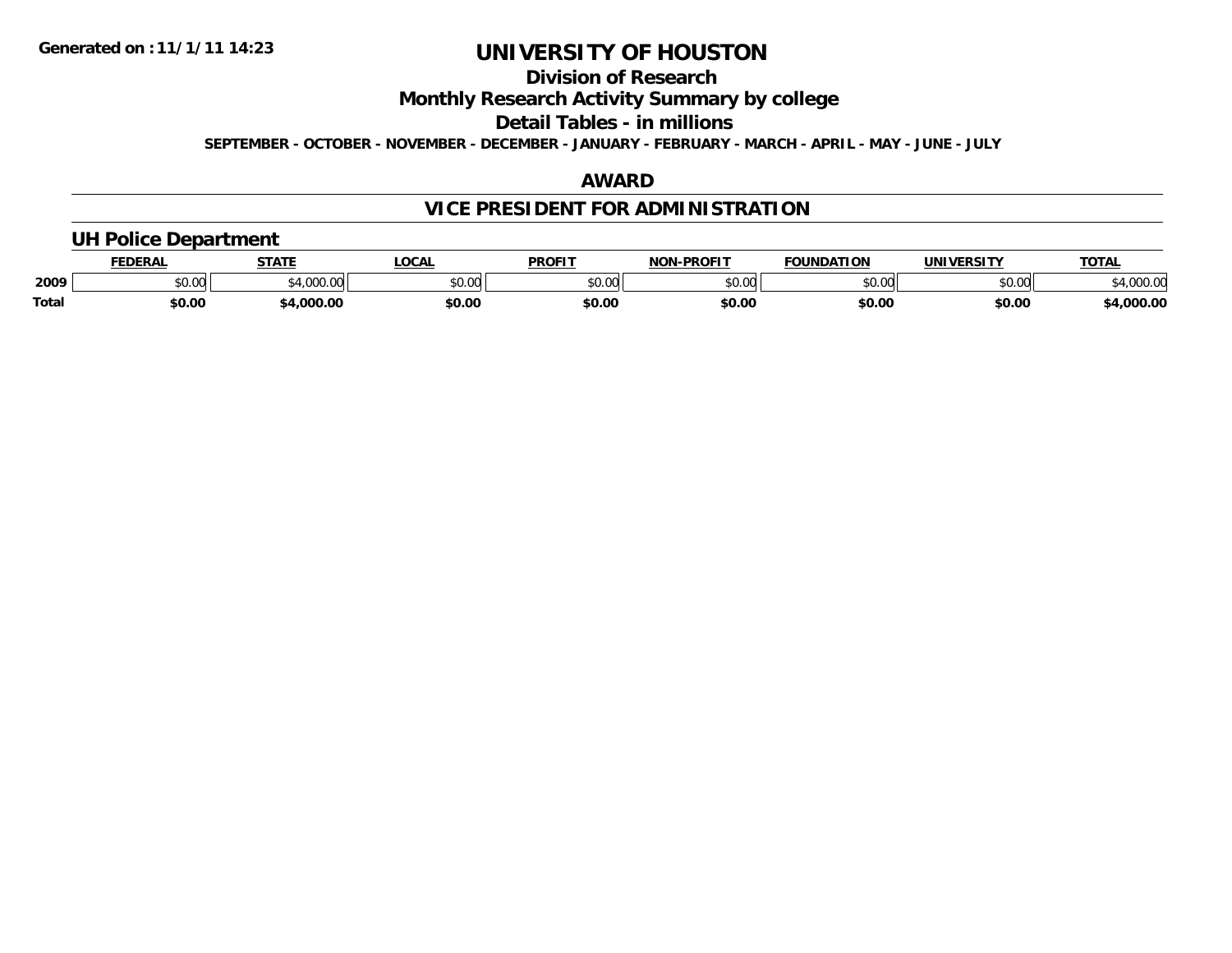Generated on :11/1/11 14:23

# UNIVERSITY OF HOUSTON

## Division of Research

## Monthly Research Activity Summary by college

## Detail Tables - in millions

**SEPTEMBER - OCTOBER - NOVEMBER - DECEMBER - JANUARY - FEBRUARY - MARCH - APRIL - MAY - JUNE - JULY**

## AWARD

## VICE PRESIDENT FOR ADMINISTRATION

### UH Police Department

| | FEDERAL | STATE | LOCAL | PROFIT | NON-PROFIT | FOUNDATION | UNIVERSITY | TOTAL |
|---|---|---|---|---|---|---|---|---|
| 2009 | $0.00 | $4,000.00 | $0.00 | $0.00 | $0.00 | $0.00 | $0.00 | $4,000.00 |
| **Total** | **$0.00** | **$4,000.00** | **$0.00** | **$0.00** | **$0.00** | **$0.00** | **$0.00** | **$4,000.00** |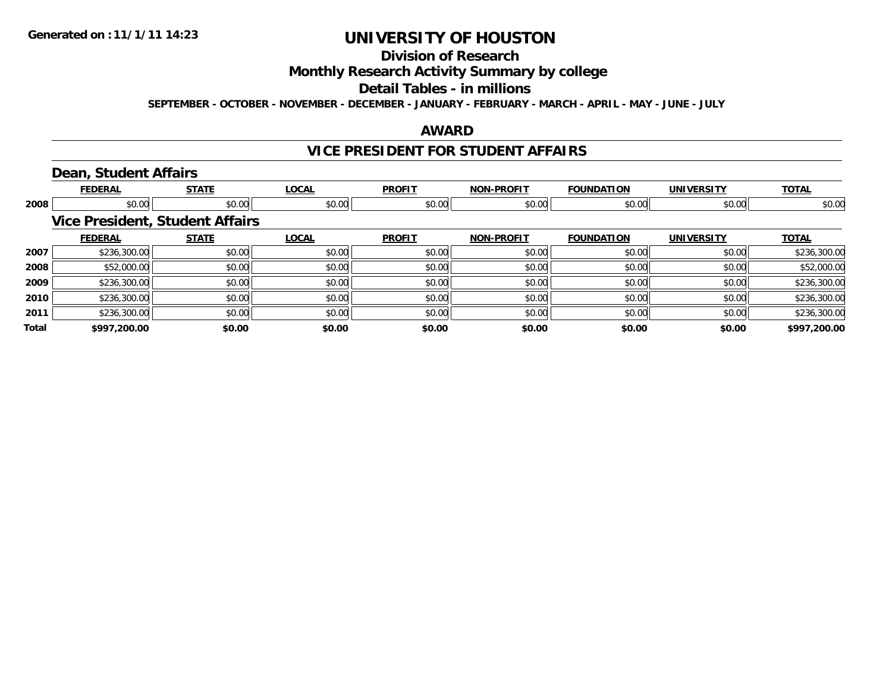**Generated on :11/1/11 14:23**

# UNIVERSITY OF HOUSTON

## Division of Research

## Monthly Research Activity Summary by college

## Detail Tables - in millions

**SEPTEMBER - OCTOBER - NOVEMBER - DECEMBER - JANUARY - FEBRUARY - MARCH - APRIL - MAY - JUNE - JULY**

## AWARD

## VICE PRESIDENT FOR STUDENT AFFAIRS

### Dean, Student Affairs

| | FEDERAL | STATE | LOCAL | PROFIT | NON-PROFIT | FOUNDATION | UNIVERSITY | TOTAL |
|---|---|---|---|---|---|---|---|---|
| 2008 | $0.00 | $0.00 | $0.00 | $0.00 | $0.00 | $0.00 | $0.00 | $0.00 |

### Vice President, Student Affairs

| | FEDERAL | STATE | LOCAL | PROFIT | NON-PROFIT | FOUNDATION | UNIVERSITY | TOTAL |
|---|---|---|---|---|---|---|---|---|
| 2007 | $236,300.00 | $0.00 | $0.00 | $0.00 | $0.00 | $0.00 | $0.00 | $236,300.00 |
| 2008 | $52,000.00 | $0.00 | $0.00 | $0.00 | $0.00 | $0.00 | $0.00 | $52,000.00 |
| 2009 | $236,300.00 | $0.00 | $0.00 | $0.00 | $0.00 | $0.00 | $0.00 | $236,300.00 |
| 2010 | $236,300.00 | $0.00 | $0.00 | $0.00 | $0.00 | $0.00 | $0.00 | $236,300.00 |
| 2011 | $236,300.00 | $0.00 | $0.00 | $0.00 | $0.00 | $0.00 | $0.00 | $236,300.00 |
| **Total** | **$997,200.00** | **$0.00** | **$0.00** | **$0.00** | **$0.00** | **$0.00** | **$0.00** | **$997,200.00** |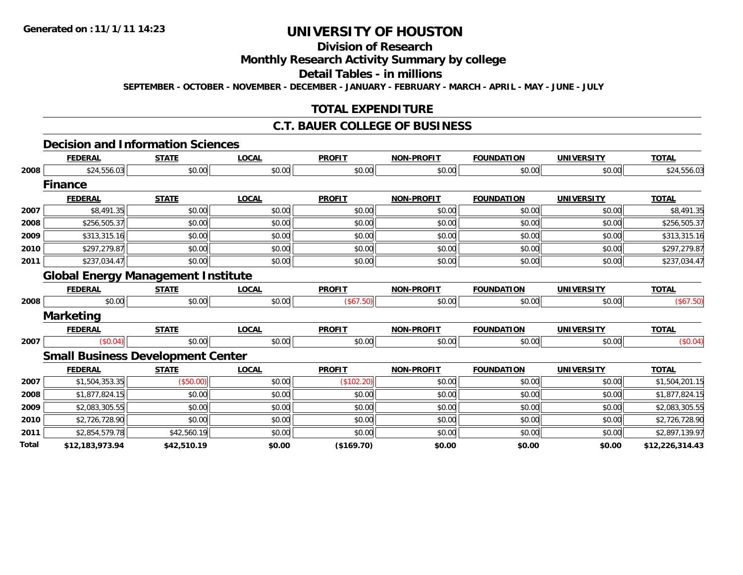Generated on :11/1/11 14:23

# UNIVERSITY OF HOUSTON

## Division of Research

## Monthly Research Activity Summary by college

## Detail Tables - in millions

SEPTEMBER - OCTOBER - NOVEMBER - DECEMBER - JANUARY - FEBRUARY - MARCH - APRIL - MAY - JUNE - JULY

## TOTAL EXPENDITURE

## C.T. BAUER COLLEGE OF BUSINESS

### Decision and Information Sciences

| | FEDERAL | STATE | LOCAL | PROFIT | NON-PROFIT | FOUNDATION | UNIVERSITY | TOTAL |
|---|---|---|---|---|---|---|---|---|
| 2008 | $24,556.03 | $0.00 | $0.00 | $0.00 | $0.00 | $0.00 | $0.00 | $24,556.03 |

### Finance

| | FEDERAL | STATE | LOCAL | PROFIT | NON-PROFIT | FOUNDATION | UNIVERSITY | TOTAL |
|---|---|---|---|---|---|---|---|---|
| 2007 | $8,491.35 | $0.00 | $0.00 | $0.00 | $0.00 | $0.00 | $0.00 | $8,491.35 |
| 2008 | $256,505.37 | $0.00 | $0.00 | $0.00 | $0.00 | $0.00 | $0.00 | $256,505.37 |
| 2009 | $313,315.16 | $0.00 | $0.00 | $0.00 | $0.00 | $0.00 | $0.00 | $313,315.16 |
| 2010 | $297,279.87 | $0.00 | $0.00 | $0.00 | $0.00 | $0.00 | $0.00 | $297,279.87 |
| 2011 | $237,034.47 | $0.00 | $0.00 | $0.00 | $0.00 | $0.00 | $0.00 | $237,034.47 |

### Global Energy Management Institute

| | FEDERAL | STATE | LOCAL | PROFIT | NON-PROFIT | FOUNDATION | UNIVERSITY | TOTAL |
|---|---|---|---|---|---|---|---|---|
| 2008 | $0.00 | $0.00 | $0.00 | ($67.50) | $0.00 | $0.00 | $0.00 | ($67.50) |

### Marketing

| | FEDERAL | STATE | LOCAL | PROFIT | NON-PROFIT | FOUNDATION | UNIVERSITY | TOTAL |
|---|---|---|---|---|---|---|---|---|
| 2007 | ($0.04) | $0.00 | $0.00 | $0.00 | $0.00 | $0.00 | $0.00 | ($0.04) |

### Small Business Development Center

| | FEDERAL | STATE | LOCAL | PROFIT | NON-PROFIT | FOUNDATION | UNIVERSITY | TOTAL |
|---|---|---|---|---|---|---|---|---|
| 2007 | $1,504,353.35 | ($50.00) | $0.00 | ($102.20) | $0.00 | $0.00 | $0.00 | $1,504,201.15 |
| 2008 | $1,877,824.15 | $0.00 | $0.00 | $0.00 | $0.00 | $0.00 | $0.00 | $1,877,824.15 |
| 2009 | $2,083,305.55 | $0.00 | $0.00 | $0.00 | $0.00 | $0.00 | $0.00 | $2,083,305.55 |
| 2010 | $2,726,728.90 | $0.00 | $0.00 | $0.00 | $0.00 | $0.00 | $0.00 | $2,726,728.90 |
| 2011 | $2,854,579.78 | $42,560.19 | $0.00 | $0.00 | $0.00 | $0.00 | $0.00 | $2,897,139.97 |
| **Total** | **$12,183,973.94** | **$42,510.19** | **$0.00** | **($169.70)** | **$0.00** | **$0.00** | **$0.00** | **$12,226,314.43** |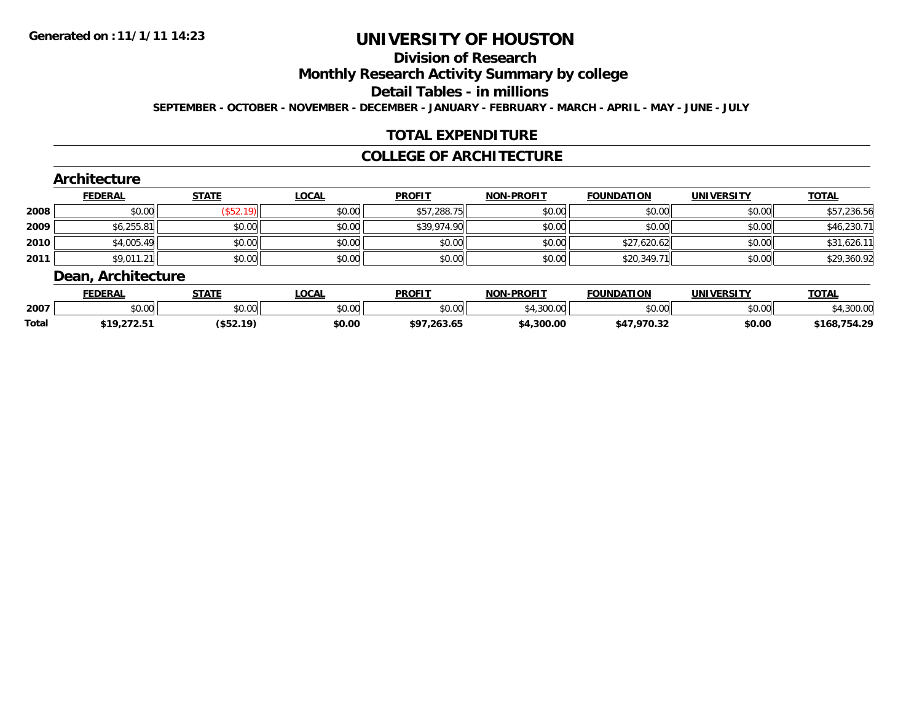# UNIVERSITY OF HOUSTON

## Division of Research

## Monthly Research Activity Summary by college

## Detail Tables - in millions

**SEPTEMBER - OCTOBER - NOVEMBER - DECEMBER - JANUARY - FEBRUARY - MARCH - APRIL - MAY - JUNE - JULY**

## TOTAL EXPENDITURE

## COLLEGE OF ARCHITECTURE

### Architecture

| | FEDERAL | STATE | LOCAL | PROFIT | NON-PROFIT | FOUNDATION | UNIVERSITY | TOTAL |
|---|---|---|---|---|---|---|---|---|
| **2008** | $0.00 | ($52.19) | $0.00 | $57,288.75 | $0.00 | $0.00 | $0.00 | $57,236.56 |
| **2009** | $6,255.81 | $0.00 | $0.00 | $39,974.90 | $0.00 | $0.00 | $0.00 | $46,230.71 |
| **2010** | $4,005.49 | $0.00 | $0.00 | $0.00 | $0.00 | $27,620.62 | $0.00 | $31,626.11 |
| **2011** | $9,011.21 | $0.00 | $0.00 | $0.00 | $0.00 | $20,349.71 | $0.00 | $29,360.92 |

### Dean, Architecture

| | FEDERAL | STATE | LOCAL | PROFIT | NON-PROFIT | FOUNDATION | UNIVERSITY | TOTAL |
|---|---|---|---|---|---|---|---|---|
| **2007** | $0.00 | $0.00 | $0.00 | $0.00 | $4,300.00 | $0.00 | $0.00 | $4,300.00 |
| **Total** | **$19,272.51** | **($52.19)** | **$0.00** | **$97,263.65** | **$4,300.00** | **$47,970.32** | **$0.00** | **$168,754.29** |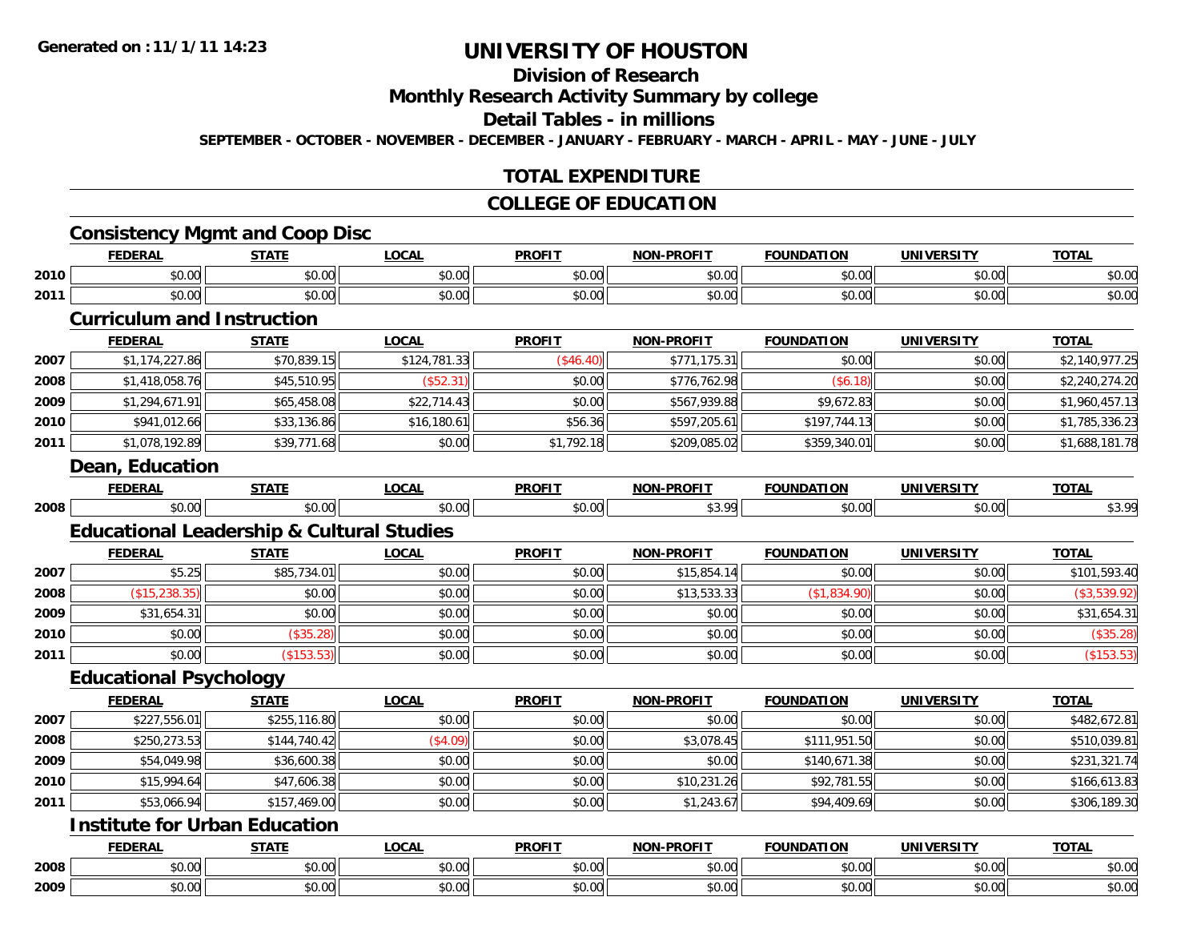**Generated on :11/1/11 14:23**

# UNIVERSITY OF HOUSTON

## Division of Research

## Monthly Research Activity Summary by college

## Detail Tables - in millions

**SEPTEMBER - OCTOBER - NOVEMBER - DECEMBER - JANUARY - FEBRUARY - MARCH - APRIL - MAY - JUNE - JULY**

## TOTAL EXPENDITURE

## COLLEGE OF EDUCATION

### Consistency Mgmt and Coop Disc

| | FEDERAL | STATE | LOCAL | PROFIT | NON-PROFIT | FOUNDATION | UNIVERSITY | TOTAL |
|---|---|---|---|---|---|---|---|---|
| 2010 | $0.00 | $0.00 | $0.00 | $0.00 | $0.00 | $0.00 | $0.00 | $0.00 |
| 2011 | $0.00 | $0.00 | $0.00 | $0.00 | $0.00 | $0.00 | $0.00 | $0.00 |

### Curriculum and Instruction

| | FEDERAL | STATE | LOCAL | PROFIT | NON-PROFIT | FOUNDATION | UNIVERSITY | TOTAL |
|---|---|---|---|---|---|---|---|---|
| 2007 | $1,174,227.86 | $70,839.15 | $124,781.33 | ($46.40) | $771,175.31 | $0.00 | $0.00 | $2,140,977.25 |
| 2008 | $1,418,058.76 | $45,510.95 | ($52.31) | $0.00 | $776,762.98 | ($6.18) | $0.00 | $2,240,274.20 |
| 2009 | $1,294,671.91 | $65,458.08 | $22,714.43 | $0.00 | $567,939.88 | $9,672.83 | $0.00 | $1,960,457.13 |
| 2010 | $941,012.66 | $33,136.86 | $16,180.61 | $56.36 | $597,205.61 | $197,744.13 | $0.00 | $1,785,336.23 |
| 2011 | $1,078,192.89 | $39,771.68 | $0.00 | $1,792.18 | $209,085.02 | $359,340.01 | $0.00 | $1,688,181.78 |

### Dean, Education

| | FEDERAL | STATE | LOCAL | PROFIT | NON-PROFIT | FOUNDATION | UNIVERSITY | TOTAL |
|---|---|---|---|---|---|---|---|---|
| 2008 | $0.00 | $0.00 | $0.00 | $0.00 | $3.99 | $0.00 | $0.00 | $3.99 |

### Educational Leadership & Cultural Studies

| | FEDERAL | STATE | LOCAL | PROFIT | NON-PROFIT | FOUNDATION | UNIVERSITY | TOTAL |
|---|---|---|---|---|---|---|---|---|
| 2007 | $5.25 | $85,734.01 | $0.00 | $0.00 | $15,854.14 | $0.00 | $0.00 | $101,593.40 |
| 2008 | ($15,238.35) | $0.00 | $0.00 | $0.00 | $13,533.33 | ($1,834.90) | $0.00 | ($3,539.92) |
| 2009 | $31,654.31 | $0.00 | $0.00 | $0.00 | $0.00 | $0.00 | $0.00 | $31,654.31 |
| 2010 | $0.00 | ($35.28) | $0.00 | $0.00 | $0.00 | $0.00 | $0.00 | ($35.28) |
| 2011 | $0.00 | ($153.53) | $0.00 | $0.00 | $0.00 | $0.00 | $0.00 | ($153.53) |

### Educational Psychology

| | FEDERAL | STATE | LOCAL | PROFIT | NON-PROFIT | FOUNDATION | UNIVERSITY | TOTAL |
|---|---|---|---|---|---|---|---|---|
| 2007 | $227,556.01 | $255,116.80 | $0.00 | $0.00 | $0.00 | $0.00 | $0.00 | $482,672.81 |
| 2008 | $250,273.53 | $144,740.42 | ($4.09) | $0.00 | $3,078.45 | $111,951.50 | $0.00 | $510,039.81 |
| 2009 | $54,049.98 | $36,600.38 | $0.00 | $0.00 | $0.00 | $140,671.38 | $0.00 | $231,321.74 |
| 2010 | $15,994.64 | $47,606.38 | $0.00 | $0.00 | $10,231.26 | $92,781.55 | $0.00 | $166,613.83 |
| 2011 | $53,066.94 | $157,469.00 | $0.00 | $0.00 | $1,243.67 | $94,409.69 | $0.00 | $306,189.30 |

### Institute for Urban Education

| | FEDERAL | STATE | LOCAL | PROFIT | NON-PROFIT | FOUNDATION | UNIVERSITY | TOTAL |
|---|---|---|---|---|---|---|---|---|
| 2008 | $0.00 | $0.00 | $0.00 | $0.00 | $0.00 | $0.00 | $0.00 | $0.00 |
| 2009 | $0.00 | $0.00 | $0.00 | $0.00 | $0.00 | $0.00 | $0.00 | $0.00 |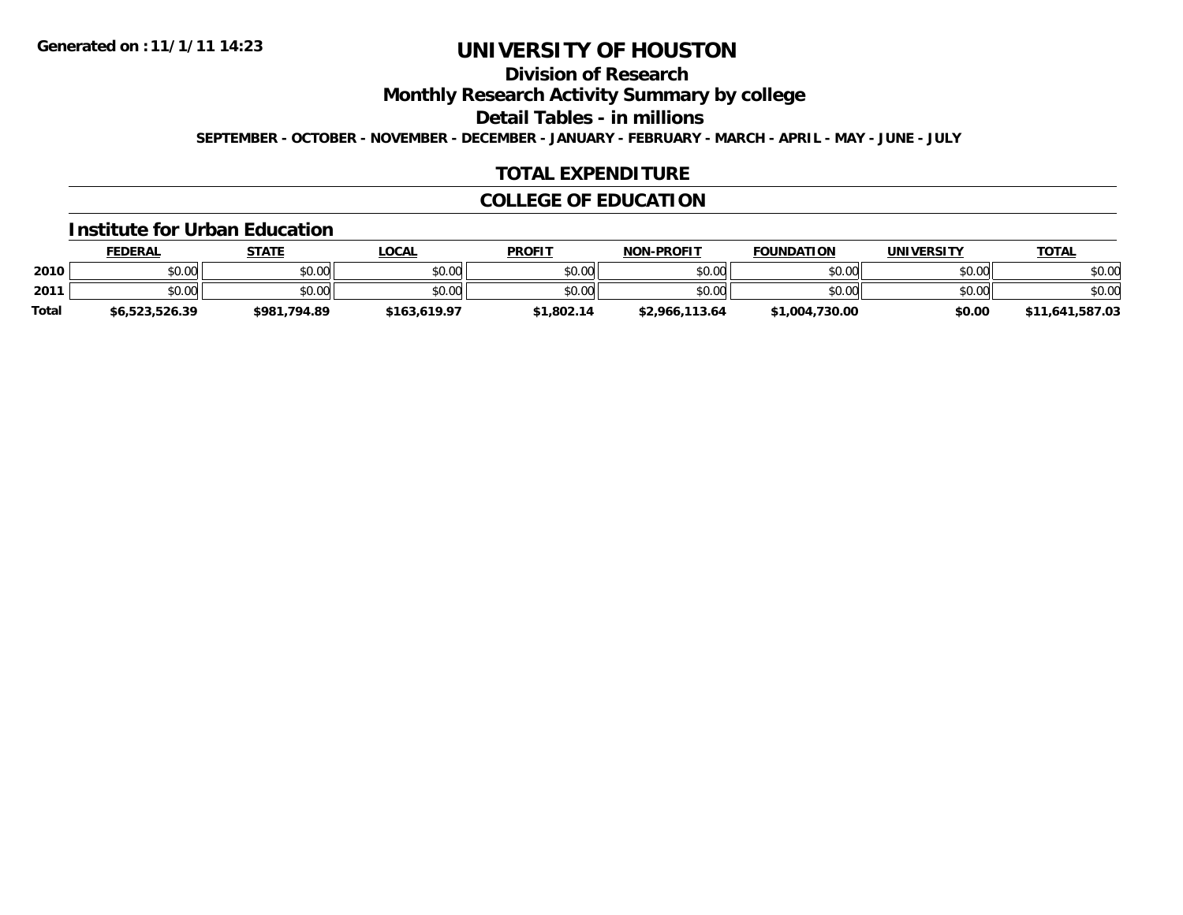**Generated on :11/1/11 14:23**

# UNIVERSITY OF HOUSTON

## Division of Research

## Monthly Research Activity Summary by college

## Detail Tables - in millions

**SEPTEMBER - OCTOBER - NOVEMBER - DECEMBER - JANUARY - FEBRUARY - MARCH - APRIL - MAY - JUNE - JULY**

## TOTAL EXPENDITURE

## COLLEGE OF EDUCATION

### Institute for Urban Education

| | FEDERAL | STATE | LOCAL | PROFIT | NON-PROFIT | FOUNDATION | UNIVERSITY | TOTAL |
|---|---|---|---|---|---|---|---|---|
| **2010** | $0.00 | $0.00 | $0.00 | $0.00 | $0.00 | $0.00 | $0.00 | $0.00 |
| **2011** | $0.00 | $0.00 | $0.00 | $0.00 | $0.00 | $0.00 | $0.00 | $0.00 |
| **Total** | **$6,523,526.39** | **$981,794.89** | **$163,619.97** | **$1,802.14** | **$2,966,113.64** | **$1,004,730.00** | **$0.00** | **$11,641,587.03** |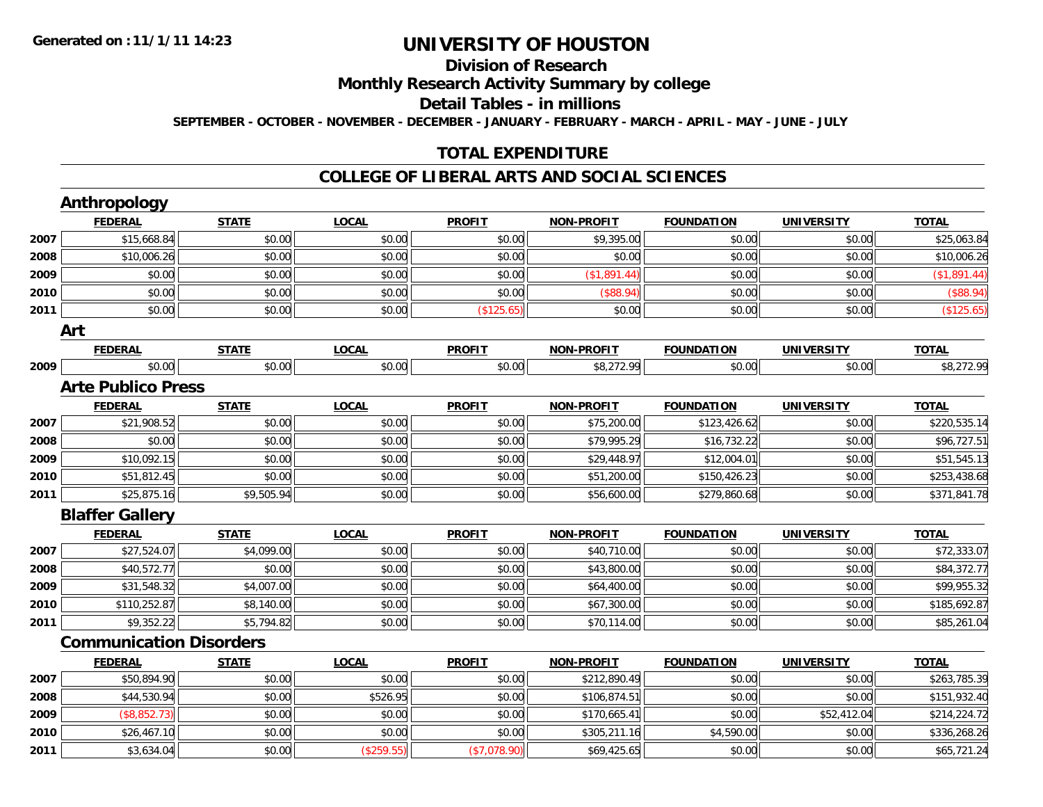**Generated on :11/1/11 14:23**

# UNIVERSITY OF HOUSTON

## Division of Research

## Monthly Research Activity Summary by college

## Detail Tables - in millions

**SEPTEMBER - OCTOBER - NOVEMBER - DECEMBER - JANUARY - FEBRUARY - MARCH - APRIL - MAY - JUNE - JULY**

## TOTAL EXPENDITURE

## COLLEGE OF LIBERAL ARTS AND SOCIAL SCIENCES

### Anthropology

| | FEDERAL | STATE | LOCAL | PROFIT | NON-PROFIT | FOUNDATION | UNIVERSITY | TOTAL |
|---|---|---|---|---|---|---|---|---|
| 2007 | $15,668.84 | $0.00 | $0.00 | $0.00 | $9,395.00 | $0.00 | $0.00 | $25,063.84 |
| 2008 | $10,006.26 | $0.00 | $0.00 | $0.00 | $0.00 | $0.00 | $0.00 | $10,006.26 |
| 2009 | $0.00 | $0.00 | $0.00 | $0.00 | ($1,891.44) | $0.00 | $0.00 | ($1,891.44) |
| 2010 | $0.00 | $0.00 | $0.00 | $0.00 | ($88.94) | $0.00 | $0.00 | ($88.94) |
| 2011 | $0.00 | $0.00 | $0.00 | ($125.65) | $0.00 | $0.00 | $0.00 | ($125.65) |

### Art

| | FEDERAL | STATE | LOCAL | PROFIT | NON-PROFIT | FOUNDATION | UNIVERSITY | TOTAL |
|---|---|---|---|---|---|---|---|---|
| 2009 | $0.00 | $0.00 | $0.00 | $0.00 | $8,272.99 | $0.00 | $0.00 | $8,272.99 |

### Arte Publico Press

| | FEDERAL | STATE | LOCAL | PROFIT | NON-PROFIT | FOUNDATION | UNIVERSITY | TOTAL |
|---|---|---|---|---|---|---|---|---|
| 2007 | $21,908.52 | $0.00 | $0.00 | $0.00 | $75,200.00 | $123,426.62 | $0.00 | $220,535.14 |
| 2008 | $0.00 | $0.00 | $0.00 | $0.00 | $79,995.29 | $16,732.22 | $0.00 | $96,727.51 |
| 2009 | $10,092.15 | $0.00 | $0.00 | $0.00 | $29,448.97 | $12,004.01 | $0.00 | $51,545.13 |
| 2010 | $51,812.45 | $0.00 | $0.00 | $0.00 | $51,200.00 | $150,426.23 | $0.00 | $253,438.68 |
| 2011 | $25,875.16 | $9,505.94 | $0.00 | $0.00 | $56,600.00 | $279,860.68 | $0.00 | $371,841.78 |

### Blaffer Gallery

| | FEDERAL | STATE | LOCAL | PROFIT | NON-PROFIT | FOUNDATION | UNIVERSITY | TOTAL |
|---|---|---|---|---|---|---|---|---|
| 2007 | $27,524.07 | $4,099.00 | $0.00 | $0.00 | $40,710.00 | $0.00 | $0.00 | $72,333.07 |
| 2008 | $40,572.77 | $0.00 | $0.00 | $0.00 | $43,800.00 | $0.00 | $0.00 | $84,372.77 |
| 2009 | $31,548.32 | $4,007.00 | $0.00 | $0.00 | $64,400.00 | $0.00 | $0.00 | $99,955.32 |
| 2010 | $110,252.87 | $8,140.00 | $0.00 | $0.00 | $67,300.00 | $0.00 | $0.00 | $185,692.87 |
| 2011 | $9,352.22 | $5,794.82 | $0.00 | $0.00 | $70,114.00 | $0.00 | $0.00 | $85,261.04 |

### Communication Disorders

| | FEDERAL | STATE | LOCAL | PROFIT | NON-PROFIT | FOUNDATION | UNIVERSITY | TOTAL |
|---|---|---|---|---|---|---|---|---|
| 2007 | $50,894.90 | $0.00 | $0.00 | $0.00 | $212,890.49 | $0.00 | $0.00 | $263,785.39 |
| 2008 | $44,530.94 | $0.00 | $526.95 | $0.00 | $106,874.51 | $0.00 | $0.00 | $151,932.40 |
| 2009 | ($8,852.73) | $0.00 | $0.00 | $0.00 | $170,665.41 | $0.00 | $52,412.04 | $214,224.72 |
| 2010 | $26,467.10 | $0.00 | $0.00 | $0.00 | $305,211.16 | $4,590.00 | $0.00 | $336,268.26 |
| 2011 | $3,634.04 | $0.00 | ($259.55) | ($7,078.90) | $69,425.65 | $0.00 | $0.00 | $65,721.24 |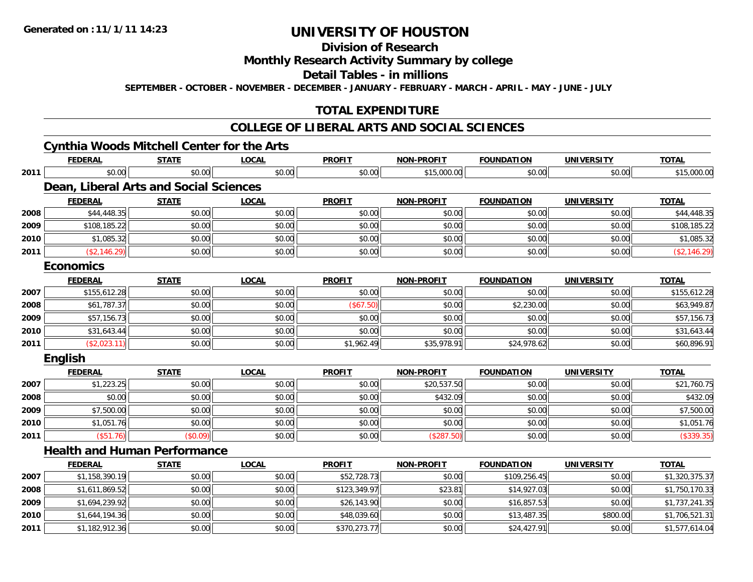**Generated on :11/1/11 14:23**

# UNIVERSITY OF HOUSTON

## Division of Research

## Monthly Research Activity Summary by college

## Detail Tables - in millions

**SEPTEMBER - OCTOBER - NOVEMBER - DECEMBER - JANUARY - FEBRUARY - MARCH - APRIL - MAY - JUNE - JULY**

## TOTAL EXPENDITURE

## COLLEGE OF LIBERAL ARTS AND SOCIAL SCIENCES

### Cynthia Woods Mitchell Center for the Arts

| | FEDERAL | STATE | LOCAL | PROFIT | NON-PROFIT | FOUNDATION | UNIVERSITY | TOTAL |
|---|---|---|---|---|---|---|---|---|
| 2011 | $0.00 | $0.00 | $0.00 | $0.00 | $15,000.00 | $0.00 | $0.00 | $15,000.00 |

### Dean, Liberal Arts and Social Sciences

| | FEDERAL | STATE | LOCAL | PROFIT | NON-PROFIT | FOUNDATION | UNIVERSITY | TOTAL |
|---|---|---|---|---|---|---|---|---|
| 2008 | $44,448.35 | $0.00 | $0.00 | $0.00 | $0.00 | $0.00 | $0.00 | $44,448.35 |
| 2009 | $108,185.22 | $0.00 | $0.00 | $0.00 | $0.00 | $0.00 | $0.00 | $108,185.22 |
| 2010 | $1,085.32 | $0.00 | $0.00 | $0.00 | $0.00 | $0.00 | $0.00 | $1,085.32 |
| 2011 | ($2,146.29) | $0.00 | $0.00 | $0.00 | $0.00 | $0.00 | $0.00 | ($2,146.29) |

### Economics

| | FEDERAL | STATE | LOCAL | PROFIT | NON-PROFIT | FOUNDATION | UNIVERSITY | TOTAL |
|---|---|---|---|---|---|---|---|---|
| 2007 | $155,612.28 | $0.00 | $0.00 | $0.00 | $0.00 | $0.00 | $0.00 | $155,612.28 |
| 2008 | $61,787.37 | $0.00 | $0.00 | ($67.50) | $0.00 | $2,230.00 | $0.00 | $63,949.87 |
| 2009 | $57,156.73 | $0.00 | $0.00 | $0.00 | $0.00 | $0.00 | $0.00 | $57,156.73 |
| 2010 | $31,643.44 | $0.00 | $0.00 | $0.00 | $0.00 | $0.00 | $0.00 | $31,643.44 |
| 2011 | ($2,023.11) | $0.00 | $0.00 | $1,962.49 | $35,978.91 | $24,978.62 | $0.00 | $60,896.91 |

### English

| | FEDERAL | STATE | LOCAL | PROFIT | NON-PROFIT | FOUNDATION | UNIVERSITY | TOTAL |
|---|---|---|---|---|---|---|---|---|
| 2007 | $1,223.25 | $0.00 | $0.00 | $0.00 | $20,537.50 | $0.00 | $0.00 | $21,760.75 |
| 2008 | $0.00 | $0.00 | $0.00 | $0.00 | $432.09 | $0.00 | $0.00 | $432.09 |
| 2009 | $7,500.00 | $0.00 | $0.00 | $0.00 | $0.00 | $0.00 | $0.00 | $7,500.00 |
| 2010 | $1,051.76 | $0.00 | $0.00 | $0.00 | $0.00 | $0.00 | $0.00 | $1,051.76 |
| 2011 | ($51.76) | ($0.09) | $0.00 | $0.00 | ($287.50) | $0.00 | $0.00 | ($339.35) |

### Health and Human Performance

| | FEDERAL | STATE | LOCAL | PROFIT | NON-PROFIT | FOUNDATION | UNIVERSITY | TOTAL |
|---|---|---|---|---|---|---|---|---|
| 2007 | $1,158,390.19 | $0.00 | $0.00 | $52,728.73 | $0.00 | $109,256.45 | $0.00 | $1,320,375.37 |
| 2008 | $1,611,869.52 | $0.00 | $0.00 | $123,349.97 | $23.81 | $14,927.03 | $0.00 | $1,750,170.33 |
| 2009 | $1,694,239.92 | $0.00 | $0.00 | $26,143.90 | $0.00 | $16,857.53 | $0.00 | $1,737,241.35 |
| 2010 | $1,644,194.36 | $0.00 | $0.00 | $48,039.60 | $0.00 | $13,487.35 | $800.00 | $1,706,521.31 |
| 2011 | $1,182,912.36 | $0.00 | $0.00 | $370,273.77 | $0.00 | $24,427.91 | $0.00 | $1,577,614.04 |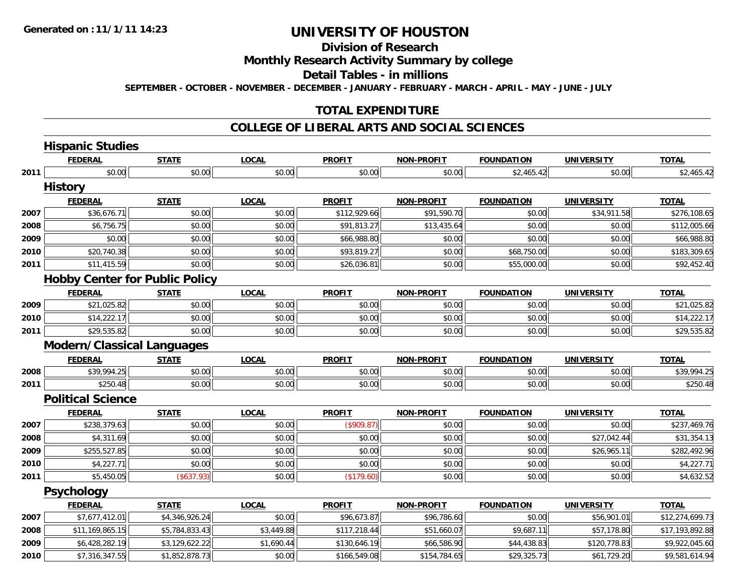**Generated on :11/1/11 14:23**

# UNIVERSITY OF HOUSTON

## Division of Research

## Monthly Research Activity Summary by college

## Detail Tables - in millions

**SEPTEMBER - OCTOBER - NOVEMBER - DECEMBER - JANUARY - FEBRUARY - MARCH - APRIL - MAY - JUNE - JULY**

## TOTAL EXPENDITURE

## COLLEGE OF LIBERAL ARTS AND SOCIAL SCIENCES

### Hispanic Studies

| | FEDERAL | STATE | LOCAL | PROFIT | NON-PROFIT | FOUNDATION | UNIVERSITY | TOTAL |
|---|---|---|---|---|---|---|---|---|
| 2011 | $0.00 | $0.00 | $0.00 | $0.00 | $0.00 | $2,465.42 | $0.00 | $2,465.42 |

### History

| | FEDERAL | STATE | LOCAL | PROFIT | NON-PROFIT | FOUNDATION | UNIVERSITY | TOTAL |
|---|---|---|---|---|---|---|---|---|
| 2007 | $36,676.71 | $0.00 | $0.00 | $112,929.66 | $91,590.70 | $0.00 | $34,911.58 | $276,108.65 |
| 2008 | $6,756.75 | $0.00 | $0.00 | $91,813.27 | $13,435.64 | $0.00 | $0.00 | $112,005.66 |
| 2009 | $0.00 | $0.00 | $0.00 | $66,988.80 | $0.00 | $0.00 | $0.00 | $66,988.80 |
| 2010 | $20,740.38 | $0.00 | $0.00 | $93,819.27 | $0.00 | $68,750.00 | $0.00 | $183,309.65 |
| 2011 | $11,415.59 | $0.00 | $0.00 | $26,036.81 | $0.00 | $55,000.00 | $0.00 | $92,452.40 |

### Hobby Center for Public Policy

| | FEDERAL | STATE | LOCAL | PROFIT | NON-PROFIT | FOUNDATION | UNIVERSITY | TOTAL |
|---|---|---|---|---|---|---|---|---|
| 2009 | $21,025.82 | $0.00 | $0.00 | $0.00 | $0.00 | $0.00 | $0.00 | $21,025.82 |
| 2010 | $14,222.17 | $0.00 | $0.00 | $0.00 | $0.00 | $0.00 | $0.00 | $14,222.17 |
| 2011 | $29,535.82 | $0.00 | $0.00 | $0.00 | $0.00 | $0.00 | $0.00 | $29,535.82 |

### Modern/Classical Languages

| | FEDERAL | STATE | LOCAL | PROFIT | NON-PROFIT | FOUNDATION | UNIVERSITY | TOTAL |
|---|---|---|---|---|---|---|---|---|
| 2008 | $39,994.25 | $0.00 | $0.00 | $0.00 | $0.00 | $0.00 | $0.00 | $39,994.25 |
| 2011 | $250.48 | $0.00 | $0.00 | $0.00 | $0.00 | $0.00 | $0.00 | $250.48 |

### Political Science

| | FEDERAL | STATE | LOCAL | PROFIT | NON-PROFIT | FOUNDATION | UNIVERSITY | TOTAL |
|---|---|---|---|---|---|---|---|---|
| 2007 | $238,379.63 | $0.00 | $0.00 | ($909.87) | $0.00 | $0.00 | $0.00 | $237,469.76 |
| 2008 | $4,311.69 | $0.00 | $0.00 | $0.00 | $0.00 | $0.00 | $27,042.44 | $31,354.13 |
| 2009 | $255,527.85 | $0.00 | $0.00 | $0.00 | $0.00 | $0.00 | $26,965.11 | $282,492.96 |
| 2010 | $4,227.71 | $0.00 | $0.00 | $0.00 | $0.00 | $0.00 | $0.00 | $4,227.71 |
| 2011 | $5,450.05 | ($637.93) | $0.00 | ($179.60) | $0.00 | $0.00 | $0.00 | $4,632.52 |

### Psychology

| | FEDERAL | STATE | LOCAL | PROFIT | NON-PROFIT | FOUNDATION | UNIVERSITY | TOTAL |
|---|---|---|---|---|---|---|---|---|
| 2007 | $7,677,412.01 | $4,346,926.24 | $0.00 | $96,673.87 | $96,786.60 | $0.00 | $56,901.01 | $12,274,699.73 |
| 2008 | $11,169,865.15 | $5,784,833.43 | $3,449.88 | $117,218.44 | $51,660.07 | $9,687.11 | $57,178.80 | $17,193,892.88 |
| 2009 | $6,428,282.19 | $3,129,622.22 | $1,690.44 | $130,646.19 | $66,586.90 | $44,438.83 | $120,778.83 | $9,922,045.60 |
| 2010 | $7,316,347.55 | $1,852,878.73 | $0.00 | $166,549.08 | $154,784.65 | $29,325.73 | $61,729.20 | $9,581,614.94 |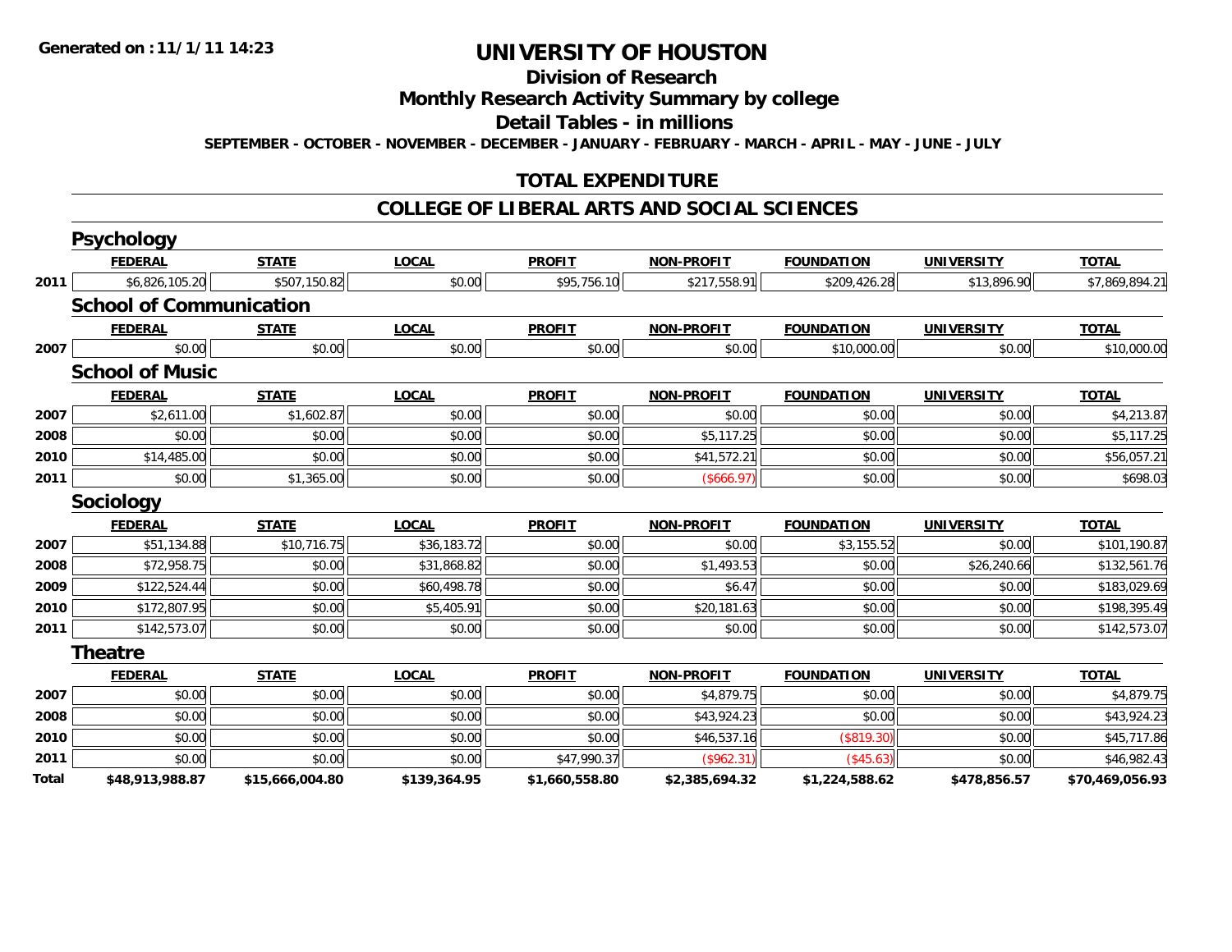**Generated on :11/1/11 14:23**

# UNIVERSITY OF HOUSTON

## Division of Research

## Monthly Research Activity Summary by college

## Detail Tables - in millions

SEPTEMBER - OCTOBER - NOVEMBER - DECEMBER - JANUARY - FEBRUARY - MARCH - APRIL - MAY - JUNE - JULY

## TOTAL EXPENDITURE

## COLLEGE OF LIBERAL ARTS AND SOCIAL SCIENCES

### Psychology

| | FEDERAL | STATE | LOCAL | PROFIT | NON-PROFIT | FOUNDATION | UNIVERSITY | TOTAL |
|---|---|---|---|---|---|---|---|---|
| 2011 | $6,826,105.20 | $507,150.82 | $0.00 | $95,756.10 | $217,558.91 | $209,426.28 | $13,896.90 | $7,869,894.21 |

### School of Communication

| | FEDERAL | STATE | LOCAL | PROFIT | NON-PROFIT | FOUNDATION | UNIVERSITY | TOTAL |
|---|---|---|---|---|---|---|---|---|
| 2007 | $0.00 | $0.00 | $0.00 | $0.00 | $0.00 | $10,000.00 | $0.00 | $10,000.00 |

### School of Music

| | FEDERAL | STATE | LOCAL | PROFIT | NON-PROFIT | FOUNDATION | UNIVERSITY | TOTAL |
|---|---|---|---|---|---|---|---|---|
| 2007 | $2,611.00 | $1,602.87 | $0.00 | $0.00 | $0.00 | $0.00 | $0.00 | $4,213.87 |
| 2008 | $0.00 | $0.00 | $0.00 | $0.00 | $5,117.25 | $0.00 | $0.00 | $5,117.25 |
| 2010 | $14,485.00 | $0.00 | $0.00 | $0.00 | $41,572.21 | $0.00 | $0.00 | $56,057.21 |
| 2011 | $0.00 | $1,365.00 | $0.00 | $0.00 | ($666.97) | $0.00 | $0.00 | $698.03 |

### Sociology

| | FEDERAL | STATE | LOCAL | PROFIT | NON-PROFIT | FOUNDATION | UNIVERSITY | TOTAL |
|---|---|---|---|---|---|---|---|---|
| 2007 | $51,134.88 | $10,716.75 | $36,183.72 | $0.00 | $0.00 | $3,155.52 | $0.00 | $101,190.87 |
| 2008 | $72,958.75 | $0.00 | $31,868.82 | $0.00 | $1,493.53 | $0.00 | $26,240.66 | $132,561.76 |
| 2009 | $122,524.44 | $0.00 | $60,498.78 | $0.00 | $6.47 | $0.00 | $0.00 | $183,029.69 |
| 2010 | $172,807.95 | $0.00 | $5,405.91 | $0.00 | $20,181.63 | $0.00 | $0.00 | $198,395.49 |
| 2011 | $142,573.07 | $0.00 | $0.00 | $0.00 | $0.00 | $0.00 | $0.00 | $142,573.07 |

### Theatre

| | FEDERAL | STATE | LOCAL | PROFIT | NON-PROFIT | FOUNDATION | UNIVERSITY | TOTAL |
|---|---|---|---|---|---|---|---|---|
| 2007 | $0.00 | $0.00 | $0.00 | $0.00 | $4,879.75 | $0.00 | $0.00 | $4,879.75 |
| 2008 | $0.00 | $0.00 | $0.00 | $0.00 | $43,924.23 | $0.00 | $0.00 | $43,924.23 |
| 2010 | $0.00 | $0.00 | $0.00 | $0.00 | $46,537.16 | ($819.30) | $0.00 | $45,717.86 |
| 2011 | $0.00 | $0.00 | $0.00 | $47,990.37 | ($962.31) | ($45.63) | $0.00 | $46,982.43 |
| **Total** | **$48,913,988.87** | **$15,666,004.80** | **$139,364.95** | **$1,660,558.80** | **$2,385,694.32** | **$1,224,588.62** | **$478,856.57** | **$70,469,056.93** |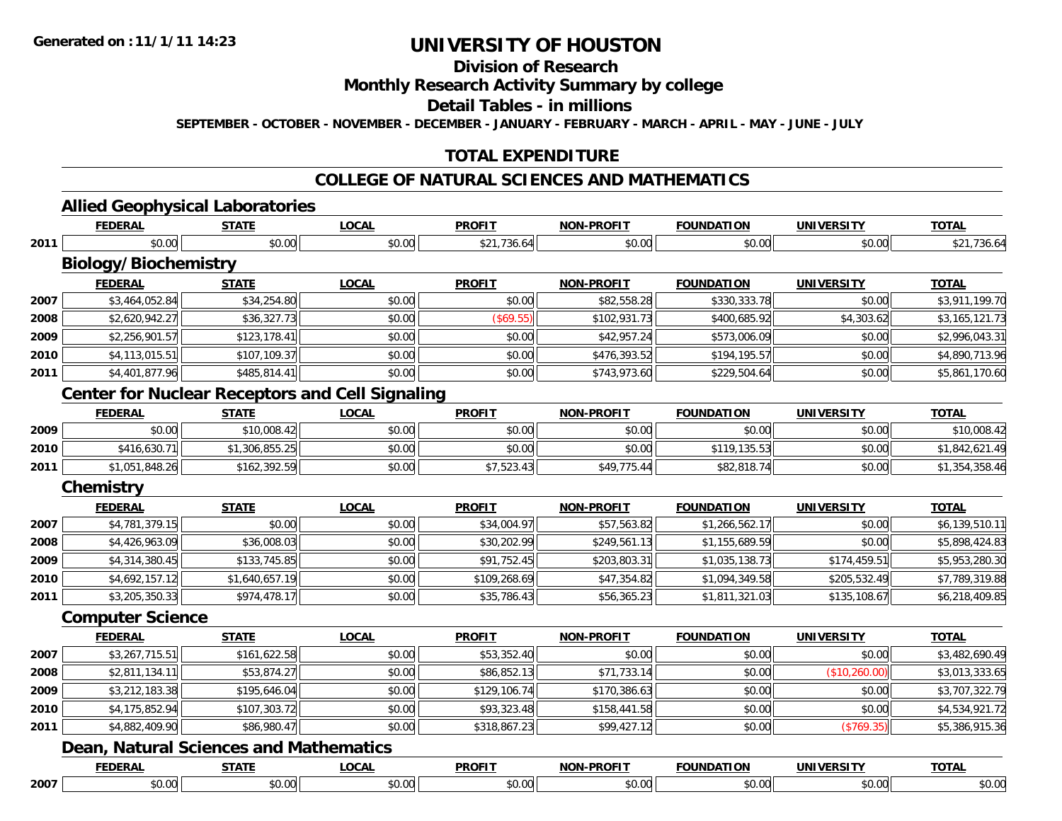Generated on :11/1/11 14:23

# UNIVERSITY OF HOUSTON

## Division of Research

## Monthly Research Activity Summary by college

## Detail Tables - in millions

SEPTEMBER - OCTOBER - NOVEMBER - DECEMBER - JANUARY - FEBRUARY - MARCH - APRIL - MAY - JUNE - JULY

## TOTAL EXPENDITURE

## COLLEGE OF NATURAL SCIENCES AND MATHEMATICS

### Allied Geophysical Laboratories

| | FEDERAL | STATE | LOCAL | PROFIT | NON-PROFIT | FOUNDATION | UNIVERSITY | TOTAL |
|---|---|---|---|---|---|---|---|---|
| 2011 | $0.00 | $0.00 | $0.00 | $21,736.64 | $0.00 | $0.00 | $0.00 | $21,736.64 |

### Biology/Biochemistry

| | FEDERAL | STATE | LOCAL | PROFIT | NON-PROFIT | FOUNDATION | UNIVERSITY | TOTAL |
|---|---|---|---|---|---|---|---|---|
| 2007 | $3,464,052.84 | $34,254.80 | $0.00 | $0.00 | $82,558.28 | $330,333.78 | $0.00 | $3,911,199.70 |
| 2008 | $2,620,942.27 | $36,327.73 | $0.00 | ($69.55) | $102,931.73 | $400,685.92 | $4,303.62 | $3,165,121.73 |
| 2009 | $2,256,901.57 | $123,178.41 | $0.00 | $0.00 | $42,957.24 | $573,006.09 | $0.00 | $2,996,043.31 |
| 2010 | $4,113,015.51 | $107,109.37 | $0.00 | $0.00 | $476,393.52 | $194,195.57 | $0.00 | $4,890,713.96 |
| 2011 | $4,401,877.96 | $485,814.41 | $0.00 | $0.00 | $743,973.60 | $229,504.64 | $0.00 | $5,861,170.60 |

### Center for Nuclear Receptors and Cell Signaling

| | FEDERAL | STATE | LOCAL | PROFIT | NON-PROFIT | FOUNDATION | UNIVERSITY | TOTAL |
|---|---|---|---|---|---|---|---|---|
| 2009 | $0.00 | $10,008.42 | $0.00 | $0.00 | $0.00 | $0.00 | $0.00 | $10,008.42 |
| 2010 | $416,630.71 | $1,306,855.25 | $0.00 | $0.00 | $0.00 | $119,135.53 | $0.00 | $1,842,621.49 |
| 2011 | $1,051,848.26 | $162,392.59 | $0.00 | $7,523.43 | $49,775.44 | $82,818.74 | $0.00 | $1,354,358.46 |

### Chemistry

| | FEDERAL | STATE | LOCAL | PROFIT | NON-PROFIT | FOUNDATION | UNIVERSITY | TOTAL |
|---|---|---|---|---|---|---|---|---|
| 2007 | $4,781,379.15 | $0.00 | $0.00 | $34,004.97 | $57,563.82 | $1,266,562.17 | $0.00 | $6,139,510.11 |
| 2008 | $4,426,963.09 | $36,008.03 | $0.00 | $30,202.99 | $249,561.13 | $1,155,689.59 | $0.00 | $5,898,424.83 |
| 2009 | $4,314,380.45 | $133,745.85 | $0.00 | $91,752.45 | $203,803.31 | $1,035,138.73 | $174,459.51 | $5,953,280.30 |
| 2010 | $4,692,157.12 | $1,640,657.19 | $0.00 | $109,268.69 | $47,354.82 | $1,094,349.58 | $205,532.49 | $7,789,319.88 |
| 2011 | $3,205,350.33 | $974,478.17 | $0.00 | $35,786.43 | $56,365.23 | $1,811,321.03 | $135,108.67 | $6,218,409.85 |

### Computer Science

| | FEDERAL | STATE | LOCAL | PROFIT | NON-PROFIT | FOUNDATION | UNIVERSITY | TOTAL |
|---|---|---|---|---|---|---|---|---|
| 2007 | $3,267,715.51 | $161,622.58 | $0.00 | $53,352.40 | $0.00 | $0.00 | $0.00 | $3,482,690.49 |
| 2008 | $2,811,134.11 | $53,874.27 | $0.00 | $86,852.13 | $71,733.14 | $0.00 | ($10,260.00) | $3,013,333.65 |
| 2009 | $3,212,183.38 | $195,646.04 | $0.00 | $129,106.74 | $170,386.63 | $0.00 | $0.00 | $3,707,322.79 |
| 2010 | $4,175,852.94 | $107,303.72 | $0.00 | $93,323.48 | $158,441.58 | $0.00 | $0.00 | $4,534,921.72 |
| 2011 | $4,882,409.90 | $86,980.47 | $0.00 | $318,867.23 | $99,427.12 | $0.00 | ($769.35) | $5,386,915.36 |

### Dean, Natural Sciences and Mathematics

| | FEDERAL | STATE | LOCAL | PROFIT | NON-PROFIT | FOUNDATION | UNIVERSITY | TOTAL |
|---|---|---|---|---|---|---|---|---|
| 2007 | $0.00 | $0.00 | $0.00 | $0.00 | $0.00 | $0.00 | $0.00 | $0.00 |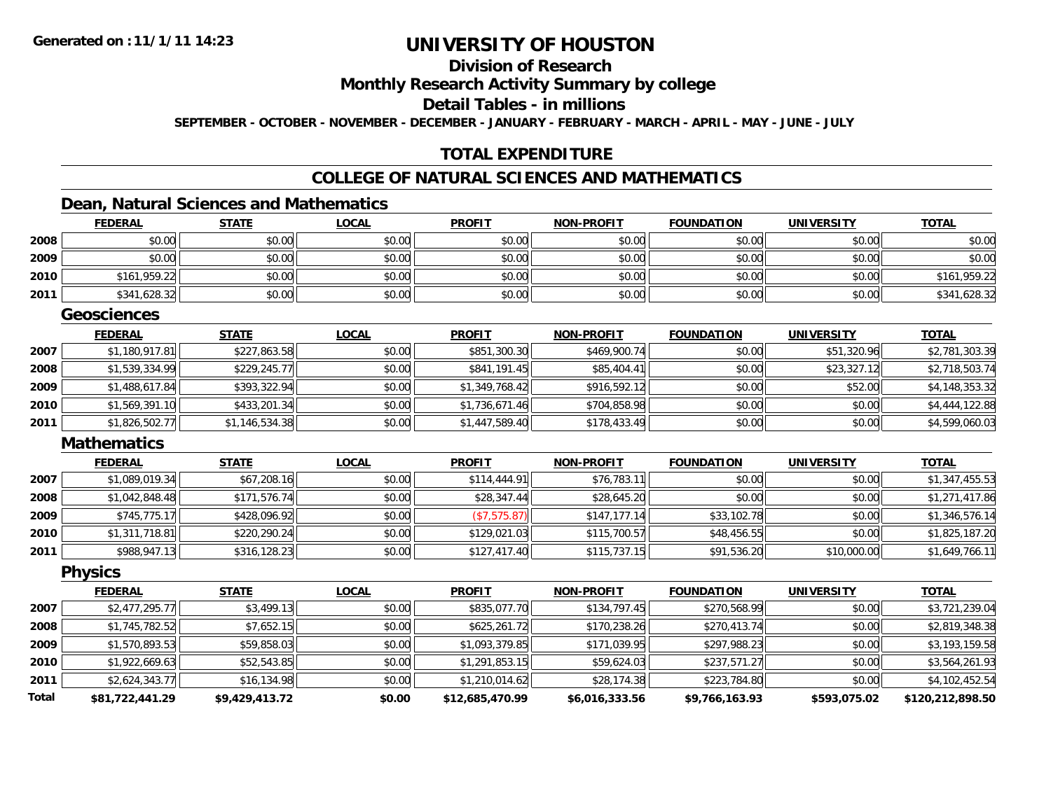# UNIVERSITY OF HOUSTON

## Division of Research

## Monthly Research Activity Summary by college

## Detail Tables - in millions

**SEPTEMBER - OCTOBER - NOVEMBER - DECEMBER - JANUARY - FEBRUARY - MARCH - APRIL - MAY - JUNE - JULY**

## TOTAL EXPENDITURE

## COLLEGE OF NATURAL SCIENCES AND MATHEMATICS

### Dean, Natural Sciences and Mathematics

| | FEDERAL | STATE | LOCAL | PROFIT | NON-PROFIT | FOUNDATION | UNIVERSITY | TOTAL |
|---|---|---|---|---|---|---|---|---|
| 2008 | $0.00 | $0.00 | $0.00 | $0.00 | $0.00 | $0.00 | $0.00 | $0.00 |
| 2009 | $0.00 | $0.00 | $0.00 | $0.00 | $0.00 | $0.00 | $0.00 | $0.00 |
| 2010 | $161,959.22 | $0.00 | $0.00 | $0.00 | $0.00 | $0.00 | $0.00 | $161,959.22 |
| 2011 | $341,628.32 | $0.00 | $0.00 | $0.00 | $0.00 | $0.00 | $0.00 | $341,628.32 |

### Geosciences

| | FEDERAL | STATE | LOCAL | PROFIT | NON-PROFIT | FOUNDATION | UNIVERSITY | TOTAL |
|---|---|---|---|---|---|---|---|---|
| 2007 | $1,180,917.81 | $227,863.58 | $0.00 | $851,300.30 | $469,900.74 | $0.00 | $51,320.96 | $2,781,303.39 |
| 2008 | $1,539,334.99 | $229,245.77 | $0.00 | $841,191.45 | $85,404.41 | $0.00 | $23,327.12 | $2,718,503.74 |
| 2009 | $1,488,617.84 | $393,322.94 | $0.00 | $1,349,768.42 | $916,592.12 | $0.00 | $52.00 | $4,148,353.32 |
| 2010 | $1,569,391.10 | $433,201.34 | $0.00 | $1,736,671.46 | $704,858.98 | $0.00 | $0.00 | $4,444,122.88 |
| 2011 | $1,826,502.77 | $1,146,534.38 | $0.00 | $1,447,589.40 | $178,433.49 | $0.00 | $0.00 | $4,599,060.03 |

### Mathematics

| | FEDERAL | STATE | LOCAL | PROFIT | NON-PROFIT | FOUNDATION | UNIVERSITY | TOTAL |
|---|---|---|---|---|---|---|---|---|
| 2007 | $1,089,019.34 | $67,208.16 | $0.00 | $114,444.91 | $76,783.11 | $0.00 | $0.00 | $1,347,455.53 |
| 2008 | $1,042,848.48 | $171,576.74 | $0.00 | $28,347.44 | $28,645.20 | $0.00 | $0.00 | $1,271,417.86 |
| 2009 | $745,775.17 | $428,096.92 | $0.00 | ($7,575.87) | $147,177.14 | $33,102.78 | $0.00 | $1,346,576.14 |
| 2010 | $1,311,718.81 | $220,290.24 | $0.00 | $129,021.03 | $115,700.57 | $48,456.55 | $0.00 | $1,825,187.20 |
| 2011 | $988,947.13 | $316,128.23 | $0.00 | $127,417.40 | $115,737.15 | $91,536.20 | $10,000.00 | $1,649,766.11 |

### Physics

| | FEDERAL | STATE | LOCAL | PROFIT | NON-PROFIT | FOUNDATION | UNIVERSITY | TOTAL |
|---|---|---|---|---|---|---|---|---|
| 2007 | $2,477,295.77 | $3,499.13 | $0.00 | $835,077.70 | $134,797.45 | $270,568.99 | $0.00 | $3,721,239.04 |
| 2008 | $1,745,782.52 | $7,652.15 | $0.00 | $625,261.72 | $170,238.26 | $270,413.74 | $0.00 | $2,819,348.38 |
| 2009 | $1,570,893.53 | $59,858.03 | $0.00 | $1,093,379.85 | $171,039.95 | $297,988.23 | $0.00 | $3,193,159.58 |
| 2010 | $1,922,669.63 | $52,543.85 | $0.00 | $1,291,853.15 | $59,624.03 | $237,571.27 | $0.00 | $3,564,261.93 |
| 2011 | $2,624,343.77 | $16,134.98 | $0.00 | $1,210,014.62 | $28,174.38 | $223,784.80 | $0.00 | $4,102,452.54 |
| **Total** | **$81,722,441.29** | **$9,429,413.72** | **$0.00** | **$12,685,470.99** | **$6,016,333.56** | **$9,766,163.93** | **$593,075.02** | **$120,212,898.50** |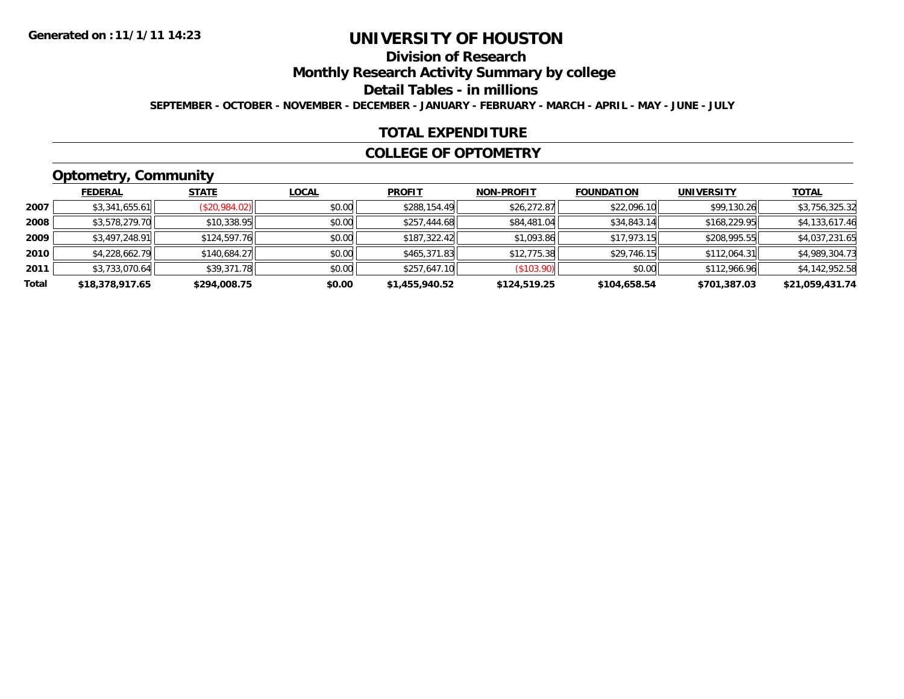**Generated on :11/1/11 14:23**

# UNIVERSITY OF HOUSTON

## Division of Research

## Monthly Research Activity Summary by college

## Detail Tables - in millions

**SEPTEMBER - OCTOBER - NOVEMBER - DECEMBER - JANUARY - FEBRUARY - MARCH - APRIL - MAY - JUNE - JULY**

## TOTAL EXPENDITURE

## COLLEGE OF OPTOMETRY

### Optometry, Community

| | FEDERAL | STATE | LOCAL | PROFIT | NON-PROFIT | FOUNDATION | UNIVERSITY | TOTAL |
|---|---|---|---|---|---|---|---|---|
| 2007 | $3,341,655.61 | ($20,984.02) | $0.00 | $288,154.49 | $26,272.87 | $22,096.10 | $99,130.26 | $3,756,325.32 |
| 2008 | $3,578,279.70 | $10,338.95 | $0.00 | $257,444.68 | $84,481.04 | $34,843.14 | $168,229.95 | $4,133,617.46 |
| 2009 | $3,497,248.91 | $124,597.76 | $0.00 | $187,322.42 | $1,093.86 | $17,973.15 | $208,995.55 | $4,037,231.65 |
| 2010 | $4,228,662.79 | $140,684.27 | $0.00 | $465,371.83 | $12,775.38 | $29,746.15 | $112,064.31 | $4,989,304.73 |
| 2011 | $3,733,070.64 | $39,371.78 | $0.00 | $257,647.10 | ($103.90) | $0.00 | $112,966.96 | $4,142,952.58 |
| **Total** | **$18,378,917.65** | **$294,008.75** | **$0.00** | **$1,455,940.52** | **$124,519.25** | **$104,658.54** | **$701,387.03** | **$21,059,431.74** |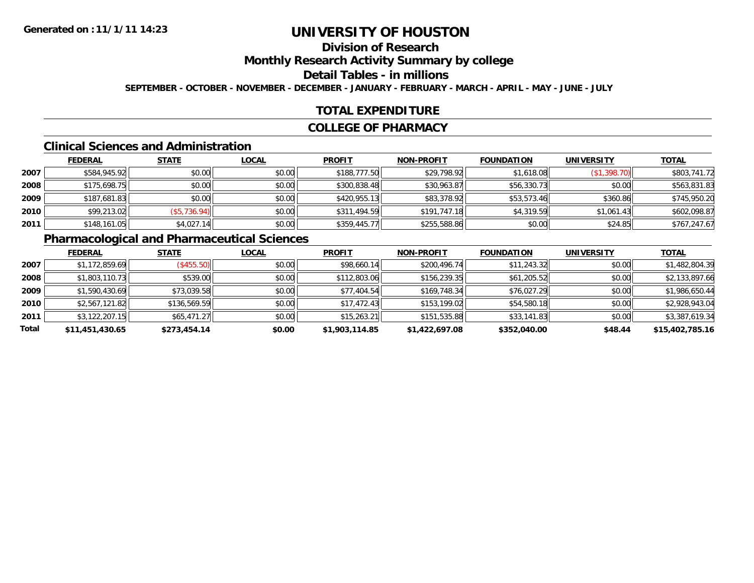Generated on :11/1/11 14:23

# UNIVERSITY OF HOUSTON

## Division of Research

## Monthly Research Activity Summary by college

## Detail Tables - in millions

**SEPTEMBER - OCTOBER - NOVEMBER - DECEMBER - JANUARY - FEBRUARY - MARCH - APRIL - MAY - JUNE - JULY**

## TOTAL EXPENDITURE

## COLLEGE OF PHARMACY

### Clinical Sciences and Administration

| | FEDERAL | STATE | LOCAL | PROFIT | NON-PROFIT | FOUNDATION | UNIVERSITY | TOTAL |
|---|---|---|---|---|---|---|---|---|
| 2007 | $584,945.92 | $0.00 | $0.00 | $188,777.50 | $29,798.92 | $1,618.08 | ($1,398.70) | $803,741.72 |
| 2008 | $175,698.75 | $0.00 | $0.00 | $300,838.48 | $30,963.87 | $56,330.73 | $0.00 | $563,831.83 |
| 2009 | $187,681.83 | $0.00 | $0.00 | $420,955.13 | $83,378.92 | $53,573.46 | $360.86 | $745,950.20 |
| 2010 | $99,213.02 | ($5,736.94) | $0.00 | $311,494.59 | $191,747.18 | $4,319.59 | $1,061.43 | $602,098.87 |
| 2011 | $148,161.05 | $4,027.14 | $0.00 | $359,445.77 | $255,588.86 | $0.00 | $24.85 | $767,247.67 |

### Pharmacological and Pharmaceutical Sciences

| | FEDERAL | STATE | LOCAL | PROFIT | NON-PROFIT | FOUNDATION | UNIVERSITY | TOTAL |
|---|---|---|---|---|---|---|---|---|
| 2007 | $1,172,859.69 | ($455.50) | $0.00 | $98,660.14 | $200,496.74 | $11,243.32 | $0.00 | $1,482,804.39 |
| 2008 | $1,803,110.73 | $539.00 | $0.00 | $112,803.06 | $156,239.35 | $61,205.52 | $0.00 | $2,133,897.66 |
| 2009 | $1,590,430.69 | $73,039.58 | $0.00 | $77,404.54 | $169,748.34 | $76,027.29 | $0.00 | $1,986,650.44 |
| 2010 | $2,567,121.82 | $136,569.59 | $0.00 | $17,472.43 | $153,199.02 | $54,580.18 | $0.00 | $2,928,943.04 |
| 2011 | $3,122,207.15 | $65,471.27 | $0.00 | $15,263.21 | $151,535.88 | $33,141.83 | $0.00 | $3,387,619.34 |
| **Total** | **$11,451,430.65** | **$273,454.14** | **$0.00** | **$1,903,114.85** | **$1,422,697.08** | **$352,040.00** | **$48.44** | **$15,402,785.16** |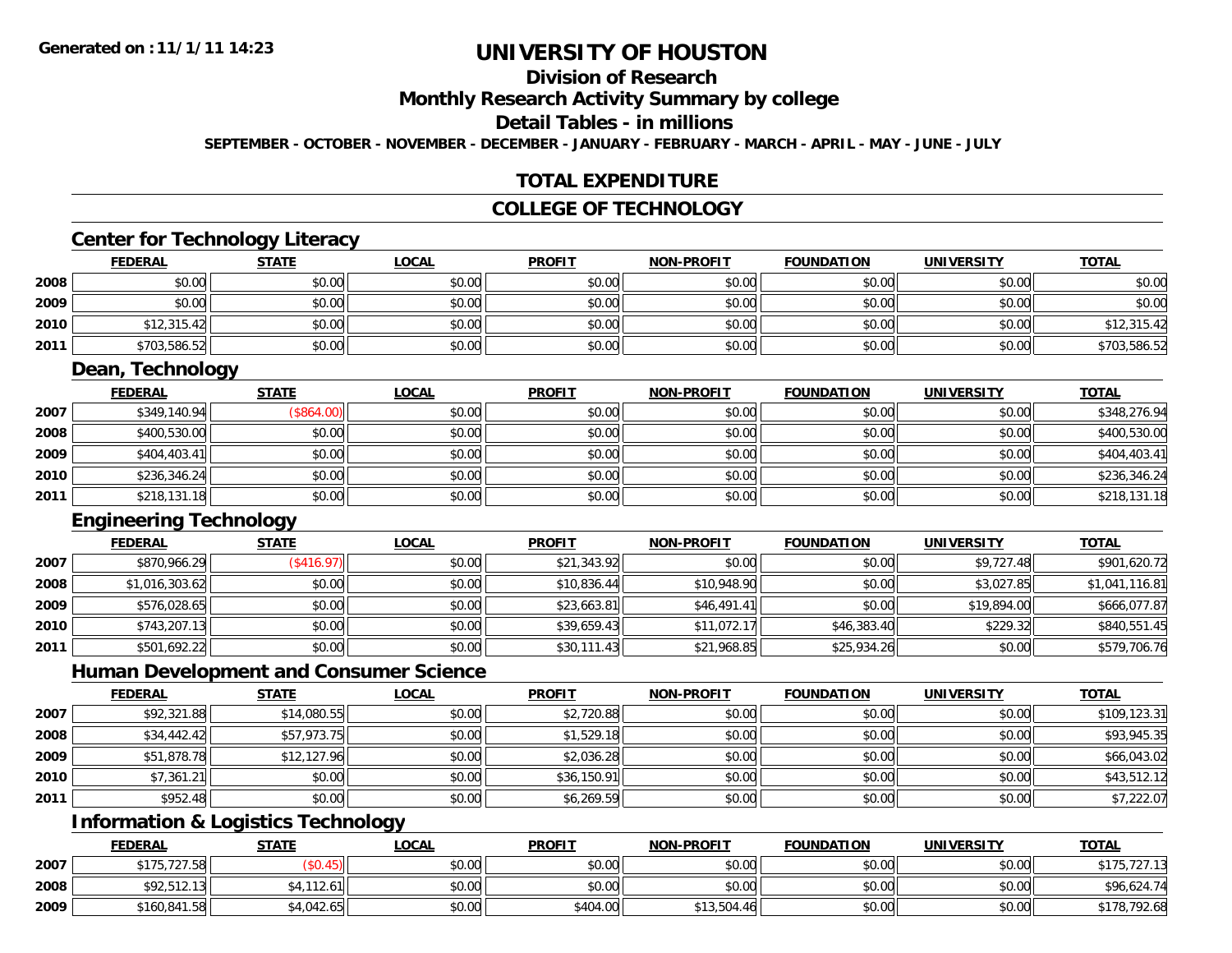# UNIVERSITY OF HOUSTON

## Division of Research

## Monthly Research Activity Summary by college

## Detail Tables - in millions

SEPTEMBER - OCTOBER - NOVEMBER - DECEMBER - JANUARY - FEBRUARY - MARCH - APRIL - MAY - JUNE - JULY

## TOTAL EXPENDITURE

## COLLEGE OF TECHNOLOGY

### Center for Technology Literacy

| | FEDERAL | STATE | LOCAL | PROFIT | NON-PROFIT | FOUNDATION | UNIVERSITY | TOTAL |
|---|---|---|---|---|---|---|---|---|
| 2008 | $0.00 | $0.00 | $0.00 | $0.00 | $0.00 | $0.00 | $0.00 | $0.00 |
| 2009 | $0.00 | $0.00 | $0.00 | $0.00 | $0.00 | $0.00 | $0.00 | $0.00 |
| 2010 | $12,315.42 | $0.00 | $0.00 | $0.00 | $0.00 | $0.00 | $0.00 | $12,315.42 |
| 2011 | $703,586.52 | $0.00 | $0.00 | $0.00 | $0.00 | $0.00 | $0.00 | $703,586.52 |

### Dean, Technology

| | FEDERAL | STATE | LOCAL | PROFIT | NON-PROFIT | FOUNDATION | UNIVERSITY | TOTAL |
|---|---|---|---|---|---|---|---|---|
| 2007 | $349,140.94 | ($864.00) | $0.00 | $0.00 | $0.00 | $0.00 | $0.00 | $348,276.94 |
| 2008 | $400,530.00 | $0.00 | $0.00 | $0.00 | $0.00 | $0.00 | $0.00 | $400,530.00 |
| 2009 | $404,403.41 | $0.00 | $0.00 | $0.00 | $0.00 | $0.00 | $0.00 | $404,403.41 |
| 2010 | $236,346.24 | $0.00 | $0.00 | $0.00 | $0.00 | $0.00 | $0.00 | $236,346.24 |
| 2011 | $218,131.18 | $0.00 | $0.00 | $0.00 | $0.00 | $0.00 | $0.00 | $218,131.18 |

### Engineering Technology

| | FEDERAL | STATE | LOCAL | PROFIT | NON-PROFIT | FOUNDATION | UNIVERSITY | TOTAL |
|---|---|---|---|---|---|---|---|---|
| 2007 | $870,966.29 | ($416.97) | $0.00 | $21,343.92 | $0.00 | $0.00 | $9,727.48 | $901,620.72 |
| 2008 | $1,016,303.62 | $0.00 | $0.00 | $10,836.44 | $10,948.90 | $0.00 | $3,027.85 | $1,041,116.81 |
| 2009 | $576,028.65 | $0.00 | $0.00 | $23,663.81 | $46,491.41 | $0.00 | $19,894.00 | $666,077.87 |
| 2010 | $743,207.13 | $0.00 | $0.00 | $39,659.43 | $11,072.17 | $46,383.40 | $229.32 | $840,551.45 |
| 2011 | $501,692.22 | $0.00 | $0.00 | $30,111.43 | $21,968.85 | $25,934.26 | $0.00 | $579,706.76 |

### Human Development and Consumer Science

| | FEDERAL | STATE | LOCAL | PROFIT | NON-PROFIT | FOUNDATION | UNIVERSITY | TOTAL |
|---|---|---|---|---|---|---|---|---|
| 2007 | $92,321.88 | $14,080.55 | $0.00 | $2,720.88 | $0.00 | $0.00 | $0.00 | $109,123.31 |
| 2008 | $34,442.42 | $57,973.75 | $0.00 | $1,529.18 | $0.00 | $0.00 | $0.00 | $93,945.35 |
| 2009 | $51,878.78 | $12,127.96 | $0.00 | $2,036.28 | $0.00 | $0.00 | $0.00 | $66,043.02 |
| 2010 | $7,361.21 | $0.00 | $0.00 | $36,150.91 | $0.00 | $0.00 | $0.00 | $43,512.12 |
| 2011 | $952.48 | $0.00 | $0.00 | $6,269.59 | $0.00 | $0.00 | $0.00 | $7,222.07 |

### Information & Logistics Technology

| | FEDERAL | STATE | LOCAL | PROFIT | NON-PROFIT | FOUNDATION | UNIVERSITY | TOTAL |
|---|---|---|---|---|---|---|---|---|
| 2007 | $175,727.58 | ($0.45) | $0.00 | $0.00 | $0.00 | $0.00 | $0.00 | $175,727.13 |
| 2008 | $92,512.13 | $4,112.61 | $0.00 | $0.00 | $0.00 | $0.00 | $0.00 | $96,624.74 |
| 2009 | $160,841.58 | $4,042.65 | $0.00 | $404.00 | $13,504.46 | $0.00 | $0.00 | $178,792.68 |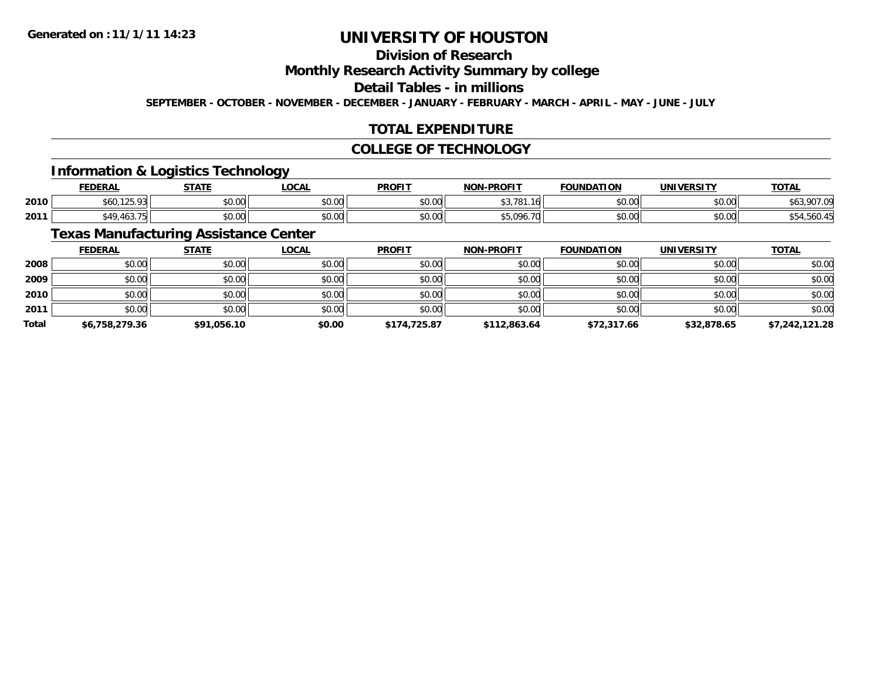# UNIVERSITY OF HOUSTON

## Division of Research

## Monthly Research Activity Summary by college

## Detail Tables - in millions

**SEPTEMBER - OCTOBER - NOVEMBER - DECEMBER - JANUARY - FEBRUARY - MARCH - APRIL - MAY - JUNE - JULY**

## TOTAL EXPENDITURE

## COLLEGE OF TECHNOLOGY

### Information & Logistics Technology

| | FEDERAL | STATE | LOCAL | PROFIT | NON-PROFIT | FOUNDATION | UNIVERSITY | TOTAL |
|---|---|---|---|---|---|---|---|---|
| 2010 | $60,125.93 | $0.00 | $0.00 | $0.00 | $3,781.16 | $0.00 | $0.00 | $63,907.09 |
| 2011 | $49,463.75 | $0.00 | $0.00 | $0.00 | $5,096.70 | $0.00 | $0.00 | $54,560.45 |

### Texas Manufacturing Assistance Center

| | FEDERAL | STATE | LOCAL | PROFIT | NON-PROFIT | FOUNDATION | UNIVERSITY | TOTAL |
|---|---|---|---|---|---|---|---|---|
| 2008 | $0.00 | $0.00 | $0.00 | $0.00 | $0.00 | $0.00 | $0.00 | $0.00 |
| 2009 | $0.00 | $0.00 | $0.00 | $0.00 | $0.00 | $0.00 | $0.00 | $0.00 |
| 2010 | $0.00 | $0.00 | $0.00 | $0.00 | $0.00 | $0.00 | $0.00 | $0.00 |
| 2011 | $0.00 | $0.00 | $0.00 | $0.00 | $0.00 | $0.00 | $0.00 | $0.00 |
| **Total** | **$6,758,279.36** | **$91,056.10** | **$0.00** | **$174,725.87** | **$112,863.64** | **$72,317.66** | **$32,878.65** | **$7,242,121.28** |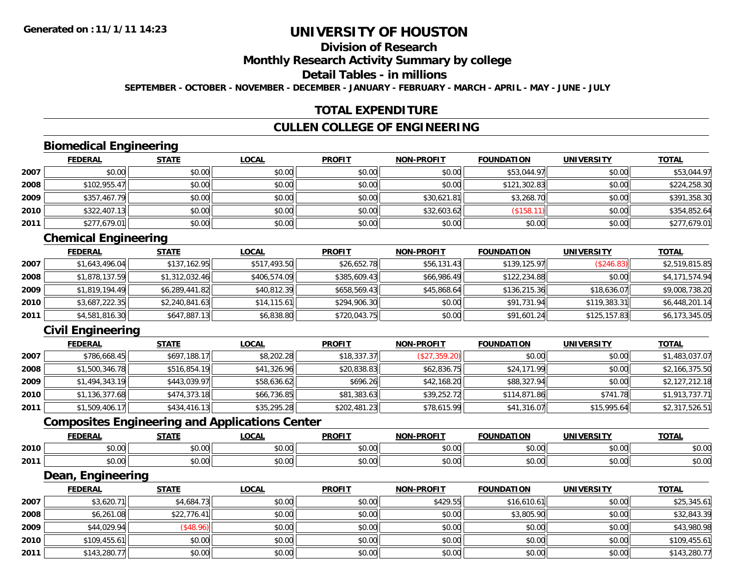**Generated on :11/1/11 14:23**

# UNIVERSITY OF HOUSTON

## Division of Research

## Monthly Research Activity Summary by college

## Detail Tables - in millions

**SEPTEMBER - OCTOBER - NOVEMBER - DECEMBER - JANUARY - FEBRUARY - MARCH - APRIL - MAY - JUNE - JULY**

## TOTAL EXPENDITURE

## CULLEN COLLEGE OF ENGINEERING

### Biomedical Engineering

| | FEDERAL | STATE | LOCAL | PROFIT | NON-PROFIT | FOUNDATION | UNIVERSITY | TOTAL |
|---|---|---|---|---|---|---|---|---|
| 2007 | $0.00 | $0.00 | $0.00 | $0.00 | $0.00 | $53,044.97 | $0.00 | $53,044.97 |
| 2008 | $102,955.47 | $0.00 | $0.00 | $0.00 | $0.00 | $121,302.83 | $0.00 | $224,258.30 |
| 2009 | $357,467.79 | $0.00 | $0.00 | $0.00 | $30,621.81 | $3,268.70 | $0.00 | $391,358.30 |
| 2010 | $322,407.13 | $0.00 | $0.00 | $0.00 | $32,603.62 | ($158.11) | $0.00 | $354,852.64 |
| 2011 | $277,679.01 | $0.00 | $0.00 | $0.00 | $0.00 | $0.00 | $0.00 | $277,679.01 |

### Chemical Engineering

| | FEDERAL | STATE | LOCAL | PROFIT | NON-PROFIT | FOUNDATION | UNIVERSITY | TOTAL |
|---|---|---|---|---|---|---|---|---|
| 2007 | $1,643,496.04 | $137,162.95 | $517,493.50 | $26,652.78 | $56,131.43 | $139,125.97 | ($246.83) | $2,519,815.85 |
| 2008 | $1,878,137.59 | $1,312,032.46 | $406,574.09 | $385,609.43 | $66,986.49 | $122,234.88 | $0.00 | $4,171,574.94 |
| 2009 | $1,819,194.49 | $6,289,441.82 | $40,812.39 | $658,569.43 | $45,868.64 | $136,215.36 | $18,636.07 | $9,008,738.20 |
| 2010 | $3,687,222.35 | $2,240,841.63 | $14,115.61 | $294,906.30 | $0.00 | $91,731.94 | $119,383.31 | $6,448,201.14 |
| 2011 | $4,581,816.30 | $647,887.13 | $6,838.80 | $720,043.75 | $0.00 | $91,601.24 | $125,157.83 | $6,173,345.05 |

### Civil Engineering

| | FEDERAL | STATE | LOCAL | PROFIT | NON-PROFIT | FOUNDATION | UNIVERSITY | TOTAL |
|---|---|---|---|---|---|---|---|---|
| 2007 | $786,668.45 | $697,188.17 | $8,202.28 | $18,337.37 | ($27,359.20) | $0.00 | $0.00 | $1,483,037.07 |
| 2008 | $1,500,346.78 | $516,854.19 | $41,326.96 | $20,838.83 | $62,836.75 | $24,171.99 | $0.00 | $2,166,375.50 |
| 2009 | $1,494,343.19 | $443,039.97 | $58,636.62 | $696.26 | $42,168.20 | $88,327.94 | $0.00 | $2,127,212.18 |
| 2010 | $1,136,377.68 | $474,373.18 | $66,736.85 | $81,383.63 | $39,252.72 | $114,871.86 | $741.78 | $1,913,737.71 |
| 2011 | $1,509,406.17 | $434,416.13 | $35,295.28 | $202,481.23 | $78,615.99 | $41,316.07 | $15,995.64 | $2,317,526.51 |

### Composites Engineering and Applications Center

| | FEDERAL | STATE | LOCAL | PROFIT | NON-PROFIT | FOUNDATION | UNIVERSITY | TOTAL |
|---|---|---|---|---|---|---|---|---|
| 2010 | $0.00 | $0.00 | $0.00 | $0.00 | $0.00 | $0.00 | $0.00 | $0.00 |
| 2011 | $0.00 | $0.00 | $0.00 | $0.00 | $0.00 | $0.00 | $0.00 | $0.00 |

### Dean, Engineering

| | FEDERAL | STATE | LOCAL | PROFIT | NON-PROFIT | FOUNDATION | UNIVERSITY | TOTAL |
|---|---|---|---|---|---|---|---|---|
| 2007 | $3,620.71 | $4,684.73 | $0.00 | $0.00 | $429.55 | $16,610.61 | $0.00 | $25,345.61 |
| 2008 | $6,261.08 | $22,776.41 | $0.00 | $0.00 | $0.00 | $3,805.90 | $0.00 | $32,843.39 |
| 2009 | $44,029.94 | ($48.96) | $0.00 | $0.00 | $0.00 | $0.00 | $0.00 | $43,980.98 |
| 2010 | $109,455.61 | $0.00 | $0.00 | $0.00 | $0.00 | $0.00 | $0.00 | $109,455.61 |
| 2011 | $143,280.77 | $0.00 | $0.00 | $0.00 | $0.00 | $0.00 | $0.00 | $143,280.77 |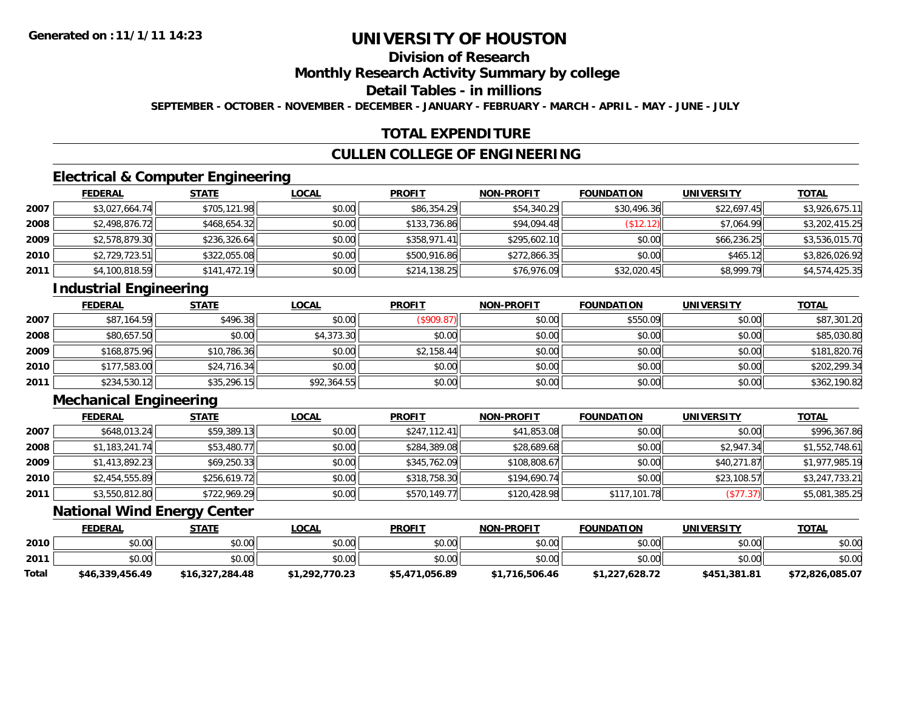# UNIVERSITY OF HOUSTON

## Division of Research

## Monthly Research Activity Summary by college

## Detail Tables - in millions

**SEPTEMBER - OCTOBER - NOVEMBER - DECEMBER - JANUARY - FEBRUARY - MARCH - APRIL - MAY - JUNE - JULY**

## TOTAL EXPENDITURE

## CULLEN COLLEGE OF ENGINEERING

### Electrical & Computer Engineering

| | FEDERAL | STATE | LOCAL | PROFIT | NON-PROFIT | FOUNDATION | UNIVERSITY | TOTAL |
|---|---|---|---|---|---|---|---|---|
| 2007 | $3,027,664.74 | $705,121.98 | $0.00 | $86,354.29 | $54,340.29 | $30,496.36 | $22,697.45 | $3,926,675.11 |
| 2008 | $2,498,876.72 | $468,654.32 | $0.00 | $133,736.86 | $94,094.48 | ($12.12) | $7,064.99 | $3,202,415.25 |
| 2009 | $2,578,879.30 | $236,326.64 | $0.00 | $358,971.41 | $295,602.10 | $0.00 | $66,236.25 | $3,536,015.70 |
| 2010 | $2,729,723.51 | $322,055.08 | $0.00 | $500,916.86 | $272,866.35 | $0.00 | $465.12 | $3,826,026.92 |
| 2011 | $4,100,818.59 | $141,472.19 | $0.00 | $214,138.25 | $76,976.09 | $32,020.45 | $8,999.79 | $4,574,425.35 |

### Industrial Engineering

| | FEDERAL | STATE | LOCAL | PROFIT | NON-PROFIT | FOUNDATION | UNIVERSITY | TOTAL |
|---|---|---|---|---|---|---|---|---|
| 2007 | $87,164.59 | $496.38 | $0.00 | ($909.87) | $0.00 | $550.09 | $0.00 | $87,301.20 |
| 2008 | $80,657.50 | $0.00 | $4,373.30 | $0.00 | $0.00 | $0.00 | $0.00 | $85,030.80 |
| 2009 | $168,875.96 | $10,786.36 | $0.00 | $2,158.44 | $0.00 | $0.00 | $0.00 | $181,820.76 |
| 2010 | $177,583.00 | $24,716.34 | $0.00 | $0.00 | $0.00 | $0.00 | $0.00 | $202,299.34 |
| 2011 | $234,530.12 | $35,296.15 | $92,364.55 | $0.00 | $0.00 | $0.00 | $0.00 | $362,190.82 |

### Mechanical Engineering

| | FEDERAL | STATE | LOCAL | PROFIT | NON-PROFIT | FOUNDATION | UNIVERSITY | TOTAL |
|---|---|---|---|---|---|---|---|---|
| 2007 | $648,013.24 | $59,389.13 | $0.00 | $247,112.41 | $41,853.08 | $0.00 | $0.00 | $996,367.86 |
| 2008 | $1,183,241.74 | $53,480.77 | $0.00 | $284,389.08 | $28,689.68 | $0.00 | $2,947.34 | $1,552,748.61 |
| 2009 | $1,413,892.23 | $69,250.33 | $0.00 | $345,762.09 | $108,808.67 | $0.00 | $40,271.87 | $1,977,985.19 |
| 2010 | $2,454,555.89 | $256,619.72 | $0.00 | $318,758.30 | $194,690.74 | $0.00 | $23,108.57 | $3,247,733.21 |
| 2011 | $3,550,812.80 | $722,969.29 | $0.00 | $570,149.77 | $120,428.98 | $117,101.78 | ($77.37) | $5,081,385.25 |

### National Wind Energy Center

| | FEDERAL | STATE | LOCAL | PROFIT | NON-PROFIT | FOUNDATION | UNIVERSITY | TOTAL |
|---|---|---|---|---|---|---|---|---|
| 2010 | $0.00 | $0.00 | $0.00 | $0.00 | $0.00 | $0.00 | $0.00 | $0.00 |
| 2011 | $0.00 | $0.00 | $0.00 | $0.00 | $0.00 | $0.00 | $0.00 | $0.00 |
| **Total** | **$46,339,456.49** | **$16,327,284.48** | **$1,292,770.23** | **$5,471,056.89** | **$1,716,506.46** | **$1,227,628.72** | **$451,381.81** | **$72,826,085.07** |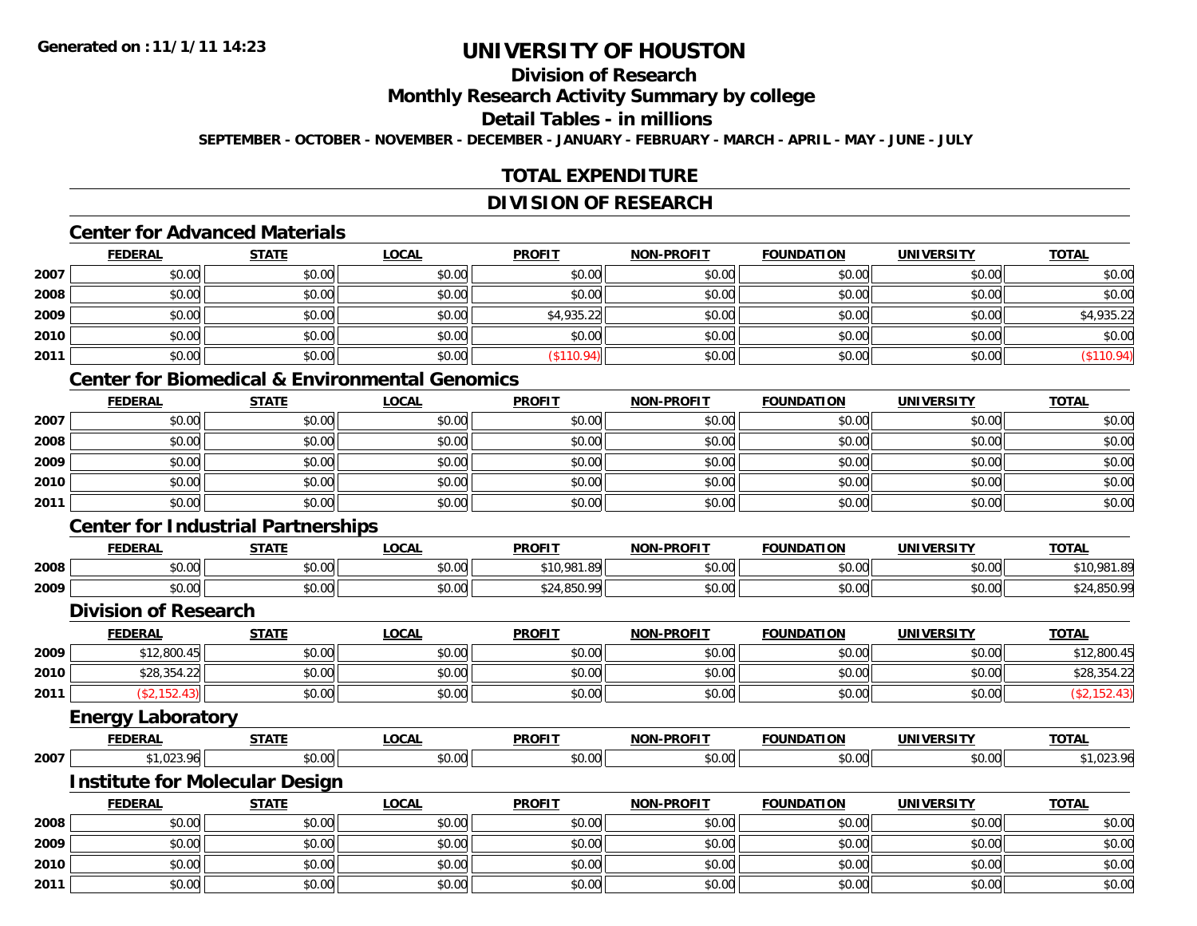**Generated on :11/1/11 14:23**

# UNIVERSITY OF HOUSTON

## Division of Research

## Monthly Research Activity Summary by college

## Detail Tables - in millions

**SEPTEMBER - OCTOBER - NOVEMBER - DECEMBER - JANUARY - FEBRUARY - MARCH - APRIL - MAY - JUNE - JULY**

## TOTAL EXPENDITURE

## DIVISION OF RESEARCH

### Center for Advanced Materials

| | FEDERAL | STATE | LOCAL | PROFIT | NON-PROFIT | FOUNDATION | UNIVERSITY | TOTAL |
|---|---|---|---|---|---|---|---|---|
| 2007 | $0.00 | $0.00 | $0.00 | $0.00 | $0.00 | $0.00 | $0.00 | $0.00 |
| 2008 | $0.00 | $0.00 | $0.00 | $0.00 | $0.00 | $0.00 | $0.00 | $0.00 |
| 2009 | $0.00 | $0.00 | $0.00 | $4,935.22 | $0.00 | $0.00 | $0.00 | $4,935.22 |
| 2010 | $0.00 | $0.00 | $0.00 | $0.00 | $0.00 | $0.00 | $0.00 | $0.00 |
| 2011 | $0.00 | $0.00 | $0.00 | ($110.94) | $0.00 | $0.00 | $0.00 | ($110.94) |

### Center for Biomedical & Environmental Genomics

| | FEDERAL | STATE | LOCAL | PROFIT | NON-PROFIT | FOUNDATION | UNIVERSITY | TOTAL |
|---|---|---|---|---|---|---|---|---|
| 2007 | $0.00 | $0.00 | $0.00 | $0.00 | $0.00 | $0.00 | $0.00 | $0.00 |
| 2008 | $0.00 | $0.00 | $0.00 | $0.00 | $0.00 | $0.00 | $0.00 | $0.00 |
| 2009 | $0.00 | $0.00 | $0.00 | $0.00 | $0.00 | $0.00 | $0.00 | $0.00 |
| 2010 | $0.00 | $0.00 | $0.00 | $0.00 | $0.00 | $0.00 | $0.00 | $0.00 |
| 2011 | $0.00 | $0.00 | $0.00 | $0.00 | $0.00 | $0.00 | $0.00 | $0.00 |

### Center for Industrial Partnerships

| | FEDERAL | STATE | LOCAL | PROFIT | NON-PROFIT | FOUNDATION | UNIVERSITY | TOTAL |
|---|---|---|---|---|---|---|---|---|
| 2008 | $0.00 | $0.00 | $0.00 | $10,981.89 | $0.00 | $0.00 | $0.00 | $10,981.89 |
| 2009 | $0.00 | $0.00 | $0.00 | $24,850.99 | $0.00 | $0.00 | $0.00 | $24,850.99 |

### Division of Research

| | FEDERAL | STATE | LOCAL | PROFIT | NON-PROFIT | FOUNDATION | UNIVERSITY | TOTAL |
|---|---|---|---|---|---|---|---|---|
| 2009 | $12,800.45 | $0.00 | $0.00 | $0.00 | $0.00 | $0.00 | $0.00 | $12,800.45 |
| 2010 | $28,354.22 | $0.00 | $0.00 | $0.00 | $0.00 | $0.00 | $0.00 | $28,354.22 |
| 2011 | ($2,152.43) | $0.00 | $0.00 | $0.00 | $0.00 | $0.00 | $0.00 | ($2,152.43) |

### Energy Laboratory

| | FEDERAL | STATE | LOCAL | PROFIT | NON-PROFIT | FOUNDATION | UNIVERSITY | TOTAL |
|---|---|---|---|---|---|---|---|---|
| 2007 | $1,023.96 | $0.00 | $0.00 | $0.00 | $0.00 | $0.00 | $0.00 | $1,023.96 |

### Institute for Molecular Design

| | FEDERAL | STATE | LOCAL | PROFIT | NON-PROFIT | FOUNDATION | UNIVERSITY | TOTAL |
|---|---|---|---|---|---|---|---|---|
| 2008 | $0.00 | $0.00 | $0.00 | $0.00 | $0.00 | $0.00 | $0.00 | $0.00 |
| 2009 | $0.00 | $0.00 | $0.00 | $0.00 | $0.00 | $0.00 | $0.00 | $0.00 |
| 2010 | $0.00 | $0.00 | $0.00 | $0.00 | $0.00 | $0.00 | $0.00 | $0.00 |
| 2011 | $0.00 | $0.00 | $0.00 | $0.00 | $0.00 | $0.00 | $0.00 | $0.00 |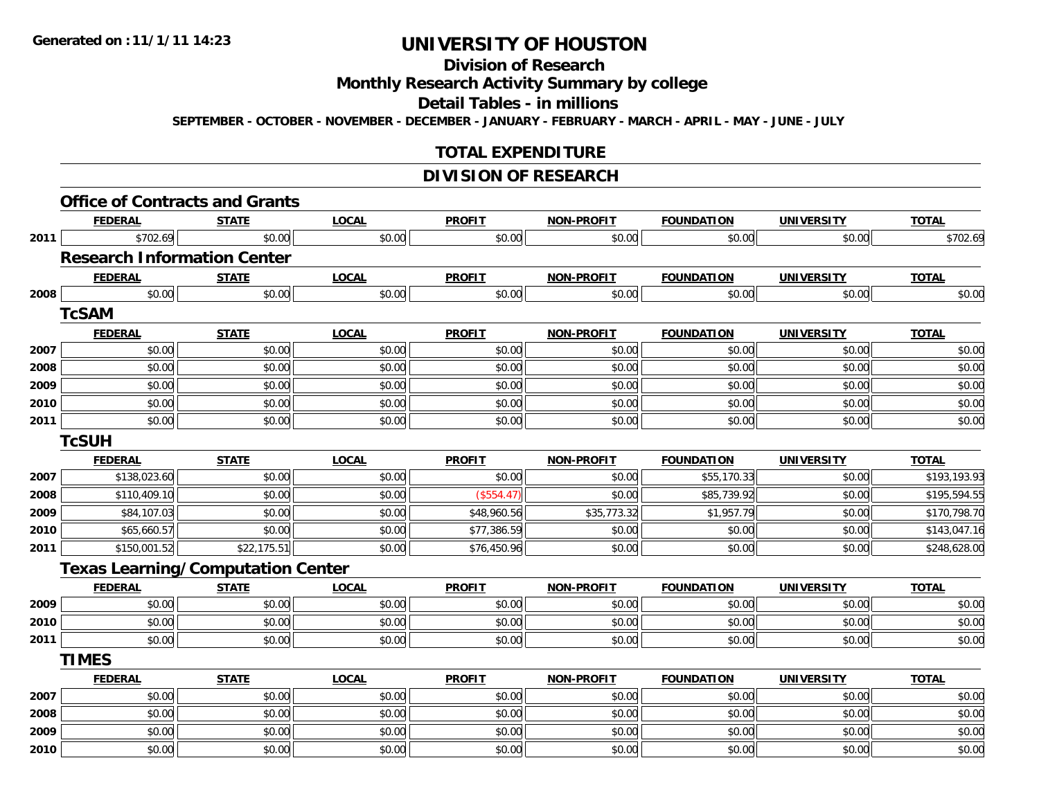# UNIVERSITY OF HOUSTON

## Division of Research

## Monthly Research Activity Summary by college

## Detail Tables - in millions

**SEPTEMBER - OCTOBER - NOVEMBER - DECEMBER - JANUARY - FEBRUARY - MARCH - APRIL - MAY - JUNE - JULY**

## TOTAL EXPENDITURE

## DIVISION OF RESEARCH

### Office of Contracts and Grants

| | FEDERAL | STATE | LOCAL | PROFIT | NON-PROFIT | FOUNDATION | UNIVERSITY | TOTAL |
|---|---|---|---|---|---|---|---|---|
| 2011 | $702.69 | $0.00 | $0.00 | $0.00 | $0.00 | $0.00 | $0.00 | $702.69 |

### Research Information Center

| | FEDERAL | STATE | LOCAL | PROFIT | NON-PROFIT | FOUNDATION | UNIVERSITY | TOTAL |
|---|---|---|---|---|---|---|---|---|
| 2008 | $0.00 | $0.00 | $0.00 | $0.00 | $0.00 | $0.00 | $0.00 | $0.00 |

### TcSAM

| | FEDERAL | STATE | LOCAL | PROFIT | NON-PROFIT | FOUNDATION | UNIVERSITY | TOTAL |
|---|---|---|---|---|---|---|---|---|
| 2007 | $0.00 | $0.00 | $0.00 | $0.00 | $0.00 | $0.00 | $0.00 | $0.00 |
| 2008 | $0.00 | $0.00 | $0.00 | $0.00 | $0.00 | $0.00 | $0.00 | $0.00 |
| 2009 | $0.00 | $0.00 | $0.00 | $0.00 | $0.00 | $0.00 | $0.00 | $0.00 |
| 2010 | $0.00 | $0.00 | $0.00 | $0.00 | $0.00 | $0.00 | $0.00 | $0.00 |
| 2011 | $0.00 | $0.00 | $0.00 | $0.00 | $0.00 | $0.00 | $0.00 | $0.00 |

### TcSUH

| | FEDERAL | STATE | LOCAL | PROFIT | NON-PROFIT | FOUNDATION | UNIVERSITY | TOTAL |
|---|---|---|---|---|---|---|---|---|
| 2007 | $138,023.60 | $0.00 | $0.00 | $0.00 | $0.00 | $55,170.33 | $0.00 | $193,193.93 |
| 2008 | $110,409.10 | $0.00 | $0.00 | ($554.47) | $0.00 | $85,739.92 | $0.00 | $195,594.55 |
| 2009 | $84,107.03 | $0.00 | $0.00 | $48,960.56 | $35,773.32 | $1,957.79 | $0.00 | $170,798.70 |
| 2010 | $65,660.57 | $0.00 | $0.00 | $77,386.59 | $0.00 | $0.00 | $0.00 | $143,047.16 |
| 2011 | $150,001.52 | $22,175.51 | $0.00 | $76,450.96 | $0.00 | $0.00 | $0.00 | $248,628.00 |

### Texas Learning/Computation Center

| | FEDERAL | STATE | LOCAL | PROFIT | NON-PROFIT | FOUNDATION | UNIVERSITY | TOTAL |
|---|---|---|---|---|---|---|---|---|
| 2009 | $0.00 | $0.00 | $0.00 | $0.00 | $0.00 | $0.00 | $0.00 | $0.00 |
| 2010 | $0.00 | $0.00 | $0.00 | $0.00 | $0.00 | $0.00 | $0.00 | $0.00 |
| 2011 | $0.00 | $0.00 | $0.00 | $0.00 | $0.00 | $0.00 | $0.00 | $0.00 |

### TIMES

| | FEDERAL | STATE | LOCAL | PROFIT | NON-PROFIT | FOUNDATION | UNIVERSITY | TOTAL |
|---|---|---|---|---|---|---|---|---|
| 2007 | $0.00 | $0.00 | $0.00 | $0.00 | $0.00 | $0.00 | $0.00 | $0.00 |
| 2008 | $0.00 | $0.00 | $0.00 | $0.00 | $0.00 | $0.00 | $0.00 | $0.00 |
| 2009 | $0.00 | $0.00 | $0.00 | $0.00 | $0.00 | $0.00 | $0.00 | $0.00 |
| 2010 | $0.00 | $0.00 | $0.00 | $0.00 | $0.00 | $0.00 | $0.00 | $0.00 |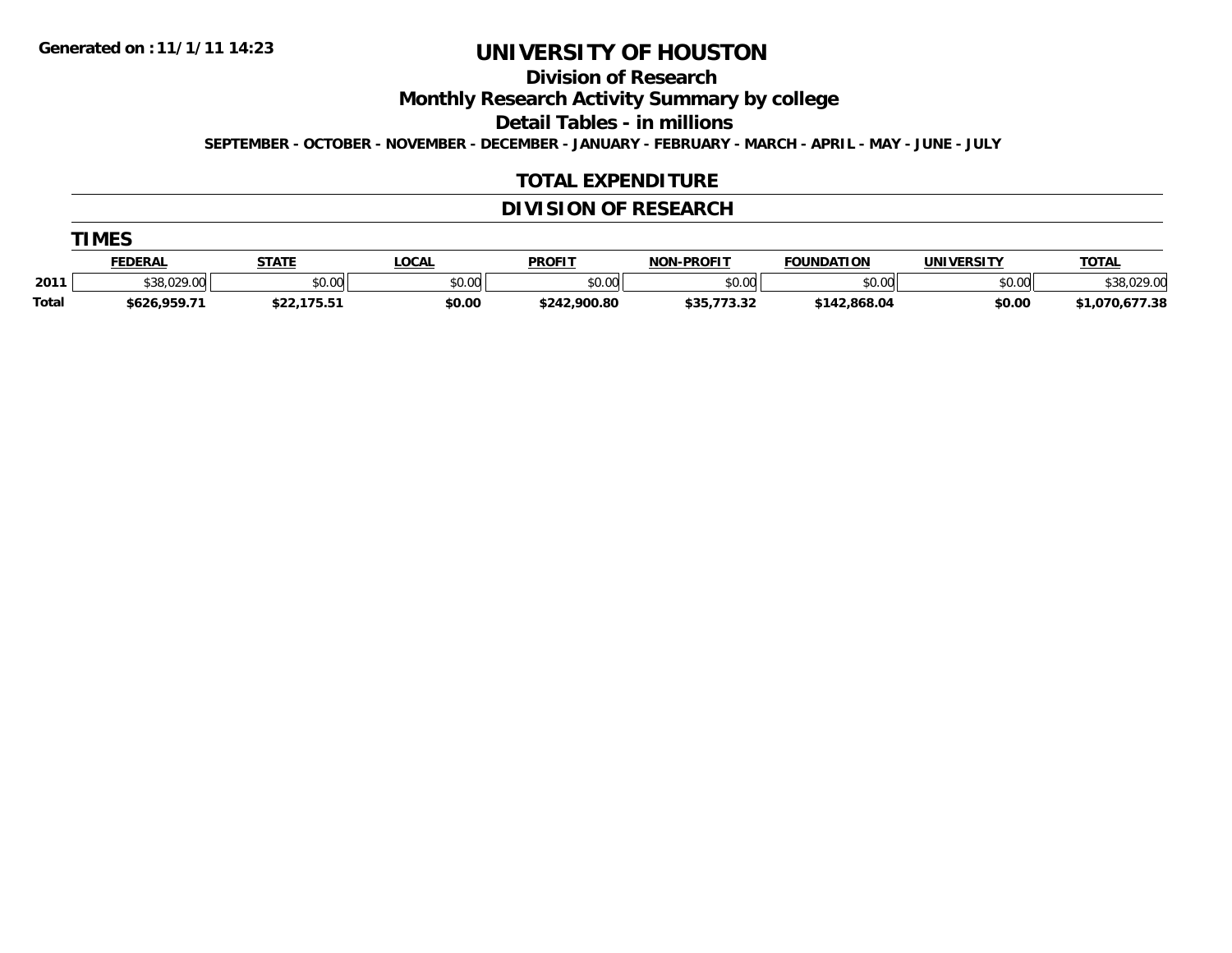**Generated on :11/1/11 14:23**

# UNIVERSITY OF HOUSTON

## Division of Research

## Monthly Research Activity Summary by college

## Detail Tables - in millions

**SEPTEMBER - OCTOBER - NOVEMBER - DECEMBER - JANUARY - FEBRUARY - MARCH - APRIL - MAY - JUNE - JULY**

## TOTAL EXPENDITURE

## DIVISION OF RESEARCH

### TIMES

| | FEDERAL | STATE | LOCAL | PROFIT | NON-PROFIT | FOUNDATION | UNIVERSITY | TOTAL |
|---|---|---|---|---|---|---|---|---|
| 2011 | $38,029.00 | $0.00 | $0.00 | $0.00 | $0.00 | $0.00 | $0.00 | $38,029.00 |
| Total | $626,959.71 | $22,175.51 | $0.00 | $242,900.80 | $35,773.32 | $142,868.04 | $0.00 | $1,070,677.38 |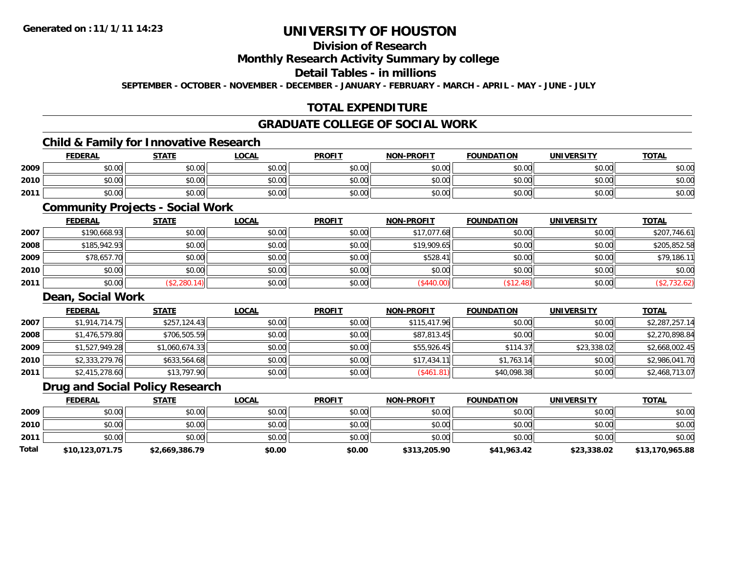**Generated on :11/1/11 14:23**

# UNIVERSITY OF HOUSTON

## Division of Research

## Monthly Research Activity Summary by college

## Detail Tables - in millions

**SEPTEMBER - OCTOBER - NOVEMBER - DECEMBER - JANUARY - FEBRUARY - MARCH - APRIL - MAY - JUNE - JULY**

## TOTAL EXPENDITURE

## GRADUATE COLLEGE OF SOCIAL WORK

### Child & Family for Innovative Research

| | FEDERAL | STATE | LOCAL | PROFIT | NON-PROFIT | FOUNDATION | UNIVERSITY | TOTAL |
|---|---|---|---|---|---|---|---|---|
| 2009 | $0.00 | $0.00 | $0.00 | $0.00 | $0.00 | $0.00 | $0.00 | $0.00 |
| 2010 | $0.00 | $0.00 | $0.00 | $0.00 | $0.00 | $0.00 | $0.00 | $0.00 |
| 2011 | $0.00 | $0.00 | $0.00 | $0.00 | $0.00 | $0.00 | $0.00 | $0.00 |

### Community Projects - Social Work

| | FEDERAL | STATE | LOCAL | PROFIT | NON-PROFIT | FOUNDATION | UNIVERSITY | TOTAL |
|---|---|---|---|---|---|---|---|---|
| 2007 | $190,668.93 | $0.00 | $0.00 | $0.00 | $17,077.68 | $0.00 | $0.00 | $207,746.61 |
| 2008 | $185,942.93 | $0.00 | $0.00 | $0.00 | $19,909.65 | $0.00 | $0.00 | $205,852.58 |
| 2009 | $78,657.70 | $0.00 | $0.00 | $0.00 | $528.41 | $0.00 | $0.00 | $79,186.11 |
| 2010 | $0.00 | $0.00 | $0.00 | $0.00 | $0.00 | $0.00 | $0.00 | $0.00 |
| 2011 | $0.00 | ($2,280.14) | $0.00 | $0.00 | ($440.00) | ($12.48) | $0.00 | ($2,732.62) |

### Dean, Social Work

| | FEDERAL | STATE | LOCAL | PROFIT | NON-PROFIT | FOUNDATION | UNIVERSITY | TOTAL |
|---|---|---|---|---|---|---|---|---|
| 2007 | $1,914,714.75 | $257,124.43 | $0.00 | $0.00 | $115,417.96 | $0.00 | $0.00 | $2,287,257.14 |
| 2008 | $1,476,579.80 | $706,505.59 | $0.00 | $0.00 | $87,813.45 | $0.00 | $0.00 | $2,270,898.84 |
| 2009 | $1,527,949.28 | $1,060,674.33 | $0.00 | $0.00 | $55,926.45 | $114.37 | $23,338.02 | $2,668,002.45 |
| 2010 | $2,333,279.76 | $633,564.68 | $0.00 | $0.00 | $17,434.11 | $1,763.14 | $0.00 | $2,986,041.70 |
| 2011 | $2,415,278.60 | $13,797.90 | $0.00 | $0.00 | ($461.81) | $40,098.38 | $0.00 | $2,468,713.07 |

### Drug and Social Policy Research

| | FEDERAL | STATE | LOCAL | PROFIT | NON-PROFIT | FOUNDATION | UNIVERSITY | TOTAL |
|---|---|---|---|---|---|---|---|---|
| 2009 | $0.00 | $0.00 | $0.00 | $0.00 | $0.00 | $0.00 | $0.00 | $0.00 |
| 2010 | $0.00 | $0.00 | $0.00 | $0.00 | $0.00 | $0.00 | $0.00 | $0.00 |
| 2011 | $0.00 | $0.00 | $0.00 | $0.00 | $0.00 | $0.00 | $0.00 | $0.00 |
| **Total** | **$10,123,071.75** | **$2,669,386.79** | **$0.00** | **$0.00** | **$313,205.90** | **$41,963.42** | **$23,338.02** | **$13,170,965.88** |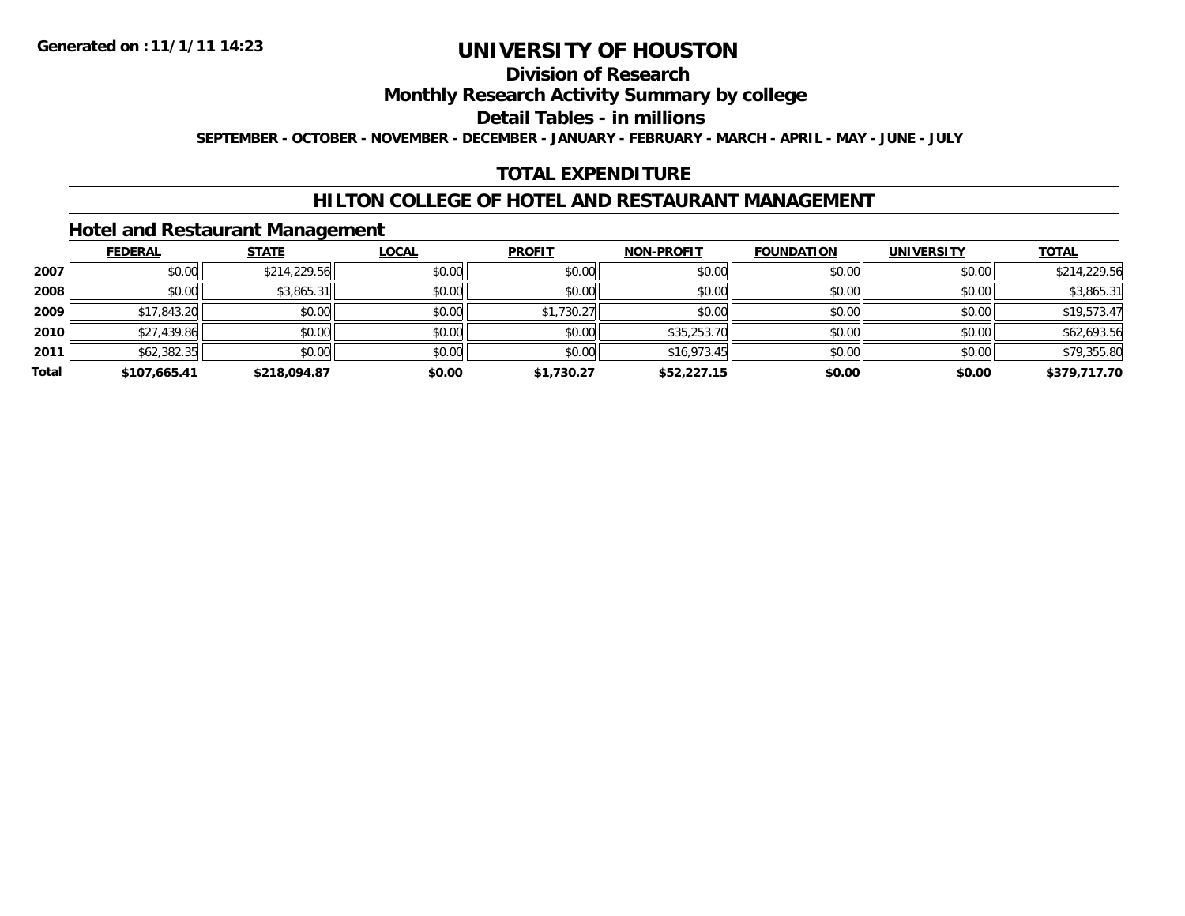Generated on :11/1/11 14:23

# UNIVERSITY OF HOUSTON

## Division of Research

## Monthly Research Activity Summary by college

## Detail Tables - in millions

**SEPTEMBER - OCTOBER - NOVEMBER - DECEMBER - JANUARY - FEBRUARY - MARCH - APRIL - MAY - JUNE - JULY**

## TOTAL EXPENDITURE

## HILTON COLLEGE OF HOTEL AND RESTAURANT MANAGEMENT

### Hotel and Restaurant Management

| | FEDERAL | STATE | LOCAL | PROFIT | NON-PROFIT | FOUNDATION | UNIVERSITY | TOTAL |
|---|---|---|---|---|---|---|---|---|
| **2007** | $0.00 | $214,229.56 | $0.00 | $0.00 | $0.00 | $0.00 | $0.00 | $214,229.56 |
| **2008** | $0.00 | $3,865.31 | $0.00 | $0.00 | $0.00 | $0.00 | $0.00 | $3,865.31 |
| **2009** | $17,843.20 | $0.00 | $0.00 | $1,730.27 | $0.00 | $0.00 | $0.00 | $19,573.47 |
| **2010** | $27,439.86 | $0.00 | $0.00 | $0.00 | $35,253.70 | $0.00 | $0.00 | $62,693.56 |
| **2011** | $62,382.35 | $0.00 | $0.00 | $0.00 | $16,973.45 | $0.00 | $0.00 | $79,355.80 |
| **Total** | **$107,665.41** | **$218,094.87** | **$0.00** | **$1,730.27** | **$52,227.15** | **$0.00** | **$0.00** | **$379,717.70** |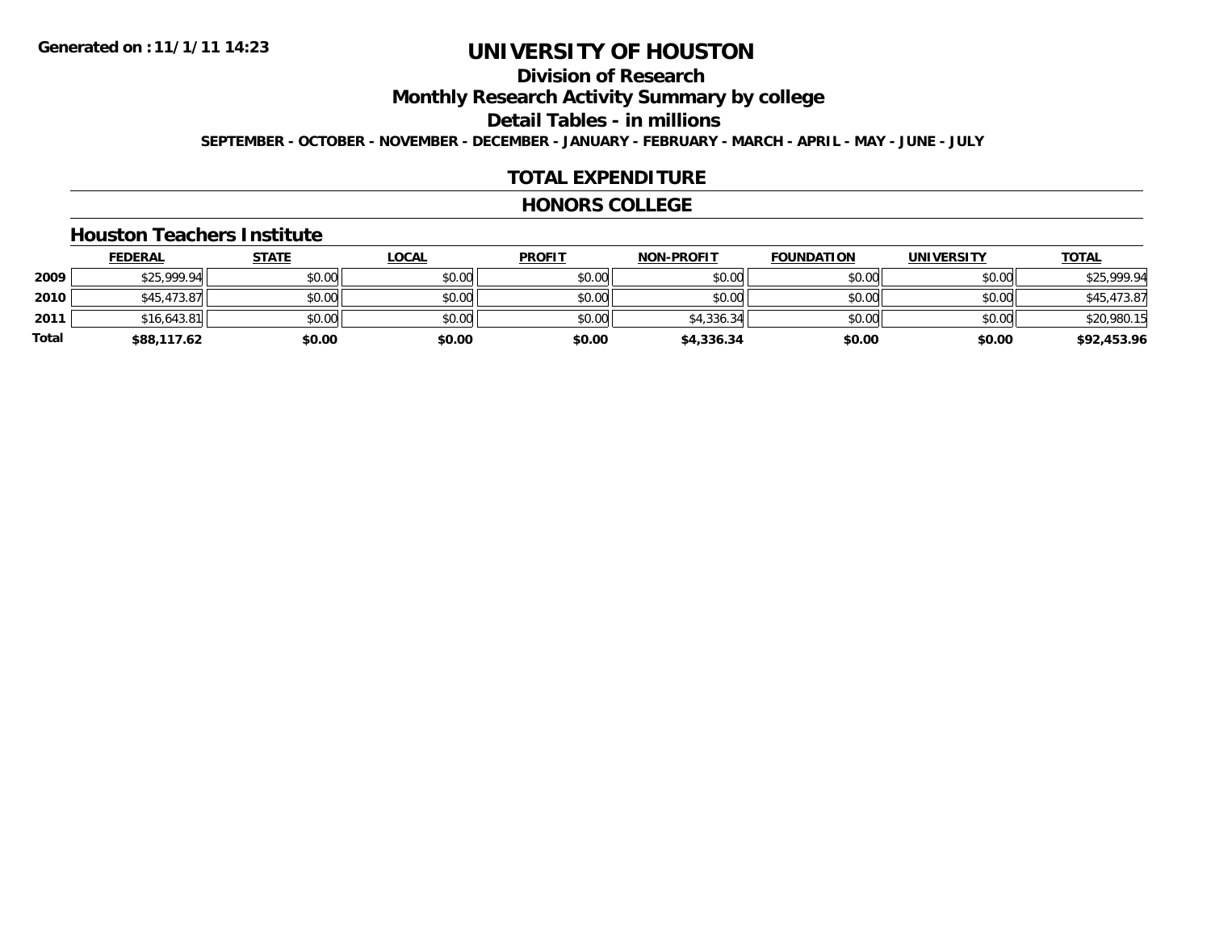Generated on :11/1/11 14:23

# UNIVERSITY OF HOUSTON

## Division of Research

## Monthly Research Activity Summary by college

## Detail Tables - in millions

**SEPTEMBER - OCTOBER - NOVEMBER - DECEMBER - JANUARY - FEBRUARY - MARCH - APRIL - MAY - JUNE - JULY**

## TOTAL EXPENDITURE

## HONORS COLLEGE

### Houston Teachers Institute

| | FEDERAL | STATE | LOCAL | PROFIT | NON-PROFIT | FOUNDATION | UNIVERSITY | TOTAL |
|---|---|---|---|---|---|---|---|---|
| 2009 | $25,999.94 | $0.00 | $0.00 | $0.00 | $0.00 | $0.00 | $0.00 | $25,999.94 |
| 2010 | $45,473.87 | $0.00 | $0.00 | $0.00 | $0.00 | $0.00 | $0.00 | $45,473.87 |
| 2011 | $16,643.81 | $0.00 | $0.00 | $0.00 | $4,336.34 | $0.00 | $0.00 | $20,980.15 |
| **Total** | **$88,117.62** | **$0.00** | **$0.00** | **$0.00** | **$4,336.34** | **$0.00** | **$0.00** | **$92,453.96** |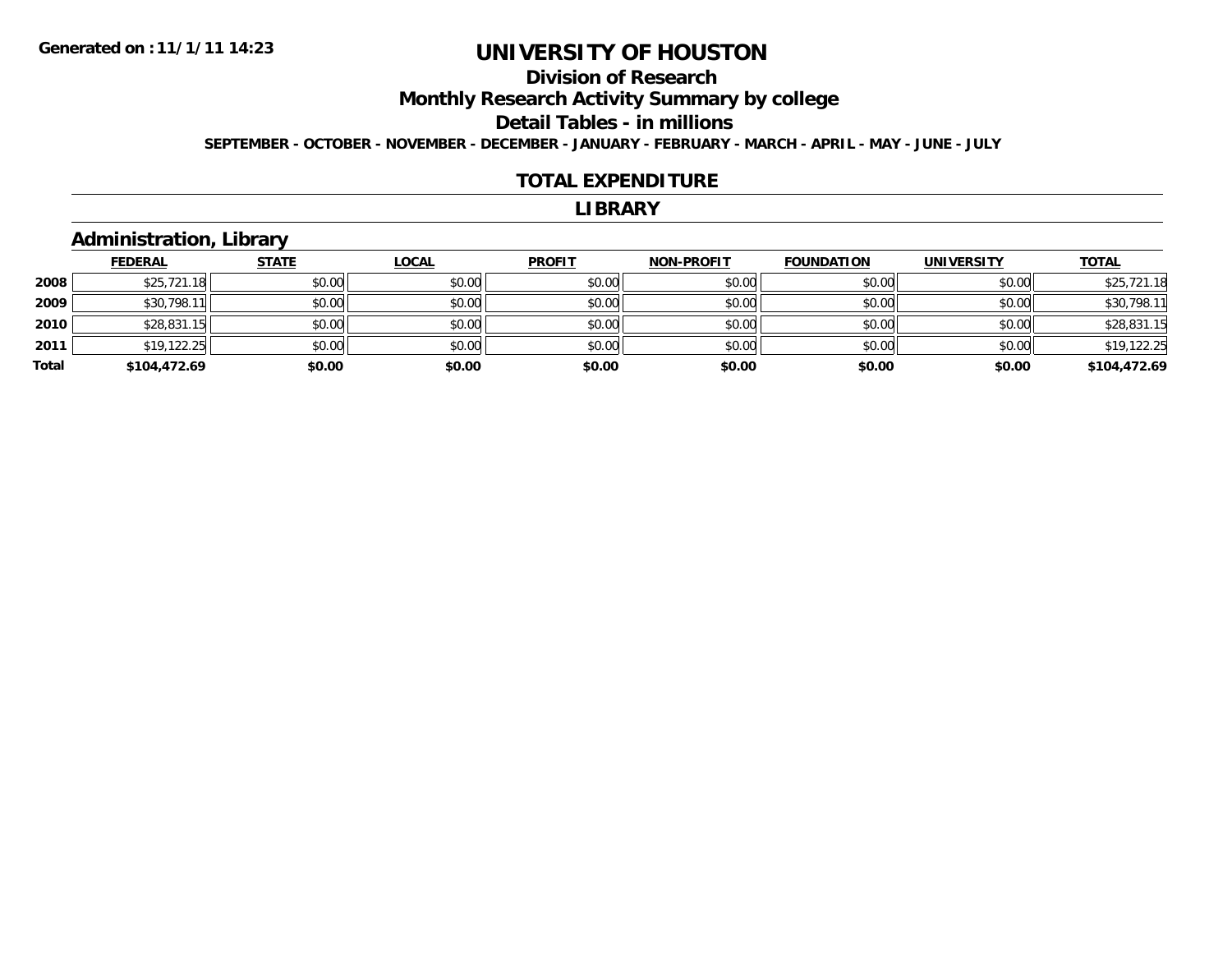**Generated on :11/1/11 14:23**

# UNIVERSITY OF HOUSTON

## Division of Research

## Monthly Research Activity Summary by college

## Detail Tables - in millions

**SEPTEMBER - OCTOBER - NOVEMBER - DECEMBER - JANUARY - FEBRUARY - MARCH - APRIL - MAY - JUNE - JULY**

## TOTAL EXPENDITURE

## LIBRARY

### Administration, Library

| | FEDERAL | STATE | LOCAL | PROFIT | NON-PROFIT | FOUNDATION | UNIVERSITY | TOTAL |
|---|---|---|---|---|---|---|---|---|
| **2008** | $25,721.18 | $0.00 | $0.00 | $0.00 | $0.00 | $0.00 | $0.00 | $25,721.18 |
| **2009** | $30,798.11 | $0.00 | $0.00 | $0.00 | $0.00 | $0.00 | $0.00 | $30,798.11 |
| **2010** | $28,831.15 | $0.00 | $0.00 | $0.00 | $0.00 | $0.00 | $0.00 | $28,831.15 |
| **2011** | $19,122.25 | $0.00 | $0.00 | $0.00 | $0.00 | $0.00 | $0.00 | $19,122.25 |
| **Total** | **$104,472.69** | **$0.00** | **$0.00** | **$0.00** | **$0.00** | **$0.00** | **$0.00** | **$104,472.69** |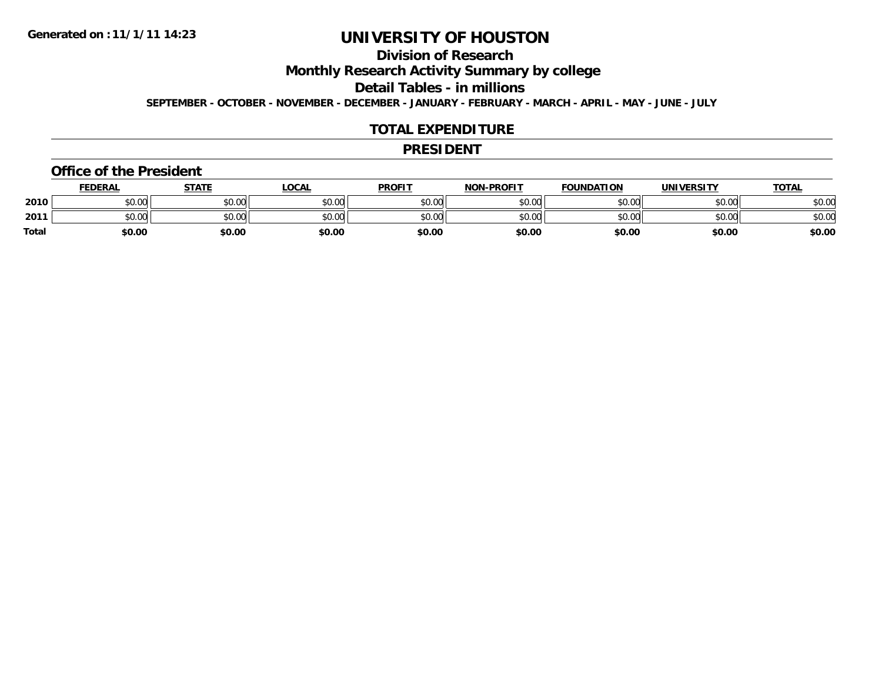Generated on :11/1/11 14:23

# UNIVERSITY OF HOUSTON

## Division of Research

## Monthly Research Activity Summary by college

## Detail Tables - in millions

**SEPTEMBER - OCTOBER - NOVEMBER - DECEMBER - JANUARY - FEBRUARY - MARCH - APRIL - MAY - JUNE - JULY**

## TOTAL EXPENDITURE

## PRESIDENT

### Office of the President

| | FEDERAL | STATE | LOCAL | PROFIT | NON-PROFIT | FOUNDATION | UNIVERSITY | TOTAL |
|---|---|---|---|---|---|---|---|---|
| **2010** | $0.00 | $0.00 | $0.00 | $0.00 | $0.00 | $0.00 | $0.00 | $0.00 |
| **2011** | $0.00 | $0.00 | $0.00 | $0.00 | $0.00 | $0.00 | $0.00 | $0.00 |
| **Total** | **$0.00** | **$0.00** | **$0.00** | **$0.00** | **$0.00** | **$0.00** | **$0.00** | **$0.00** |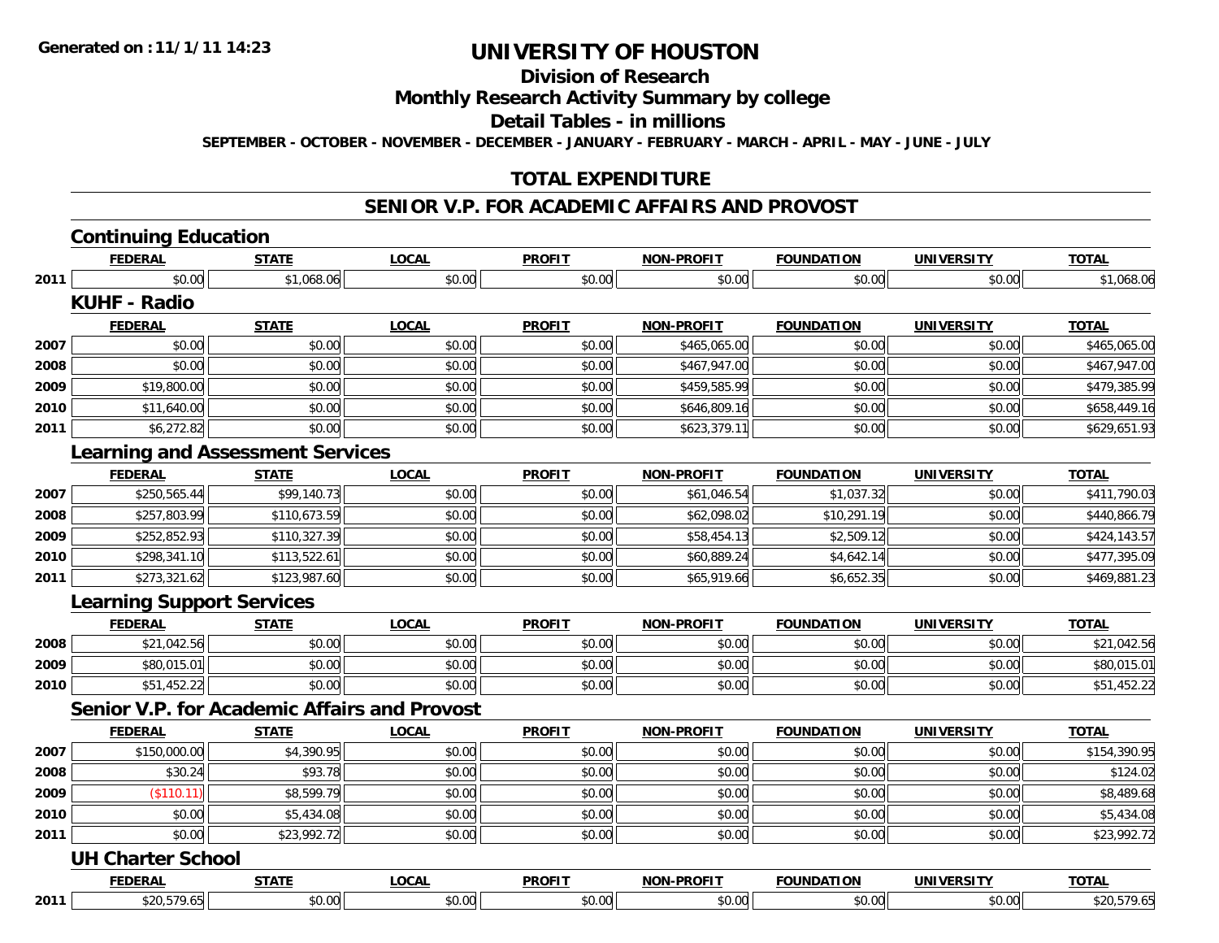# UNIVERSITY OF HOUSTON

## Division of Research

## Monthly Research Activity Summary by college

## Detail Tables - in millions

**SEPTEMBER - OCTOBER - NOVEMBER - DECEMBER - JANUARY - FEBRUARY - MARCH - APRIL - MAY - JUNE - JULY**

## TOTAL EXPENDITURE

## SENIOR V.P. FOR ACADEMIC AFFAIRS AND PROVOST

### Continuing Education

| | FEDERAL | STATE | LOCAL | PROFIT | NON-PROFIT | FOUNDATION | UNIVERSITY | TOTAL |
|---|---|---|---|---|---|---|---|---|
| 2011 | $0.00 | $1,068.06 | $0.00 | $0.00 | $0.00 | $0.00 | $0.00 | $1,068.06 |

### KUHF - Radio

| | FEDERAL | STATE | LOCAL | PROFIT | NON-PROFIT | FOUNDATION | UNIVERSITY | TOTAL |
|---|---|---|---|---|---|---|---|---|
| 2007 | $0.00 | $0.00 | $0.00 | $0.00 | $465,065.00 | $0.00 | $0.00 | $465,065.00 |
| 2008 | $0.00 | $0.00 | $0.00 | $0.00 | $467,947.00 | $0.00 | $0.00 | $467,947.00 |
| 2009 | $19,800.00 | $0.00 | $0.00 | $0.00 | $459,585.99 | $0.00 | $0.00 | $479,385.99 |
| 2010 | $11,640.00 | $0.00 | $0.00 | $0.00 | $646,809.16 | $0.00 | $0.00 | $658,449.16 |
| 2011 | $6,272.82 | $0.00 | $0.00 | $0.00 | $623,379.11 | $0.00 | $0.00 | $629,651.93 |

### Learning and Assessment Services

| | FEDERAL | STATE | LOCAL | PROFIT | NON-PROFIT | FOUNDATION | UNIVERSITY | TOTAL |
|---|---|---|---|---|---|---|---|---|
| 2007 | $250,565.44 | $99,140.73 | $0.00 | $0.00 | $61,046.54 | $1,037.32 | $0.00 | $411,790.03 |
| 2008 | $257,803.99 | $110,673.59 | $0.00 | $0.00 | $62,098.02 | $10,291.19 | $0.00 | $440,866.79 |
| 2009 | $252,852.93 | $110,327.39 | $0.00 | $0.00 | $58,454.13 | $2,509.12 | $0.00 | $424,143.57 |
| 2010 | $298,341.10 | $113,522.61 | $0.00 | $0.00 | $60,889.24 | $4,642.14 | $0.00 | $477,395.09 |
| 2011 | $273,321.62 | $123,987.60 | $0.00 | $0.00 | $65,919.66 | $6,652.35 | $0.00 | $469,881.23 |

### Learning Support Services

| | FEDERAL | STATE | LOCAL | PROFIT | NON-PROFIT | FOUNDATION | UNIVERSITY | TOTAL |
|---|---|---|---|---|---|---|---|---|
| 2008 | $21,042.56 | $0.00 | $0.00 | $0.00 | $0.00 | $0.00 | $0.00 | $21,042.56 |
| 2009 | $80,015.01 | $0.00 | $0.00 | $0.00 | $0.00 | $0.00 | $0.00 | $80,015.01 |
| 2010 | $51,452.22 | $0.00 | $0.00 | $0.00 | $0.00 | $0.00 | $0.00 | $51,452.22 |

### Senior V.P. for Academic Affairs and Provost

| | FEDERAL | STATE | LOCAL | PROFIT | NON-PROFIT | FOUNDATION | UNIVERSITY | TOTAL |
|---|---|---|---|---|---|---|---|---|
| 2007 | $150,000.00 | $4,390.95 | $0.00 | $0.00 | $0.00 | $0.00 | $0.00 | $154,390.95 |
| 2008 | $30.24 | $93.78 | $0.00 | $0.00 | $0.00 | $0.00 | $0.00 | $124.02 |
| 2009 | ($110.11) | $8,599.79 | $0.00 | $0.00 | $0.00 | $0.00 | $0.00 | $8,489.68 |
| 2010 | $0.00 | $5,434.08 | $0.00 | $0.00 | $0.00 | $0.00 | $0.00 | $5,434.08 |
| 2011 | $0.00 | $23,992.72 | $0.00 | $0.00 | $0.00 | $0.00 | $0.00 | $23,992.72 |

### UH Charter School

| | FEDERAL | STATE | LOCAL | PROFIT | NON-PROFIT | FOUNDATION | UNIVERSITY | TOTAL |
|---|---|---|---|---|---|---|---|---|
| 2011 | $20,579.65 | $0.00 | $0.00 | $0.00 | $0.00 | $0.00 | $0.00 | $20,579.65 |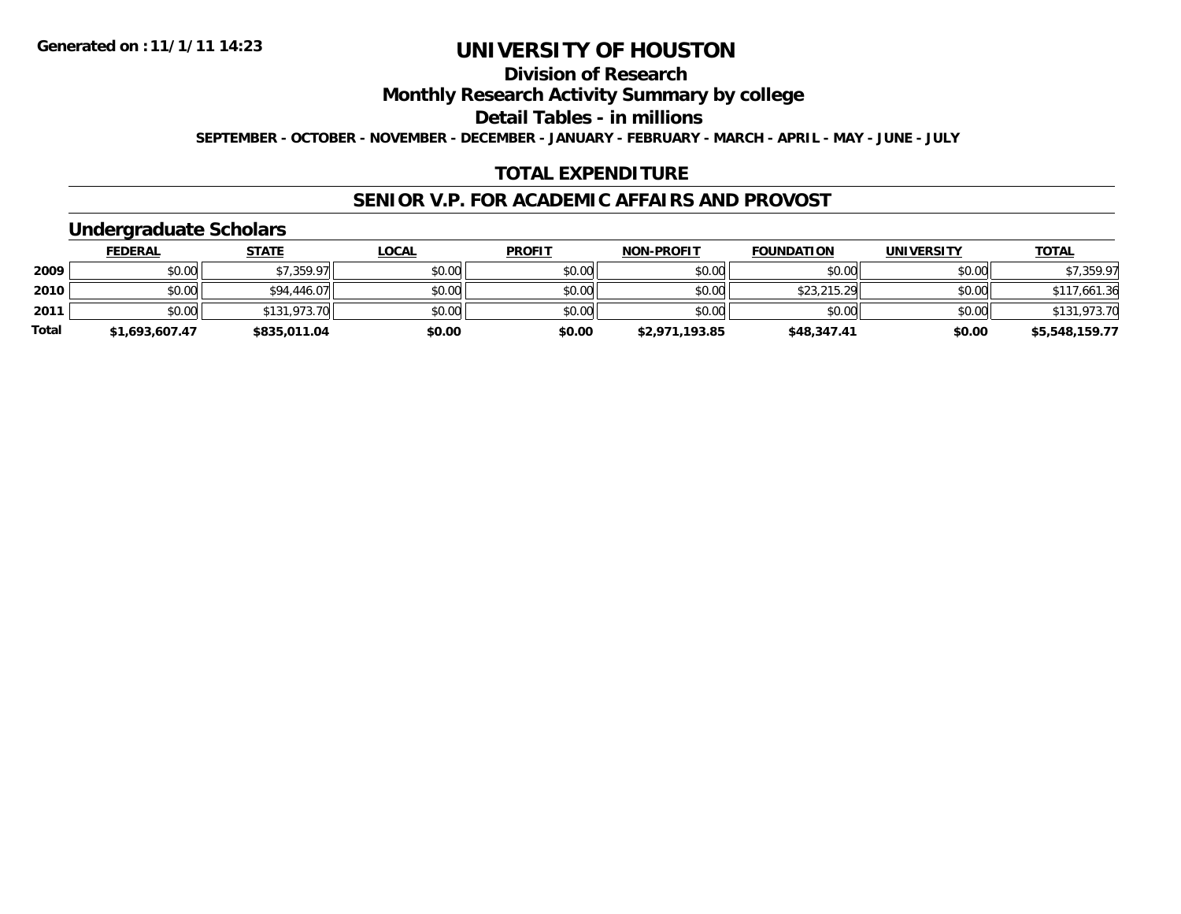**Generated on :11/1/11 14:23**

# UNIVERSITY OF HOUSTON

## Division of Research

## Monthly Research Activity Summary by college

## Detail Tables - in millions

**SEPTEMBER - OCTOBER - NOVEMBER - DECEMBER - JANUARY - FEBRUARY - MARCH - APRIL - MAY - JUNE - JULY**

## TOTAL EXPENDITURE

## SENIOR V.P. FOR ACADEMIC AFFAIRS AND PROVOST

### Undergraduate Scholars

| | FEDERAL | STATE | LOCAL | PROFIT | NON-PROFIT | FOUNDATION | UNIVERSITY | TOTAL |
|---|---|---|---|---|---|---|---|---|
| 2009 | $0.00 | $7,359.97 | $0.00 | $0.00 | $0.00 | $0.00 | $0.00 | $7,359.97 |
| 2010 | $0.00 | $94,446.07 | $0.00 | $0.00 | $0.00 | $23,215.29 | $0.00 | $117,661.36 |
| 2011 | $0.00 | $131,973.70 | $0.00 | $0.00 | $0.00 | $0.00 | $0.00 | $131,973.70 |
| **Total** | **$1,693,607.47** | **$835,011.04** | **$0.00** | **$0.00** | **$2,971,193.85** | **$48,347.41** | **$0.00** | **$5,548,159.77** |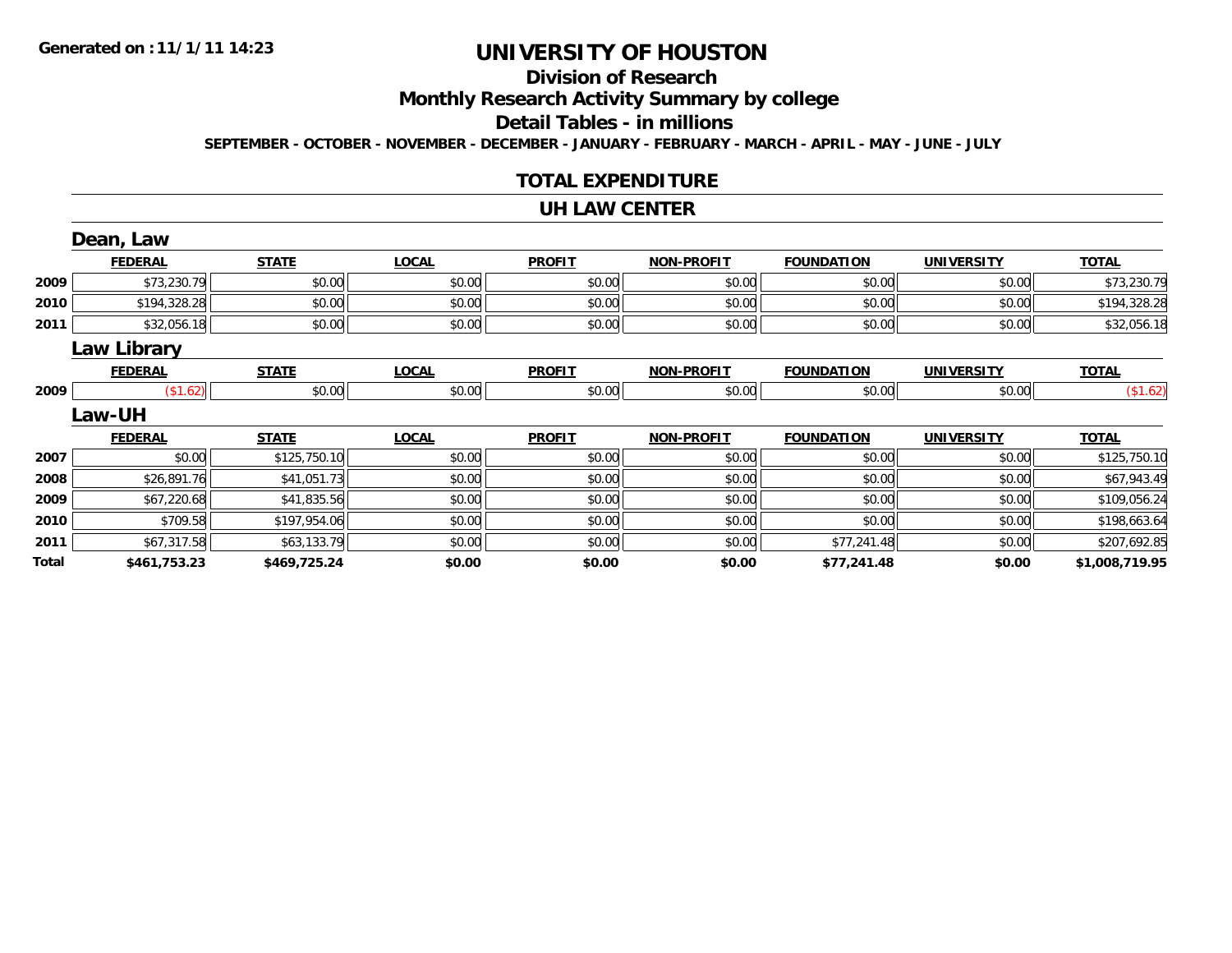Generated on :11/1/11 14:23

# UNIVERSITY OF HOUSTON

## Division of Research

## Monthly Research Activity Summary by college

## Detail Tables - in millions

SEPTEMBER - OCTOBER - NOVEMBER - DECEMBER - JANUARY - FEBRUARY - MARCH - APRIL - MAY - JUNE - JULY

## TOTAL EXPENDITURE

## UH LAW CENTER

### Dean, Law

| | FEDERAL | STATE | LOCAL | PROFIT | NON-PROFIT | FOUNDATION | UNIVERSITY | TOTAL |
|---|---|---|---|---|---|---|---|---|
| 2009 | $73,230.79 | $0.00 | $0.00 | $0.00 | $0.00 | $0.00 | $0.00 | $73,230.79 |
| 2010 | $194,328.28 | $0.00 | $0.00 | $0.00 | $0.00 | $0.00 | $0.00 | $194,328.28 |
| 2011 | $32,056.18 | $0.00 | $0.00 | $0.00 | $0.00 | $0.00 | $0.00 | $32,056.18 |

### Law Library

| | FEDERAL | STATE | LOCAL | PROFIT | NON-PROFIT | FOUNDATION | UNIVERSITY | TOTAL |
|---|---|---|---|---|---|---|---|---|
| 2009 | ($1.62) | $0.00 | $0.00 | $0.00 | $0.00 | $0.00 | $0.00 | ($1.62) |

### Law-UH

| | FEDERAL | STATE | LOCAL | PROFIT | NON-PROFIT | FOUNDATION | UNIVERSITY | TOTAL |
|---|---|---|---|---|---|---|---|---|
| 2007 | $0.00 | $125,750.10 | $0.00 | $0.00 | $0.00 | $0.00 | $0.00 | $125,750.10 |
| 2008 | $26,891.76 | $41,051.73 | $0.00 | $0.00 | $0.00 | $0.00 | $0.00 | $67,943.49 |
| 2009 | $67,220.68 | $41,835.56 | $0.00 | $0.00 | $0.00 | $0.00 | $0.00 | $109,056.24 |
| 2010 | $709.58 | $197,954.06 | $0.00 | $0.00 | $0.00 | $0.00 | $0.00 | $198,663.64 |
| 2011 | $67,317.58 | $63,133.79 | $0.00 | $0.00 | $0.00 | $77,241.48 | $0.00 | $207,692.85 |
| **Total** | **$461,753.23** | **$469,725.24** | **$0.00** | **$0.00** | **$0.00** | **$77,241.48** | **$0.00** | **$1,008,719.95** |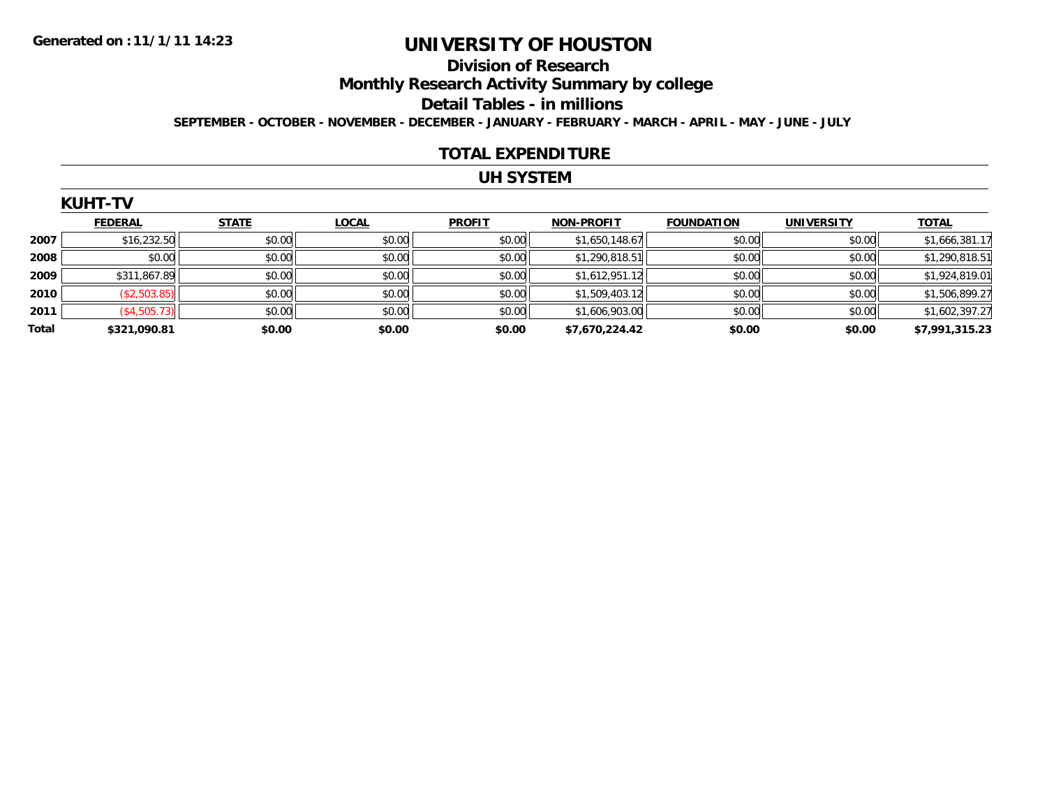Generated on :11/1/11 14:23

# UNIVERSITY OF HOUSTON

## Division of Research

## Monthly Research Activity Summary by college

## Detail Tables - in millions

SEPTEMBER - OCTOBER - NOVEMBER - DECEMBER - JANUARY - FEBRUARY - MARCH - APRIL - MAY - JUNE - JULY

## TOTAL EXPENDITURE

## UH SYSTEM

### KUHT-TV

| | FEDERAL | STATE | LOCAL | PROFIT | NON-PROFIT | FOUNDATION | UNIVERSITY | TOTAL |
|---|---|---|---|---|---|---|---|---|
| 2007 | $16,232.50 | $0.00 | $0.00 | $0.00 | $1,650,148.67 | $0.00 | $0.00 | $1,666,381.17 |
| 2008 | $0.00 | $0.00 | $0.00 | $0.00 | $1,290,818.51 | $0.00 | $0.00 | $1,290,818.51 |
| 2009 | $311,867.89 | $0.00 | $0.00 | $0.00 | $1,612,951.12 | $0.00 | $0.00 | $1,924,819.01 |
| 2010 | ($2,503.85) | $0.00 | $0.00 | $0.00 | $1,509,403.12 | $0.00 | $0.00 | $1,506,899.27 |
| 2011 | ($4,505.73) | $0.00 | $0.00 | $0.00 | $1,606,903.00 | $0.00 | $0.00 | $1,602,397.27 |
| **Total** | **$321,090.81** | **$0.00** | **$0.00** | **$0.00** | **$7,670,224.42** | **$0.00** | **$0.00** | **$7,991,315.23** |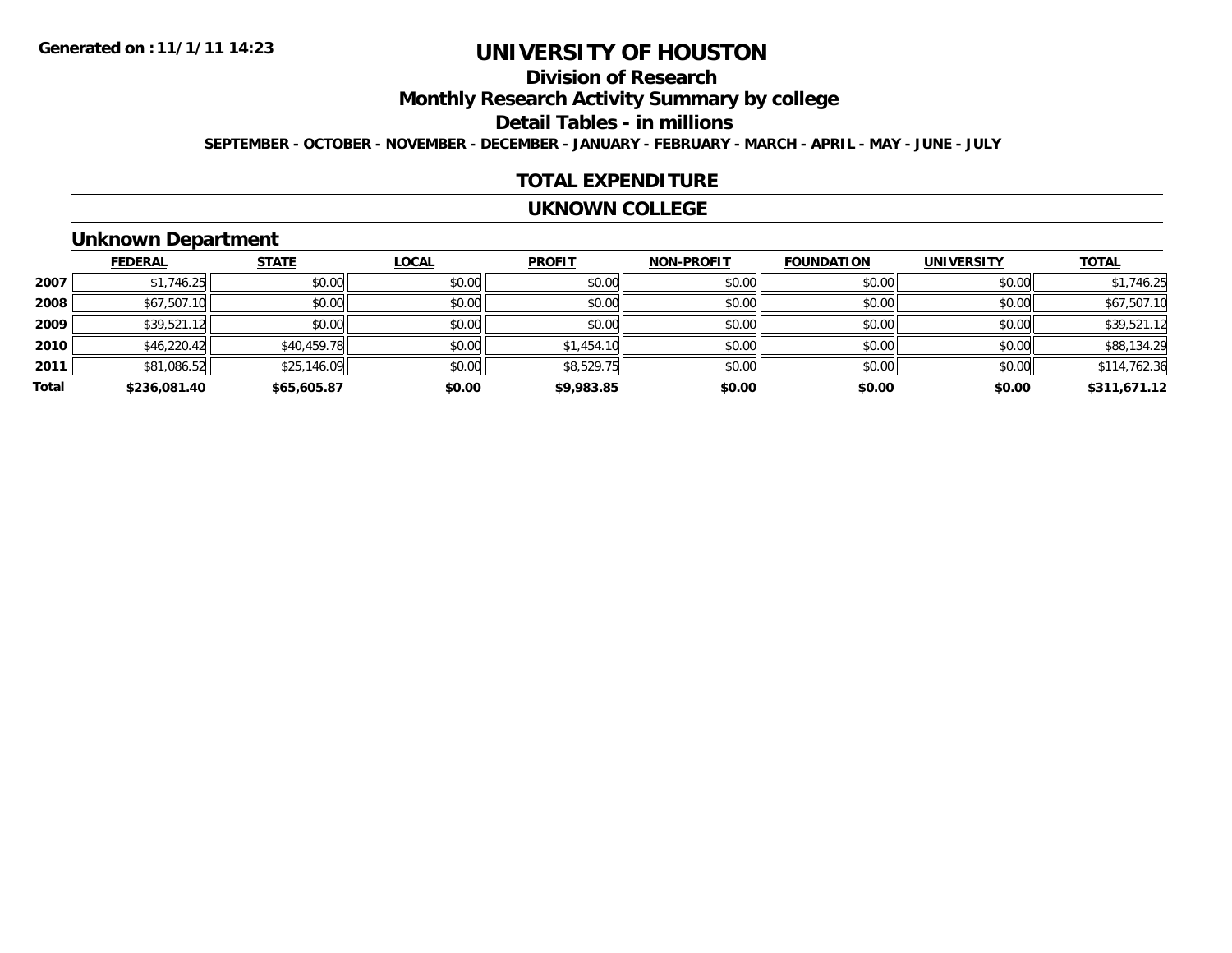**Generated on :11/1/11 14:23**

# UNIVERSITY OF HOUSTON

## Division of Research

## Monthly Research Activity Summary by college

## Detail Tables - in millions

**SEPTEMBER - OCTOBER - NOVEMBER - DECEMBER - JANUARY - FEBRUARY - MARCH - APRIL - MAY - JUNE - JULY**

## TOTAL EXPENDITURE

## UKNOWN COLLEGE

### Unknown Department

| | FEDERAL | STATE | LOCAL | PROFIT | NON-PROFIT | FOUNDATION | UNIVERSITY | TOTAL |
|---|---|---|---|---|---|---|---|---|
| 2007 | $1,746.25 | $0.00 | $0.00 | $0.00 | $0.00 | $0.00 | $0.00 | $1,746.25 |
| 2008 | $67,507.10 | $0.00 | $0.00 | $0.00 | $0.00 | $0.00 | $0.00 | $67,507.10 |
| 2009 | $39,521.12 | $0.00 | $0.00 | $0.00 | $0.00 | $0.00 | $0.00 | $39,521.12 |
| 2010 | $46,220.42 | $40,459.78 | $0.00 | $1,454.10 | $0.00 | $0.00 | $0.00 | $88,134.29 |
| 2011 | $81,086.52 | $25,146.09 | $0.00 | $8,529.75 | $0.00 | $0.00 | $0.00 | $114,762.36 |
| **Total** | **$236,081.40** | **$65,605.87** | **$0.00** | **$9,983.85** | **$0.00** | **$0.00** | **$0.00** | **$311,671.12** |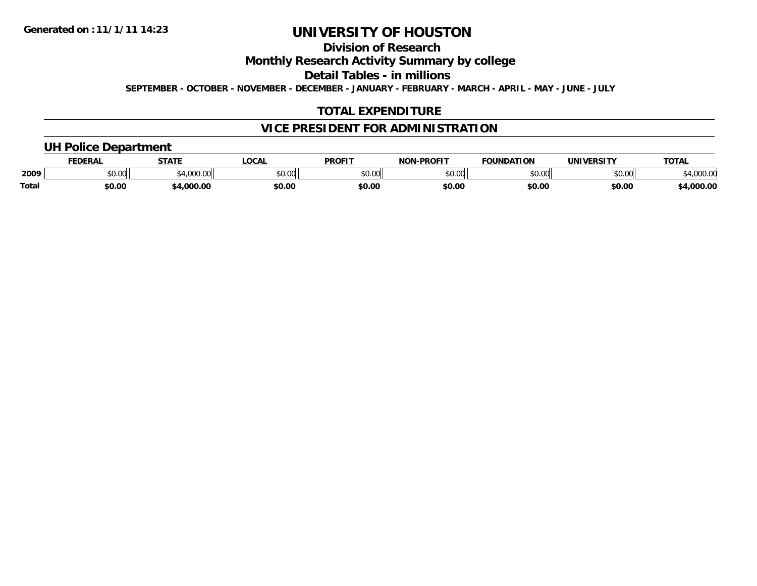Generated on :11/1/11 14:23

# UNIVERSITY OF HOUSTON

## Division of Research

## Monthly Research Activity Summary by college

## Detail Tables - in millions

**SEPTEMBER - OCTOBER - NOVEMBER - DECEMBER - JANUARY - FEBRUARY - MARCH - APRIL - MAY - JUNE - JULY**

## TOTAL EXPENDITURE

## VICE PRESIDENT FOR ADMINISTRATION

### UH Police Department

| | FEDERAL | STATE | LOCAL | PROFIT | NON-PROFIT | FOUNDATION | UNIVERSITY | TOTAL |
|---|---|---|---|---|---|---|---|---|
| 2009 | $0.00 | $4,000.00 | $0.00 | $0.00 | $0.00 | $0.00 | $0.00 | $4,000.00 |
| **Total** | **$0.00** | **$4,000.00** | **$0.00** | **$0.00** | **$0.00** | **$0.00** | **$0.00** | **$4,000.00** |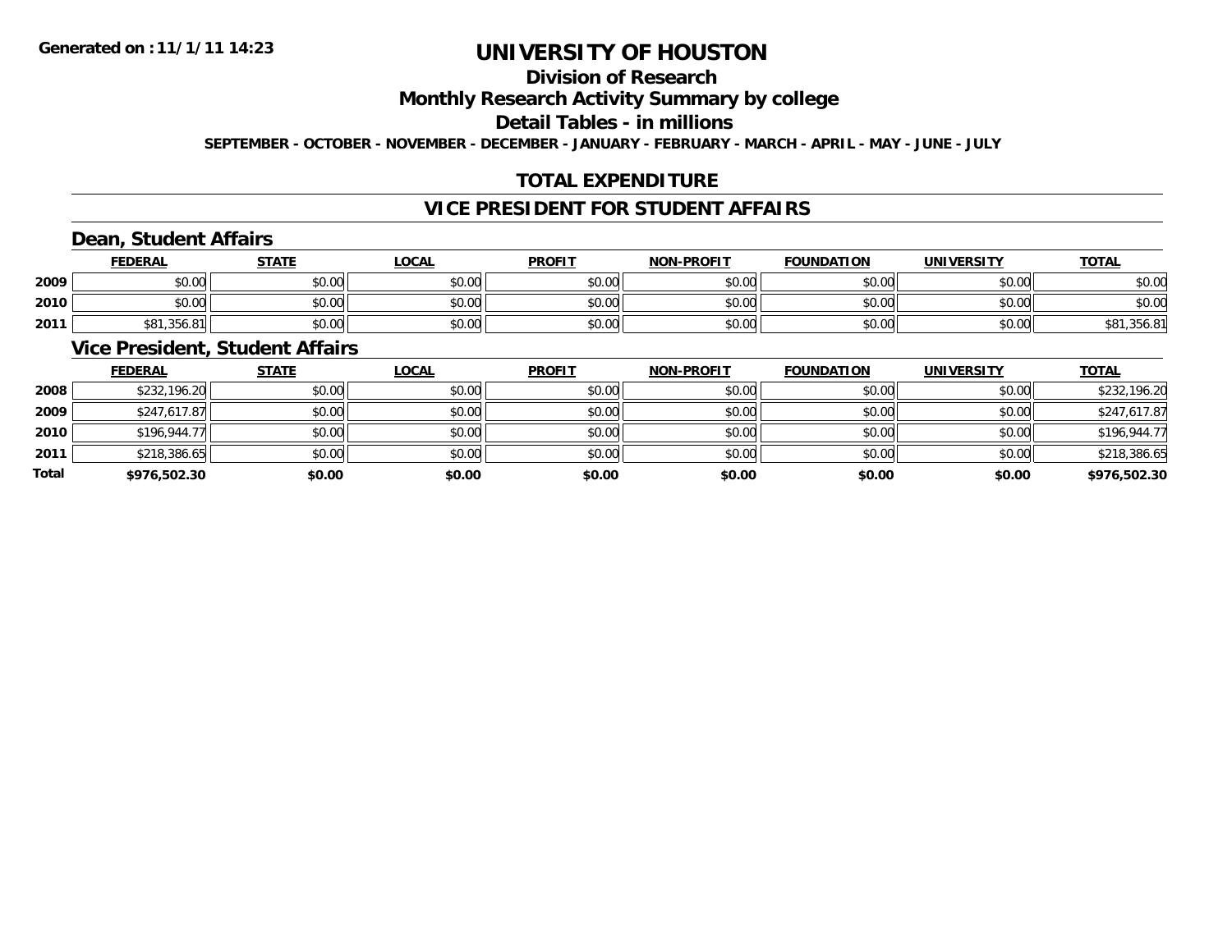# UNIVERSITY OF HOUSTON

## Division of Research

## Monthly Research Activity Summary by college

## Detail Tables - in millions

**SEPTEMBER - OCTOBER - NOVEMBER - DECEMBER - JANUARY - FEBRUARY - MARCH - APRIL - MAY - JUNE - JULY**

## TOTAL EXPENDITURE

## VICE PRESIDENT FOR STUDENT AFFAIRS

### Dean, Student Affairs

| | FEDERAL | STATE | LOCAL | PROFIT | NON-PROFIT | FOUNDATION | UNIVERSITY | TOTAL |
|---|---|---|---|---|---|---|---|---|
| 2009 | $0.00 | $0.00 | $0.00 | $0.00 | $0.00 | $0.00 | $0.00 | $0.00 |
| 2010 | $0.00 | $0.00 | $0.00 | $0.00 | $0.00 | $0.00 | $0.00 | $0.00 |
| 2011 | $81,356.81 | $0.00 | $0.00 | $0.00 | $0.00 | $0.00 | $0.00 | $81,356.81 |

### Vice President, Student Affairs

| | FEDERAL | STATE | LOCAL | PROFIT | NON-PROFIT | FOUNDATION | UNIVERSITY | TOTAL |
|---|---|---|---|---|---|---|---|---|
| 2008 | $232,196.20 | $0.00 | $0.00 | $0.00 | $0.00 | $0.00 | $0.00 | $232,196.20 |
| 2009 | $247,617.87 | $0.00 | $0.00 | $0.00 | $0.00 | $0.00 | $0.00 | $247,617.87 |
| 2010 | $196,944.77 | $0.00 | $0.00 | $0.00 | $0.00 | $0.00 | $0.00 | $196,944.77 |
| 2011 | $218,386.65 | $0.00 | $0.00 | $0.00 | $0.00 | $0.00 | $0.00 | $218,386.65 |
| **Total** | **$976,502.30** | **$0.00** | **$0.00** | **$0.00** | **$0.00** | **$0.00** | **$0.00** | **$976,502.30** |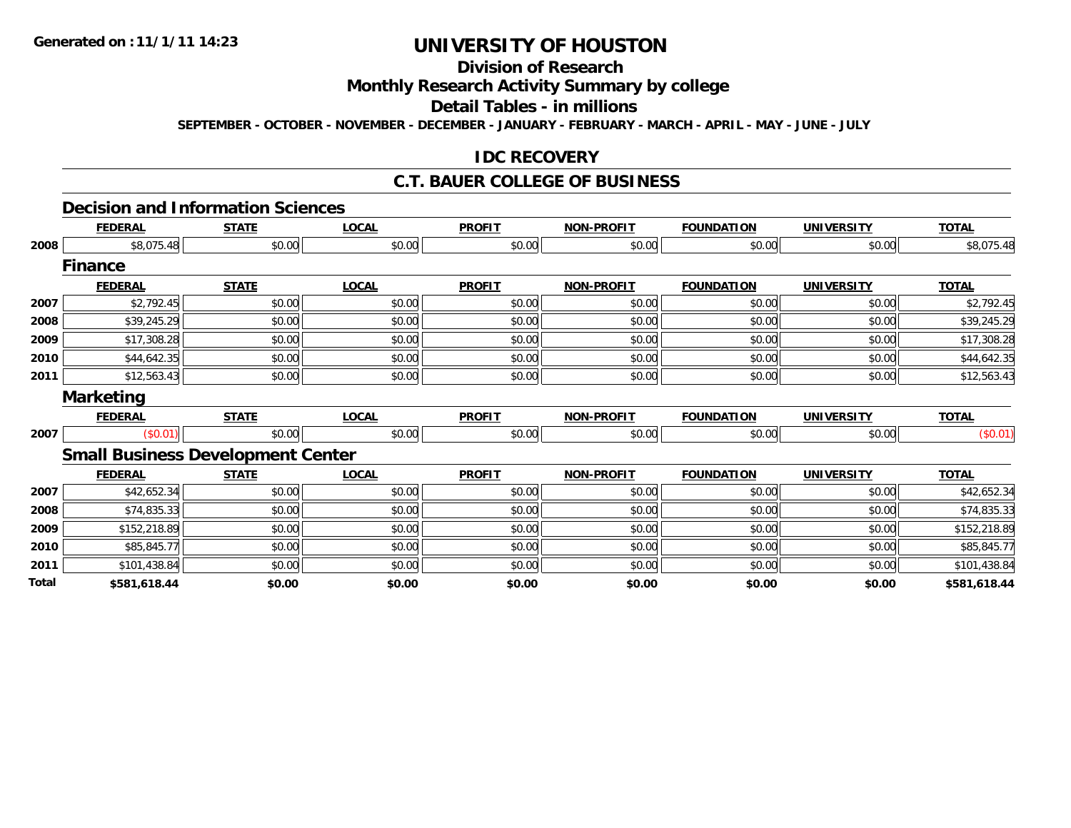**Generated on :11/1/11 14:23**

# UNIVERSITY OF HOUSTON

## Division of Research

## Monthly Research Activity Summary by college

## Detail Tables - in millions

**SEPTEMBER - OCTOBER - NOVEMBER - DECEMBER - JANUARY - FEBRUARY - MARCH - APRIL - MAY - JUNE - JULY**

## IDC RECOVERY

## C.T. BAUER COLLEGE OF BUSINESS

### Decision and Information Sciences

| | FEDERAL | STATE | LOCAL | PROFIT | NON-PROFIT | FOUNDATION | UNIVERSITY | TOTAL |
|---|---|---|---|---|---|---|---|---|
| 2008 | $8,075.48 | $0.00 | $0.00 | $0.00 | $0.00 | $0.00 | $0.00 | $8,075.48 |

### Finance

| | FEDERAL | STATE | LOCAL | PROFIT | NON-PROFIT | FOUNDATION | UNIVERSITY | TOTAL |
|---|---|---|---|---|---|---|---|---|
| 2007 | $2,792.45 | $0.00 | $0.00 | $0.00 | $0.00 | $0.00 | $0.00 | $2,792.45 |
| 2008 | $39,245.29 | $0.00 | $0.00 | $0.00 | $0.00 | $0.00 | $0.00 | $39,245.29 |
| 2009 | $17,308.28 | $0.00 | $0.00 | $0.00 | $0.00 | $0.00 | $0.00 | $17,308.28 |
| 2010 | $44,642.35 | $0.00 | $0.00 | $0.00 | $0.00 | $0.00 | $0.00 | $44,642.35 |
| 2011 | $12,563.43 | $0.00 | $0.00 | $0.00 | $0.00 | $0.00 | $0.00 | $12,563.43 |

### Marketing

| | FEDERAL | STATE | LOCAL | PROFIT | NON-PROFIT | FOUNDATION | UNIVERSITY | TOTAL |
|---|---|---|---|---|---|---|---|---|
| 2007 | ($0.01) | $0.00 | $0.00 | $0.00 | $0.00 | $0.00 | $0.00 | ($0.01) |

### Small Business Development Center

| | FEDERAL | STATE | LOCAL | PROFIT | NON-PROFIT | FOUNDATION | UNIVERSITY | TOTAL |
|---|---|---|---|---|---|---|---|---|
| 2007 | $42,652.34 | $0.00 | $0.00 | $0.00 | $0.00 | $0.00 | $0.00 | $42,652.34 |
| 2008 | $74,835.33 | $0.00 | $0.00 | $0.00 | $0.00 | $0.00 | $0.00 | $74,835.33 |
| 2009 | $152,218.89 | $0.00 | $0.00 | $0.00 | $0.00 | $0.00 | $0.00 | $152,218.89 |
| 2010 | $85,845.77 | $0.00 | $0.00 | $0.00 | $0.00 | $0.00 | $0.00 | $85,845.77 |
| 2011 | $101,438.84 | $0.00 | $0.00 | $0.00 | $0.00 | $0.00 | $0.00 | $101,438.84 |
| **Total** | **$581,618.44** | **$0.00** | **$0.00** | **$0.00** | **$0.00** | **$0.00** | **$0.00** | **$581,618.44** |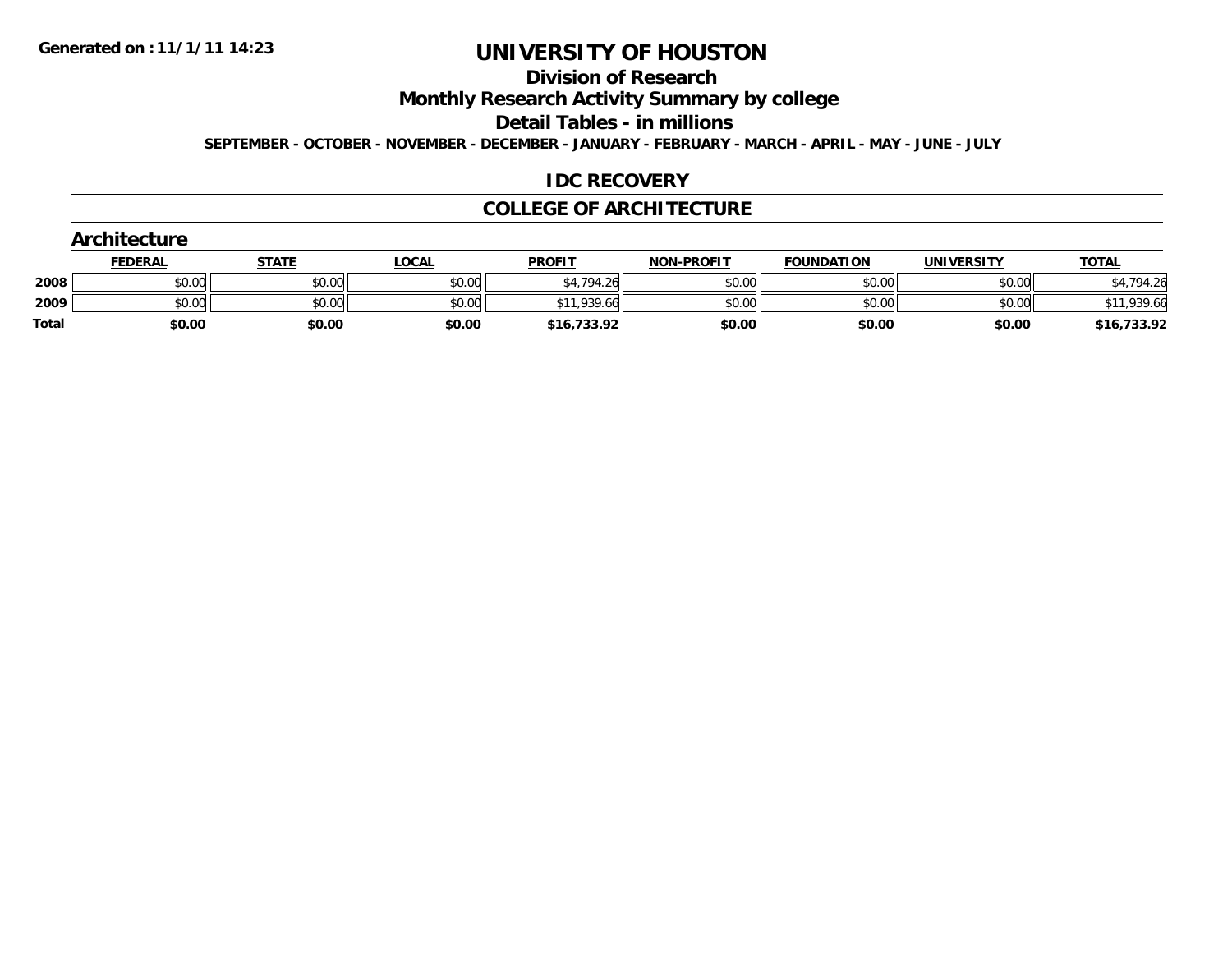Generated on :11/1/11 14:23

# UNIVERSITY OF HOUSTON

## Division of Research

## Monthly Research Activity Summary by college

## Detail Tables - in millions

**SEPTEMBER - OCTOBER - NOVEMBER - DECEMBER - JANUARY - FEBRUARY - MARCH - APRIL - MAY - JUNE - JULY**

## IDC RECOVERY

## COLLEGE OF ARCHITECTURE

### Architecture

| | FEDERAL | STATE | LOCAL | PROFIT | NON-PROFIT | FOUNDATION | UNIVERSITY | TOTAL |
|---|---|---|---|---|---|---|---|---|
| 2008 | $0.00 | $0.00 | $0.00 | $4,794.26 | $0.00 | $0.00 | $0.00 | $4,794.26 |
| 2009 | $0.00 | $0.00 | $0.00 | $11,939.66 | $0.00 | $0.00 | $0.00 | $11,939.66 |
| **Total** | **$0.00** | **$0.00** | **$0.00** | **$16,733.92** | **$0.00** | **$0.00** | **$0.00** | **$16,733.92** |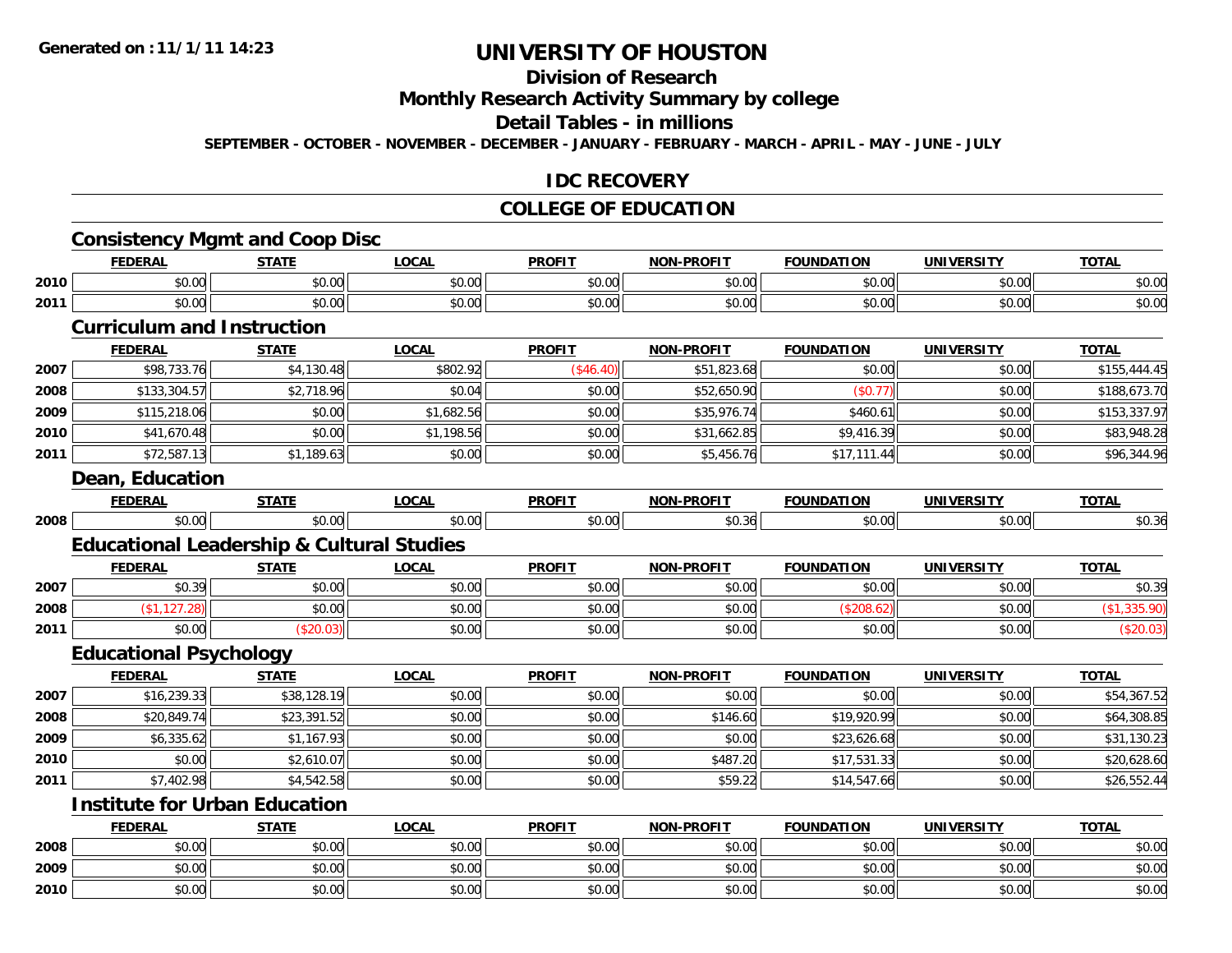**Generated on :11/1/11 14:23**

# UNIVERSITY OF HOUSTON

## Division of Research

## Monthly Research Activity Summary by college

## Detail Tables - in millions

**SEPTEMBER - OCTOBER - NOVEMBER - DECEMBER - JANUARY - FEBRUARY - MARCH - APRIL - MAY - JUNE - JULY**

## IDC RECOVERY

## COLLEGE OF EDUCATION

### Consistency Mgmt and Coop Disc

| | FEDERAL | STATE | LOCAL | PROFIT | NON-PROFIT | FOUNDATION | UNIVERSITY | TOTAL |
|---|---|---|---|---|---|---|---|---|
| 2010 | $0.00 | $0.00 | $0.00 | $0.00 | $0.00 | $0.00 | $0.00 | $0.00 |
| 2011 | $0.00 | $0.00 | $0.00 | $0.00 | $0.00 | $0.00 | $0.00 | $0.00 |

### Curriculum and Instruction

| | FEDERAL | STATE | LOCAL | PROFIT | NON-PROFIT | FOUNDATION | UNIVERSITY | TOTAL |
|---|---|---|---|---|---|---|---|---|
| 2007 | $98,733.76 | $4,130.48 | $802.92 | ($46.40) | $51,823.68 | $0.00 | $0.00 | $155,444.45 |
| 2008 | $133,304.57 | $2,718.96 | $0.04 | $0.00 | $52,650.90 | ($0.77) | $0.00 | $188,673.70 |
| 2009 | $115,218.06 | $0.00 | $1,682.56 | $0.00 | $35,976.74 | $460.61 | $0.00 | $153,337.97 |
| 2010 | $41,670.48 | $0.00 | $1,198.56 | $0.00 | $31,662.85 | $9,416.39 | $0.00 | $83,948.28 |
| 2011 | $72,587.13 | $1,189.63 | $0.00 | $0.00 | $5,456.76 | $17,111.44 | $0.00 | $96,344.96 |

### Dean, Education

| | FEDERAL | STATE | LOCAL | PROFIT | NON-PROFIT | FOUNDATION | UNIVERSITY | TOTAL |
|---|---|---|---|---|---|---|---|---|
| 2008 | $0.00 | $0.00 | $0.00 | $0.00 | $0.36 | $0.00 | $0.00 | $0.36 |

### Educational Leadership & Cultural Studies

| | FEDERAL | STATE | LOCAL | PROFIT | NON-PROFIT | FOUNDATION | UNIVERSITY | TOTAL |
|---|---|---|---|---|---|---|---|---|
| 2007 | $0.39 | $0.00 | $0.00 | $0.00 | $0.00 | $0.00 | $0.00 | $0.39 |
| 2008 | ($1,127.28) | $0.00 | $0.00 | $0.00 | $0.00 | ($208.62) | $0.00 | ($1,335.90) |
| 2011 | $0.00 | ($20.03) | $0.00 | $0.00 | $0.00 | $0.00 | $0.00 | ($20.03) |

### Educational Psychology

| | FEDERAL | STATE | LOCAL | PROFIT | NON-PROFIT | FOUNDATION | UNIVERSITY | TOTAL |
|---|---|---|---|---|---|---|---|---|
| 2007 | $16,239.33 | $38,128.19 | $0.00 | $0.00 | $0.00 | $0.00 | $0.00 | $54,367.52 |
| 2008 | $20,849.74 | $23,391.52 | $0.00 | $0.00 | $146.60 | $19,920.99 | $0.00 | $64,308.85 |
| 2009 | $6,335.62 | $1,167.93 | $0.00 | $0.00 | $0.00 | $23,626.68 | $0.00 | $31,130.23 |
| 2010 | $0.00 | $2,610.07 | $0.00 | $0.00 | $487.20 | $17,531.33 | $0.00 | $20,628.60 |
| 2011 | $7,402.98 | $4,542.58 | $0.00 | $0.00 | $59.22 | $14,547.66 | $0.00 | $26,552.44 |

### Institute for Urban Education

| | FEDERAL | STATE | LOCAL | PROFIT | NON-PROFIT | FOUNDATION | UNIVERSITY | TOTAL |
|---|---|---|---|---|---|---|---|---|
| 2008 | $0.00 | $0.00 | $0.00 | $0.00 | $0.00 | $0.00 | $0.00 | $0.00 |
| 2009 | $0.00 | $0.00 | $0.00 | $0.00 | $0.00 | $0.00 | $0.00 | $0.00 |
| 2010 | $0.00 | $0.00 | $0.00 | $0.00 | $0.00 | $0.00 | $0.00 | $0.00 |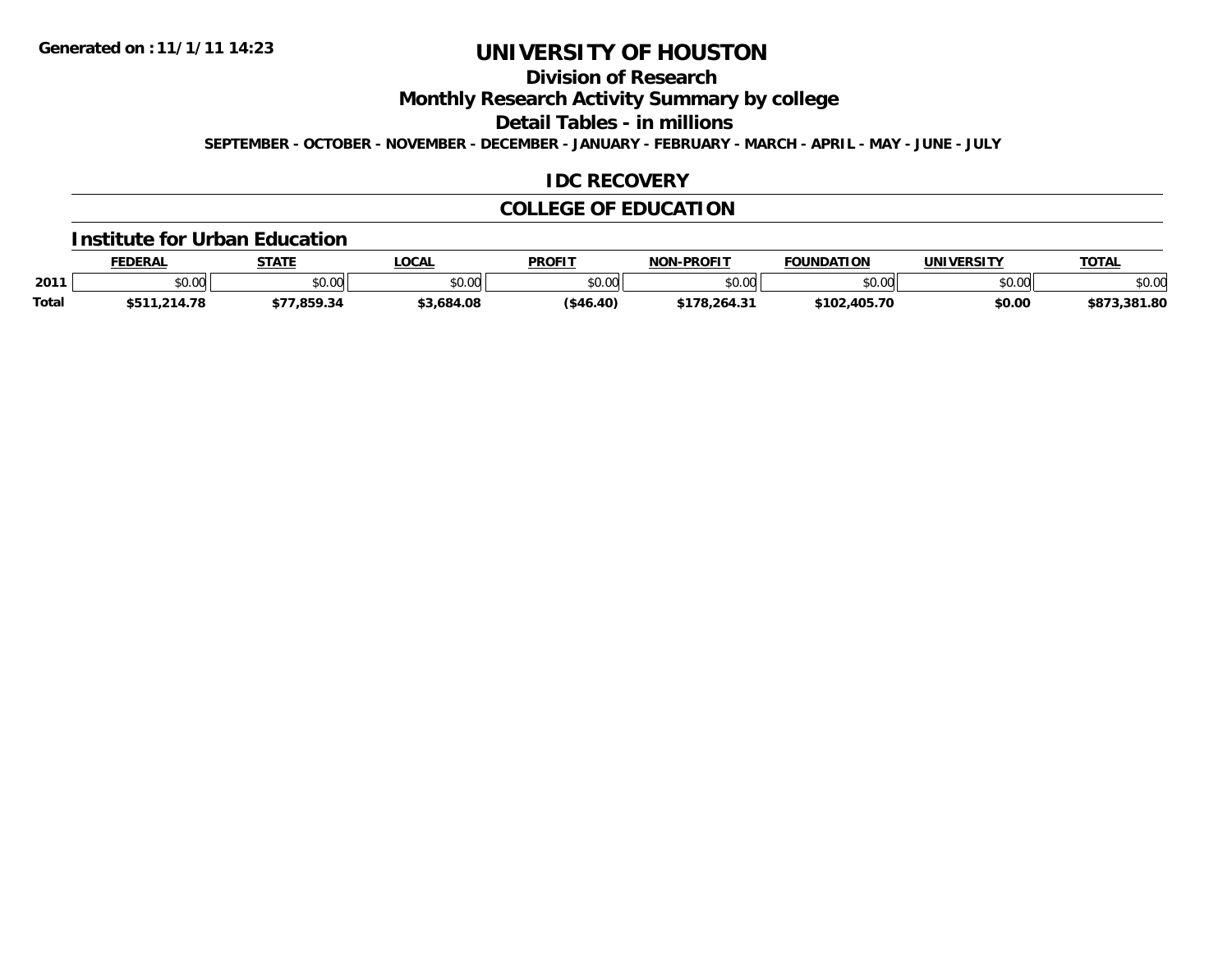**Generated on :11/1/11 14:23**

# UNIVERSITY OF HOUSTON

## Division of Research

## Monthly Research Activity Summary by college

## Detail Tables - in millions

**SEPTEMBER - OCTOBER - NOVEMBER - DECEMBER - JANUARY - FEBRUARY - MARCH - APRIL - MAY - JUNE - JULY**

## IDC RECOVERY

## COLLEGE OF EDUCATION

### Institute for Urban Education

| | FEDERAL | STATE | LOCAL | PROFIT | NON-PROFIT | FOUNDATION | UNIVERSITY | TOTAL |
|---|---|---|---|---|---|---|---|---|
| 2011 | $0.00 | $0.00 | $0.00 | $0.00 | $0.00 | $0.00 | $0.00 | $0.00 |
| **Total** | **$511,214.78** | **$77,859.34** | **$3,684.08** | **($46.40)** | **$178,264.31** | **$102,405.70** | **$0.00** | **$873,381.80** |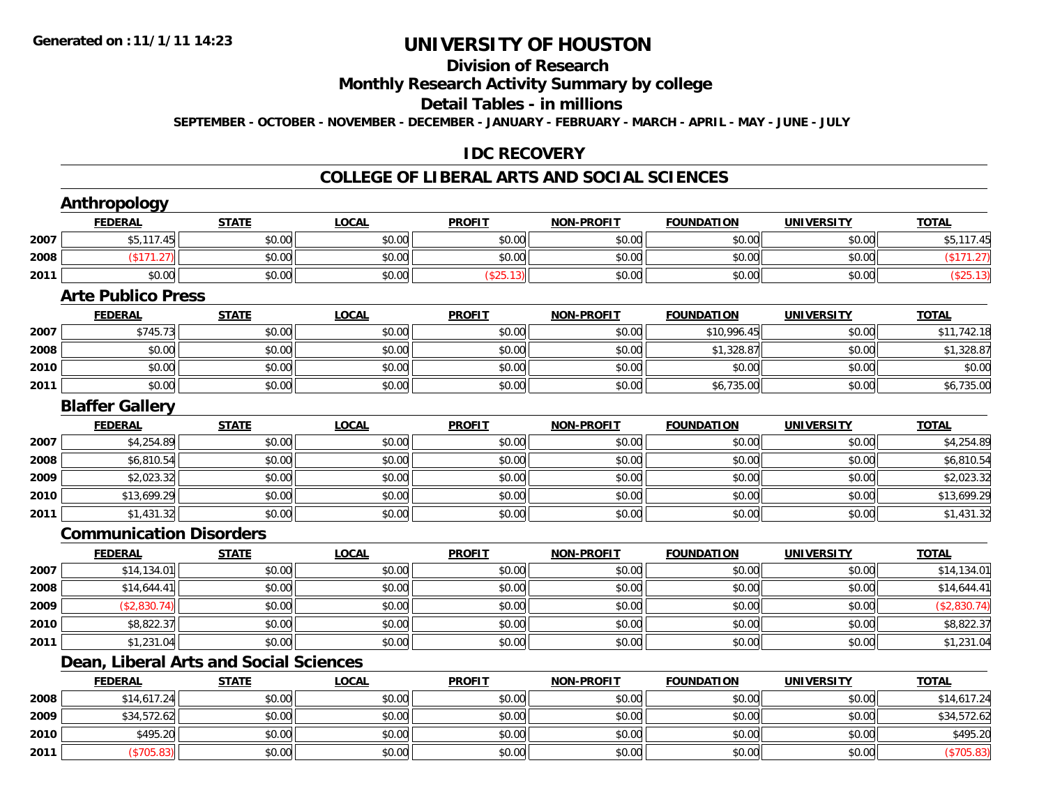Generated on :11/1/11 14:23

# UNIVERSITY OF HOUSTON

## Division of Research

## Monthly Research Activity Summary by college

## Detail Tables - in millions

**SEPTEMBER - OCTOBER - NOVEMBER - DECEMBER - JANUARY - FEBRUARY - MARCH - APRIL - MAY - JUNE - JULY**

## IDC RECOVERY

## COLLEGE OF LIBERAL ARTS AND SOCIAL SCIENCES

### Anthropology

| | FEDERAL | STATE | LOCAL | PROFIT | NON-PROFIT | FOUNDATION | UNIVERSITY | TOTAL |
|---|---|---|---|---|---|---|---|---|
| 2007 | $5,117.45 | $0.00 | $0.00 | $0.00 | $0.00 | $0.00 | $0.00 | $5,117.45 |
| 2008 | ($171.27) | $0.00 | $0.00 | $0.00 | $0.00 | $0.00 | $0.00 | ($171.27) |
| 2011 | $0.00 | $0.00 | $0.00 | ($25.13) | $0.00 | $0.00 | $0.00 | ($25.13) |

### Arte Publico Press

| | FEDERAL | STATE | LOCAL | PROFIT | NON-PROFIT | FOUNDATION | UNIVERSITY | TOTAL |
|---|---|---|---|---|---|---|---|---|
| 2007 | $745.73 | $0.00 | $0.00 | $0.00 | $0.00 | $10,996.45 | $0.00 | $11,742.18 |
| 2008 | $0.00 | $0.00 | $0.00 | $0.00 | $0.00 | $1,328.87 | $0.00 | $1,328.87 |
| 2010 | $0.00 | $0.00 | $0.00 | $0.00 | $0.00 | $0.00 | $0.00 | $0.00 |
| 2011 | $0.00 | $0.00 | $0.00 | $0.00 | $0.00 | $6,735.00 | $0.00 | $6,735.00 |

### Blaffer Gallery

| | FEDERAL | STATE | LOCAL | PROFIT | NON-PROFIT | FOUNDATION | UNIVERSITY | TOTAL |
|---|---|---|---|---|---|---|---|---|
| 2007 | $4,254.89 | $0.00 | $0.00 | $0.00 | $0.00 | $0.00 | $0.00 | $4,254.89 |
| 2008 | $6,810.54 | $0.00 | $0.00 | $0.00 | $0.00 | $0.00 | $0.00 | $6,810.54 |
| 2009 | $2,023.32 | $0.00 | $0.00 | $0.00 | $0.00 | $0.00 | $0.00 | $2,023.32 |
| 2010 | $13,699.29 | $0.00 | $0.00 | $0.00 | $0.00 | $0.00 | $0.00 | $13,699.29 |
| 2011 | $1,431.32 | $0.00 | $0.00 | $0.00 | $0.00 | $0.00 | $0.00 | $1,431.32 |

### Communication Disorders

| | FEDERAL | STATE | LOCAL | PROFIT | NON-PROFIT | FOUNDATION | UNIVERSITY | TOTAL |
|---|---|---|---|---|---|---|---|---|
| 2007 | $14,134.01 | $0.00 | $0.00 | $0.00 | $0.00 | $0.00 | $0.00 | $14,134.01 |
| 2008 | $14,644.41 | $0.00 | $0.00 | $0.00 | $0.00 | $0.00 | $0.00 | $14,644.41 |
| 2009 | ($2,830.74) | $0.00 | $0.00 | $0.00 | $0.00 | $0.00 | $0.00 | ($2,830.74) |
| 2010 | $8,822.37 | $0.00 | $0.00 | $0.00 | $0.00 | $0.00 | $0.00 | $8,822.37 |
| 2011 | $1,231.04 | $0.00 | $0.00 | $0.00 | $0.00 | $0.00 | $0.00 | $1,231.04 |

### Dean, Liberal Arts and Social Sciences

| | FEDERAL | STATE | LOCAL | PROFIT | NON-PROFIT | FOUNDATION | UNIVERSITY | TOTAL |
|---|---|---|---|---|---|---|---|---|
| 2008 | $14,617.24 | $0.00 | $0.00 | $0.00 | $0.00 | $0.00 | $0.00 | $14,617.24 |
| 2009 | $34,572.62 | $0.00 | $0.00 | $0.00 | $0.00 | $0.00 | $0.00 | $34,572.62 |
| 2010 | $495.20 | $0.00 | $0.00 | $0.00 | $0.00 | $0.00 | $0.00 | $495.20 |
| 2011 | ($705.83) | $0.00 | $0.00 | $0.00 | $0.00 | $0.00 | $0.00 | ($705.83) |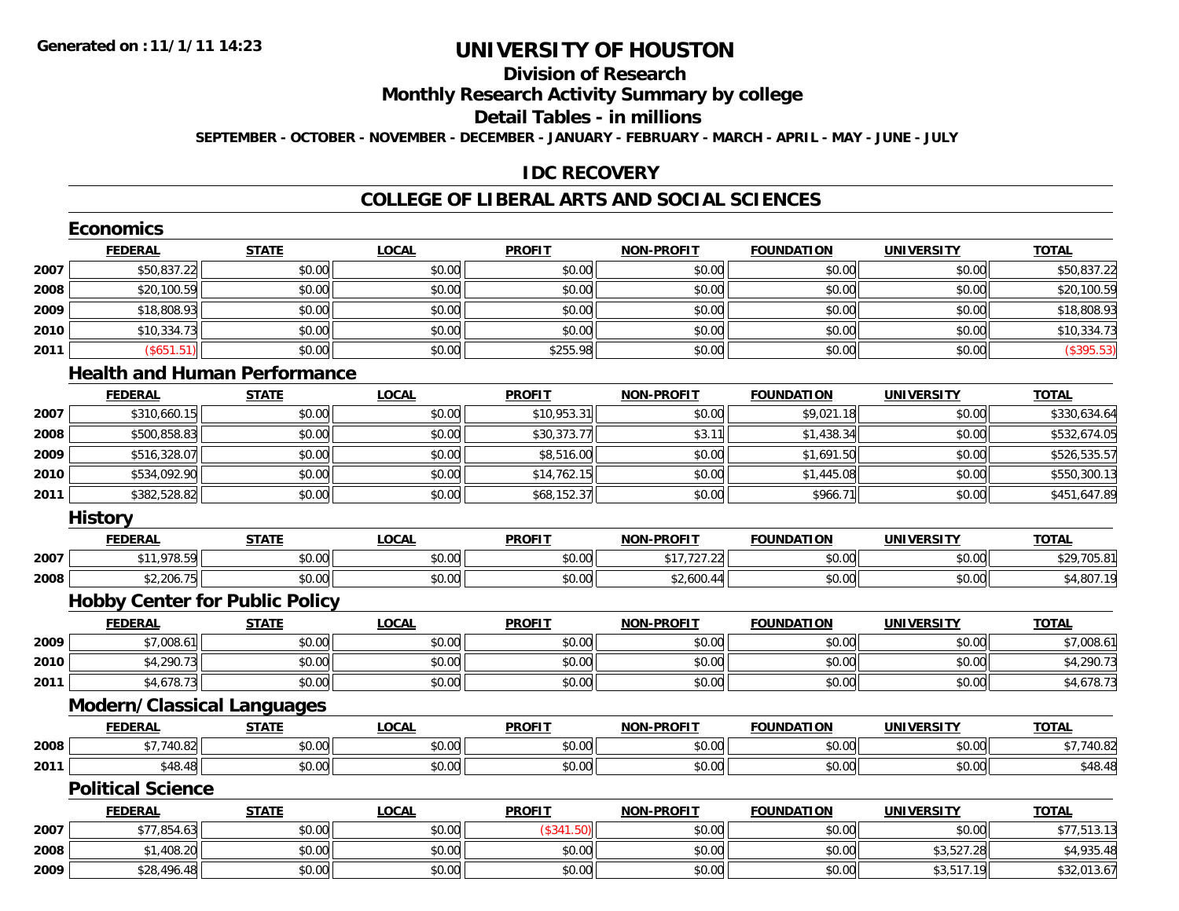# UNIVERSITY OF HOUSTON

## Division of Research

## Monthly Research Activity Summary by college

## Detail Tables - in millions

**SEPTEMBER - OCTOBER - NOVEMBER - DECEMBER - JANUARY - FEBRUARY - MARCH - APRIL - MAY - JUNE - JULY**

## IDC RECOVERY

## COLLEGE OF LIBERAL ARTS AND SOCIAL SCIENCES

### Economics

| | FEDERAL | STATE | LOCAL | PROFIT | NON-PROFIT | FOUNDATION | UNIVERSITY | TOTAL |
|---|---|---|---|---|---|---|---|---|
| 2007 | $50,837.22 | $0.00 | $0.00 | $0.00 | $0.00 | $0.00 | $0.00 | $50,837.22 |
| 2008 | $20,100.59 | $0.00 | $0.00 | $0.00 | $0.00 | $0.00 | $0.00 | $20,100.59 |
| 2009 | $18,808.93 | $0.00 | $0.00 | $0.00 | $0.00 | $0.00 | $0.00 | $18,808.93 |
| 2010 | $10,334.73 | $0.00 | $0.00 | $0.00 | $0.00 | $0.00 | $0.00 | $10,334.73 |
| 2011 | ($651.51) | $0.00 | $0.00 | $255.98 | $0.00 | $0.00 | $0.00 | ($395.53) |

### Health and Human Performance

| | FEDERAL | STATE | LOCAL | PROFIT | NON-PROFIT | FOUNDATION | UNIVERSITY | TOTAL |
|---|---|---|---|---|---|---|---|---|
| 2007 | $310,660.15 | $0.00 | $0.00 | $10,953.31 | $0.00 | $9,021.18 | $0.00 | $330,634.64 |
| 2008 | $500,858.83 | $0.00 | $0.00 | $30,373.77 | $3.11 | $1,438.34 | $0.00 | $532,674.05 |
| 2009 | $516,328.07 | $0.00 | $0.00 | $8,516.00 | $0.00 | $1,691.50 | $0.00 | $526,535.57 |
| 2010 | $534,092.90 | $0.00 | $0.00 | $14,762.15 | $0.00 | $1,445.08 | $0.00 | $550,300.13 |
| 2011 | $382,528.82 | $0.00 | $0.00 | $68,152.37 | $0.00 | $966.71 | $0.00 | $451,647.89 |

### History

| | FEDERAL | STATE | LOCAL | PROFIT | NON-PROFIT | FOUNDATION | UNIVERSITY | TOTAL |
|---|---|---|---|---|---|---|---|---|
| 2007 | $11,978.59 | $0.00 | $0.00 | $0.00 | $17,727.22 | $0.00 | $0.00 | $29,705.81 |
| 2008 | $2,206.75 | $0.00 | $0.00 | $0.00 | $2,600.44 | $0.00 | $0.00 | $4,807.19 |

### Hobby Center for Public Policy

| | FEDERAL | STATE | LOCAL | PROFIT | NON-PROFIT | FOUNDATION | UNIVERSITY | TOTAL |
|---|---|---|---|---|---|---|---|---|
| 2009 | $7,008.61 | $0.00 | $0.00 | $0.00 | $0.00 | $0.00 | $0.00 | $7,008.61 |
| 2010 | $4,290.73 | $0.00 | $0.00 | $0.00 | $0.00 | $0.00 | $0.00 | $4,290.73 |
| 2011 | $4,678.73 | $0.00 | $0.00 | $0.00 | $0.00 | $0.00 | $0.00 | $4,678.73 |

### Modern/Classical Languages

| | FEDERAL | STATE | LOCAL | PROFIT | NON-PROFIT | FOUNDATION | UNIVERSITY | TOTAL |
|---|---|---|---|---|---|---|---|---|
| 2008 | $7,740.82 | $0.00 | $0.00 | $0.00 | $0.00 | $0.00 | $0.00 | $7,740.82 |
| 2011 | $48.48 | $0.00 | $0.00 | $0.00 | $0.00 | $0.00 | $0.00 | $48.48 |

### Political Science

| | FEDERAL | STATE | LOCAL | PROFIT | NON-PROFIT | FOUNDATION | UNIVERSITY | TOTAL |
|---|---|---|---|---|---|---|---|---|
| 2007 | $77,854.63 | $0.00 | $0.00 | ($341.50) | $0.00 | $0.00 | $0.00 | $77,513.13 |
| 2008 | $1,408.20 | $0.00 | $0.00 | $0.00 | $0.00 | $0.00 | $3,527.28 | $4,935.48 |
| 2009 | $28,496.48 | $0.00 | $0.00 | $0.00 | $0.00 | $0.00 | $3,517.19 | $32,013.67 |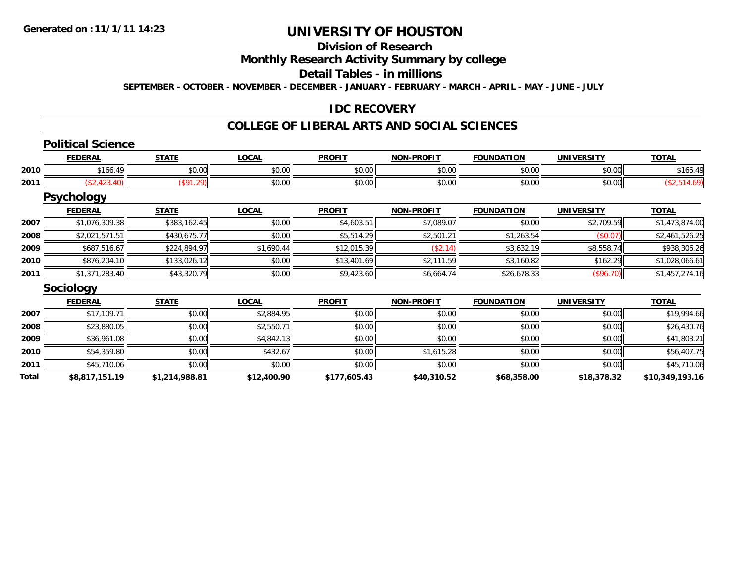Generated on :11/1/11 14:23

# UNIVERSITY OF HOUSTON

## Division of Research

## Monthly Research Activity Summary by college

## Detail Tables - in millions

SEPTEMBER - OCTOBER - NOVEMBER - DECEMBER - JANUARY - FEBRUARY - MARCH - APRIL - MAY - JUNE - JULY

## IDC RECOVERY

## COLLEGE OF LIBERAL ARTS AND SOCIAL SCIENCES

### Political Science

| | FEDERAL | STATE | LOCAL | PROFIT | NON-PROFIT | FOUNDATION | UNIVERSITY | TOTAL |
|---|---|---|---|---|---|---|---|---|
| 2010 | $166.49 | $0.00 | $0.00 | $0.00 | $0.00 | $0.00 | $0.00 | $166.49 |
| 2011 | ($2,423.40) | ($91.29) | $0.00 | $0.00 | $0.00 | $0.00 | $0.00 | ($2,514.69) |

### Psychology

| | FEDERAL | STATE | LOCAL | PROFIT | NON-PROFIT | FOUNDATION | UNIVERSITY | TOTAL |
|---|---|---|---|---|---|---|---|---|
| 2007 | $1,076,309.38 | $383,162.45 | $0.00 | $4,603.51 | $7,089.07 | $0.00 | $2,709.59 | $1,473,874.00 |
| 2008 | $2,021,571.51 | $430,675.77 | $0.00 | $5,514.29 | $2,501.21 | $1,263.54 | ($0.07) | $2,461,526.25 |
| 2009 | $687,516.67 | $224,894.97 | $1,690.44 | $12,015.39 | ($2.14) | $3,632.19 | $8,558.74 | $938,306.26 |
| 2010 | $876,204.10 | $133,026.12 | $0.00 | $13,401.69 | $2,111.59 | $3,160.82 | $162.29 | $1,028,066.61 |
| 2011 | $1,371,283.40 | $43,320.79 | $0.00 | $9,423.60 | $6,664.74 | $26,678.33 | ($96.70) | $1,457,274.16 |

### Sociology

| | FEDERAL | STATE | LOCAL | PROFIT | NON-PROFIT | FOUNDATION | UNIVERSITY | TOTAL |
|---|---|---|---|---|---|---|---|---|
| 2007 | $17,109.71 | $0.00 | $2,884.95 | $0.00 | $0.00 | $0.00 | $0.00 | $19,994.66 |
| 2008 | $23,880.05 | $0.00 | $2,550.71 | $0.00 | $0.00 | $0.00 | $0.00 | $26,430.76 |
| 2009 | $36,961.08 | $0.00 | $4,842.13 | $0.00 | $0.00 | $0.00 | $0.00 | $41,803.21 |
| 2010 | $54,359.80 | $0.00 | $432.67 | $0.00 | $1,615.28 | $0.00 | $0.00 | $56,407.75 |
| 2011 | $45,710.06 | $0.00 | $0.00 | $0.00 | $0.00 | $0.00 | $0.00 | $45,710.06 |
| **Total** | **$8,817,151.19** | **$1,214,988.81** | **$12,400.90** | **$177,605.43** | **$40,310.52** | **$68,358.00** | **$18,378.32** | **$10,349,193.16** |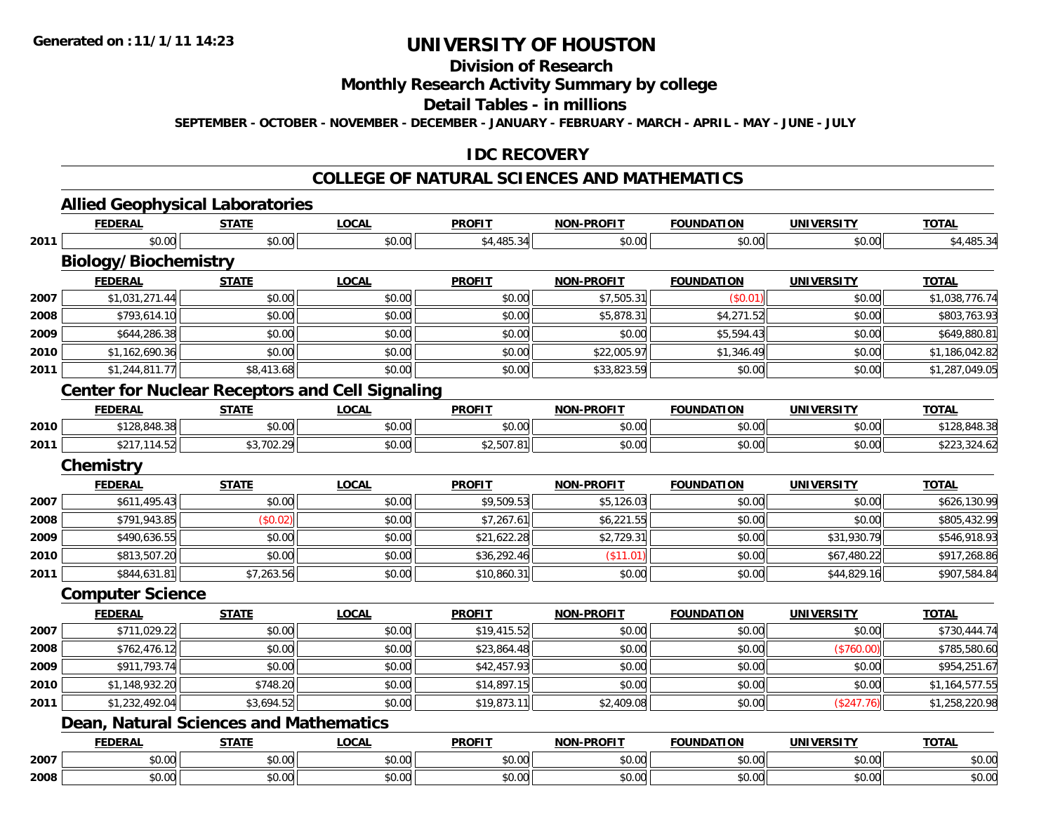**Generated on :11/1/11 14:23**

# UNIVERSITY OF HOUSTON

## Division of Research

## Monthly Research Activity Summary by college

## Detail Tables - in millions

**SEPTEMBER - OCTOBER - NOVEMBER - DECEMBER - JANUARY - FEBRUARY - MARCH - APRIL - MAY - JUNE - JULY**

## IDC RECOVERY

## COLLEGE OF NATURAL SCIENCES AND MATHEMATICS

### Allied Geophysical Laboratories

| | FEDERAL | STATE | LOCAL | PROFIT | NON-PROFIT | FOUNDATION | UNIVERSITY | TOTAL |
|---|---|---|---|---|---|---|---|---|
| 2011 | $0.00 | $0.00 | $0.00 | $4,485.34 | $0.00 | $0.00 | $0.00 | $4,485.34 |

### Biology/Biochemistry

| | FEDERAL | STATE | LOCAL | PROFIT | NON-PROFIT | FOUNDATION | UNIVERSITY | TOTAL |
|---|---|---|---|---|---|---|---|---|
| 2007 | $1,031,271.44 | $0.00 | $0.00 | $0.00 | $7,505.31 | ($0.01) | $0.00 | $1,038,776.74 |
| 2008 | $793,614.10 | $0.00 | $0.00 | $0.00 | $5,878.31 | $4,271.52 | $0.00 | $803,763.93 |
| 2009 | $644,286.38 | $0.00 | $0.00 | $0.00 | $0.00 | $5,594.43 | $0.00 | $649,880.81 |
| 2010 | $1,162,690.36 | $0.00 | $0.00 | $0.00 | $22,005.97 | $1,346.49 | $0.00 | $1,186,042.82 |
| 2011 | $1,244,811.77 | $8,413.68 | $0.00 | $0.00 | $33,823.59 | $0.00 | $0.00 | $1,287,049.05 |

### Center for Nuclear Receptors and Cell Signaling

| | FEDERAL | STATE | LOCAL | PROFIT | NON-PROFIT | FOUNDATION | UNIVERSITY | TOTAL |
|---|---|---|---|---|---|---|---|---|
| 2010 | $128,848.38 | $0.00 | $0.00 | $0.00 | $0.00 | $0.00 | $0.00 | $128,848.38 |
| 2011 | $217,114.52 | $3,702.29 | $0.00 | $2,507.81 | $0.00 | $0.00 | $0.00 | $223,324.62 |

### Chemistry

| | FEDERAL | STATE | LOCAL | PROFIT | NON-PROFIT | FOUNDATION | UNIVERSITY | TOTAL |
|---|---|---|---|---|---|---|---|---|
| 2007 | $611,495.43 | $0.00 | $0.00 | $9,509.53 | $5,126.03 | $0.00 | $0.00 | $626,130.99 |
| 2008 | $791,943.85 | ($0.02) | $0.00 | $7,267.61 | $6,221.55 | $0.00 | $0.00 | $805,432.99 |
| 2009 | $490,636.55 | $0.00 | $0.00 | $21,622.28 | $2,729.31 | $0.00 | $31,930.79 | $546,918.93 |
| 2010 | $813,507.20 | $0.00 | $0.00 | $36,292.46 | ($11.01) | $0.00 | $67,480.22 | $917,268.86 |
| 2011 | $844,631.81 | $7,263.56 | $0.00 | $10,860.31 | $0.00 | $0.00 | $44,829.16 | $907,584.84 |

### Computer Science

| | FEDERAL | STATE | LOCAL | PROFIT | NON-PROFIT | FOUNDATION | UNIVERSITY | TOTAL |
|---|---|---|---|---|---|---|---|---|
| 2007 | $711,029.22 | $0.00 | $0.00 | $19,415.52 | $0.00 | $0.00 | $0.00 | $730,444.74 |
| 2008 | $762,476.12 | $0.00 | $0.00 | $23,864.48 | $0.00 | $0.00 | ($760.00) | $785,580.60 |
| 2009 | $911,793.74 | $0.00 | $0.00 | $42,457.93 | $0.00 | $0.00 | $0.00 | $954,251.67 |
| 2010 | $1,148,932.20 | $748.20 | $0.00 | $14,897.15 | $0.00 | $0.00 | $0.00 | $1,164,577.55 |
| 2011 | $1,232,492.04 | $3,694.52 | $0.00 | $19,873.11 | $2,409.08 | $0.00 | ($247.76) | $1,258,220.98 |

### Dean, Natural Sciences and Mathematics

| | FEDERAL | STATE | LOCAL | PROFIT | NON-PROFIT | FOUNDATION | UNIVERSITY | TOTAL |
|---|---|---|---|---|---|---|---|---|
| 2007 | $0.00 | $0.00 | $0.00 | $0.00 | $0.00 | $0.00 | $0.00 | $0.00 |
| 2008 | $0.00 | $0.00 | $0.00 | $0.00 | $0.00 | $0.00 | $0.00 | $0.00 |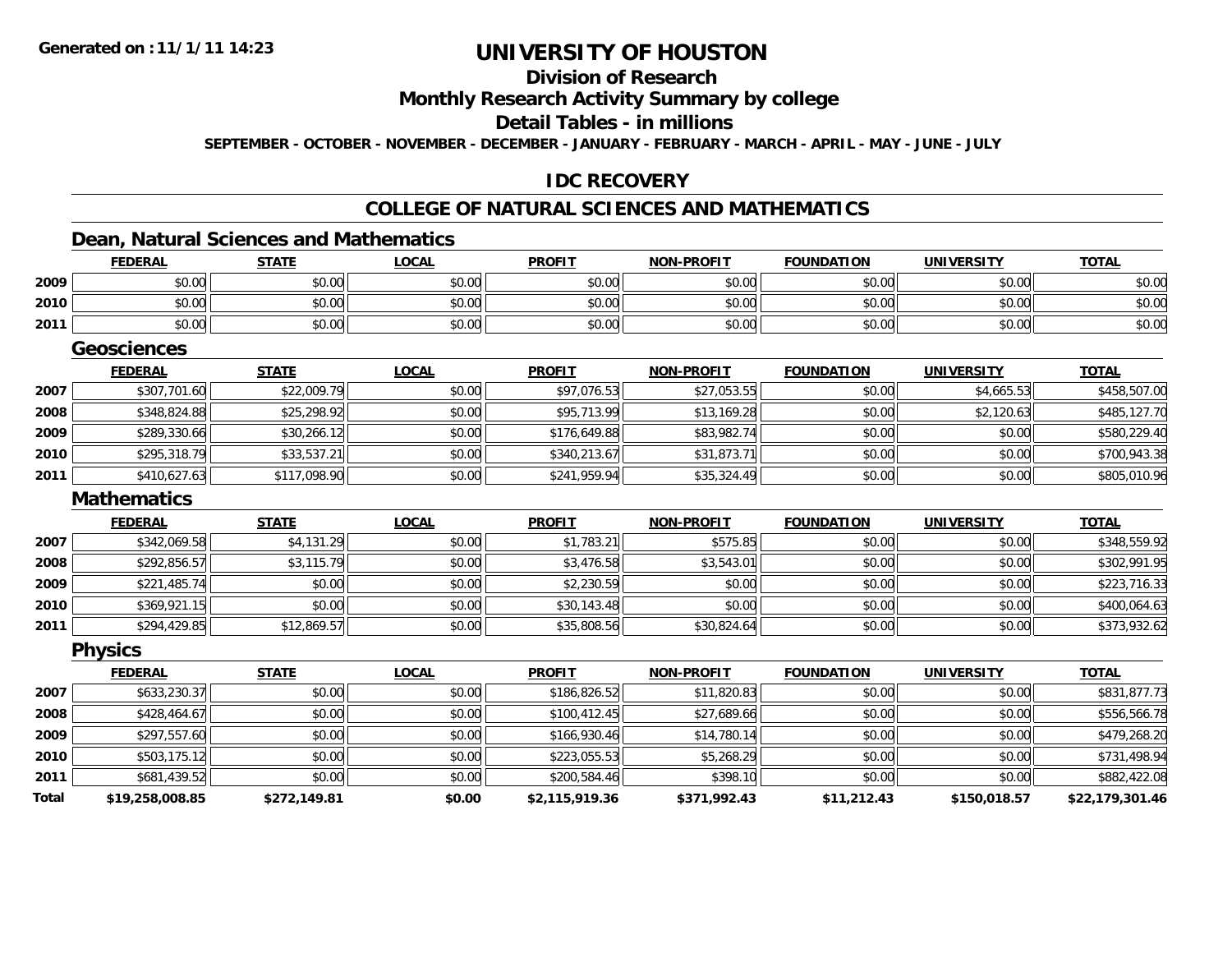# UNIVERSITY OF HOUSTON

## Division of Research

## Monthly Research Activity Summary by college

## Detail Tables - in millions

SEPTEMBER - OCTOBER - NOVEMBER - DECEMBER - JANUARY - FEBRUARY - MARCH - APRIL - MAY - JUNE - JULY

Generated on : 11/1/11 14:23

## IDC RECOVERY

## COLLEGE OF NATURAL SCIENCES AND MATHEMATICS

### Dean, Natural Sciences and Mathematics

| | FEDERAL | STATE | LOCAL | PROFIT | NON-PROFIT | FOUNDATION | UNIVERSITY | TOTAL |
|---|---|---|---|---|---|---|---|---|
| 2009 | $0.00 | $0.00 | $0.00 | $0.00 | $0.00 | $0.00 | $0.00 | $0.00 |
| 2010 | $0.00 | $0.00 | $0.00 | $0.00 | $0.00 | $0.00 | $0.00 | $0.00 |
| 2011 | $0.00 | $0.00 | $0.00 | $0.00 | $0.00 | $0.00 | $0.00 | $0.00 |

### Geosciences

| | FEDERAL | STATE | LOCAL | PROFIT | NON-PROFIT | FOUNDATION | UNIVERSITY | TOTAL |
|---|---|---|---|---|---|---|---|---|
| 2007 | $307,701.60 | $22,009.79 | $0.00 | $97,076.53 | $27,053.55 | $0.00 | $4,665.53 | $458,507.00 |
| 2008 | $348,824.88 | $25,298.92 | $0.00 | $95,713.99 | $13,169.28 | $0.00 | $2,120.63 | $485,127.70 |
| 2009 | $289,330.66 | $30,266.12 | $0.00 | $176,649.88 | $83,982.74 | $0.00 | $0.00 | $580,229.40 |
| 2010 | $295,318.79 | $33,537.21 | $0.00 | $340,213.67 | $31,873.71 | $0.00 | $0.00 | $700,943.38 |
| 2011 | $410,627.63 | $117,098.90 | $0.00 | $241,959.94 | $35,324.49 | $0.00 | $0.00 | $805,010.96 |

### Mathematics

| | FEDERAL | STATE | LOCAL | PROFIT | NON-PROFIT | FOUNDATION | UNIVERSITY | TOTAL |
|---|---|---|---|---|---|---|---|---|
| 2007 | $342,069.58 | $4,131.29 | $0.00 | $1,783.21 | $575.85 | $0.00 | $0.00 | $348,559.92 |
| 2008 | $292,856.57 | $3,115.79 | $0.00 | $3,476.58 | $3,543.01 | $0.00 | $0.00 | $302,991.95 |
| 2009 | $221,485.74 | $0.00 | $0.00 | $2,230.59 | $0.00 | $0.00 | $0.00 | $223,716.33 |
| 2010 | $369,921.15 | $0.00 | $0.00 | $30,143.48 | $0.00 | $0.00 | $0.00 | $400,064.63 |
| 2011 | $294,429.85 | $12,869.57 | $0.00 | $35,808.56 | $30,824.64 | $0.00 | $0.00 | $373,932.62 |

### Physics

| | FEDERAL | STATE | LOCAL | PROFIT | NON-PROFIT | FOUNDATION | UNIVERSITY | TOTAL |
|---|---|---|---|---|---|---|---|---|
| 2007 | $633,230.37 | $0.00 | $0.00 | $186,826.52 | $11,820.83 | $0.00 | $0.00 | $831,877.73 |
| 2008 | $428,464.67 | $0.00 | $0.00 | $100,412.45 | $27,689.66 | $0.00 | $0.00 | $556,566.78 |
| 2009 | $297,557.60 | $0.00 | $0.00 | $166,930.46 | $14,780.14 | $0.00 | $0.00 | $479,268.20 |
| 2010 | $503,175.12 | $0.00 | $0.00 | $223,055.53 | $5,268.29 | $0.00 | $0.00 | $731,498.94 |
| 2011 | $681,439.52 | $0.00 | $0.00 | $200,584.46 | $398.10 | $0.00 | $0.00 | $882,422.08 |
| **Total** | **$19,258,008.85** | **$272,149.81** | **$0.00** | **$2,115,919.36** | **$371,992.43** | **$11,212.43** | **$150,018.57** | **$22,179,301.46** |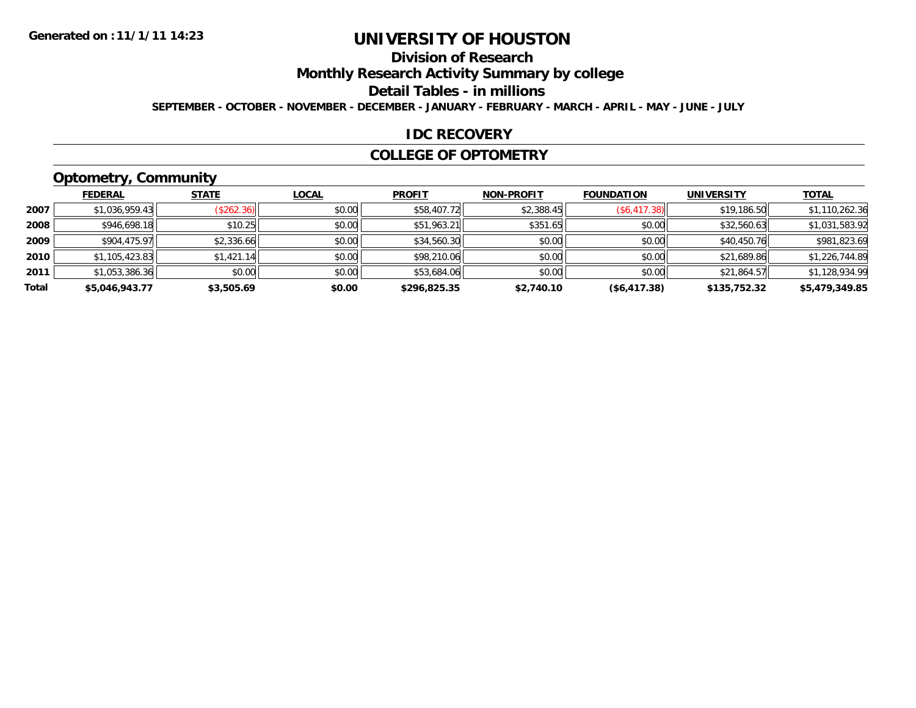Generated on :11/1/11 14:23

# UNIVERSITY OF HOUSTON

## Division of Research

## Monthly Research Activity Summary by college

## Detail Tables - in millions

**SEPTEMBER - OCTOBER - NOVEMBER - DECEMBER - JANUARY - FEBRUARY - MARCH - APRIL - MAY - JUNE - JULY**

## IDC RECOVERY

## COLLEGE OF OPTOMETRY

### Optometry, Community

| | FEDERAL | STATE | LOCAL | PROFIT | NON-PROFIT | FOUNDATION | UNIVERSITY | TOTAL |
|---|---|---|---|---|---|---|---|---|
| 2007 | $1,036,959.43 | ($262.36) | $0.00 | $58,407.72 | $2,388.45 | ($6,417.38) | $19,186.50 | $1,110,262.36 |
| 2008 | $946,698.18 | $10.25 | $0.00 | $51,963.21 | $351.65 | $0.00 | $32,560.63 | $1,031,583.92 |
| 2009 | $904,475.97 | $2,336.66 | $0.00 | $34,560.30 | $0.00 | $0.00 | $40,450.76 | $981,823.69 |
| 2010 | $1,105,423.83 | $1,421.14 | $0.00 | $98,210.06 | $0.00 | $0.00 | $21,689.86 | $1,226,744.89 |
| 2011 | $1,053,386.36 | $0.00 | $0.00 | $53,684.06 | $0.00 | $0.00 | $21,864.57 | $1,128,934.99 |
| **Total** | **$5,046,943.77** | **$3,505.69** | **$0.00** | **$296,825.35** | **$2,740.10** | **($6,417.38)** | **$135,752.32** | **$5,479,349.85** |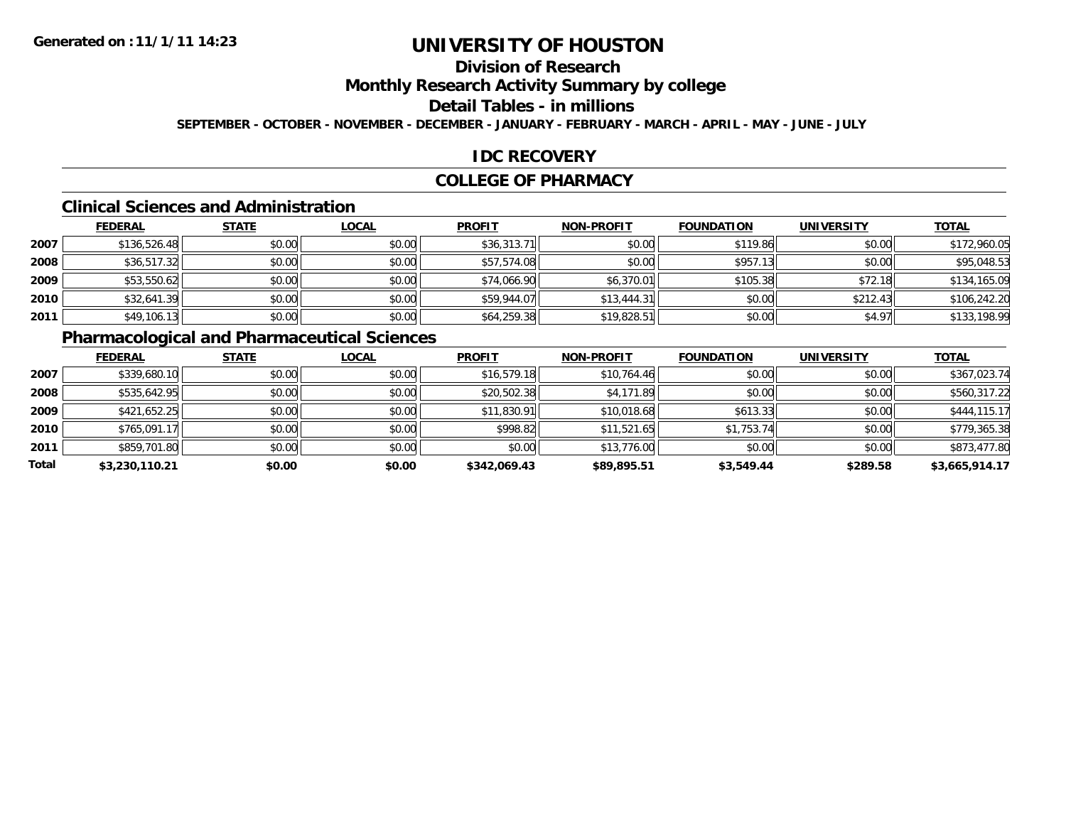**Generated on :11/1/11 14:23**

# UNIVERSITY OF HOUSTON

## Division of Research

## Monthly Research Activity Summary by college

## Detail Tables - in millions

**SEPTEMBER - OCTOBER - NOVEMBER - DECEMBER - JANUARY - FEBRUARY - MARCH - APRIL - MAY - JUNE - JULY**

## IDC RECOVERY

## COLLEGE OF PHARMACY

### Clinical Sciences and Administration

| | FEDERAL | STATE | LOCAL | PROFIT | NON-PROFIT | FOUNDATION | UNIVERSITY | TOTAL |
|---|---|---|---|---|---|---|---|---|
| 2007 | $136,526.48 | $0.00 | $0.00 | $36,313.71 | $0.00 | $119.86 | $0.00 | $172,960.05 |
| 2008 | $36,517.32 | $0.00 | $0.00 | $57,574.08 | $0.00 | $957.13 | $0.00 | $95,048.53 |
| 2009 | $53,550.62 | $0.00 | $0.00 | $74,066.90 | $6,370.01 | $105.38 | $72.18 | $134,165.09 |
| 2010 | $32,641.39 | $0.00 | $0.00 | $59,944.07 | $13,444.31 | $0.00 | $212.43 | $106,242.20 |
| 2011 | $49,106.13 | $0.00 | $0.00 | $64,259.38 | $19,828.51 | $0.00 | $4.97 | $133,198.99 |

### Pharmacological and Pharmaceutical Sciences

| | FEDERAL | STATE | LOCAL | PROFIT | NON-PROFIT | FOUNDATION | UNIVERSITY | TOTAL |
|---|---|---|---|---|---|---|---|---|
| 2007 | $339,680.10 | $0.00 | $0.00 | $16,579.18 | $10,764.46 | $0.00 | $0.00 | $367,023.74 |
| 2008 | $535,642.95 | $0.00 | $0.00 | $20,502.38 | $4,171.89 | $0.00 | $0.00 | $560,317.22 |
| 2009 | $421,652.25 | $0.00 | $0.00 | $11,830.91 | $10,018.68 | $613.33 | $0.00 | $444,115.17 |
| 2010 | $765,091.17 | $0.00 | $0.00 | $998.82 | $11,521.65 | $1,753.74 | $0.00 | $779,365.38 |
| 2011 | $859,701.80 | $0.00 | $0.00 | $0.00 | $13,776.00 | $0.00 | $0.00 | $873,477.80 |
| **Total** | **$3,230,110.21** | **$0.00** | **$0.00** | **$342,069.43** | **$89,895.51** | **$3,549.44** | **$289.58** | **$3,665,914.17** |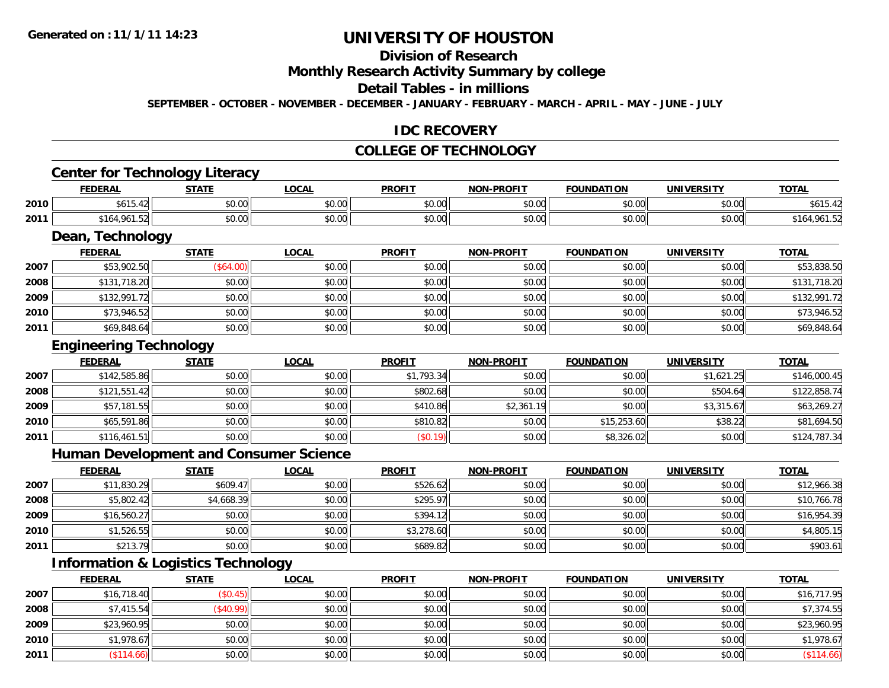**Generated on :11/1/11 14:23**

# UNIVERSITY OF HOUSTON

## Division of Research

## Monthly Research Activity Summary by college

## Detail Tables - in millions

**SEPTEMBER - OCTOBER - NOVEMBER - DECEMBER - JANUARY - FEBRUARY - MARCH - APRIL - MAY - JUNE - JULY**

## IDC RECOVERY

## COLLEGE OF TECHNOLOGY

### Center for Technology Literacy

| | FEDERAL | STATE | LOCAL | PROFIT | NON-PROFIT | FOUNDATION | UNIVERSITY | TOTAL |
|---|---|---|---|---|---|---|---|---|
| 2010 | $615.42 | $0.00 | $0.00 | $0.00 | $0.00 | $0.00 | $0.00 | $615.42 |
| 2011 | $164,961.52 | $0.00 | $0.00 | $0.00 | $0.00 | $0.00 | $0.00 | $164,961.52 |

### Dean, Technology

| | FEDERAL | STATE | LOCAL | PROFIT | NON-PROFIT | FOUNDATION | UNIVERSITY | TOTAL |
|---|---|---|---|---|---|---|---|---|
| 2007 | $53,902.50 | ($64.00) | $0.00 | $0.00 | $0.00 | $0.00 | $0.00 | $53,838.50 |
| 2008 | $131,718.20 | $0.00 | $0.00 | $0.00 | $0.00 | $0.00 | $0.00 | $131,718.20 |
| 2009 | $132,991.72 | $0.00 | $0.00 | $0.00 | $0.00 | $0.00 | $0.00 | $132,991.72 |
| 2010 | $73,946.52 | $0.00 | $0.00 | $0.00 | $0.00 | $0.00 | $0.00 | $73,946.52 |
| 2011 | $69,848.64 | $0.00 | $0.00 | $0.00 | $0.00 | $0.00 | $0.00 | $69,848.64 |

### Engineering Technology

| | FEDERAL | STATE | LOCAL | PROFIT | NON-PROFIT | FOUNDATION | UNIVERSITY | TOTAL |
|---|---|---|---|---|---|---|---|---|
| 2007 | $142,585.86 | $0.00 | $0.00 | $1,793.34 | $0.00 | $0.00 | $1,621.25 | $146,000.45 |
| 2008 | $121,551.42 | $0.00 | $0.00 | $802.68 | $0.00 | $0.00 | $504.64 | $122,858.74 |
| 2009 | $57,181.55 | $0.00 | $0.00 | $410.86 | $2,361.19 | $0.00 | $3,315.67 | $63,269.27 |
| 2010 | $65,591.86 | $0.00 | $0.00 | $810.82 | $0.00 | $15,253.60 | $38.22 | $81,694.50 |
| 2011 | $116,461.51 | $0.00 | $0.00 | ($0.19) | $0.00 | $8,326.02 | $0.00 | $124,787.34 |

### Human Development and Consumer Science

| | FEDERAL | STATE | LOCAL | PROFIT | NON-PROFIT | FOUNDATION | UNIVERSITY | TOTAL |
|---|---|---|---|---|---|---|---|---|
| 2007 | $11,830.29 | $609.47 | $0.00 | $526.62 | $0.00 | $0.00 | $0.00 | $12,966.38 |
| 2008 | $5,802.42 | $4,668.39 | $0.00 | $295.97 | $0.00 | $0.00 | $0.00 | $10,766.78 |
| 2009 | $16,560.27 | $0.00 | $0.00 | $394.12 | $0.00 | $0.00 | $0.00 | $16,954.39 |
| 2010 | $1,526.55 | $0.00 | $0.00 | $3,278.60 | $0.00 | $0.00 | $0.00 | $4,805.15 |
| 2011 | $213.79 | $0.00 | $0.00 | $689.82 | $0.00 | $0.00 | $0.00 | $903.61 |

### Information & Logistics Technology

| | FEDERAL | STATE | LOCAL | PROFIT | NON-PROFIT | FOUNDATION | UNIVERSITY | TOTAL |
|---|---|---|---|---|---|---|---|---|
| 2007 | $16,718.40 | ($0.45) | $0.00 | $0.00 | $0.00 | $0.00 | $0.00 | $16,717.95 |
| 2008 | $7,415.54 | ($40.99) | $0.00 | $0.00 | $0.00 | $0.00 | $0.00 | $7,374.55 |
| 2009 | $23,960.95 | $0.00 | $0.00 | $0.00 | $0.00 | $0.00 | $0.00 | $23,960.95 |
| 2010 | $1,978.67 | $0.00 | $0.00 | $0.00 | $0.00 | $0.00 | $0.00 | $1,978.67 |
| 2011 | ($114.66) | $0.00 | $0.00 | $0.00 | $0.00 | $0.00 | $0.00 | ($114.66) |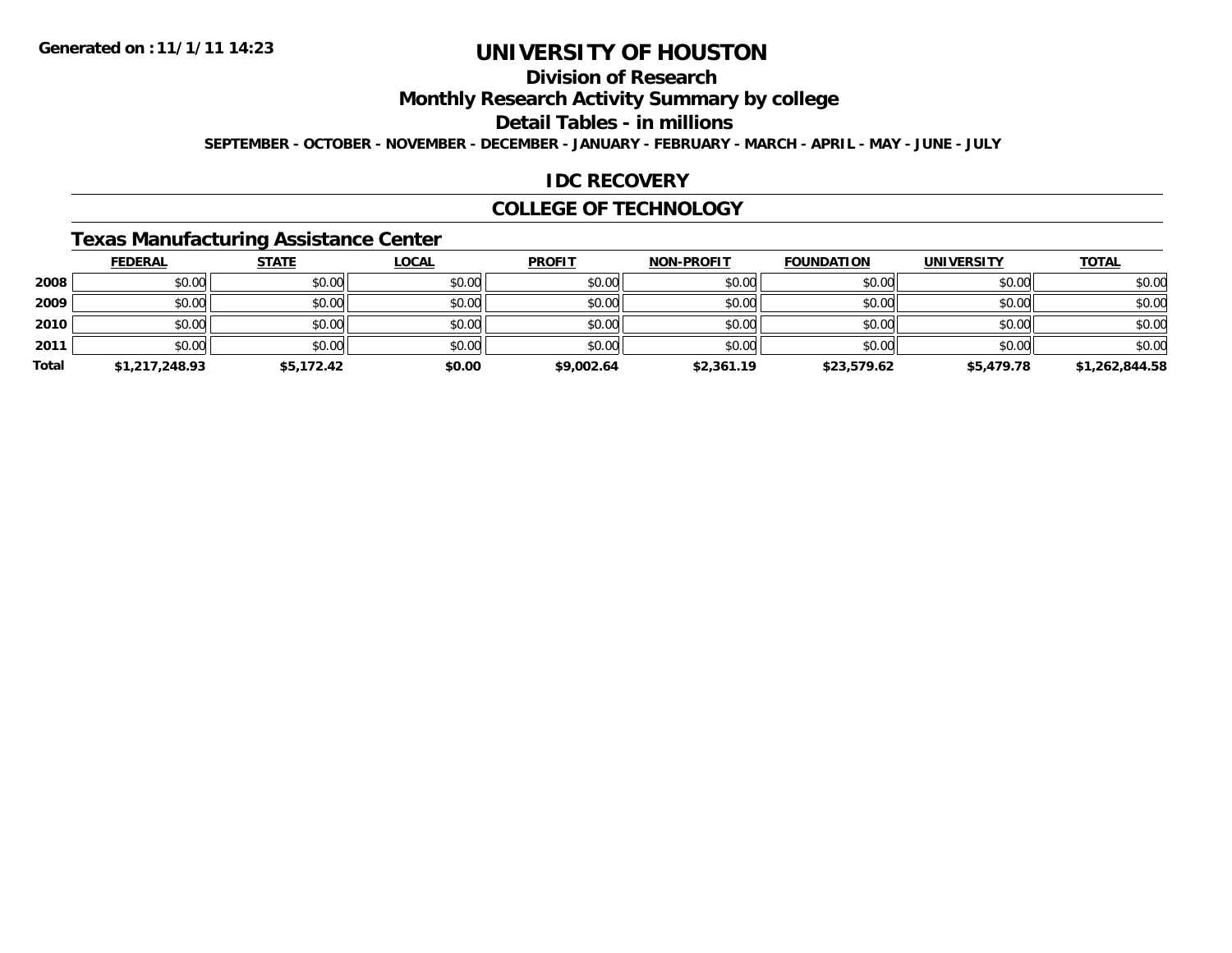Generated on :11/1/11 14:23

# UNIVERSITY OF HOUSTON

## Division of Research

## Monthly Research Activity Summary by college

## Detail Tables - in millions

**SEPTEMBER - OCTOBER - NOVEMBER - DECEMBER - JANUARY - FEBRUARY - MARCH - APRIL - MAY - JUNE - JULY**

## IDC RECOVERY

## COLLEGE OF TECHNOLOGY

### Texas Manufacturing Assistance Center

| | FEDERAL | STATE | LOCAL | PROFIT | NON-PROFIT | FOUNDATION | UNIVERSITY | TOTAL |
|---|---|---|---|---|---|---|---|---|
| 2008 | $0.00 | $0.00 | $0.00 | $0.00 | $0.00 | $0.00 | $0.00 | $0.00 |
| 2009 | $0.00 | $0.00 | $0.00 | $0.00 | $0.00 | $0.00 | $0.00 | $0.00 |
| 2010 | $0.00 | $0.00 | $0.00 | $0.00 | $0.00 | $0.00 | $0.00 | $0.00 |
| 2011 | $0.00 | $0.00 | $0.00 | $0.00 | $0.00 | $0.00 | $0.00 | $0.00 |
| Total | $1,217,248.93 | $5,172.42 | $0.00 | $9,002.64 | $2,361.19 | $23,579.62 | $5,479.78 | $1,262,844.58 |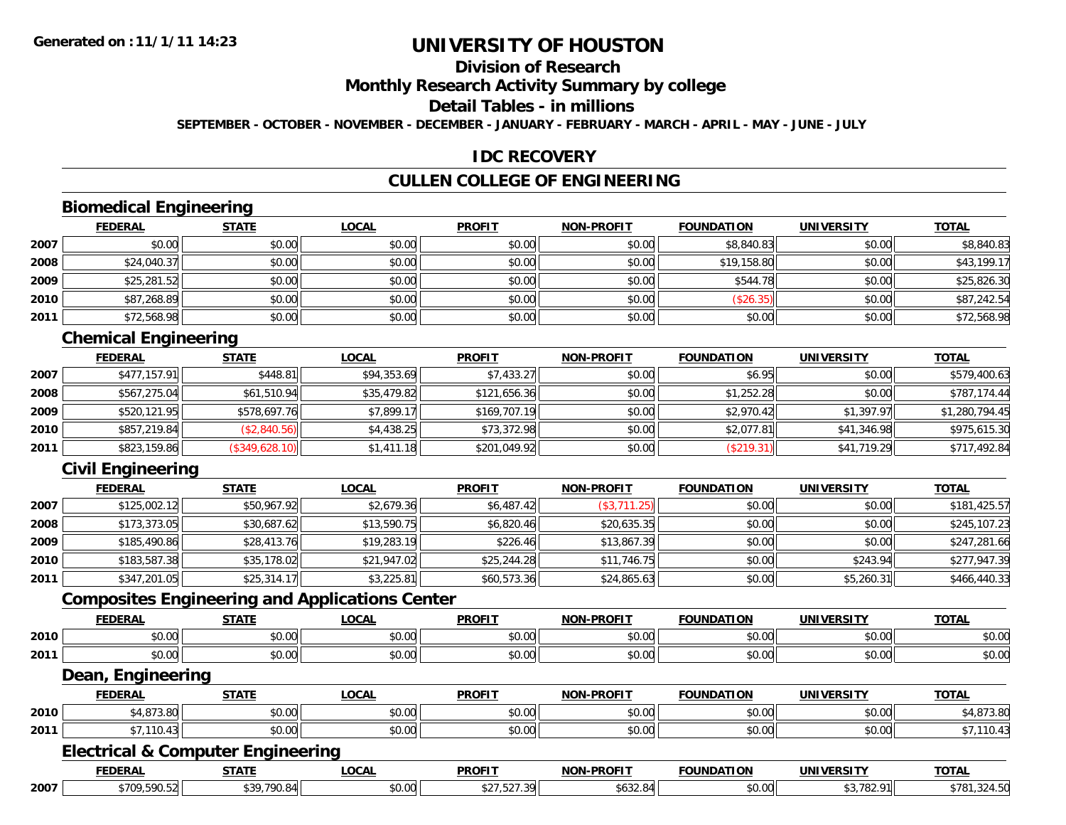# UNIVERSITY OF HOUSTON

## Division of Research

## Monthly Research Activity Summary by college

## Detail Tables - in millions

**SEPTEMBER - OCTOBER - NOVEMBER - DECEMBER - JANUARY - FEBRUARY - MARCH - APRIL - MAY - JUNE - JULY**

Generated on : 11/1/11 14:23

## IDC RECOVERY

## CULLEN COLLEGE OF ENGINEERING

### Biomedical Engineering

| | FEDERAL | STATE | LOCAL | PROFIT | NON-PROFIT | FOUNDATION | UNIVERSITY | TOTAL |
|---|---|---|---|---|---|---|---|---|
| 2007 | $0.00 | $0.00 | $0.00 | $0.00 | $0.00 | $8,840.83 | $0.00 | $8,840.83 |
| 2008 | $24,040.37 | $0.00 | $0.00 | $0.00 | $0.00 | $19,158.80 | $0.00 | $43,199.17 |
| 2009 | $25,281.52 | $0.00 | $0.00 | $0.00 | $0.00 | $544.78 | $0.00 | $25,826.30 |
| 2010 | $87,268.89 | $0.00 | $0.00 | $0.00 | $0.00 | ($26.35) | $0.00 | $87,242.54 |
| 2011 | $72,568.98 | $0.00 | $0.00 | $0.00 | $0.00 | $0.00 | $0.00 | $72,568.98 |

### Chemical Engineering

| | FEDERAL | STATE | LOCAL | PROFIT | NON-PROFIT | FOUNDATION | UNIVERSITY | TOTAL |
|---|---|---|---|---|---|---|---|---|
| 2007 | $477,157.91 | $448.81 | $94,353.69 | $7,433.27 | $0.00 | $6.95 | $0.00 | $579,400.63 |
| 2008 | $567,275.04 | $61,510.94 | $35,479.82 | $121,656.36 | $0.00 | $1,252.28 | $0.00 | $787,174.44 |
| 2009 | $520,121.95 | $578,697.76 | $7,899.17 | $169,707.19 | $0.00 | $2,970.42 | $1,397.97 | $1,280,794.45 |
| 2010 | $857,219.84 | ($2,840.56) | $4,438.25 | $73,372.98 | $0.00 | $2,077.81 | $41,346.98 | $975,615.30 |
| 2011 | $823,159.86 | ($349,628.10) | $1,411.18 | $201,049.92 | $0.00 | ($219.31) | $41,719.29 | $717,492.84 |

### Civil Engineering

| | FEDERAL | STATE | LOCAL | PROFIT | NON-PROFIT | FOUNDATION | UNIVERSITY | TOTAL |
|---|---|---|---|---|---|---|---|---|
| 2007 | $125,002.12 | $50,967.92 | $2,679.36 | $6,487.42 | ($3,711.25) | $0.00 | $0.00 | $181,425.57 |
| 2008 | $173,373.05 | $30,687.62 | $13,590.75 | $6,820.46 | $20,635.35 | $0.00 | $0.00 | $245,107.23 |
| 2009 | $185,490.86 | $28,413.76 | $19,283.19 | $226.46 | $13,867.39 | $0.00 | $0.00 | $247,281.66 |
| 2010 | $183,587.38 | $35,178.02 | $21,947.02 | $25,244.28 | $11,746.75 | $0.00 | $243.94 | $277,947.39 |
| 2011 | $347,201.05 | $25,314.17 | $3,225.81 | $60,573.36 | $24,865.63 | $0.00 | $5,260.31 | $466,440.33 |

### Composites Engineering and Applications Center

| | FEDERAL | STATE | LOCAL | PROFIT | NON-PROFIT | FOUNDATION | UNIVERSITY | TOTAL |
|---|---|---|---|---|---|---|---|---|
| 2010 | $0.00 | $0.00 | $0.00 | $0.00 | $0.00 | $0.00 | $0.00 | $0.00 |
| 2011 | $0.00 | $0.00 | $0.00 | $0.00 | $0.00 | $0.00 | $0.00 | $0.00 |

### Dean, Engineering

| | FEDERAL | STATE | LOCAL | PROFIT | NON-PROFIT | FOUNDATION | UNIVERSITY | TOTAL |
|---|---|---|---|---|---|---|---|---|
| 2010 | $4,873.80 | $0.00 | $0.00 | $0.00 | $0.00 | $0.00 | $0.00 | $4,873.80 |
| 2011 | $7,110.43 | $0.00 | $0.00 | $0.00 | $0.00 | $0.00 | $0.00 | $7,110.43 |

### Electrical & Computer Engineering

| | FEDERAL | STATE | LOCAL | PROFIT | NON-PROFIT | FOUNDATION | UNIVERSITY | TOTAL |
|---|---|---|---|---|---|---|---|---|
| 2007 | $709,590.52 | $39,790.84 | $0.00 | $27,527.39 | $632.84 | $0.00 | $3,782.91 | $781,324.50 |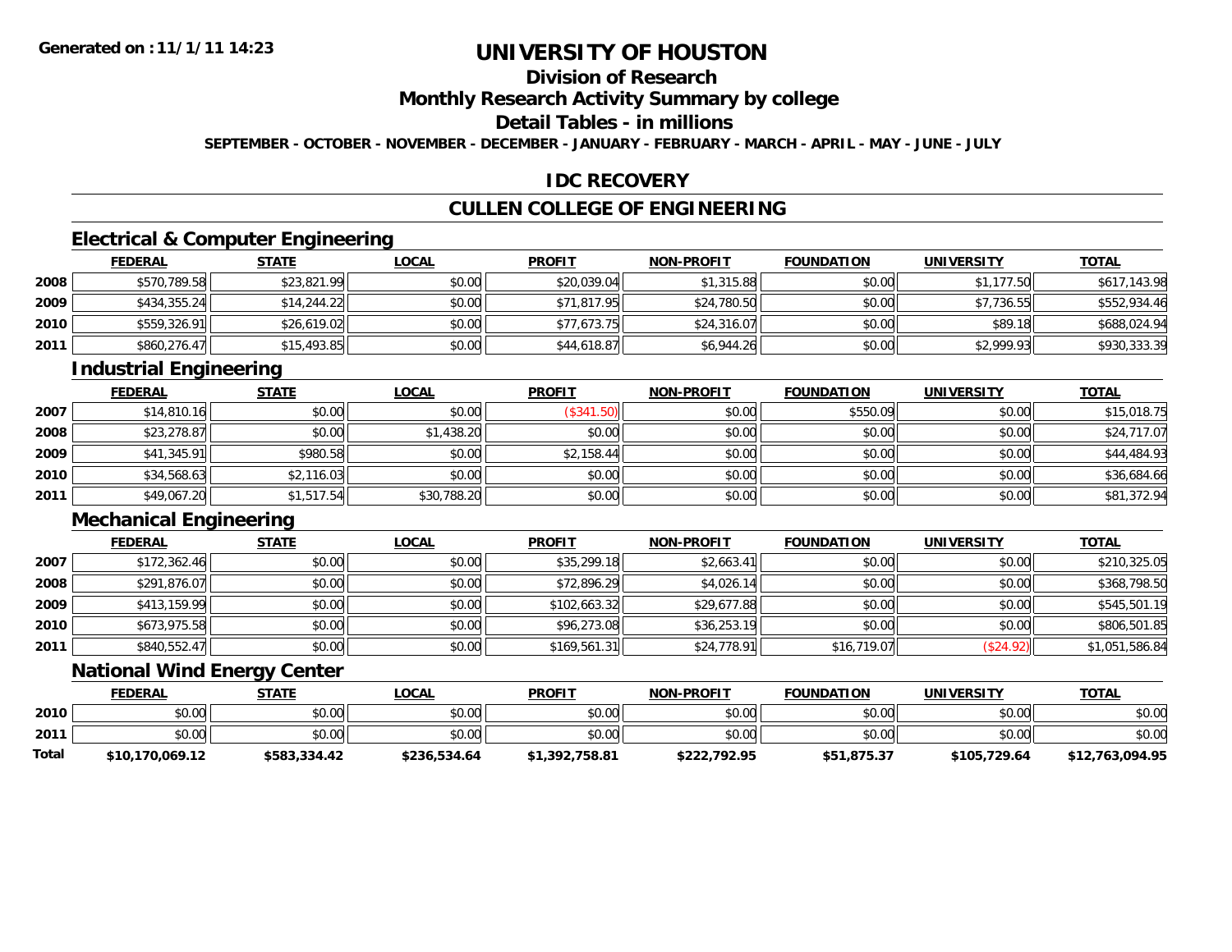**Generated on :11/1/11 14:23**

# UNIVERSITY OF HOUSTON

## Division of Research

## Monthly Research Activity Summary by college

## Detail Tables - in millions

**SEPTEMBER - OCTOBER - NOVEMBER - DECEMBER - JANUARY - FEBRUARY - MARCH - APRIL - MAY - JUNE - JULY**

## IDC RECOVERY

## CULLEN COLLEGE OF ENGINEERING

### Electrical & Computer Engineering

| | FEDERAL | STATE | LOCAL | PROFIT | NON-PROFIT | FOUNDATION | UNIVERSITY | TOTAL |
|---|---|---|---|---|---|---|---|---|
| 2008 | $570,789.58 | $23,821.99 | $0.00 | $20,039.04 | $1,315.88 | $0.00 | $1,177.50 | $617,143.98 |
| 2009 | $434,355.24 | $14,244.22 | $0.00 | $71,817.95 | $24,780.50 | $0.00 | $7,736.55 | $552,934.46 |
| 2010 | $559,326.91 | $26,619.02 | $0.00 | $77,673.75 | $24,316.07 | $0.00 | $89.18 | $688,024.94 |
| 2011 | $860,276.47 | $15,493.85 | $0.00 | $44,618.87 | $6,944.26 | $0.00 | $2,999.93 | $930,333.39 |

### Industrial Engineering

| | FEDERAL | STATE | LOCAL | PROFIT | NON-PROFIT | FOUNDATION | UNIVERSITY | TOTAL |
|---|---|---|---|---|---|---|---|---|
| 2007 | $14,810.16 | $0.00 | $0.00 | ($341.50) | $0.00 | $550.09 | $0.00 | $15,018.75 |
| 2008 | $23,278.87 | $0.00 | $1,438.20 | $0.00 | $0.00 | $0.00 | $0.00 | $24,717.07 |
| 2009 | $41,345.91 | $980.58 | $0.00 | $2,158.44 | $0.00 | $0.00 | $0.00 | $44,484.93 |
| 2010 | $34,568.63 | $2,116.03 | $0.00 | $0.00 | $0.00 | $0.00 | $0.00 | $36,684.66 |
| 2011 | $49,067.20 | $1,517.54 | $30,788.20 | $0.00 | $0.00 | $0.00 | $0.00 | $81,372.94 |

### Mechanical Engineering

| | FEDERAL | STATE | LOCAL | PROFIT | NON-PROFIT | FOUNDATION | UNIVERSITY | TOTAL |
|---|---|---|---|---|---|---|---|---|
| 2007 | $172,362.46 | $0.00 | $0.00 | $35,299.18 | $2,663.41 | $0.00 | $0.00 | $210,325.05 |
| 2008 | $291,876.07 | $0.00 | $0.00 | $72,896.29 | $4,026.14 | $0.00 | $0.00 | $368,798.50 |
| 2009 | $413,159.99 | $0.00 | $0.00 | $102,663.32 | $29,677.88 | $0.00 | $0.00 | $545,501.19 |
| 2010 | $673,975.58 | $0.00 | $0.00 | $96,273.08 | $36,253.19 | $0.00 | $0.00 | $806,501.85 |
| 2011 | $840,552.47 | $0.00 | $0.00 | $169,561.31 | $24,778.91 | $16,719.07 | ($24.92) | $1,051,586.84 |

### National Wind Energy Center

| | FEDERAL | STATE | LOCAL | PROFIT | NON-PROFIT | FOUNDATION | UNIVERSITY | TOTAL |
|---|---|---|---|---|---|---|---|---|
| 2010 | $0.00 | $0.00 | $0.00 | $0.00 | $0.00 | $0.00 | $0.00 | $0.00 |
| 2011 | $0.00 | $0.00 | $0.00 | $0.00 | $0.00 | $0.00 | $0.00 | $0.00 |
| **Total** | **$10,170,069.12** | **$583,334.42** | **$236,534.64** | **$1,392,758.81** | **$222,792.95** | **$51,875.37** | **$105,729.64** | **$12,763,094.95** |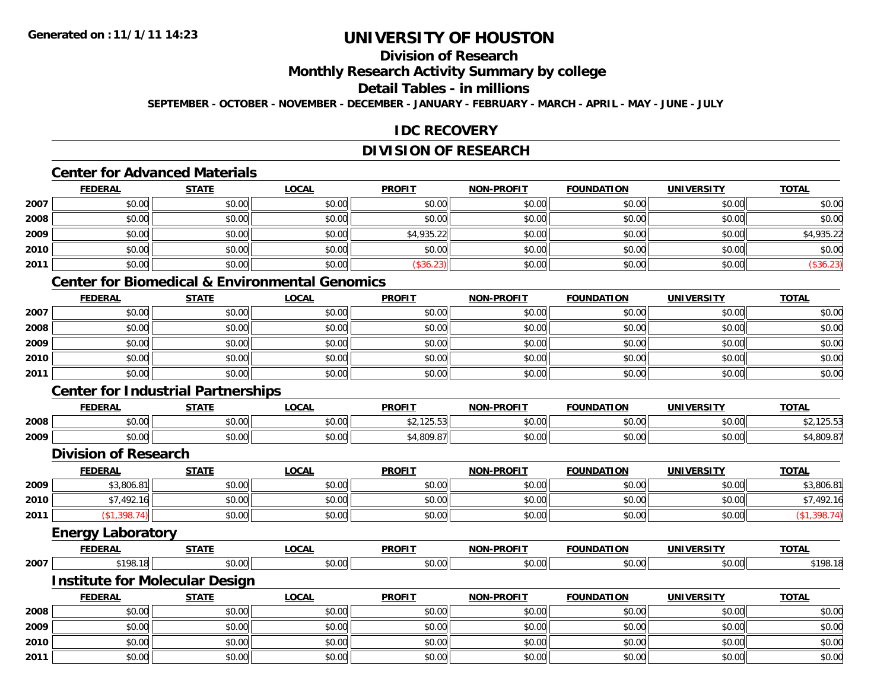Generated on :11/1/11 14:23

# UNIVERSITY OF HOUSTON

## Division of Research

## Monthly Research Activity Summary by college

## Detail Tables - in millions

**SEPTEMBER - OCTOBER - NOVEMBER - DECEMBER - JANUARY - FEBRUARY - MARCH - APRIL - MAY - JUNE - JULY**

## IDC RECOVERY

## DIVISION OF RESEARCH

### Center for Advanced Materials

| | FEDERAL | STATE | LOCAL | PROFIT | NON-PROFIT | FOUNDATION | UNIVERSITY | TOTAL |
|---|---|---|---|---|---|---|---|---|
| 2007 | $0.00 | $0.00 | $0.00 | $0.00 | $0.00 | $0.00 | $0.00 | $0.00 |
| 2008 | $0.00 | $0.00 | $0.00 | $0.00 | $0.00 | $0.00 | $0.00 | $0.00 |
| 2009 | $0.00 | $0.00 | $0.00 | $4,935.22 | $0.00 | $0.00 | $0.00 | $4,935.22 |
| 2010 | $0.00 | $0.00 | $0.00 | $0.00 | $0.00 | $0.00 | $0.00 | $0.00 |
| 2011 | $0.00 | $0.00 | $0.00 | ($36.23) | $0.00 | $0.00 | $0.00 | ($36.23) |

### Center for Biomedical & Environmental Genomics

| | FEDERAL | STATE | LOCAL | PROFIT | NON-PROFIT | FOUNDATION | UNIVERSITY | TOTAL |
|---|---|---|---|---|---|---|---|---|
| 2007 | $0.00 | $0.00 | $0.00 | $0.00 | $0.00 | $0.00 | $0.00 | $0.00 |
| 2008 | $0.00 | $0.00 | $0.00 | $0.00 | $0.00 | $0.00 | $0.00 | $0.00 |
| 2009 | $0.00 | $0.00 | $0.00 | $0.00 | $0.00 | $0.00 | $0.00 | $0.00 |
| 2010 | $0.00 | $0.00 | $0.00 | $0.00 | $0.00 | $0.00 | $0.00 | $0.00 |
| 2011 | $0.00 | $0.00 | $0.00 | $0.00 | $0.00 | $0.00 | $0.00 | $0.00 |

### Center for Industrial Partnerships

| | FEDERAL | STATE | LOCAL | PROFIT | NON-PROFIT | FOUNDATION | UNIVERSITY | TOTAL |
|---|---|---|---|---|---|---|---|---|
| 2008 | $0.00 | $0.00 | $0.00 | $2,125.53 | $0.00 | $0.00 | $0.00 | $2,125.53 |
| 2009 | $0.00 | $0.00 | $0.00 | $4,809.87 | $0.00 | $0.00 | $0.00 | $4,809.87 |

### Division of Research

| | FEDERAL | STATE | LOCAL | PROFIT | NON-PROFIT | FOUNDATION | UNIVERSITY | TOTAL |
|---|---|---|---|---|---|---|---|---|
| 2009 | $3,806.81 | $0.00 | $0.00 | $0.00 | $0.00 | $0.00 | $0.00 | $3,806.81 |
| 2010 | $7,492.16 | $0.00 | $0.00 | $0.00 | $0.00 | $0.00 | $0.00 | $7,492.16 |
| 2011 | ($1,398.74) | $0.00 | $0.00 | $0.00 | $0.00 | $0.00 | $0.00 | ($1,398.74) |

### Energy Laboratory

| | FEDERAL | STATE | LOCAL | PROFIT | NON-PROFIT | FOUNDATION | UNIVERSITY | TOTAL |
|---|---|---|---|---|---|---|---|---|
| 2007 | $198.18 | $0.00 | $0.00 | $0.00 | $0.00 | $0.00 | $0.00 | $198.18 |

### Institute for Molecular Design

| | FEDERAL | STATE | LOCAL | PROFIT | NON-PROFIT | FOUNDATION | UNIVERSITY | TOTAL |
|---|---|---|---|---|---|---|---|---|
| 2008 | $0.00 | $0.00 | $0.00 | $0.00 | $0.00 | $0.00 | $0.00 | $0.00 |
| 2009 | $0.00 | $0.00 | $0.00 | $0.00 | $0.00 | $0.00 | $0.00 | $0.00 |
| 2010 | $0.00 | $0.00 | $0.00 | $0.00 | $0.00 | $0.00 | $0.00 | $0.00 |
| 2011 | $0.00 | $0.00 | $0.00 | $0.00 | $0.00 | $0.00 | $0.00 | $0.00 |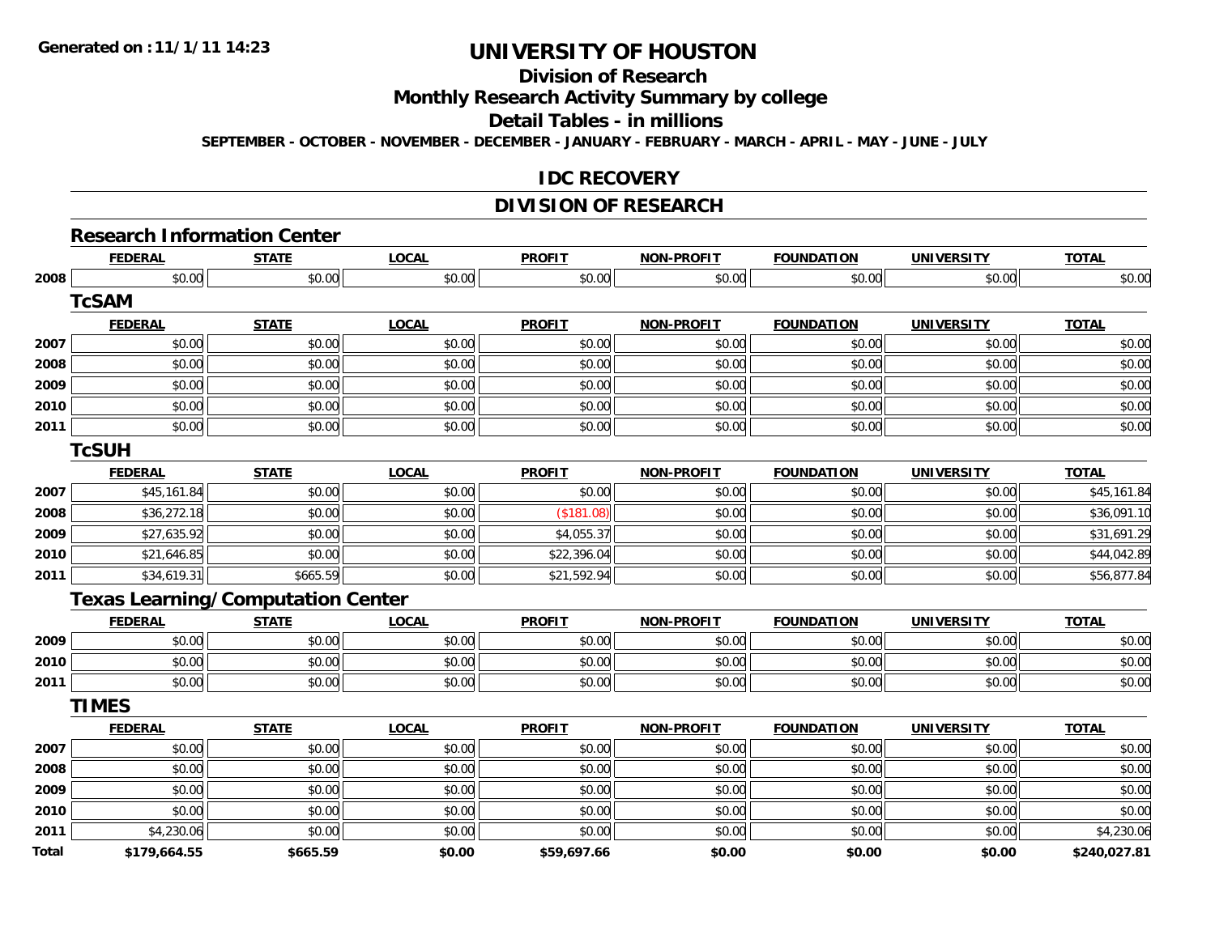Generated on :11/1/11 14:23

# UNIVERSITY OF HOUSTON

## Division of Research

## Monthly Research Activity Summary by college

## Detail Tables - in millions

SEPTEMBER - OCTOBER - NOVEMBER - DECEMBER - JANUARY - FEBRUARY - MARCH - APRIL - MAY - JUNE - JULY

## IDC RECOVERY

## DIVISION OF RESEARCH

### Research Information Center

| | FEDERAL | STATE | LOCAL | PROFIT | NON-PROFIT | FOUNDATION | UNIVERSITY | TOTAL |
|---|---|---|---|---|---|---|---|---|
| 2008 | $0.00 | $0.00 | $0.00 | $0.00 | $0.00 | $0.00 | $0.00 | $0.00 |

### TcSAM

| | FEDERAL | STATE | LOCAL | PROFIT | NON-PROFIT | FOUNDATION | UNIVERSITY | TOTAL |
|---|---|---|---|---|---|---|---|---|
| 2007 | $0.00 | $0.00 | $0.00 | $0.00 | $0.00 | $0.00 | $0.00 | $0.00 |
| 2008 | $0.00 | $0.00 | $0.00 | $0.00 | $0.00 | $0.00 | $0.00 | $0.00 |
| 2009 | $0.00 | $0.00 | $0.00 | $0.00 | $0.00 | $0.00 | $0.00 | $0.00 |
| 2010 | $0.00 | $0.00 | $0.00 | $0.00 | $0.00 | $0.00 | $0.00 | $0.00 |
| 2011 | $0.00 | $0.00 | $0.00 | $0.00 | $0.00 | $0.00 | $0.00 | $0.00 |

### TcSUH

| | FEDERAL | STATE | LOCAL | PROFIT | NON-PROFIT | FOUNDATION | UNIVERSITY | TOTAL |
|---|---|---|---|---|---|---|---|---|
| 2007 | $45,161.84 | $0.00 | $0.00 | $0.00 | $0.00 | $0.00 | $0.00 | $45,161.84 |
| 2008 | $36,272.18 | $0.00 | $0.00 | ($181.08) | $0.00 | $0.00 | $0.00 | $36,091.10 |
| 2009 | $27,635.92 | $0.00 | $0.00 | $4,055.37 | $0.00 | $0.00 | $0.00 | $31,691.29 |
| 2010 | $21,646.85 | $0.00 | $0.00 | $22,396.04 | $0.00 | $0.00 | $0.00 | $44,042.89 |
| 2011 | $34,619.31 | $665.59 | $0.00 | $21,592.94 | $0.00 | $0.00 | $0.00 | $56,877.84 |

### Texas Learning/Computation Center

| | FEDERAL | STATE | LOCAL | PROFIT | NON-PROFIT | FOUNDATION | UNIVERSITY | TOTAL |
|---|---|---|---|---|---|---|---|---|
| 2009 | $0.00 | $0.00 | $0.00 | $0.00 | $0.00 | $0.00 | $0.00 | $0.00 |
| 2010 | $0.00 | $0.00 | $0.00 | $0.00 | $0.00 | $0.00 | $0.00 | $0.00 |
| 2011 | $0.00 | $0.00 | $0.00 | $0.00 | $0.00 | $0.00 | $0.00 | $0.00 |

### TIMES

| | FEDERAL | STATE | LOCAL | PROFIT | NON-PROFIT | FOUNDATION | UNIVERSITY | TOTAL |
|---|---|---|---|---|---|---|---|---|
| 2007 | $0.00 | $0.00 | $0.00 | $0.00 | $0.00 | $0.00 | $0.00 | $0.00 |
| 2008 | $0.00 | $0.00 | $0.00 | $0.00 | $0.00 | $0.00 | $0.00 | $0.00 |
| 2009 | $0.00 | $0.00 | $0.00 | $0.00 | $0.00 | $0.00 | $0.00 | $0.00 |
| 2010 | $0.00 | $0.00 | $0.00 | $0.00 | $0.00 | $0.00 | $0.00 | $0.00 |
| 2011 | $4,230.06 | $0.00 | $0.00 | $0.00 | $0.00 | $0.00 | $0.00 | $4,230.06 |
| **Total** | **$179,664.55** | **$665.59** | **$0.00** | **$59,697.66** | **$0.00** | **$0.00** | **$0.00** | **$240,027.81** |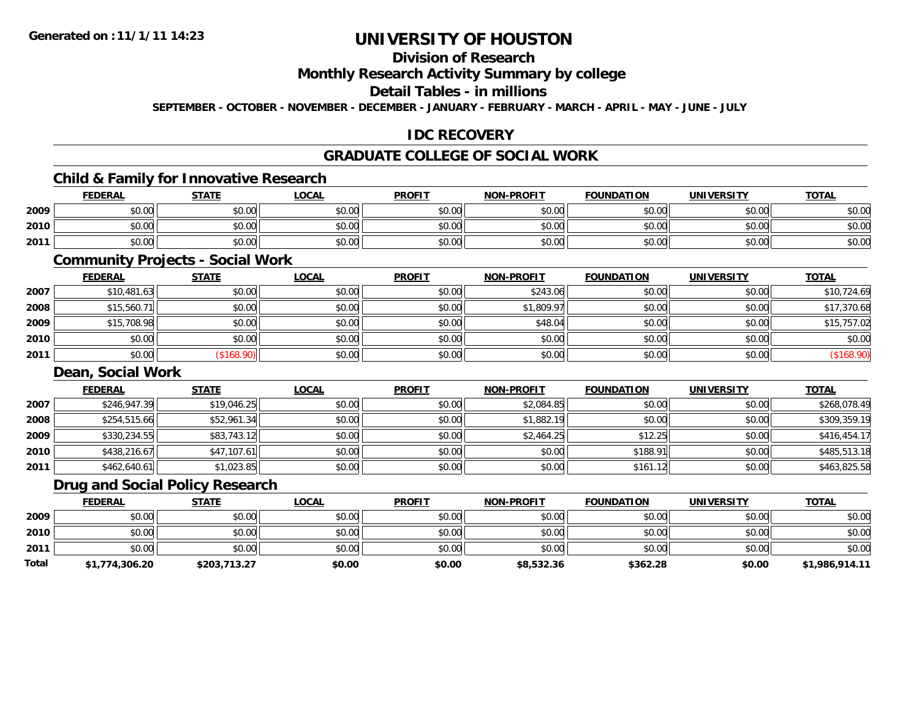**Generated on :11/1/11 14:23**

# UNIVERSITY OF HOUSTON

## Division of Research

## Monthly Research Activity Summary by college

## Detail Tables - in millions

**SEPTEMBER - OCTOBER - NOVEMBER - DECEMBER - JANUARY - FEBRUARY - MARCH - APRIL - MAY - JUNE - JULY**

## IDC RECOVERY

## GRADUATE COLLEGE OF SOCIAL WORK

### Child & Family for Innovative Research

| | FEDERAL | STATE | LOCAL | PROFIT | NON-PROFIT | FOUNDATION | UNIVERSITY | TOTAL |
|---|---|---|---|---|---|---|---|---|
| 2009 | $0.00 | $0.00 | $0.00 | $0.00 | $0.00 | $0.00 | $0.00 | $0.00 |
| 2010 | $0.00 | $0.00 | $0.00 | $0.00 | $0.00 | $0.00 | $0.00 | $0.00 |
| 2011 | $0.00 | $0.00 | $0.00 | $0.00 | $0.00 | $0.00 | $0.00 | $0.00 |

### Community Projects - Social Work

| | FEDERAL | STATE | LOCAL | PROFIT | NON-PROFIT | FOUNDATION | UNIVERSITY | TOTAL |
|---|---|---|---|---|---|---|---|---|
| 2007 | $10,481.63 | $0.00 | $0.00 | $0.00 | $243.06 | $0.00 | $0.00 | $10,724.69 |
| 2008 | $15,560.71 | $0.00 | $0.00 | $0.00 | $1,809.97 | $0.00 | $0.00 | $17,370.68 |
| 2009 | $15,708.98 | $0.00 | $0.00 | $0.00 | $48.04 | $0.00 | $0.00 | $15,757.02 |
| 2010 | $0.00 | $0.00 | $0.00 | $0.00 | $0.00 | $0.00 | $0.00 | $0.00 |
| 2011 | $0.00 | ($168.90) | $0.00 | $0.00 | $0.00 | $0.00 | $0.00 | ($168.90) |

### Dean, Social Work

| | FEDERAL | STATE | LOCAL | PROFIT | NON-PROFIT | FOUNDATION | UNIVERSITY | TOTAL |
|---|---|---|---|---|---|---|---|---|
| 2007 | $246,947.39 | $19,046.25 | $0.00 | $0.00 | $2,084.85 | $0.00 | $0.00 | $268,078.49 |
| 2008 | $254,515.66 | $52,961.34 | $0.00 | $0.00 | $1,882.19 | $0.00 | $0.00 | $309,359.19 |
| 2009 | $330,234.55 | $83,743.12 | $0.00 | $0.00 | $2,464.25 | $12.25 | $0.00 | $416,454.17 |
| 2010 | $438,216.67 | $47,107.61 | $0.00 | $0.00 | $0.00 | $188.91 | $0.00 | $485,513.18 |
| 2011 | $462,640.61 | $1,023.85 | $0.00 | $0.00 | $0.00 | $161.12 | $0.00 | $463,825.58 |

### Drug and Social Policy Research

| | FEDERAL | STATE | LOCAL | PROFIT | NON-PROFIT | FOUNDATION | UNIVERSITY | TOTAL |
|---|---|---|---|---|---|---|---|---|
| 2009 | $0.00 | $0.00 | $0.00 | $0.00 | $0.00 | $0.00 | $0.00 | $0.00 |
| 2010 | $0.00 | $0.00 | $0.00 | $0.00 | $0.00 | $0.00 | $0.00 | $0.00 |
| 2011 | $0.00 | $0.00 | $0.00 | $0.00 | $0.00 | $0.00 | $0.00 | $0.00 |
| **Total** | **$1,774,306.20** | **$203,713.27** | **$0.00** | **$0.00** | **$8,532.36** | **$362.28** | **$0.00** | **$1,986,914.11** |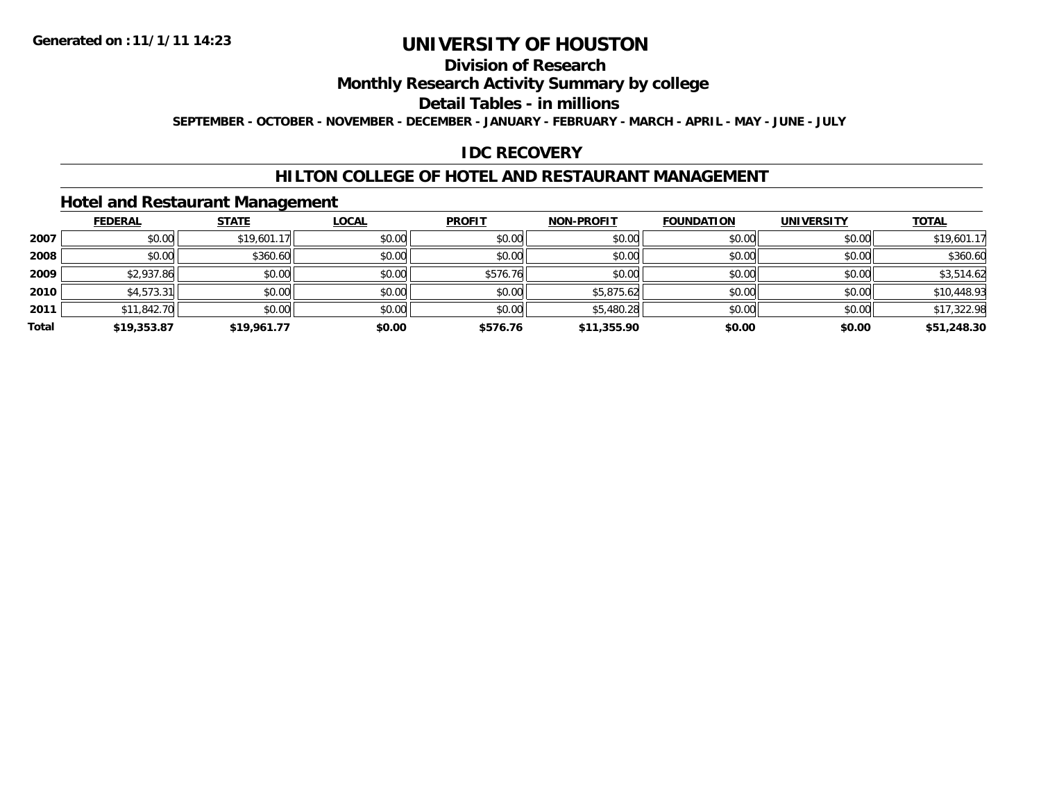**Generated on :11/1/11 14:23**

# UNIVERSITY OF HOUSTON

## Division of Research

## Monthly Research Activity Summary by college

## Detail Tables - in millions

**SEPTEMBER - OCTOBER - NOVEMBER - DECEMBER - JANUARY - FEBRUARY - MARCH - APRIL - MAY - JUNE - JULY**

## IDC RECOVERY

## HILTON COLLEGE OF HOTEL AND RESTAURANT MANAGEMENT

### Hotel and Restaurant Management

| | FEDERAL | STATE | LOCAL | PROFIT | NON-PROFIT | FOUNDATION | UNIVERSITY | TOTAL |
|---|---|---|---|---|---|---|---|---|
| **2007** | $0.00 | $19,601.17 | $0.00 | $0.00 | $0.00 | $0.00 | $0.00 | $19,601.17 |
| **2008** | $0.00 | $360.60 | $0.00 | $0.00 | $0.00 | $0.00 | $0.00 | $360.60 |
| **2009** | $2,937.86 | $0.00 | $0.00 | $576.76 | $0.00 | $0.00 | $0.00 | $3,514.62 |
| **2010** | $4,573.31 | $0.00 | $0.00 | $0.00 | $5,875.62 | $0.00 | $0.00 | $10,448.93 |
| **2011** | $11,842.70 | $0.00 | $0.00 | $0.00 | $5,480.28 | $0.00 | $0.00 | $17,322.98 |
| **Total** | **$19,353.87** | **$19,961.77** | **$0.00** | **$576.76** | **$11,355.90** | **$0.00** | **$0.00** | **$51,248.30** |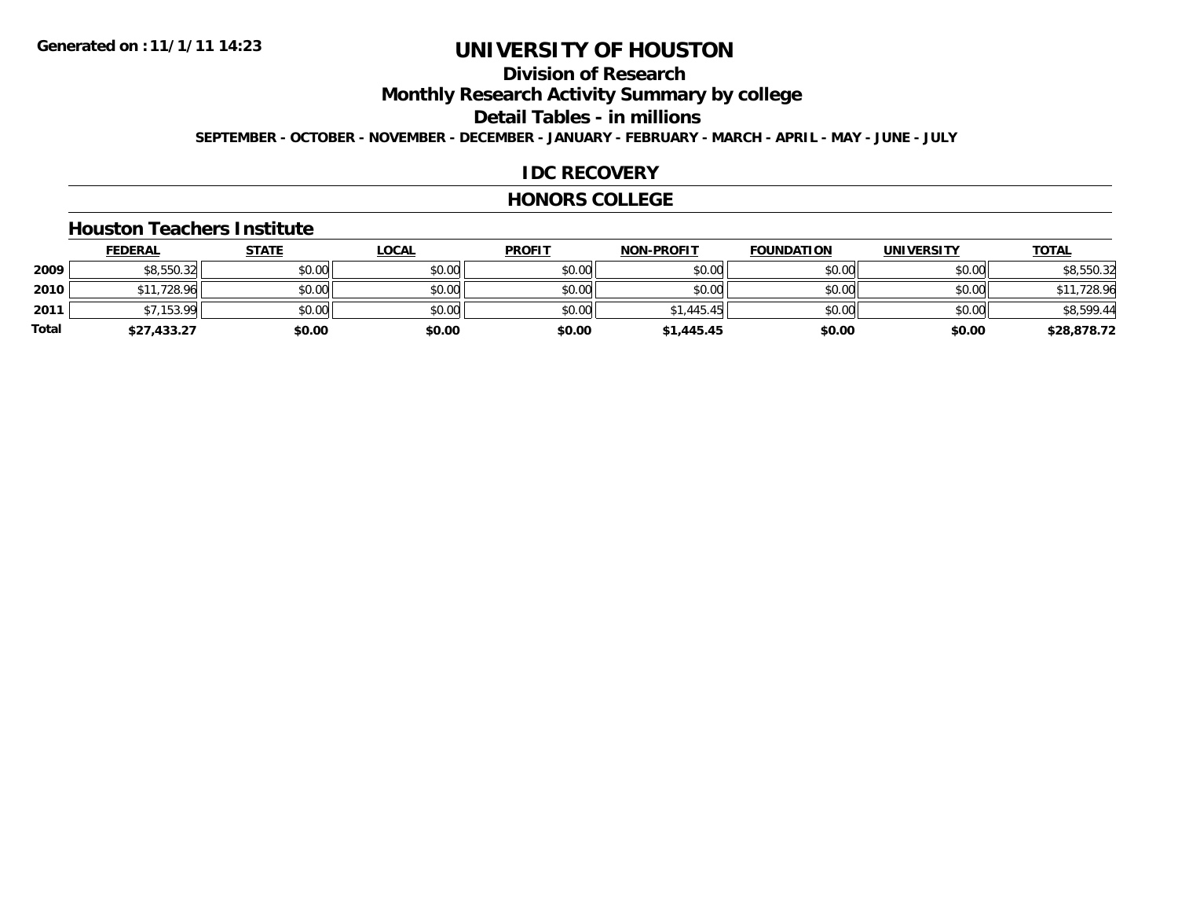Generated on :11/1/11 14:23

# UNIVERSITY OF HOUSTON

## Division of Research

## Monthly Research Activity Summary by college

## Detail Tables - in millions

**SEPTEMBER - OCTOBER - NOVEMBER - DECEMBER - JANUARY - FEBRUARY - MARCH - APRIL - MAY - JUNE - JULY**

## IDC RECOVERY

## HONORS COLLEGE

### Houston Teachers Institute

| | FEDERAL | STATE | LOCAL | PROFIT | NON-PROFIT | FOUNDATION | UNIVERSITY | TOTAL |
|---|---|---|---|---|---|---|---|---|
| 2009 | $8,550.32 | $0.00 | $0.00 | $0.00 | $0.00 | $0.00 | $0.00 | $8,550.32 |
| 2010 | $11,728.96 | $0.00 | $0.00 | $0.00 | $0.00 | $0.00 | $0.00 | $11,728.96 |
| 2011 | $7,153.99 | $0.00 | $0.00 | $0.00 | $1,445.45 | $0.00 | $0.00 | $8,599.44 |
| **Total** | **$27,433.27** | **$0.00** | **$0.00** | **$0.00** | **$1,445.45** | **$0.00** | **$0.00** | **$28,878.72** |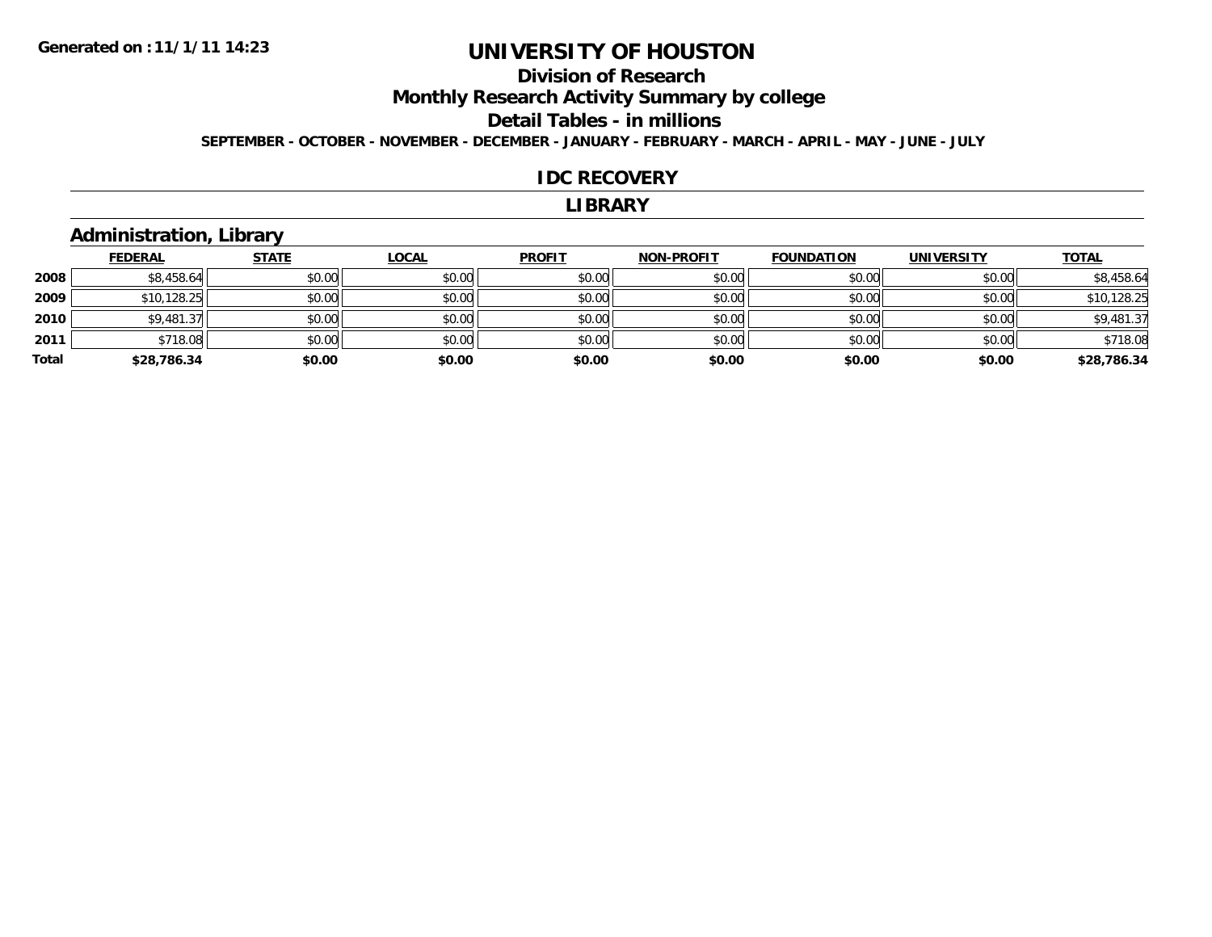Generated on :11/1/11 14:23

# UNIVERSITY OF HOUSTON

## Division of Research

## Monthly Research Activity Summary by college

## Detail Tables - in millions

**SEPTEMBER - OCTOBER - NOVEMBER - DECEMBER - JANUARY - FEBRUARY - MARCH - APRIL - MAY - JUNE - JULY**

## IDC RECOVERY

## LIBRARY

### Administration, Library

| | FEDERAL | STATE | LOCAL | PROFIT | NON-PROFIT | FOUNDATION | UNIVERSITY | TOTAL |
|---|---|---|---|---|---|---|---|---|
| 2008 | $8,458.64 | $0.00 | $0.00 | $0.00 | $0.00 | $0.00 | $0.00 | $8,458.64 |
| 2009 | $10,128.25 | $0.00 | $0.00 | $0.00 | $0.00 | $0.00 | $0.00 | $10,128.25 |
| 2010 | $9,481.37 | $0.00 | $0.00 | $0.00 | $0.00 | $0.00 | $0.00 | $9,481.37 |
| 2011 | $718.08 | $0.00 | $0.00 | $0.00 | $0.00 | $0.00 | $0.00 | $718.08 |
| **Total** | **$28,786.34** | **$0.00** | **$0.00** | **$0.00** | **$0.00** | **$0.00** | **$0.00** | **$28,786.34** |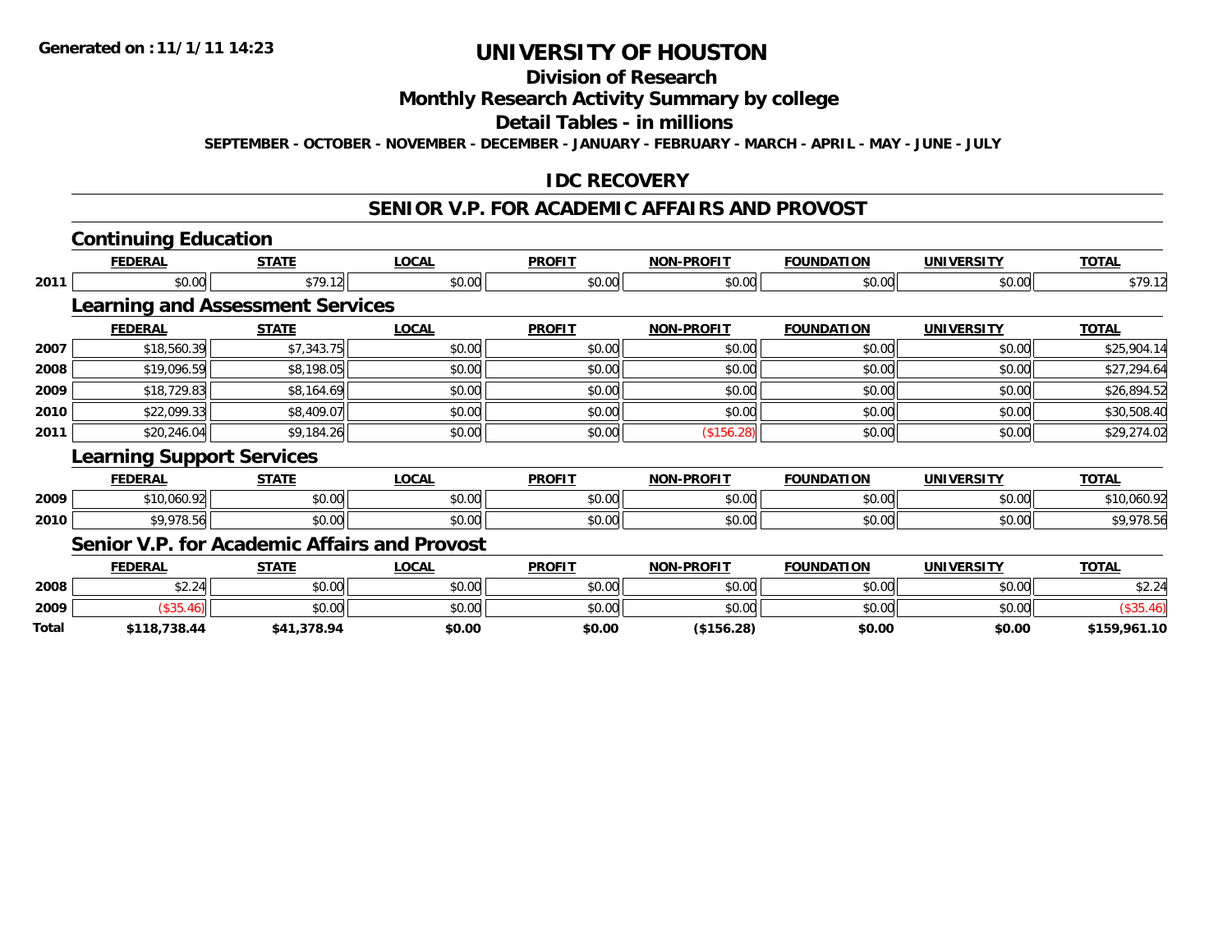**Generated on :11/1/11 14:23**

# UNIVERSITY OF HOUSTON

## Division of Research

## Monthly Research Activity Summary by college

## Detail Tables - in millions

**SEPTEMBER - OCTOBER - NOVEMBER - DECEMBER - JANUARY - FEBRUARY - MARCH - APRIL - MAY - JUNE - JULY**

## IDC RECOVERY

## SENIOR V.P. FOR ACADEMIC AFFAIRS AND PROVOST

### Continuing Education

| | FEDERAL | STATE | LOCAL | PROFIT | NON-PROFIT | FOUNDATION | UNIVERSITY | TOTAL |
|---|---|---|---|---|---|---|---|---|
| 2011 | $0.00 | $79.12 | $0.00 | $0.00 | $0.00 | $0.00 | $0.00 | $79.12 |

### Learning and Assessment Services

| | FEDERAL | STATE | LOCAL | PROFIT | NON-PROFIT | FOUNDATION | UNIVERSITY | TOTAL |
|---|---|---|---|---|---|---|---|---|
| 2007 | $18,560.39 | $7,343.75 | $0.00 | $0.00 | $0.00 | $0.00 | $0.00 | $25,904.14 |
| 2008 | $19,096.59 | $8,198.05 | $0.00 | $0.00 | $0.00 | $0.00 | $0.00 | $27,294.64 |
| 2009 | $18,729.83 | $8,164.69 | $0.00 | $0.00 | $0.00 | $0.00 | $0.00 | $26,894.52 |
| 2010 | $22,099.33 | $8,409.07 | $0.00 | $0.00 | $0.00 | $0.00 | $0.00 | $30,508.40 |
| 2011 | $20,246.04 | $9,184.26 | $0.00 | $0.00 | ($156.28) | $0.00 | $0.00 | $29,274.02 |

### Learning Support Services

| | FEDERAL | STATE | LOCAL | PROFIT | NON-PROFIT | FOUNDATION | UNIVERSITY | TOTAL |
|---|---|---|---|---|---|---|---|---|
| 2009 | $10,060.92 | $0.00 | $0.00 | $0.00 | $0.00 | $0.00 | $0.00 | $10,060.92 |
| 2010 | $9,978.56 | $0.00 | $0.00 | $0.00 | $0.00 | $0.00 | $0.00 | $9,978.56 |

### Senior V.P. for Academic Affairs and Provost

| | FEDERAL | STATE | LOCAL | PROFIT | NON-PROFIT | FOUNDATION | UNIVERSITY | TOTAL |
|---|---|---|---|---|---|---|---|---|
| 2008 | $2.24 | $0.00 | $0.00 | $0.00 | $0.00 | $0.00 | $0.00 | $2.24 |
| 2009 | ($35.46) | $0.00 | $0.00 | $0.00 | $0.00 | $0.00 | $0.00 | ($35.46) |
| **Total** | **$118,738.44** | **$41,378.94** | **$0.00** | **$0.00** | **($156.28)** | **$0.00** | **$0.00** | **$159,961.10** |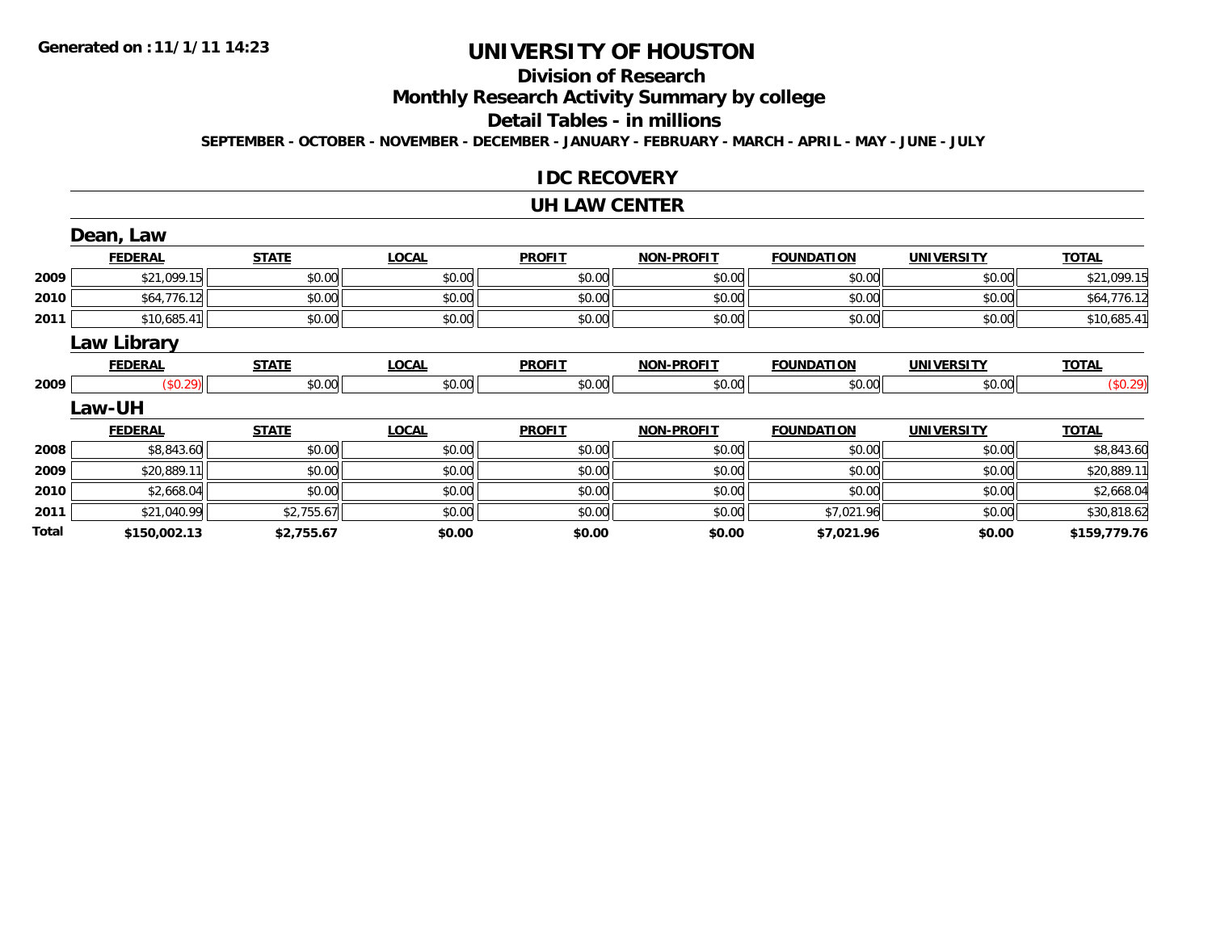Generated on :11/1/11 14:23

# UNIVERSITY OF HOUSTON

## Division of Research

## Monthly Research Activity Summary by college

## Detail Tables - in millions

**SEPTEMBER - OCTOBER - NOVEMBER - DECEMBER - JANUARY - FEBRUARY - MARCH - APRIL - MAY - JUNE - JULY**

### IDC RECOVERY

### UH LAW CENTER

#### Dean, Law

| | FEDERAL | STATE | LOCAL | PROFIT | NON-PROFIT | FOUNDATION | UNIVERSITY | TOTAL |
|---|---|---|---|---|---|---|---|---|
| 2009 | $21,099.15 | $0.00 | $0.00 | $0.00 | $0.00 | $0.00 | $0.00 | $21,099.15 |
| 2010 | $64,776.12 | $0.00 | $0.00 | $0.00 | $0.00 | $0.00 | $0.00 | $64,776.12 |
| 2011 | $10,685.41 | $0.00 | $0.00 | $0.00 | $0.00 | $0.00 | $0.00 | $10,685.41 |

#### Law Library

| | FEDERAL | STATE | LOCAL | PROFIT | NON-PROFIT | FOUNDATION | UNIVERSITY | TOTAL |
|---|---|---|---|---|---|---|---|---|
| 2009 | ($0.29) | $0.00 | $0.00 | $0.00 | $0.00 | $0.00 | $0.00 | ($0.29) |

#### Law-UH

| | FEDERAL | STATE | LOCAL | PROFIT | NON-PROFIT | FOUNDATION | UNIVERSITY | TOTAL |
|---|---|---|---|---|---|---|---|---|
| 2008 | $8,843.60 | $0.00 | $0.00 | $0.00 | $0.00 | $0.00 | $0.00 | $8,843.60 |
| 2009 | $20,889.11 | $0.00 | $0.00 | $0.00 | $0.00 | $0.00 | $0.00 | $20,889.11 |
| 2010 | $2,668.04 | $0.00 | $0.00 | $0.00 | $0.00 | $0.00 | $0.00 | $2,668.04 |
| 2011 | $21,040.99 | $2,755.67 | $0.00 | $0.00 | $0.00 | $7,021.96 | $0.00 | $30,818.62 |
| **Total** | **$150,002.13** | **$2,755.67** | **$0.00** | **$0.00** | **$0.00** | **$7,021.96** | **$0.00** | **$159,779.76** |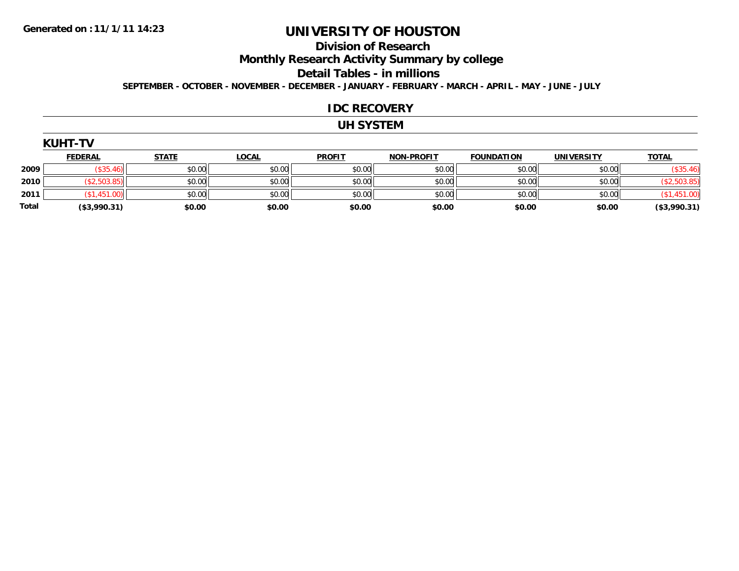**Generated on :11/1/11 14:23**

# UNIVERSITY OF HOUSTON

## Division of Research

## Monthly Research Activity Summary by college

## Detail Tables - in millions

**SEPTEMBER - OCTOBER - NOVEMBER - DECEMBER - JANUARY - FEBRUARY - MARCH - APRIL - MAY - JUNE - JULY**

## IDC RECOVERY

## UH SYSTEM

### KUHT-TV

| | FEDERAL | STATE | LOCAL | PROFIT | NON-PROFIT | FOUNDATION | UNIVERSITY | TOTAL |
|---|---|---|---|---|---|---|---|---|
| 2009 | ($35.46) | $0.00 | $0.00 | $0.00 | $0.00 | $0.00 | $0.00 | ($35.46) |
| 2010 | ($2,503.85) | $0.00 | $0.00 | $0.00 | $0.00 | $0.00 | $0.00 | ($2,503.85) |
| 2011 | ($1,451.00) | $0.00 | $0.00 | $0.00 | $0.00 | $0.00 | $0.00 | ($1,451.00) |
| **Total** | **($3,990.31)** | **$0.00** | **$0.00** | **$0.00** | **$0.00** | **$0.00** | **$0.00** | **($3,990.31)** |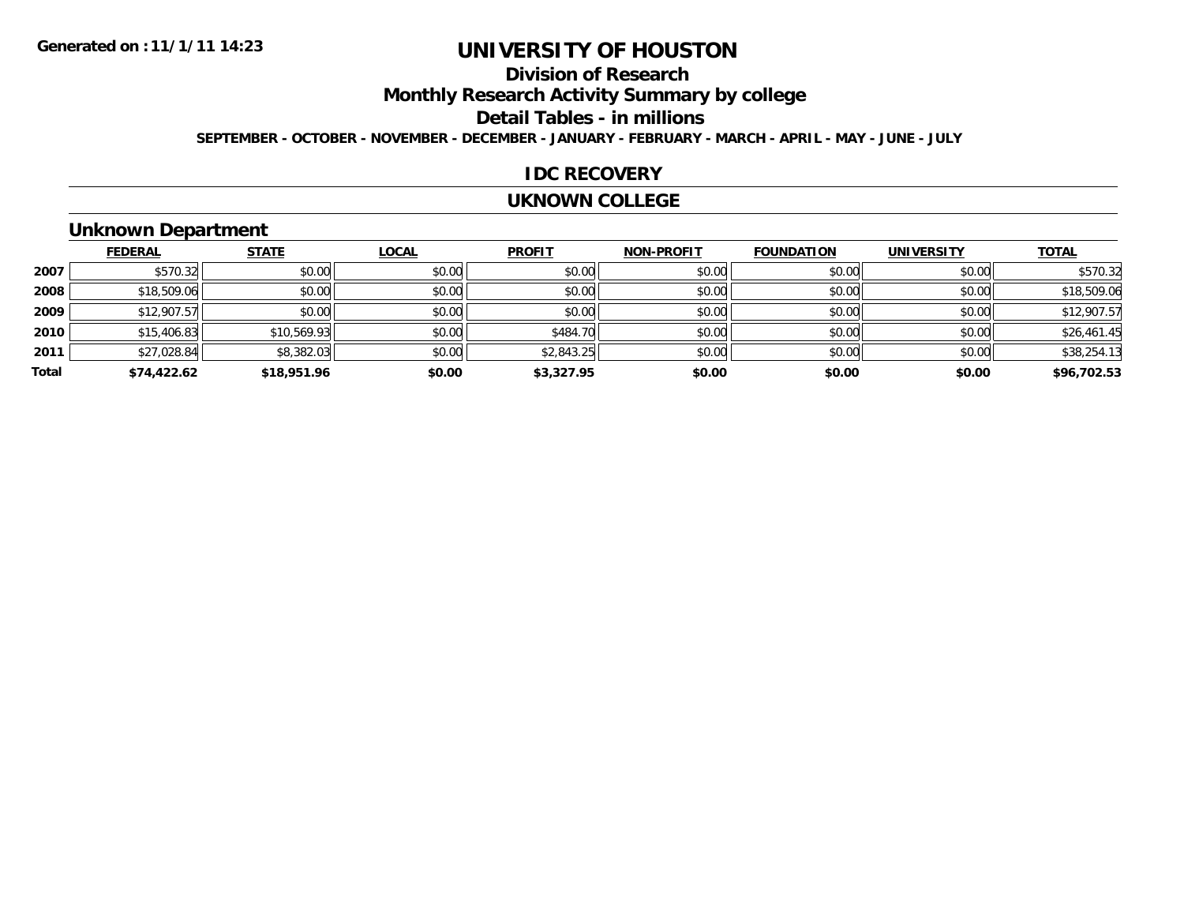Generated on :11/1/11 14:23

# UNIVERSITY OF HOUSTON

## Division of Research

## Monthly Research Activity Summary by college

## Detail Tables - in millions

**SEPTEMBER - OCTOBER - NOVEMBER - DECEMBER - JANUARY - FEBRUARY - MARCH - APRIL - MAY - JUNE - JULY**

## IDC RECOVERY

## UKNOWN COLLEGE

### Unknown Department

| | FEDERAL | STATE | LOCAL | PROFIT | NON-PROFIT | FOUNDATION | UNIVERSITY | TOTAL |
|---|---|---|---|---|---|---|---|---|
| 2007 | $570.32 | $0.00 | $0.00 | $0.00 | $0.00 | $0.00 | $0.00 | $570.32 |
| 2008 | $18,509.06 | $0.00 | $0.00 | $0.00 | $0.00 | $0.00 | $0.00 | $18,509.06 |
| 2009 | $12,907.57 | $0.00 | $0.00 | $0.00 | $0.00 | $0.00 | $0.00 | $12,907.57 |
| 2010 | $15,406.83 | $10,569.93 | $0.00 | $484.70 | $0.00 | $0.00 | $0.00 | $26,461.45 |
| 2011 | $27,028.84 | $8,382.03 | $0.00 | $2,843.25 | $0.00 | $0.00 | $0.00 | $38,254.13 |
| **Total** | **$74,422.62** | **$18,951.96** | **$0.00** | **$3,327.95** | **$0.00** | **$0.00** | **$0.00** | **$96,702.53** |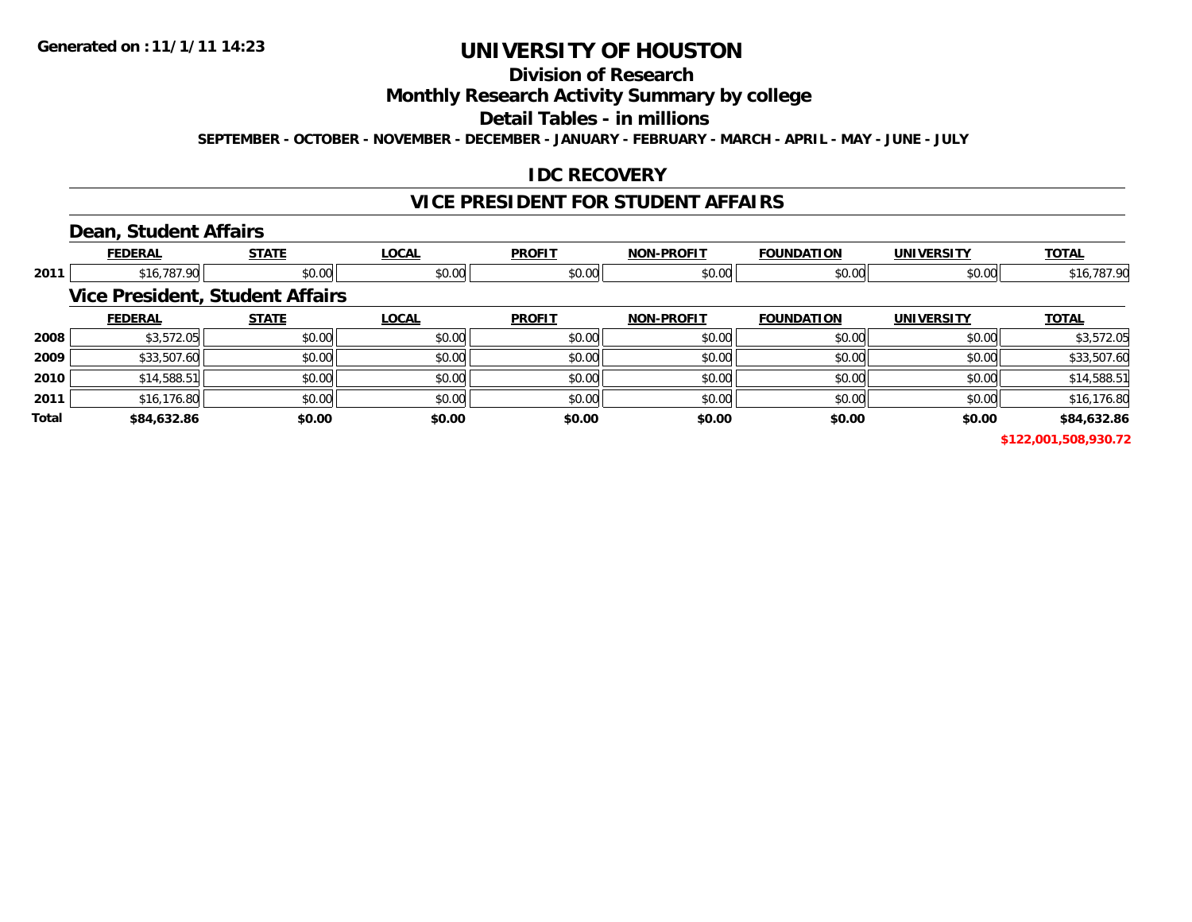Generated on :11/1/11 14:23

# UNIVERSITY OF HOUSTON

## Division of Research

## Monthly Research Activity Summary by college

## Detail Tables - in millions

SEPTEMBER - OCTOBER - NOVEMBER - DECEMBER - JANUARY - FEBRUARY - MARCH - APRIL - MAY - JUNE - JULY

## IDC RECOVERY

## VICE PRESIDENT FOR STUDENT AFFAIRS

### Dean, Student Affairs

| | FEDERAL | STATE | LOCAL | PROFIT | NON-PROFIT | FOUNDATION | UNIVERSITY | TOTAL |
|---|---|---|---|---|---|---|---|---|
| 2011 | $16,787.90 | $0.00 | $0.00 | $0.00 | $0.00 | $0.00 | $0.00 | $16,787.90 |

### Vice President, Student Affairs

| | FEDERAL | STATE | LOCAL | PROFIT | NON-PROFIT | FOUNDATION | UNIVERSITY | TOTAL |
|---|---|---|---|---|---|---|---|---|
| 2008 | $3,572.05 | $0.00 | $0.00 | $0.00 | $0.00 | $0.00 | $0.00 | $3,572.05 |
| 2009 | $33,507.60 | $0.00 | $0.00 | $0.00 | $0.00 | $0.00 | $0.00 | $33,507.60 |
| 2010 | $14,588.51 | $0.00 | $0.00 | $0.00 | $0.00 | $0.00 | $0.00 | $14,588.51 |
| 2011 | $16,176.80 | $0.00 | $0.00 | $0.00 | $0.00 | $0.00 | $0.00 | $16,176.80 |
| **Total** | **$84,632.86** | **$0.00** | **$0.00** | **$0.00** | **$0.00** | **$0.00** | **$0.00** | **$84,632.86** |

**$122,001,508,930.72**